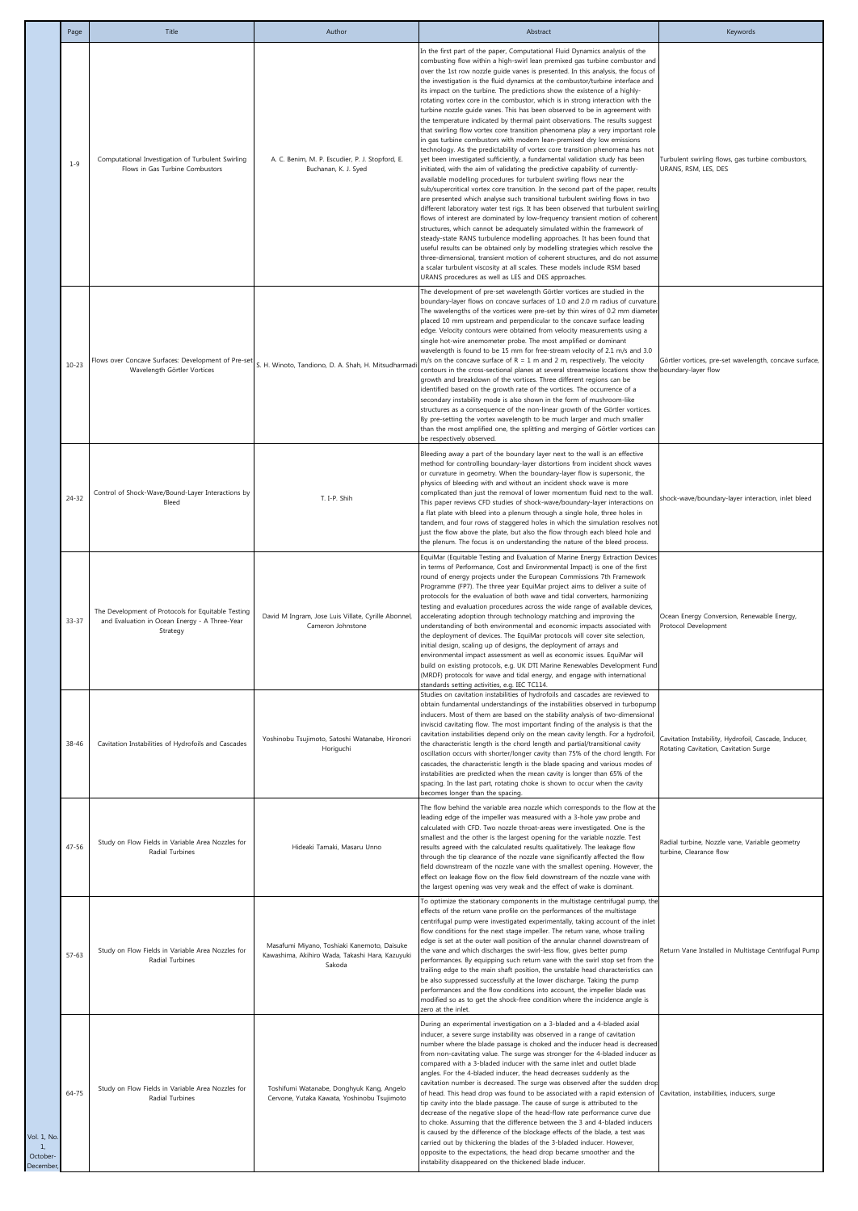| | Page | Title | Author | Abstract | Keywords |
|---|---|---|---|---|---|
| | 1-9 | Computational Investigation of Turbulent Swirling Flows in Gas Turbine Combustors | A. C. Benim, M. P. Escudier, P. J. Stopford, E. Buchanan, K. J. Syed | In the first part of the paper, Computational Fluid Dynamics analysis of the combusting flow within a high-swirl lean premixed gas turbine combustor and over the 1st row nozzle guide vanes is presented. In this analysis, the focus of the investigation is the fluid dynamics at the combustor/turbine interface and its impact on the turbine. The predictions show the existence of a highly-rotating vortex core in the combustor, which is in strong interaction with the turbine nozzle guide vanes. This has been observed to be in agreement with the temperature indicated by thermal paint observations. The results suggest that swirling flow vortex core transition phenomena play a very important role in gas turbine combustors with modern lean-premixed dry low emissions technology. As the predictability of vortex core transition phenomena has not yet been investigated sufficiently, a fundamental validation study has been initiated, with the aim of validating the predictive capability of currently-available modelling procedures for turbulent swirling flows near the sub/supercritical vortex core transition. In the second part of the paper, results are presented which analyse such transitional turbulent swirling flows in two different laboratory water test rigs. It has been observed that turbulent swirling flows of interest are dominated by low-frequency transient motion of coherent structures, which cannot be adequately simulated within the framework of steady-state RANS turbulence modelling approaches. It has been found that useful results can be obtained only by modelling strategies which resolve the three-dimensional, transient motion of coherent structures, and do not assume a scalar turbulent viscosity at all scales. These models include RSM based URANS procedures as well as LES and DES approaches. | Turbulent swirling flows, gas turbine combustors, URANS, RSM, LES, DES |
| | 10-23 | Flows over Concave Surfaces: Development of Pre-set Wavelength Görtler Vortices | S. H. Winoto, Tandiono, D. A. Shah, H. Mitsudharmadi | The development of pre-set wavelength Görtler vortices are studied in the boundary-layer flows on concave surfaces of 1.0 and 2.0 m radius of curvature. The wavelengths of the vortices were pre-set by thin wires of 0.2 mm diameter placed 10 mm upstream and perpendicular to the concave surface leading edge. Velocity contours were obtained from velocity measurements using a single hot-wire anemometer probe. The most amplified or dominant wavelength is found to be 15 mm for free-stream velocity of 2.1 m/s and 3.0 m/s on the concave surface of R = 1 m and 2 m, respectively. The velocity contours in the cross-sectional planes at several streamwise locations show the growth and breakdown of the vortices. Three different regions can be identified based on the growth rate of the vortices. The occurrence of a secondary instability mode is also shown in the form of mushroom-like structures as a consequence of the non-linear growth of the Görtler vortices. By pre-setting the vortex wavelength to be much larger and much smaller than the most amplified one, the splitting and merging of Görtler vortices can be respectively observed. | Görtler vortices, pre-set wavelength, concave surface, boundary-layer flow |
| | 24-32 | Control of Shock-Wave/Bound-Layer Interactions by Bleed | T. I-P. Shih | Bleeding away a part of the boundary layer next to the wall is an effective method for controlling boundary-layer distortions from incident shock waves or curvature in geometry. When the boundary-layer flow is supersonic, the physics of bleeding with and without an incident shock wave is more complicated than just the removal of lower momentum fluid next to the wall. This paper reviews CFD studies of shock-wave/boundary-layer interactions on a flat plate with bleed into a plenum through a single hole, three holes in tandem, and four rows of staggered holes in which the simulation resolves not just the flow above the plate, but also the flow through each bleed hole and the plenum. The focus is on understanding the nature of the bleed process. | shock-wave/boundary-layer interaction, inlet bleed |
| | 33-37 | The Development of Protocols for Equitable Testing and Evaluation in Ocean Energy - A Three-Year Strategy | David M Ingram, Jose Luis Villate, Cyrille Abonnel, Cameron Johnstone | EquiMar (Equitable Testing and Evaluation of Marine Energy Extraction Devices in terms of Performance, Cost and Environmental Impact) is one of the first round of energy projects under the European Commissions 7th Framework Programme (FP7). The three year EquiMar project aims to deliver a suite of protocols for the evaluation of both wave and tidal converters, harmonizing testing and evaluation procedures across the wide range of available devices, accelerating adoption through technology matching and improving the understanding of both environmental and economic impacts associated with the deployment of devices. The EquiMar protocols will cover site selection, initial design, scaling up of designs, the deployment of arrays and environmental impact assessment as well as economic issues. EquiMar will build on existing protocols, e.g. UK DTI Marine Renewables Development Fund (MRDF) protocols for wave and tidal energy, and engage with international standards setting activities, e.g. IEC TC114. | Ocean Energy Conversion, Renewable Energy, Protocol Development |
| | 38-46 | Cavitation Instabilities of Hydrofoils and Cascades | Yoshinobu Tsujimoto, Satoshi Watanabe, Hironori Horiguchi | Studies on cavitation instabilities of hydrofoils and cascades are reviewed to obtain fundamental understandings of the instabilities observed in turbopump inducers. Most of them are based on the stability analysis of two-dimensional inviscid cavitating flow. The most important finding of the analysis is that the cavitation instabilities depend only on the mean cavity length. For a hydrofoil, the characteristic length is the chord length and partial/transitional cavity oscillation occurs with shorter/longer cavity than 75% of the chord length. For cascades, the characteristic length is the blade spacing and various modes of instabilities are predicted when the mean cavity is longer than 65% of the spacing. In the last part, rotating choke is shown to occur when the cavity becomes longer than the spacing. | Cavitation Instability, Hydrofoil, Cascade, Inducer, Rotating Cavitation, Cavitation Surge |
| | 47-56 | Study on Flow Fields in Variable Area Nozzles for Radial Turbines | Hideaki Tamaki, Masaru Unno | The flow behind the variable area nozzle which corresponds to the flow at the leading edge of the impeller was measured with a 3-hole yaw probe and calculated with CFD. Two nozzle throat-areas were investigated. One is the smallest and the other is the largest opening for the variable nozzle. Test results agreed with the calculated results qualitatively. The leakage flow through the tip clearance of the nozzle vane significantly affected the flow field downstream of the nozzle vane with the smallest opening. However, the effect on leakage flow on the flow field downstream of the nozzle vane with the largest opening was very weak and the effect of wake is dominant. | Radial turbine, Nozzle vane, Variable geometry turbine, Clearance flow |
| | 57-63 | Study on Flow Fields in Variable Area Nozzles for Radial Turbines | Masafumi Miyano, Toshiaki Kanemoto, Daisuke Kawashima, Akihiro Wada, Takashi Hara, Kazuyuki Sakoda | To optimize the stationary components in the multistage centrifugal pump, the effects of the return vane profile on the performances of the multistage centrifugal pump were investigated experimentally, taking account of the inlet flow conditions for the next stage impeller. The return vane, whose trailing edge is set at the outer wall position of the annular channel downstream of the vane and which discharges the swirl-less flow, gives better pump performances. By equipping such return vane with the swirl stop set from the trailing edge to the main shaft position, the unstable head characteristics can be also suppressed successfully at the lower discharge. Taking the pump performances and the flow conditions into account, the impeller blade was modified so as to get the shock-free condition where the incidence angle is zero at the inlet. | Return Vane Installed in Multistage Centrifugal Pump |
| Vol. 1, No. 1, October-December, | 64-75 | Study on Flow Fields in Variable Area Nozzles for Radial Turbines | Toshifumi Watanabe, Donghyuk Kang, Angelo Cervone, Yutaka Kawata, Yoshinobu Tsujimoto | During an experimental investigation on a 3-bladed and a 4-bladed axial inducer, a severe surge instability was observed in a range of cavitation number where the blade passage is choked and the inducer head is decreased from non-cavitating value. The surge was stronger for the 4-bladed inducer as compared with a 3-bladed inducer with the same inlet and outlet blade angles. For the 4-bladed inducer, the head decreases suddenly as the cavitation number is decreased. The surge was observed after the sudden drop of head. This head drop was found to be associated with a rapid extension of tip cavity into the blade passage. The cause of surge is attributed to the decrease of the negative slope of the head-flow rate performance curve due to choke. Assuming that the difference between the 3 and 4-bladed inducers is caused by the difference of the blockage effects of the blade, a test was carried out by thickening the blades of the 3-bladed inducer. However, opposite to the expectations, the head drop became smoother and the instability disappeared on the thickened blade inducer. | Cavitation, instabilities, inducers, surge |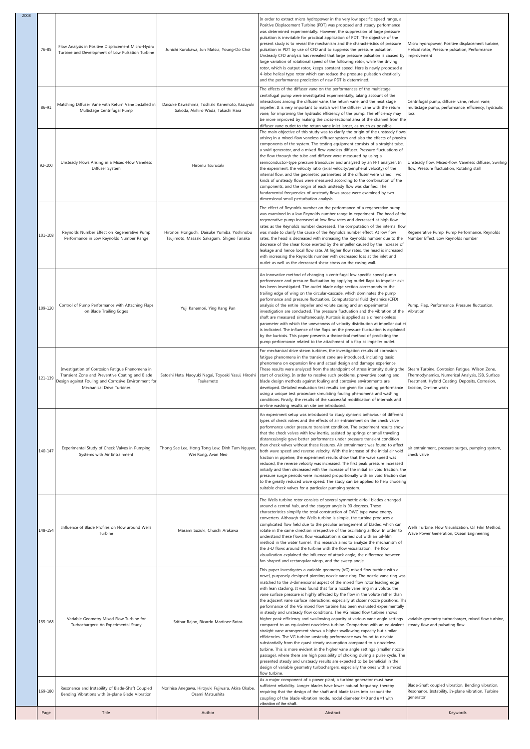| | Page | Title | Author | Abstract | Keywords |
|---|---|---|---|---|---|
| 2008 | 76-85 | Flow Analysis in Positive Displacement Micro-Hydro Turbine and Development of Low Pulsation Turbine | Junichi Kurokawa, Jun Matsui, Young-Do Choi | In order to extract micro hydropower in the very low specific speed range, a Positive Displacement Turbine (PDT) was proposed and steady performance was determined experimentally. However, the suppression of large pressure pulsation is inevitable for practical application of PDT. The objective of the present study is to reveal the mechanism and the characteristics of pressure pulsation in PDT by use of CFD and to suppress the pressure pulsation. Unsteady CFD analysis has revealed that large pressure pulsation is caused by large variation of rotational speed of the following rotor, while the driving rotor, which is output rotor, keeps constant speed. Here is newly proposed a 4-lobe helical type rotor which can reduce the pressure pulsation drastically and the performance prediction of new PDT is determined. | Micro hydropower, Positive displacement turbine, Helical rotor, Pressure pulsation, Performance improvement |
| | 86-91 | Matching Diffuser Vane with Return Vane Installed in Multistage Centrifugal Pump | Daisuke Kawashima, Toshiaki Kanemoto, Kazuyuki Sakoda, Akihiro Wada, Takashi Hara | The effects of the diffuser vane on the performances of the multistage centrifugal pump were investigated experimentally, taking account of the interactions among the diffuser vane, the return vane, and the next stage impeller. It is very important to match well the diffuser vane with the return vane, for improving the hydraulic efficiency of the pump. The efficiency may be more improved by making the cross-sectional area of the channel from the diffuser vane outlet to the return vane inlet larger, as much as possible. | Centrifugal pump, diffuser vane, return vane, multistage pump, performance, efficiency, hydraulic loss |
| | 92-100 | Unsteady Flows Arising in a Mixed-Flow Vaneless Diffuser System | Hiromu Tsurusaki | The main objective of this study was to clarify the origin of the unsteady flows arising in a mixed-flow vaneless diffuser system and also the effects of physical components of the system. The testing equipment consists of a straight tube, a swirl generator, and a mixed-flow vaneless diffuser. Pressure fluctuations of the flow through the tube and diffuser were measured by using a semiconductor-type pressure transducer and analyzed by an FFT analyzer. In the experiment, the velocity ratio (axial velocity/peripheral velocity) of the internal flow, and the geometric parameters of the diffuser were varied. Two kinds of unsteady flows were measured according to the combination of the components, and the origin of each unsteady flow was clarified. The fundamental frequencies of unsteady flows arose were examined by two-dimensional small perturbation analysis. | Unsteady flow, Mixed-flow, Vaneless diffuser, Swirling flow, Pressure fluctuation, Rotating stall |
| | 101-108 | Reynolds Number Effect on Regenerative Pump Performance in Low Reynolds Number Range | Hironori Horiguchi, Daisuke Yumiba, Yoshinobu Tsujimoto, Masaaki Sakagami, Shigeo Tanaka | The effect of Reynolds number on the performance of a regenerative pump was examined in a low Reynolds number range in experiment. The head of the regenerative pump increased at low flow rates and decreased at high flow rates as the Reynolds number decreased. The computation of the internal flow was made to clarify the cause of the Reynolds number effect. At low flow rates, the head is decreased with increasing the Reynolds number due to the decrease of the shear force exerted by the impeller caused by the increase of leakage and hence local flow rate. At higher flow rates, the head is increased with increasing the Reynolds number with decreased loss at the inlet and outlet as well as the decreased shear stress on the casing wall. | Regenerative Pump, Pump Performance, Reynolds Number Effect, Low Reynolds number |
| | 109-120 | Control of Pump Performance with Attaching Flaps on Blade Trailing Edges | Yuji Kanemori, Ying Kang Pan | An innovative method of changing a centrifugal low specific speed pump performance and pressure fluctuation by applying outlet flaps to impeller exit has been investigated. The outlet blade edge section corresponds to the trailing edge of wing on the circular-cascade, which dominates the pump performance and pressure fluctuation. Computational fluid dynamics (CFD) analysis of the entire impeller and volute casing and an experimental investigation are conducted. The pressure fluctuation and the vibration of the shaft are measured simultaneously. Kurtosis is applied as a dimensionless parameter with which the unevenness of velocity distribution at impeller outlet is indicated. The influence of the flaps on the pressure fluctuation is explained by the kurtosis. This paper presents a theoretical method of predicting the pump performance related to the attachment of a flap at impeller outlet. | Pump, Flap, Performance, Pressure fluctuation, Vibration |
| | 121-139 | Investigation of Corrosion Fatigue Phenomena in Transient Zone and Preventive Coating and Blade Design against Fouling and Corrosive Environment for Mechanical Drive Turbines | Satoshi Hata, Naoyuki Nagai, Toyoaki Yasui, Hiroshi Tsukamoto | For mechanical drive steam turbines, the investigation results of corrosion fatigue phenomena in the transient zone are introduced, including basic phenomena on expansion line and actual design and damage experience. These results were analyzed from the standpoint of stress intensity during the start of cracking. In order to resolve such problems, preventive coating and blade design methods against fouling and corrosive environments are developed. Detailed evaluation test results are given for coating performance using a unique test procedure simulating fouling phenomena and washing conditions. Finally, the results of the successful modification of internals and on-line washing results on site are introduced. | Steam Turbine, Corrosion Fatigue, Wilson Zone, Thermodynamics, Numerical Analysis, ISB, Surface Treatment, Hybrid Coating, Deposits, Corrosion, Erosion, On-line wash |
| | 140-147 | Experimental Study of Check Valves in Pumping Systems with Air Entrainment | Thong See Lee, Hong Tong Low, Dinh Tam Nguyen, Wei Rong, Avan Neo | An experiment setup was introduced to study dynamic behaviour of different types of check valves and the effects of air entrainment on the check valve performance under pressure transient condition. The experiment results show that the check valves with low inertia, assisted by springs or small traveling distance/angle gave better performance under pressure transient condition than check valves without these features. Air entrainment was found to affect both wave speed and reverse velocity. With the increase of the initial air void fraction in pipeline, the experiment results show that the wave speed was reduced, the reverse velocity was increased. The first peak pressure increased initially and then decreased with the increase of the initial air void fraction, the pressure surge periods were increased proportionally with air void fraction due to the greatly reduced wave speed. The study can be applied to help choosing suitable check valves for a particular pumping system. | air entrainment, pressure surges, pumping system, check valve |
| | 148-154 | Influence of Blade Profiles on Flow around Wells Turbine | Masami Suzuki, Chuichi Arakawa | The Wells turbine rotor consists of several symmetric airfoil blades arranged around a central hub, and the stagger angle is 90 degrees. These characteristics simplify the total construction of OWC type wave energy converters. Although the Wells turbine is simple, the turbine produces a complicated flow field due to the peculiar arrangement of blades, which can rotate in the same direction irrespective of the oscillating airflow. In order to understand these flows, flow visualization is carried out with an oil-film method in the water tunnel. This research aims to analyze the mechanism of the 3-D flows around the turbine with the flow visualization. The flow visualization explained the influence of attack angle, the difference between fan-shaped and rectangular wings, and the sweep angle. | Wells Turbine, Flow Visualization, Oil Film Method, Wave Power Generation, Ocean Engineering |
| | 155-168 | Variable Geometry Mixed Flow Turbine for Turbochargers: An Experimental Study | Srithar Rajoo, Ricardo Martinez-Botas | This paper investigates a variable geometry (VG) mixed flow turbine with a novel, purposely designed pivoting nozzle vane ring. The nozzle vane ring was matched to the 3-dimensional aspect of the mixed flow rotor leading edge with lean stacking. It was found that for a nozzle vane ring in a volute, the vane surface pressure is highly affected by the flow in the volute rather than the adjacent vane surface interactions, especially at closer nozzle positions. The performance of the VG mixed flow turbine has been evaluated experimentally in steady and unsteady flow conditions. The VG mixed flow turbine shows higher peak efficiency and swallowing capacity at various vane angle settings compared to an equivalent nozzleless turbine. Comparison with an equivalent straight vane arrangement shows a higher swallowing capacity but similar efficiencies. The VG turbine unsteady performance was found to deviate substantially from the quasi-steady assumption compared to a nozzleless turbine. This is more evident in the higher vane angle settings (smaller nozzle passage), where there are high possibility of choking during a pulse cycle. The presented steady and unsteady results are expected to be beneficial in the design of variable geometry turbochargers, especially the ones with a mixed flow turbine. | variable geometry turbocharger, mixed flow turbine, steady flow and pulsating flow |
| | 169-180 | Resonance and Instability of Blade-Shaft Coupled Bending Vibrations with In-plane Blade Vibration | Norihisa Anegawa, Hiroyuki Fujiwara, Akira Okabe, Osami Matsushita | As a major component of a power plant, a turbine generator must have sufficient reliability. Longer blades have lower natural frequency, thereby requiring that the design of the shaft and blade takes into account the coupling of the blade vibration mode, nodal diameter $k=0$ and $k=1$ with vibration of the shaft. | Blade-Shaft coupled vibration, Bending vibration, Resonance, Instability, In-plane vibration, Turbine generator |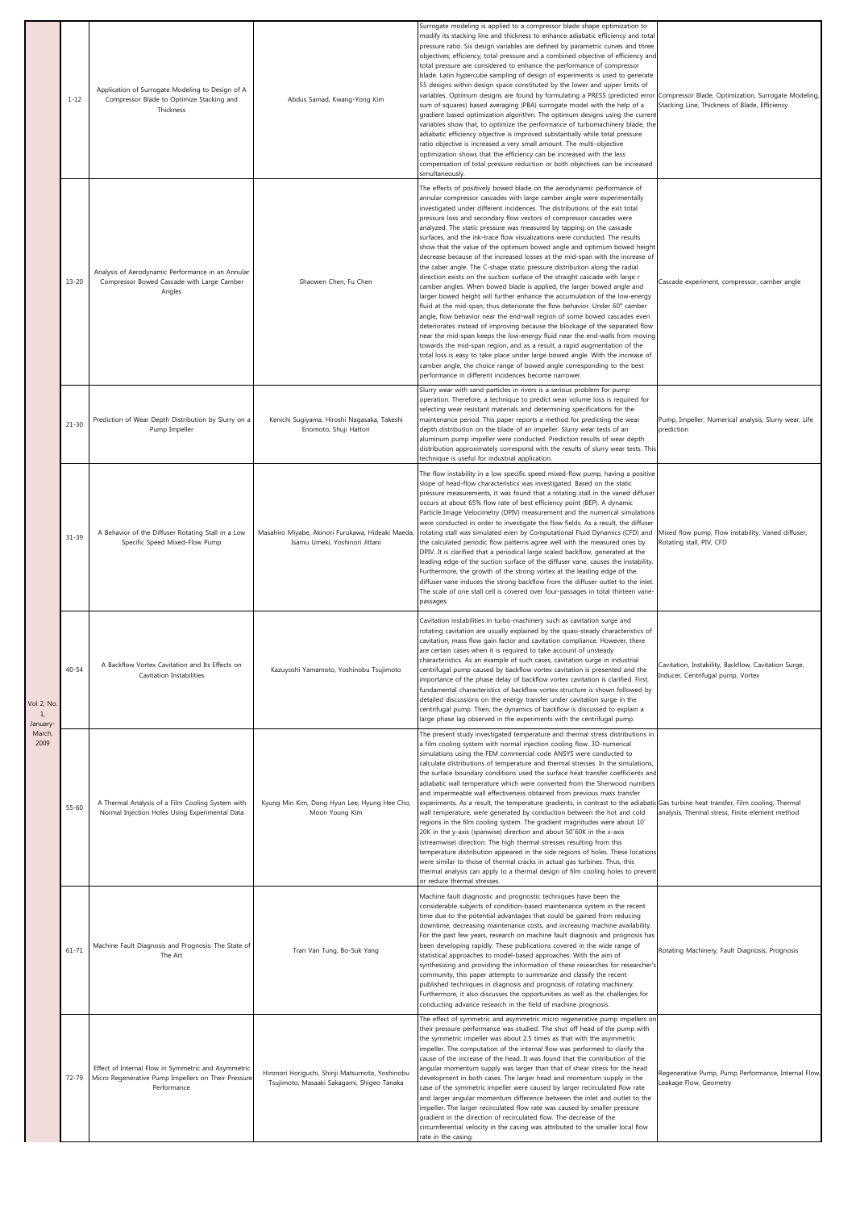| | | | | | |
|---|---|---|---|---|---|
| Vol 2, No. 1, January-March, 2009 | 1-12 | Application of Surrogate Modeling to Design of A Compressor Blade to Optimize Stacking and Thickness | Abdus Samad, Kwang-Yong Kim | Surrogate modeling is applied to a compressor blade shape optimization to modify its stacking line and thickness to enhance adiabatic efficiency and total pressure ratio. Six design variables are defined by parametric curves and three objectives; efficiency, total pressure and a combined objective of efficiency and total pressure are considered to enhance the performance of compressor blade. Latin hypercube sampling of design of experiments is used to generate 55 designs within design space constituted by the lower and upper limits of variables. Optimum designs are found by formulating a PRESS (predicted error sum of squares) based averaging (PBA) surrogate model with the help of a gradient based optimization algorithm. The optimum designs using the current variables show that, to optimize the performance of turbomachinery blade, the adiabatic efficiency objective is improved substantially while total pressure ratio objective is increased a very small amount. The multi-objective optimization shows that the efficiency can be increased with the less compensation of total pressure reduction or both objectives can be increased simultaneously. | Compressor Blade, Optimization, Surrogate Modeling, Stacking Line, Thickness of Blade, Efficiency |
| | 13-20 | Analysis of Aerodynamic Performance in an Annular Compressor Bowed Cascade with Large Camber Angles | Shaowen Chen, Fu Chen | The effects of positively bowed blade on the aerodynamic performance of annular compressor cascades with large camber angle were experimentally investigated under different incidences. The distributions of the exit total pressure loss and secondary flow vectors of compressor cascades were analyzed. The static pressure was measured by tapping on the cascade surfaces, and the ink-trace flow visualizations were conducted. The results show that the value of the optimum bowed angle and optimum bowed height decrease because of the increased losses at the mid-span with the increase of the caber angle. The C-shape static pressure distribution along the radial direction exists on the suction surface of the straight cascade with large r camber angles. When bowed blade is applied, the larger bowed angle and larger bowed height will further enhance the accumulation of the low-energy fluid at the mid-span, thus deteriorate the flow behavior. Under 60° camber angle, the flow behavior near the end-wall region of some bowed cascades even deteriorates instead of improving because the blockage of the separated flow near the mid-span keeps the low-energy fluid near the end-walls from moving towards the mid-span region, and as a result, a rapid augmentation of the total loss is easy to take place under large bowed angle. With the increase of camber angle, the choice range of bowed angle corresponding to the best performance in different incidences become narrower. | Cascade experiment, compressor, camber angle |
| | 21-30 | Prediction of Wear Depth Distribution by Slurry on a Pump Impeller | Kenichi Sugiyama, Hiroshi Nagasaka, Takeshi Enomoto, Shuji Hattori | Slurry wear with sand particles in rivers is a serious problem for pump operation. Therefore, a technique to predict wear volume loss is required for selecting wear resistant materials and determining specifications for the maintenance period. This paper reports a method for predicting the wear depth distribution on the blade of an impeller. Slurry wear tests of an aluminum pump impeller were conducted. Prediction results of wear depth distribution approximately correspond with the results of slurry wear tests. This technique is useful for industrial application. | Pump, Impeller, Numerical analysis, Slurry wear, Life prediction |
| | 31-39 | A Behavior of the Diffuser Rotating Stall in a Low Specific Speed Mixed-Flow Pump | Masahiro Miyabe, Akinori Furukawa, Hideaki Maeda, Isamu Umeki, Yoshinori Jittani | The flow instability in a low specific speed mixed-flow pump, having a positive slope of head-flow characteristics was investigated. Based on the static pressure measurements, it was found that a rotating stall in the vaned diffuser occurs at about 65% flow rate of best efficiency point (BEP). A dynamic Particle Image Velocimetry (DPIV) measurement and the numerical simulations were conducted in order to investigate the flow fields. As a result, the diffuser rotating stall was simulated even by Computational Fluid Dynamics (CFD) and the calculated periodic flow patterns agree well with the measured ones by DPIV. It is clarified that a periodical large scaled backflow, generated at the leading edge of the suction surface of the diffuser vane, causes the instability. Furthermore, the growth of the strong vortex at the leading edge of the diffuser vane induces the strong backflow from the diffuser outlet to the inlet. The scale of one stall cell is covered over four-passages in total thirteen vane-passages. | Mixed flow pump, Flow instability, Vaned diffuser, Rotating stall, PIV, CFD |
| | 40-54 | A Backflow Vortex Cavitation and Its Effects on Cavitation Instabilities | Kazuyoshi Yamamoto, Yoshinobu Tsujimoto | Cavitation instabilities in turbo-machinery such as cavitation surge and rotating cavitation are usually explained by the quasi-steady characteristics of cavitation, mass flow gain factor and cavitation compliance. However, there are certain cases when it is required to take account of unsteady characteristics. As an example of such cases, cavitation surge in industrial centrifugal pump caused by backflow vortex cavitation is presented and the importance of the phase delay of backflow vortex cavitation is clarified. First, fundamental characteristics of backflow vortex structure is shown followed by detailed discussions on the energy transfer under cavitation surge in the centrifugal pump. Then, the dynamics of backflow is discussed to explain a large phase lag observed in the experiments with the centrifugal pump. | Cavitation, Instability, Backflow, Cavitation Surge, Inducer, Centrifugal pump, Vortex |
| | 55-60 | A Thermal Analysis of a Film Cooling System with Normal Injection Holes Using Experimental Data | Kyung Min Kim, Dong Hyun Lee, Hyung Hee Cho, Moon Young Kim | The present study investigated temperature and thermal stress distributions in a film cooling system with normal injection cooling flow. 3D-numerical simulations using the FEM commercial code ANSYS were conducted to calculate distributions of temperature and thermal stresses. In the simulations, the surface boundary conditions used the surface heat transfer coefficients and adiabatic wall temperature which were converted from the Sherwood numbers and impermeable wall effectiveness obtained from previous mass transfer experiments. As a result, the temperature gradients, in contrast to the adiabatic wall temperature, were generated by conduction between the hot and cold regions in the film cooling system. The gradient magnitudes were about 10~20K in the y-axis (spanwise) direction and about 50~60K in the x-axis (streamwise) direction. The high thermal stresses resulting from this temperature distribution appeared in the side regions of holes. These locations were similar to those of thermal cracks in actual gas turbines. Thus, this thermal analysis can apply to a thermal design of film cooling holes to prevent or reduce thermal stresses. | Gas turbine heat transfer, Film cooling, Thermal analysis, Thermal stress, Finite element method |
| | 61-71 | Machine Fault Diagnosis and Prognosis: The State of The Art | Tran Van Tung, Bo-Suk Yang | Machine fault diagnostic and prognostic techniques have been the considerable subjects of condition-based maintenance system in the recent time due to the potential advantages that could be gained from reducing downtime, decreasing maintenance costs, and increasing machine availability. For the past few years, research on machine fault diagnosis and prognosis has been developing rapidly. These publications covered in the wide range of statistical approaches to model-based approaches. With the aim of synthesizing and providing the information of these researches for researcher's community, this paper attempts to summarize and classify the recent published techniques in diagnosis and prognosis of rotating machinery. Furthermore, it also discusses the opportunities as well as the challenges for conducting advance research in the field of machine prognosis. | Rotating Machinery, Fault Diagnosis, Prognosis |
| | 72-79 | Effect of Internal Flow in Symmetric and Asymmetric Micro Regenerative Pump Impellers on Their Pressure Performance | Hironori Horiguchi, Shinji Matsumoto, Yoshinobu Tsujimoto, Masaaki Sakagami, Shigeo Tanaka | The effect of symmetric and asymmetric micro regenerative pump impellers on their pressure performance was studied. The shut off head of the pump with the symmetric impeller was about 2.5 times as that with the asymmetric impeller. The computation of the internal flow was performed to clarify the cause of the increase of the head. It was found that the contribution of the angular momentum supply was larger than that of shear stress for the head development in both cases. The larger head and momentum supply in the case of the symmetric impeller were caused by larger recirculated flow rate and larger angular momentum difference between the inlet and outlet to the impeller. The larger recirculated flow rate was caused by smaller pressure gradient in the direction of recirculated flow. The decrease of the circumferential velocity in the casing was attributed to the smaller local flow rate in the casing. | Regenerative Pump, Pump Performance, Internal Flow, Leakage Flow, Geometry |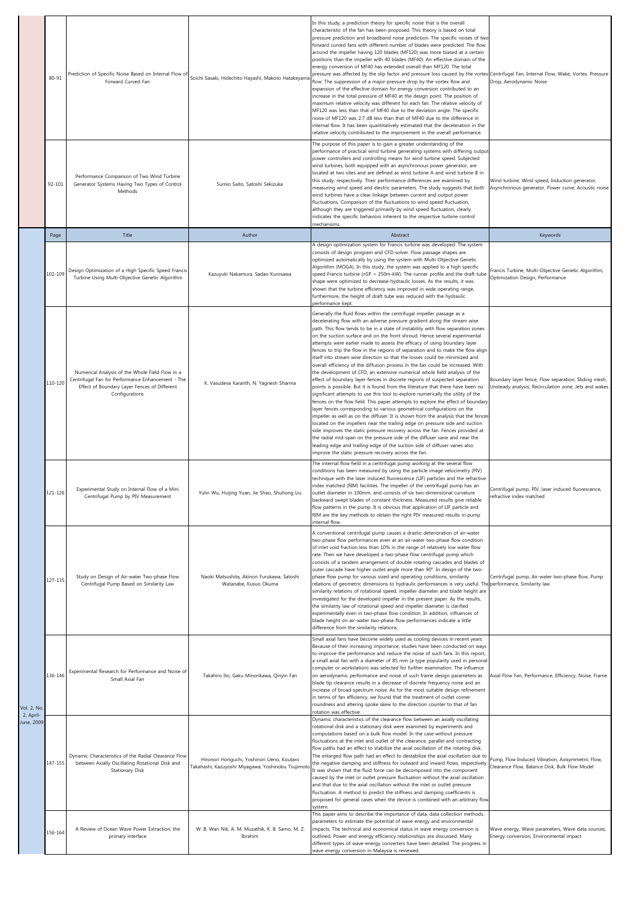| | Page | Title | Author | Abstract | Keywords |
|---|---|---|---|---|---|
| | 80-91 | Prediction of Specific Noise Based on Internal Flow of Forward Curved Fan | Soichi Sasaki, Hidechito Hayashi, Makoto Hatakeyama | In this study, a prediction theory for specific noise that is the overall characteristic of the fan has been proposed. This theory is based on total pressure prediction and broadband noise prediction. The specific noises of two forward curved fans with different number of blades were predicted. The flow around the impeller having 120 blades (MF120) was more biased at a certain positions than the impeller with 40 blades (MF40). An effective domain of the energy conversion of MF40 has extended overall than MF120. The total pressure was affected by the slip factor and pressure loss caused by the vortex flow. The suppression of a major pressure drop by the vortex flow and expansion of the effective domain for energy conversion contributed to an increase in the total pressure of MF40 at the design point. The position of maximum relative velocity was different for each fan. The relative velocity of MF120 was less than that of MF40 due to the deviation angle. The specific noise of MF120 was 2.7 dB less than that of MF40 due to the difference in internal flow. It has been quantitatively estimated that the deceleration in the relative velocity contributed to the improvement in the overall performance. | Centrifugal Fan, Internal Flow, Wake, Vortex, Pressure Drop, Aerodynamic Noise |
| | 92-101 | Performance Comparison of Two Wind Turbine Generator Systems Having Two Types of Control Methods | Sumio Saito, Satoshi Sekizuka | The purpose of this paper is to gain a greater understanding of the performance of practical wind turbine generating systems with differing output power controllers and controlling means for wind turbine speed. Subjected wind turbines, both equipped with an asynchronous power generator, are located at two sites and are defined as wind turbine A and wind turbine B in this study, respectively. Their performance differences are examined by measuring wind speed and electric parameters. The study suggests that both wind turbines have a clear linkage between current and output power fluctuations. Comparison of the fluctuations to wind speed fluctuation, although they are triggered primarily by wind speed fluctuation, clearly indicates the specific behaviors inherent to the respective turbine control mechanisms. | Wind turbine, Wind speed, Induction generator, Asynchronous generator, Power curve, Acoustic noise |
| | Page | Title | Author | Abstract | Keywords |
| Vol. 2, No. 2, April-June, 2009 | 102-109 | Design Optimization of a High Specific Speed Francis Turbine Using Multi-Objective Genetic Algorithm | Kazuyuki Nakamura, Sadao Kurosawa | A design optimization system for Francis turbine was developed. The system consists of design program and CFD solver. Flow passage shapes are optimized automatically by using the system with Multi-Objective Genetic Algorithm (MOGA). In this study, the system was applied to a high specific speed Francis turbine (nSP = 250m-kW). The runner profile and the draft tube shape were optimized to decrease hydraulic losses. As the results, it was shown that the turbine efficiency was improved in wide operating range, furthermore, the height of draft tube was reduced with the hydraulic performance kept. | Francis Turbine, Multi-Objective Genetic Algorithm, Optimization Design, Performance |
| | 110-120 | Numerical Analysis of the Whole Field Flow in a Centrifugal Fan for Performance Enhancement - The Effect of Boundary Layer Fences of Different Configurations | K. Vasudeva Karanth, N. Yagnesh Sharma | Generally the fluid flows within the centrifugal impeller passage as a decelerating flow with an adverse pressure gradient along the stream wise path. This flow tends to be in a state of instability with flow separation zones on the suction surface and on the front shroud. Hence several experimental attempts were earlier made to assess the efficacy of using boundary layer fences to trip the flow in the regions of separation and to make the flow align itself into stream wise direction so that the losses could be minimized and overall efficiency of the diffusion process in the fan could be increased. With the development of CFD, an extensive numerical whole field analysis of the effect of boundary layer fences in discrete regions of suspected separation points is possible. But it is found from the literature that there have been no significant attempts to use this tool to explore numerically the utility of the fences on the flow field. This paper attempts to explore the effect of boundary layer fences corresponding to various geometrical configurations on the impeller as well as on the diffuser. It is shown from the analysis that the fences located on the impellers near the trailing edge on pressure side and suction side improves the static pressure recovery across the fan. Fences provided at the radial mid-span on the pressure side of the diffuser vane and near the leading edge and trailing edge of the suction side of diffuser vanes also improve the static pressure recovery across the fan. | Boundary layer fence, Flow separation, Sliding mesh, Unsteady analysis, Recirculation zone, Jets and wakes |
| | 121-126 | Experimental Study on Internal Flow of a Mini Centrifugal Pump by PIV Measurement | Yulin Wu, Huijing Yuan, Jie Shao, Shuhong Liu | The internal flow field in a centrifugal pump working at the several flow conditions has been measured by using the particle image velocimetry (PIV) technique with the laser induced fluorescence (LIF) particles and the refractive index matched (RIM) facilities. The impeller of the centrifugal pump has an outlet diameter in 100mm, and consists of six two-dimensional curvature backward swept blades of constant thickness. Measured results give reliable flow patterns in the pump. It is obvious that application of LIF particle and RIM are the key methods to obtain the right PIV measured results in pump internal flow. | Centrifugal pump, PIV, laser induced fluorescence, refractive index matched |
| | 127-135 | Study on Design of Air-water Two-phase Flow Centrifugal Pump Based on Similarity Law | Naoki Matsushita, Akinori Furukawa, Satoshi Watanabe, Kusuo Okuma | A conventional centrifugal pump causes a drastic deterioration of air-water two-phase flow performances even at an air-water two-phase flow condition of inlet void fraction less than 10% in the range of relatively low water flow rate. Then we have developed a two-phase flow centrifugal pump which consists of a tandem arrangement of double rotating cascades and blades of outer cascade have higher outlet angle more than 90°. In design of the two-phase flow pump for various sized and operating conditions, similarity relations of geometric dimensions to hydraulic performances is very useful. The similarity relations of rotational speed, impeller diameter and blade height are investigated for the developed impeller in the present paper. As the results, the similarity law of rotational speed and impeller diameter is clarified experimentally even in two-phase flow condition. In addition, influences of blade height on air-water two-phase flow performances indicate a little difference from the similarity relations. | Centrifugal pump, Air-water two-phase flow, Pump performance, Similarity law |
| | 136-146 | Experimental Research for Performance and Noise of Small Axial Fan | Takahiro Ito, Gaku Minorikawa, Qinyin Fan | Small axial fans have become widely used as cooling devices in recent years. Because of their increasing importance, studies have been conducted on ways to improve the performance and reduce the noise of such fans. In this report, a small axial fan with a diameter of 85 mm (a type popularity used in personal computer or workstation) was selected for further examination. The influence on aerodynamic performance and noise of such frame design parameters as blade tip clearance results in a decrease of discrete frequency noise and an increase of broad-spectrum noise. As for the most suitable design refinement in terms of fan efficiency, we found that the treatment of outlet corner roundness and altering spoke skew to the direction counter to that of fan rotation was effective. | Axial Flow Fan, Performance, Efficiency, Noise, Frame |
| | 147-155 | Dynamic Characteristics of the Radial Clearance Flow between Axially Oscillating Rotational Disk and Stationary Disk | Hironori Horiguchi, Yoshinori Ueno, Koutaro Takahashi, Kazuyoshi Miyagawa, Yoshinobu Tsujimoto | Dynamic characteristics of the clearance flow between an axially oscillating rotational disk and a stationary disk were examined by experiments and computations based on a bulk flow model. In the case without pressure fluctuations at the inlet and outlet of the clearance, parallel and contracting flow paths had an effect to stabilize the axial oscillation of the rotating disk. The enlarged flow path had an effect to destabilize the axial oscillation due to the negative damping and stiffness for outward and inward flows, respectively. It was shown that the fluid force can be decomposed into the component caused by the inlet or outlet pressure fluctuation without the axial oscillation and that due to the axial oscillation without the inlet or outlet pressure fluctuation. A method to predict the stiffness and damping coefficients is proposed for general cases when the device is combined with an arbitrary flow system. | Pump, Flow Induced Vibration, Axisymmetric Flow, Clearance Flow, Balance Disk, Bulk Flow Model |
| | 156-164 | A Review of Ocean Wave Power Extraction; the primary interface | W. B. Wan Nik, A. M. Muzathik, K. B. Samo, M. Z. Ibrahim | This paper aims to describe the importance of data, data collection methods, parameters to estimate the potential of wave energy and environmental impacts. The technical and economical status in wave energy conversion is outlined. Power and energy efficiency relationships are discussed. Many different types of wave-energy converters have been detailed. The progress in wave energy conversion in Malaysia is reviewed. | Wave energy, Wave parameters, Wave data sources, Energy conversion, Environmental impact |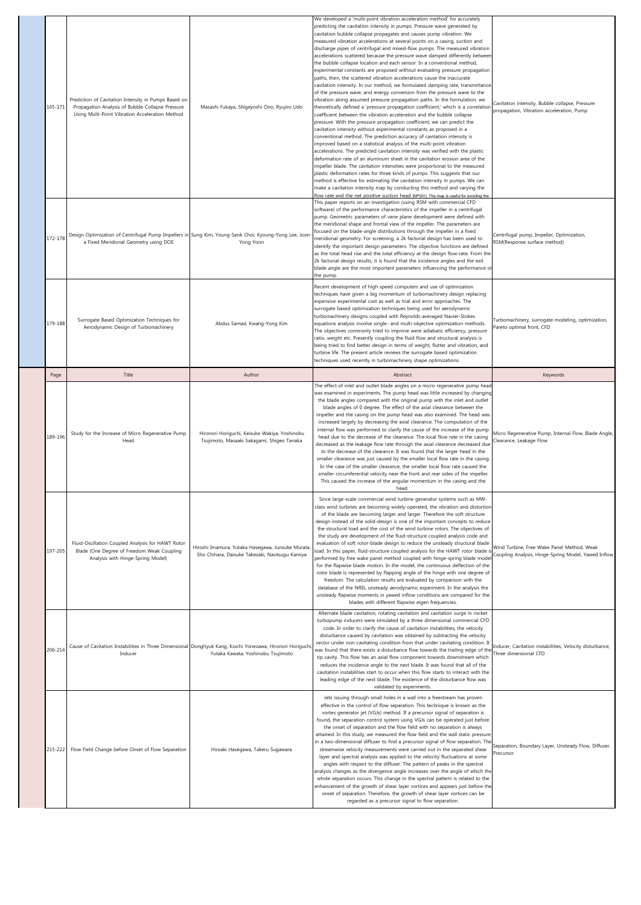| Page | Title | Author | Abstract | Keywords |
|---|---|---|---|---|
| 165-171 | Prediction of Cavitation Intensity in Pumps Based on Propagation Analysis of Bubble Collapse Pressure Using Multi-Point Vibration Acceleration Method | Masashi Fukaya, Shigeyoshi Ono, Ryujiro Udo | We developed a 'multi-point vibration acceleration method' for accurately predicting the cavitation intensity in pumps. Pressure wave generated by cavitation bubble collapse propagates and causes pump vibration. We measured vibration accelerations at several points on a casing, suction and discharge pipes of centrifugal and mixed-flow pumps. The measured vibration accelerations scattered because the pressure wave damped differently between the bubble collapse location and each sensor. In a conventional method, experimental constants are proposed without evaluating pressure propagation paths, then, the scattered vibration accelerations cause the inaccurate cavitation intensity. In our method, we formulated damping rate, transmittance of the pressure wave, and energy conversion from the pressure wave to the vibration along assumed pressure propagation paths. In the formulation, we theoretically defined a 'pressure propagation coefficient,' which is a correlation coefficient between the vibration acceleration and the bubble collapse pressure. With the pressure propagation coefficient, we can predict the cavitation intensity without experimental constants as proposed in a conventional method. The prediction accuracy of cavitation intensity is improved based on a statistical analysis of the multi-point vibration accelerations. The predicted cavitation intensity was verified with the plastic deformation rate of an aluminum sheet in the cavitation erosion area of the impeller blade. The cavitation intensities were proportional to the measured plastic deformation rates for three kinds of pumps. This suggests that our method is effective for estimating the cavitation intensity in pumps. We can make a cavitation intensity map by conducting this method and varying the flow rate and the net positive suction head (NPSH). The map is useful for avoiding the | Cavitation intensity, Bubble collapse, Pressure propagation, Vibration acceleration, Pump |
| 172-178 | Design Optimization of Centrifugal Pump Impellers in a Fixed Meridional Geometry using DOE | Sung Kim, Young-Seok Choi, Kyoung-Yong Lee, Joon-Yong Yoon | This paper reports on an investigation (using RSM with commercial CFD software) of the performance characteristics of the impeller in a centrifugal pump. Geometric parameters of vane plane development were defined with the meridional shape and frontal view of the impeller. The parameters are focused on the blade-angle distributions through the impeller in a fixed meridional geometry. For screening, a 2k factorial design has been used to identify the important design parameters. The objective functions are defined as the total head rise and the total efficiency at the design flow-rate. From the 2k factorial design results, it is found that the incidence angles and the exit blade angle are the most important parameters influencing the performance of the pump. | Centrifugal pump, Impeller, Optimization, RSM(Response surface method) |
| 179-188 | Surrogate Based Optimization Techniques for Aerodynamic Design of Turbomachinery | Abdus Samad, Kwang-Yong Kim | Recent development of high speed computers and use of optimization techniques have given a big momentum of turbomachinery design replacing expensive experimental cost as well as trial and error approaches. The surrogate based optimization techniques being used for aerodynamic turbomachinery designs coupled with Reynolds-averaged Navier-Stokes equations analysis involve single- and multi-objective optimization methods. The objectives commonly tried to improve were adiabatic efficiency, pressure ratio, weight etc. Presently coupling the fluid flow and structural analysis is being tried to find better design in terms of weight, flutter and vibration, and turbine life. The present article reviews the surrogate based optimization techniques used recently in turbomachinery shape optimizations. | Turbomachinery, surrogate modeling, optimization, Pareto optimal front, CFD |

| Page | Title | Author | Abstract | Keywords |
|---|---|---|---|---|
| 189-196 | Study for the Increase of Micro Regenerative Pump Head | Hironori Horiguchi, Keisuke Wakiya, Yoshinobu Tsujimoto, Masaaki Sakagami, Shigeo Tanaka | The effect of inlet and outlet blade angles on a micro regenerative pump head was examined in experiments. The pump head was little increased by changing the blade angles compared with the original pump with the inlet and outlet blade angles of 0 degree. The effect of the axial clearance between the impeller and the casing on the pump head was also examined. The head was increased largely by decreasing the axial clearance. The computation of the internal flow was performed to clarify the cause of the increase of the pump head due to the decrease of the clearance. The local flow rate in the casing decreased as the leakage flow rate through the axial clearance decreased due to the decrease of the clearance. It was found that the larger head in the smaller clearance was just caused by the smaller local flow rate in the casing. In the case of the smaller clearance, the smaller local flow rate caused the smaller circumferential velocity near the front and rear sides of the impeller. This caused the increase of the angular momentum in the casing and the head. | Micro Regenerative Pump, Internal Flow, Blade Angle, Clearance, Leakage Flow |
| 197-205 | Fluid-Oscillation Coupled Analysis for HAWT Rotor Blade (One Degree of Freedom Weak Coupling Analysis with Hinge-Spring Model) | Hiroshi Imamura, Yutaka Hasegawa, Junsuke Murata, Sho Chihara, Daisuke Takezaki, Naotsugu Kamiya | Since large-scale commercial wind turbine generator systems such as MW-class wind turbines are becoming widely operated, the vibration and distortion of the blade are becoming larger and larger. Therefore the soft structure design instead of the solid-design is one of the important concepts to reduce the structural load and the cost of the wind turbine rotors. The objectives of the study are development of the fluid-structure coupled analysis code and evaluation of soft rotor-blade design to reduce the unsteady structural blade load. In this paper, fluid-structure coupled analysis for the HAWT rotor blade is performed by free wake panel method coupled with hinge-spring blade model for the flapwise blade motion. In the model, the continuous deflection of the rotor blade is represented by flapping angle of the hinge with one degree of freedom. The calculation results are evaluated by comparison with the database of the NREL unsteady aerodynamic experiment. In the analysis the unsteady flapwise moments in yawed inflow conditions are compared for the blades with different flapwise eigen frequencies. | Wind Turbine, Free Wake Panel Method, Weak Coupling Analysis, Hinge-Spring Model, Yawed Inflow |
| 206-214 | Cause of Cavitation Instabilities in Three Dimensional Inducer | Donghyuk Kang, Koichi Yonezawa, Hironori Horiguchi, Yutaka Kawata, Yoshinobu Tsujimoto | Alternate blade cavitation, rotating cavitation and cavitation surge in rocket turbopump inducers were simulated by a three dimensional commercial CFD code. In order to clarify the cause of cavitation instabilities, the velocity disturbance caused by cavitation was obtained by subtracting the velocity vector under non-cavitating condition from that under cavitating condition. It was found that there exists a disturbance flow towards the trailing edge of the tip cavity. This flow has an axial flow component towards downstream which reduces the incidence angle to the next blade. It was found that all of the cavitation instabilities start to occur when this flow starts to interact with the leading edge of the next blade. The existence of the disturbance flow was validated by experiments. | Inducer, Cavitation instabilities, Velocity disturbance, Three dimensional CFD |
| 215-222 | Flow Field Change before Onset of Flow Separation | Hiroaki Hasegawa, Takeru Sugawara | Jets issuing through small holes in a wall into a freestream has proven effective in the control of flow separation. This technique is known as the vortex generator jet (VGJs) method. If a precursor signal of separation is found, the separation control system using VGJs can be operated just before the onset of separation and the flow field with no separation is always attained. In this study, we measured the flow field and the wall static pressure in a two-dimensional diffuser to find a precursor signal of flow separation. The streamwise velocity measurements were carried out in the separated shear layer and spectral analysis was applied to the velocity fluctuations at some angles with respect to the diffuser. The pattern of peaks in the spectral analysis changes as the divergence angle increases over the angle of which the whole separation occurs. This change in the spectral pattern is related to the enhancement of the growth of shear layer vortices and appears just before the onset of separation. Therefore, the growth of shear layer vortices can be regarded as a precursor signal to flow separation. | Separation, Boundary Layer, Unsteady Flow, Diffuser, Precursor |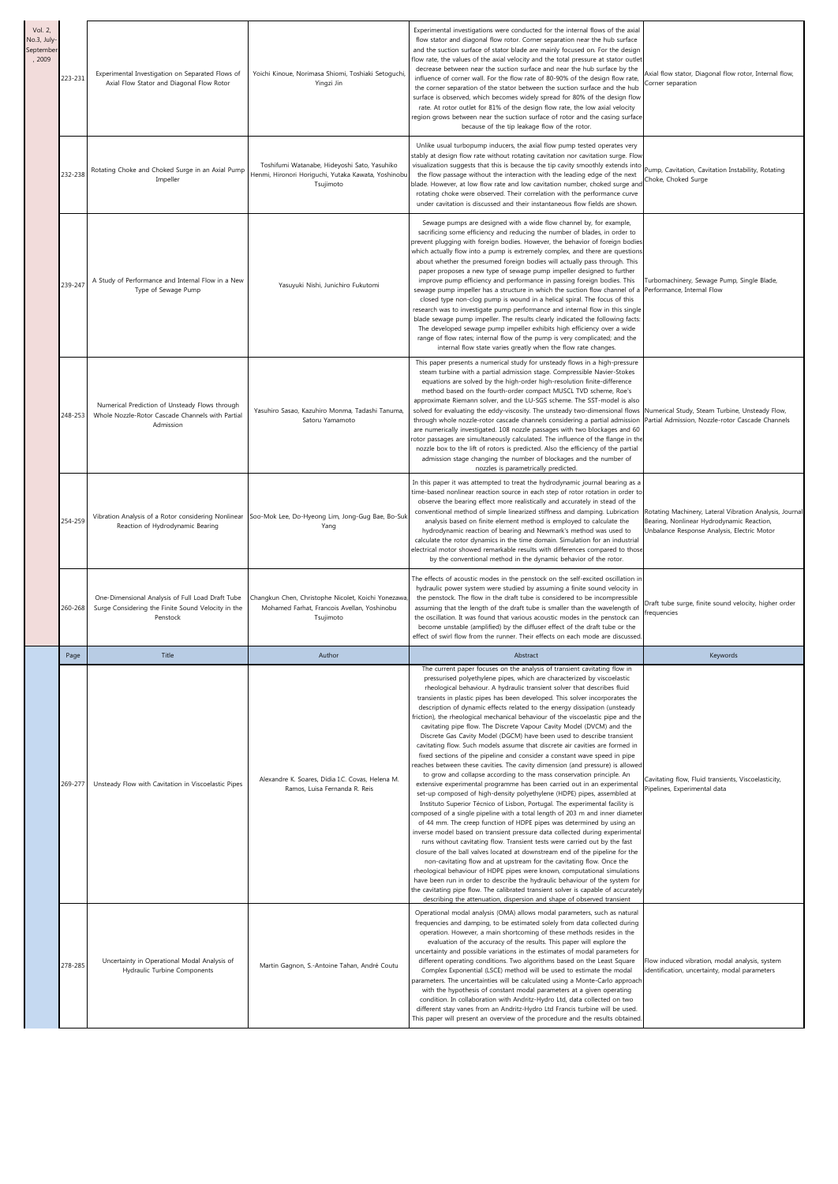| | Page | Title | Author | Abstract | Keywords |
|---|---|---|---|---|---|
| Vol. 2, No.3, July-September, 2009 | 223-231 | Experimental Investigation on Separated Flows of Axial Flow Stator and Diagonal Flow Rotor | Yoichi Kinoue, Norimasa Shiomi, Toshiaki Setoguchi, Yingzi Jin | Experimental investigations were conducted for the internal flows of the axial flow stator and diagonal flow rotor. Corner separation near the hub surface and the suction surface of stator blade are mainly focused on. For the design flow rate, the values of the axial velocity and the total pressure at stator outlet decrease between near the suction surface and near the hub surface by the influence of corner wall. For the flow rate of 80-90% of the design flow rate, the corner separation of the stator between the suction surface and the hub surface is observed, which becomes widely spread for 80% of the design flow rate. At rotor outlet for 81% of the design flow rate, the low axial velocity region grows between near the suction surface of rotor and the casing surface because of the tip leakage flow of the rotor. | Axial flow stator, Diagonal flow rotor, Internal flow, Corner separation |
| | 232-238 | Rotating Choke and Choked Surge in an Axial Pump Impeller | Toshifumi Watanabe, Hideyoshi Sato, Yasuhiko Henmi, Hironori Horiguchi, Yutaka Kawata, Yoshinobu Tsujimoto | Unlike usual turbopump inducers, the axial flow pump tested operates very stably at design flow rate without rotating cavitation nor cavitation surge. Flow visualization suggests that this is because the tip cavity smoothly extends into the flow passage without the interaction with the leading edge of the next blade. However, at low flow rate and low cavitation number, choked surge and rotating choke were observed. Their correlation with the performance curve under cavitation is discussed and their instantaneous flow fields are shown. | Pump, Cavitation, Cavitation Instability, Rotating Choke, Choked Surge |
| | 239-247 | A Study of Performance and Internal Flow in a New Type of Sewage Pump | Yasuyuki Nishi, Junichiro Fukutomi | Sewage pumps are designed with a wide flow channel by, for example, sacrificing some efficiency and reducing the number of blades, in order to prevent plugging with foreign bodies. However, the behavior of foreign bodies which actually flow into a pump is extremely complex, and there are questions about whether the presumed foreign bodies will actually pass through. This paper proposes a new type of sewage pump impeller designed to further improve pump efficiency and performance in passing foreign bodies. This sewage pump impeller has a structure in which the suction flow channel of a closed type non-clog pump is wound in a helical spiral. The focus of this research was to investigate pump performance and internal flow in this single blade sewage pump impeller. The results clearly indicated the following facts: The developed sewage pump impeller exhibits high efficiency over a wide range of flow rates; internal flow of the pump is very complicated; and the internal flow state varies greatly when the flow rate changes. | Turbomachinery, Sewage Pump, Single Blade, Performance, Internal Flow |
| | 248-253 | Numerical Prediction of Unsteady Flows through Whole Nozzle-Rotor Cascade Channels with Partial Admission | Yasuhiro Sasao, Kazuhiro Monma, Tadashi Tanuma, Satoru Yamamoto | This paper presents a numerical study for unsteady flows in a high-pressure steam turbine with a partial admission stage. Compressible Navier-Stokes equations are solved by the high-order high-resolution finite-difference method based on the fourth-order compact MUSCL TVD scheme, Roe's approximate Riemann solver, and the LU-SGS scheme. The SST-model is also solved for evaluating the eddy-viscosity. The unsteady two-dimensional flows through whole nozzle-rotor cascade channels considering a partial admission are numerically investigated. 108 nozzle passages with two blockages and 60 rotor passages are simultaneously calculated. The influence of the flange in the nozzle box to the lift of rotors is predicted. Also the efficiency of the partial admission stage changing the number of blockages and the number of nozzles is parametrically predicted. | Numerical Study, Steam Turbine, Unsteady Flow, Partial Admission, Nozzle-rotor Cascade Channels |
| | 254-259 | Vibration Analysis of a Rotor considering Nonlinear Reaction of Hydrodynamic Bearing | Soo-Mok Lee, Do-Hyeong Lim, Jong-Gug Bae, Bo-Suk Yang | In this paper it was attempted to treat the hydrodynamic journal bearing as a time-based nonlinear reaction source in each step of rotor rotation in order to observe the bearing effect more realistically and accurately in stead of the conventional method of simple linearized stiffness and damping. Lubrication analysis based on finite element method is employed to calculate the hydrodynamic reaction of bearing and Newmark's method was used to calculate the rotor dynamics in the time domain. Simulation for an industrial electrical motor showed remarkable results with differences compared to those by the conventional method in the dynamic behavior of the rotor. | Rotating Machinery, Lateral Vibration Analysis, Journal Bearing, Nonlinear Hydrodynamic Reaction, Unbalance Response Analysis, Electric Motor |
| | 260-268 | One-Dimensional Analysis of Full Load Draft Tube Surge Considering the Finite Sound Velocity in the Penstock | Changkun Chen, Christophe Nicolet, Koichi Yonezawa, Mohamed Farhat, Francois Avellan, Yoshinobu Tsujimoto | The effects of acoustic modes in the penstock on the self-excited oscillation in hydraulic power system were studied by assuming a finite sound velocity in the penstock. The flow in the draft tube is considered to be incompressible assuming that the length of the draft tube is smaller than the wavelength of the oscillation. It was found that various acoustic modes in the penstock can become unstable (amplified) by the diffuser effect of the draft tube or the effect of swirl flow from the runner. Their effects on each mode are discussed. | Draft tube surge, finite sound velocity, higher order frequencies |
| | **Page** | **Title** | **Author** | **Abstract** | **Keywords** |
| | 269-277 | Unsteady Flow with Cavitation in Viscoelastic Pipes | Alexandre K. Soares, Didia I.C. Covas, Helena M. Ramos, Luisa Fernanda R. Reis | The current paper focuses on the analysis of transient cavitating flow in pressurised polyethylene pipes, which are characterized by viscoelastic rheological behaviour. A hydraulic transient solver that describes fluid transients in plastic pipes has been developed. This solver incorporates the description of dynamic effects related to the energy dissipation (unsteady friction), the rheological mechanical behaviour of the viscoelastic pipe and the cavitating pipe flow. The Discrete Vapour Cavity Model (DVCM) and the Discrete Gas Cavity Model (DGCM) have been used to describe transient cavitating flow. Such models assume that discrete air cavities are formed in fixed sections of the pipeline and consider a constant wave speed in pipe reaches between these cavities. The cavity dimension (and pressure) is allowed to grow and collapse according to the mass conservation principle. An extensive experimental programme has been carried out in an experimental set-up composed of high-density polyethylene (HDPE) pipes, assembled at Instituto Superior Técnico of Lisbon, Portugal. The experimental facility is composed of a single pipeline with a total length of 203 m and inner diameter of 44 mm. The creep function of HDPE pipes was determined by using an inverse model based on transient pressure data collected during experimental runs without cavitating flow. Transient tests were carried out by the fast closure of the ball valves located at downstream end of the pipeline for the non-cavitating flow and at upstream for the cavitating flow. Once the rheological behaviour of HDPE pipes were known, computational simulations have been run in order to describe the hydraulic behaviour of the system for the cavitating pipe flow. The calibrated transient solver is capable of accurately describing the attenuation, dispersion and shape of observed transient | Cavitating flow, Fluid transients, Viscoelasticity, Pipelines, Experimental data |
| | 278-285 | Uncertainty in Operational Modal Analysis of Hydraulic Turbine Components | Martin Gagnon, S.-Antoine Tahan, André Coutu | Operational modal analysis (OMA) allows modal parameters, such as natural frequencies and damping, to be estimated solely from data collected during operation. However, a main shortcoming of these methods resides in the evaluation of the accuracy of the results. This paper will explore the uncertainty and possible variations in the estimates of modal parameters for different operating conditions. Two algorithms based on the Least Square Complex Exponential (LSCE) method will be used to estimate the modal parameters. The uncertainties will be calculated using a Monte-Carlo approach with the hypothesis of constant modal parameters at a given operating condition. In collaboration with Andritz-Hydro Ltd, data collected on two different stay vanes from an Andritz-Hydro Ltd Francis turbine will be used. This paper will present an overview of the procedure and the results obtained. | Flow induced vibration, modal analysis, system identification, uncertainty, modal parameters |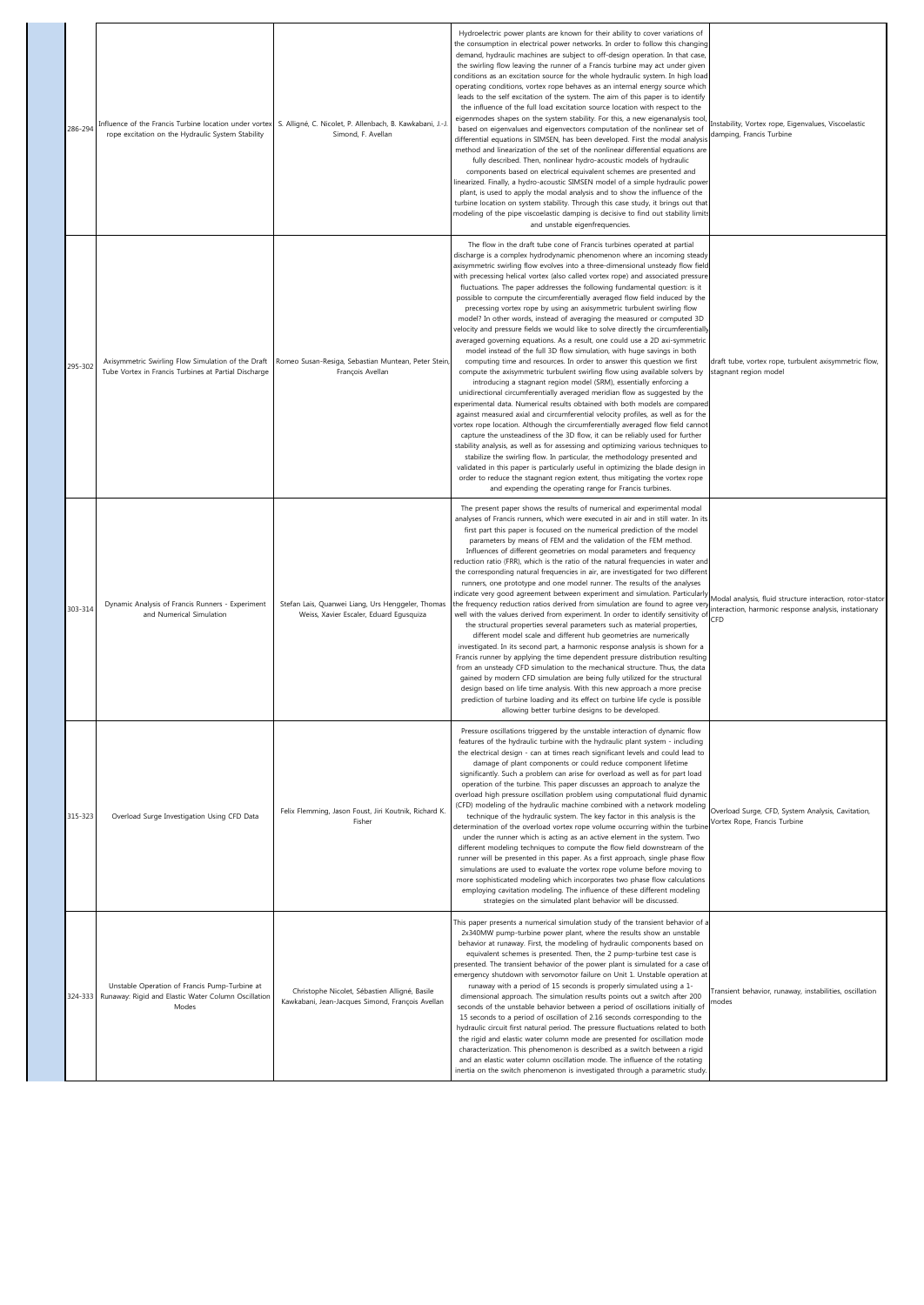| 286-294 | Influence of the Francis Turbine location under vortex rope excitation on the Hydraulic System Stability | S. Alligné, C. Nicolet, P. Allenbach, B. Kawkabani, J.-J. Simond, F. Avellan | Hydroelectric power plants are known for their ability to cover variations of the consumption in electrical power networks. In order to follow this changing demand, hydraulic machines are subject to off-design operation. In that case, the swirling flow leaving the runner of a Francis turbine may act under given conditions as an excitation source for the whole hydraulic system. In high load operating conditions, vortex rope behaves as an internal energy source which leads to the self excitation of the system. The aim of this paper is to identify the influence of the full load excitation source location with respect to the eigenmodes shapes on the system stability. For this, a new eigenanalysis tool, based on eigenvalues and eigenvectors computation of the nonlinear set of differential equations in SIMSEN, has been developed. First the modal analysis method and linearization of the set of the nonlinear differential equations are fully described. Then, nonlinear hydro-acoustic models of hydraulic components based on electrical equivalent schemes are presented and linearized. Finally, a hydro-acoustic SIMSEN model of a simple hydraulic power plant, is used to apply the modal analysis and to show the influence of the turbine location on system stability. Through this case study, it brings out that modeling of the pipe viscoelastic damping is decisive to find out stability limits and unstable eigenfrequencies. | Instability, Vortex rope, Eigenvalues, Viscoelastic damping, Francis Turbine |
|---|---|---|---|---|
| 295-302 | Axisymmetric Swirling Flow Simulation of the Draft Tube Vortex in Francis Turbines at Partial Discharge | Romeo Susan-Resiga, Sebastian Muntean, Peter Stein, François Avellan | The flow in the draft tube cone of Francis turbines operated at partial discharge is a complex hydrodynamic phenomenon where an incoming steady axisymmetric swirling flow evolves into a three-dimensional unsteady flow field with precessing helical vortex (also called vortex rope) and associated pressure fluctuations. The paper addresses the following fundamental question: is it possible to compute the circumferentially averaged flow field induced by the precessing vortex rope by using an axisymmetric turbulent swirling flow model? In other words, instead of averaging the measured or computed 3D velocity and pressure fields we would like to solve directly the circumferentially averaged governing equations. As a result, one could use a 2D axi-symmetric model instead of the full 3D flow simulation, with huge savings in both computing time and resources. In order to answer this question we first compute the axisymmetric turbulent swirling flow using available solvers by introducing a stagnant region model (SRM), essentially enforcing a unidirectional circumferentially averaged meridian flow as suggested by the experimental data. Numerical results obtained with both models are compared against measured axial and circumferential velocity profiles, as well as for the vortex rope location. Although the circumferentially averaged flow field cannot capture the unsteadiness of the 3D flow, it can be reliably used for further stability analysis, as well as for assessing and optimizing various techniques to stabilize the swirling flow. In particular, the methodology presented and validated in this paper is particularly useful in optimizing the blade design in order to reduce the stagnant region extent, thus mitigating the vortex rope and expending the operating range for Francis turbines. | draft tube, vortex rope, turbulent axisymmetric flow, stagnant region model |
| 303-314 | Dynamic Analysis of Francis Runners - Experiment and Numerical Simulation | Stefan Lais, Quanwei Liang, Urs Henggeler, Thomas Weiss, Xavier Escaler, Eduard Egusquiza | The present paper shows the results of numerical and experimental modal analyses of Francis runners, which were executed in air and in still water. In its first part this paper is focused on the numerical prediction of the model parameters by means of FEM and the validation of the FEM method. Influences of different geometries on modal parameters and frequency reduction ratio (FRR), which is the ratio of the natural frequencies in water and the corresponding natural frequencies in air, are investigated for two different runners, one prototype and one model runner. The results of the analyses indicate very good agreement between experiment and simulation. Particularly the frequency reduction ratios derived from simulation are found to agree very well with the values derived from experiment. In order to identify sensitivity of the structural properties several parameters such as material properties, different model scale and different hub geometries are numerically investigated. In its second part, a harmonic response analysis is shown for a Francis runner by applying the time dependent pressure distribution resulting from an unsteady CFD simulation to the mechanical structure. Thus, the data gained by modern CFD simulation are being fully utilized for the structural design based on life time analysis. With this new approach a more precise prediction of turbine loading and its effect on turbine life cycle is possible allowing better turbine designs to be developed. | Modal analysis, fluid structure interaction, rotor-stator interaction, harmonic response analysis, instationary CFD |
| 315-323 | Overload Surge Investigation Using CFD Data | Felix Flemming, Jason Foust, Jiri Koutnik, Richard K. Fisher | Pressure oscillations triggered by the unstable interaction of dynamic flow features of the hydraulic turbine with the hydraulic plant system - including the electrical design - can at times reach significant levels and could lead to damage of plant components or could reduce component lifetime significantly. Such a problem can arise for overload as well as for part load operation of the turbine. This paper discusses an approach to analyze the overload high pressure oscillation problem using computational fluid dynamic (CFD) modeling of the hydraulic machine combined with a network modeling technique of the hydraulic system. The key factor in this analysis is the determination of the overload vortex rope volume occurring within the turbine under the runner which is acting as an active element in the system. Two different modeling techniques to compute the flow field downstream of the runner will be presented in this paper. As a first approach, single phase flow simulations are used to evaluate the vortex rope volume before moving to more sophisticated modeling which incorporates two phase flow calculations employing cavitation modeling. The influence of these different modeling strategies on the simulated plant behavior will be discussed. | Overload Surge, CFD, System Analysis, Cavitation, Vortex Rope, Francis Turbine |
| 324-333 | Unstable Operation of Francis Pump-Turbine at Runaway: Rigid and Elastic Water Column Oscillation Modes | Christophe Nicolet, Sébastien Alligné, Basile Kawkabani, Jean-Jacques Simond, François Avellan | This paper presents a numerical simulation study of the transient behavior of a 2x340MW pump-turbine power plant, where the results show an unstable behavior at runaway. First, the modeling of hydraulic components based on equivalent schemes is presented. Then, the 2 pump-turbine test case is presented. The transient behavior of the power plant is simulated for a case of emergency shutdown with servomotor failure on Unit 1. Unstable operation at runaway with a period of 15 seconds is properly simulated using a 1-dimensional approach. The simulation results points out a switch after 200 seconds of the unstable behavior between a period of oscillations initially of 15 seconds to a period of oscillation of 2.16 seconds corresponding to the hydraulic circuit first natural period. The pressure fluctuations related to both the rigid and elastic water column mode are presented for oscillation mode characterization. This phenomenon is described as a switch between a rigid and an elastic water column oscillation mode. The influence of the rotating inertia on the switch phenomenon is investigated through a parametric study. | Transient behavior, runaway, instabilities, oscillation modes |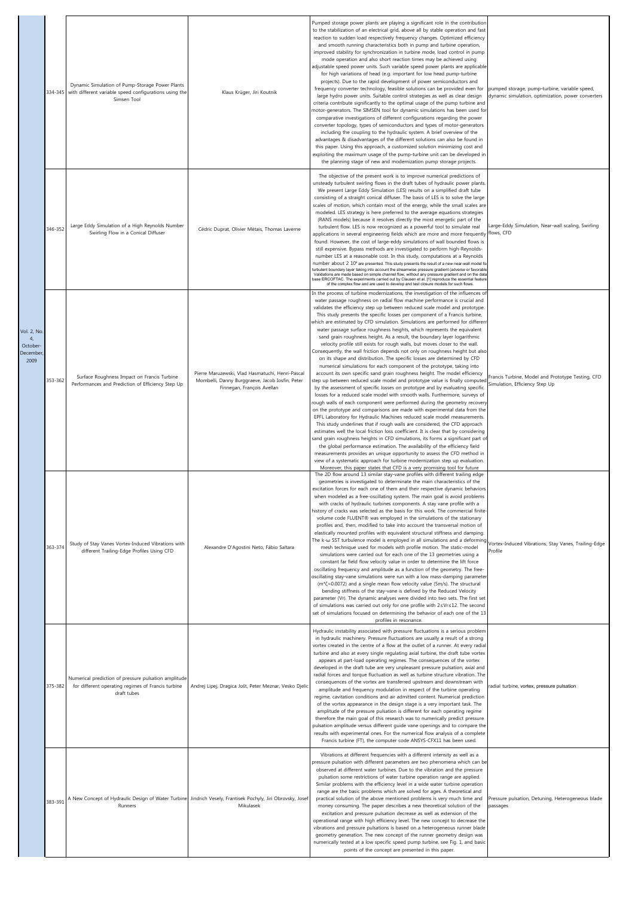| | | | | | |
|---|---|---|---|---|---|
| Vol. 2, No. 4, October-December, 2009 | 334-345 | Dynamic Simulation of Pump-Storage Power Plants with different variable speed configurations using the Simsen Tool | Klaus Krüger, Jiri Koutnik | Pumped storage power plants are playing a significant role in the contribution to the stabilization of an electrical grid, above all by stable operation and fast reaction to sudden load respectively frequency changes. Optimized efficiency and smooth running characteristics both in pump and turbine operation, improved stability for synchronization in turbine mode, load control in pump mode operation and also short reaction times may be achieved using adjustable speed power units. Such variable speed power plants are applicable for high variations of head (e.g. important for low head pump-turbine projects). Due to the rapid development of power semiconductors and frequency converter technology, feasible solutions can be provided even for large hydro power units. Suitable control strategies as well as clear design criteria contribute significantly to the optimal usage of the pump turbine and motor-generators. The SIMSEN tool for dynamic simulations has been used for comparative investigations of different configurations regarding the power converter topology, types of semiconductors and types of motor-generators including the coupling to the hydraulic system. A brief overview of the advantages & disadvantages of the different solutions can also be found in this paper. Using this approach, a customized solution minimizing cost and exploiting the maximum usage of the pump-turbine unit can be developed in the planning stage of new and modernization pump storage projects. | pumped storage, pump-turbine, variable speed, dynamic simulation, optimization, power converters |
| | 346-352 | Large Eddy Simulation of a High Reynolds Number Swirling Flow in a Conical Diffuser | Cédric Duprat, Olivier Métais, Thomas Laverne | The objective of the present work is to improve numerical predictions of unsteady turbulent swirling flows in the draft tubes of hydraulic power plants. We present Large Eddy Simulation (LES) results on a simplified draft tube consisting of a straight conical diffuser. The basis of LES is to solve the large scales of motion, which contain most of the energy, while the small scales are modeled. LES strategy is here preferred to the average equations strategies (RANS models) because it resolves directly the most energetic part of the turbulent flow. LES is now recognized as a powerful tool to simulate real applications in several engineering fields which are more and more frequently found. However, the cost of large-eddy simulations of wall bounded flows is still expensive. Bypass methods are investigated to perform high-Reynolds-number LES at a reasonable cost. In this study, computations at a Reynolds number about $2\ 10^5$ are presented. This study presents the result of a new near-wall model for turbulent boundary layer taking into account the streamwise pressure gradient (adverse or favorable). Validations are made based on simple channel flow, without any pressure gradient and on the data base ERCOFTAC. The experiments carried out by Clausen et al. [1] reproduce the essential features of the complex flow and are used to develop and test closure models for such flows. | Large-Eddy Simulation, Near-wall scaling, Swirling flows, CFD |
| | 353-362 | Surface Roughness Impact on Francis Turbine Performances and Prediction of Efficiency Step Up | Pierre Maruzewski, Vlad Hasmatuchi, Henri-Pascal Mombelli, Danny Burggraeve, Jacob Iosfin, Peter Finnegan, François Avellan | In the process of turbine modernizations, the investigation of the influences of water passage roughness on radial flow machine performance is crucial and validates the efficiency step up between reduced scale model and prototype. This study presents the specific losses per component of a Francis turbine, which are estimated by CFD simulation. Simulations are performed for different water passage surface roughness heights, which represents the equivalent sand grain roughness height. As a result, the boundary layer logarithmic velocity profile still exists for rough walls, but moves closer to the wall. Consequently, the wall friction depends not only on roughness height but also on its shape and distribution. The specific losses are determined by CFD numerical simulations for each component of the prototype, taking into account its own specific sand grain roughness height. The model efficiency step up between reduced scale model and prototype value is finally computed by the assessment of specific losses on prototype and by evaluating specific losses for a reduced scale model with smooth walls. Furthermore, surveys of rough walls of each component were performed during the geometry recovery on the prototype and comparisons are made with experimental data from the EPFL Laboratory for Hydraulic Machines reduced scale model measurements. This study underlines that if rough walls are considered, the CFD approach estimates well the local friction loss coefficient. It is clear that by considering sand grain roughness heights in CFD simulations, its forms a significant part of the global performance estimation. The availability of the efficiency field measurements provides an unique opportunity to assess the CFD method in view of a systematic approach for turbine modernization step up evaluation. Moreover, this paper states that CFD is a very promising tool for future | Francis Turbine, Model and Prototype Testing, CFD Simulation, Efficiency Step Up |
| | 363-374 | Study of Stay Vanes Vortex-Induced Vibrations with different Trailing-Edge Profiles Using CFD | Alexandre D'Agostini Neto, Fábio Saltara | The 2D flow around 13 similar stay-vane profiles with different trailing edge geometries is investigated to determinate the main characteristics of the excitation forces for each one of them and their respective dynamic behaviors when modeled as a free-oscillating system. The main goal is avoid problems with cracks of hydraulic turbines components. A stay vane profile with a history of cracks was selected as the basis for this work. The commercial finite-volume code FLUENT® was employed in the simulations of the stationary profiles and, then, modified to take into account the transversal motion of elastically mounted profiles with equivalent structural stiffness and damping. The k-ω SST turbulence model is employed in all simulations and a deforming mesh technique used for models with profile motion. The static-model simulations were carried out for each one of the 13 geometries using a constant far field flow velocity value in order to determine the lift force oscillating frequency and amplitude as a function of the geometry. The free-oscillating stay-vane simulations were run with a low mass-damping parameter ($m^*\zeta=0.0072$) and a single mean flow velocity value (5m/s). The structural bending stiffness of the stay-vane is defined by the Reduced Velocity parameter (Vr). The dynamic analyses were divided into two sets. The first set of simulations was carried out only for one profile with $2\leq Vr\leq 12$. The second set of simulations focused on determining the behavior of each one of the 13 profiles in resonance. | Vortex-Induced Vibrations, Stay Vanes, Trailing-Edge Profile |
| | 375-382 | Numerical prediction of pressure pulsation amplitude for different operating regimes of Francis turbine draft tubes | Andrej Lipej, Dragica Jošt, Peter Meznar, Vesko Djelic | Hydraulic instability associated with pressure fluctuations is a serious problem in hydraulic machinery. Pressure fluctuations are usually a result of a strong vortex created in the centre of a flow at the outlet of a runner. At every radial turbine and also at every single regulating axial turbine, the draft tube vortex appears at part-load operating regimes. The consequences of the vortex developed in the draft tube are very unpleasant pressure pulsation, axial and radial forces and torque fluctuation as well as turbine structure vibration. The consequences of the vortex are transferred upstream and downstream with amplitude and frequency modulation in respect of the turbine operating regime, cavitation conditions and air admitted content. Numerical prediction of the vortex appearance in the design stage is a very important task. The amplitude of the pressure pulsation is different for each operating regime therefore the main goal of this research was to numerically predict pressure pulsation amplitude versus different guide vane openings and to compare the results with experimental ones. For the numerical flow analysis of a complete Francis turbine (FT), the computer code ANSYS-CFX11 has been used. | radial turbine, vortex, pressure pulsation |
| | 383-391 | A New Concept of Hydraulic Design of Water Turbine Runners | Jindrich Vesely, Frantisek Pochyly, Jiri Obrovsky, Josef Mikulasek | Vibrations at different frequencies with a different intensity as well as a pressure pulsation with different parameters are two phenomena which can be observed at different water turbines. Due to the vibration and the pressure pulsation some restrictions of water turbine operation range are applied. Similar problems with the efficiency level in a wide water turbine operation range are the basic problems which are solved for ages. A theoretical and practical solution of the above mentioned problems is very much time and money consuming. The paper describes a new theoretical solution of the excitation and pressure pulsation decrease as well as extension of the operational range with high efficiency level. The new concept to decrease the vibrations and pressure pulsations is based on a heterogeneous runner blade geometry generation. The new concept of the runner geometry design was numerically tested at a low specific speed pump turbine, see Fig. 1, and basic points of the concept are presented in this paper. | Pressure pulsation, Detuning, Heterogeneous blade passages |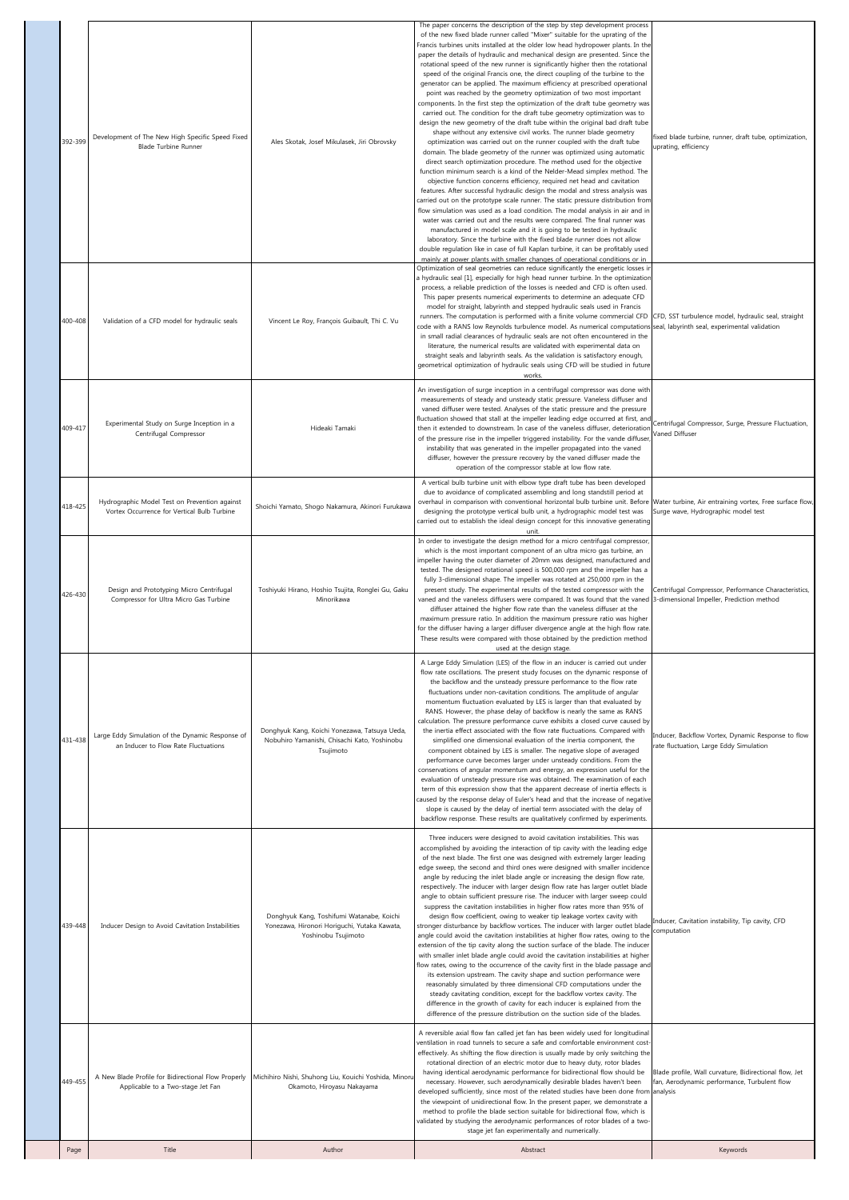| Page | Title | Author | Abstract | Keywords |
| --- | --- | --- | --- | --- |
| 392-399 | Development of The New High Specific Speed Fixed Blade Turbine Runner | Ales Skotak, Josef Mikulasek, Jiri Obrovsky | The paper concerns the description of the step by step development process of the new fixed blade runner called "Mixer" suitable for the uprating of the Francis turbines units installed at the older low head hydropower plants. In the paper the details of hydraulic and mechanical design are presented. Since the rotational speed of the new runner is significantly higher then the rotational speed of the original Francis one, the direct coupling of the turbine to the generator can be applied. The maximum efficiency at prescribed operational point was reached by the geometry optimization of two most important components. In the first step the optimization of the draft tube geometry was carried out. The condition for the draft tube geometry optimization was to design the new geometry of the draft tube within the original bad draft tube shape without any extensive civil works. The runner blade geometry optimization was carried out on the runner coupled with the draft tube domain. The blade geometry of the runner was optimized using automatic direct search optimization procedure. The method used for the objective function minimum search is a kind of the Nelder-Mead simplex method. The objective function concerns efficiency, required net head and cavitation features. After successful hydraulic design the modal and stress analysis was carried out on the prototype scale runner. The static pressure distribution from flow simulation was used as a load condition. The modal analysis in air and in water was carried out and the results were compared. The final runner was manufactured in model scale and it is going to be tested in hydraulic laboratory. Since the turbine with the fixed blade runner does not allow double regulation like in case of full Kaplan turbine, it can be profitably used mainly at power plants with smaller changes of operational conditions or in | fixed blade turbine, runner, draft tube, optimization, uprating, efficiency |
| 400-408 | Validation of a CFD model for hydraulic seals | Vincent Le Roy, François Guibault, Thi C. Vu | Optimization of seal geometries can reduce significantly the energetic losses in a hydraulic seal [1], especially for high head runner turbine. In the optimization process, a reliable prediction of the losses is needed and CFD is often used. This paper presents numerical experiments to determine an adequate CFD model for straight, labyrinth and stepped hydraulic seals used in Francis runners. The computation is performed with a finite volume commercial CFD code with a RANS low Reynolds turbulence model. As numerical computations in small radial clearances of hydraulic seals are not often encountered in the literature, the numerical results are validated with experimental data on straight seals and labyrinth seals. As the validation is satisfactory enough, geometrical optimization of hydraulic seals using CFD will be studied in future works. | CFD, SST turbulence model, hydraulic seal, straight seal, labyrinth seal, experimental validation |
| 409-417 | Experimental Study on Surge Inception in a Centrifugal Compressor | Hideaki Tamaki | An investigation of surge inception in a centrifugal compressor was done with measurements of steady and unsteady static pressure. Vaneless diffuser and vaned diffuser were tested. Analyses of the static pressure and the pressure fluctuation showed that stall at the impeller leading edge occurred at first, and then it extended to downstream. In case of the vaneless diffuser, deterioration of the pressure rise in the impeller triggered instability. For the vande diffuser, instability that was generated in the impeller propagated into the vaned diffuser, however the pressure recovery by the vaned diffuser made the operation of the compressor stable at low flow rate. | Centrifugal Compressor, Surge, Pressure Fluctuation, Vaned Diffuser |
| 418-425 | Hydrographic Model Test on Prevention against Vortex Occurrence for Vertical Bulb Turbine | Shoichi Yamato, Shogo Nakamura, Akinori Furukawa | A vertical bulb turbine unit with elbow type draft tube has been developed due to avoidance of complicated assembling and long standstill period at overhaul in comparison with conventional horizontal bulb turbine unit. Before designing the prototype vertical bulb unit, a hydrographic model test was carried out to establish the ideal design concept for this innovative generating unit. | Water turbine, Air entraining vortex, Free surface flow, Surge wave, Hydrographic model test |
| 426-430 | Design and Prototyping Micro Centrifugal Compressor for Ultra Micro Gas Turbine | Toshiyuki Hirano, Hoshio Tsujita, Ronglei Gu, Gaku Minorikawa | In order to investigate the design method for a micro centrifugal compressor, which is the most important component of an ultra micro gas turbine, an impeller having the outer diameter of 20mm was designed, manufactured and tested. The designed rotational speed is 500,000 rpm and the impeller has a fully 3-dimensional shape. The impeller was rotated at 250,000 rpm in the present study. The experimental results of the tested compressor with the vaned and the vaneless diffusers were compared. It was found that the vaned diffuser attained the higher flow rate than the vaneless diffuser at the maximum pressure ratio. In addition the maximum pressure ratio was higher for the diffuser having a larger diffuser divergence angle at the high flow rate. These results were compared with those obtained by the prediction method used at the design stage. | Centrifugal Compressor, Performance Characteristics, 3-dimensional Impeller, Prediction method |
| 431-438 | Large Eddy Simulation of the Dynamic Response of an Inducer to Flow Rate Fluctuations | Donghyuk Kang, Koichi Yonezawa, Tatsuya Ueda, Nobuhiro Yamanishi, Chisachi Kato, Yoshinobu Tsujimoto | A Large Eddy Simulation (LES) of the flow in an inducer is carried out under flow rate oscillations. The present study focuses on the dynamic response of the backflow and the unsteady pressure performance to the flow rate fluctuations under non-cavitation conditions. The amplitude of angular momentum fluctuation evaluated by LES is larger than that evaluated by RANS. However, the phase delay of backflow is nearly the same as RANS calculation. The pressure performance curve exhibits a closed curve caused by the inertia effect associated with the flow rate fluctuations. Compared with simplified one dimensional evaluation of the inertia component, the component obtained by LES is smaller. The negative slope of averaged performance curve becomes larger under unsteady conditions. From the conservations of angular momentum and energy, an expression useful for the evaluation of unsteady pressure rise was obtained. The examination of each term of this expression show that the apparent decrease of inertia effects is caused by the response delay of Euler's head and that the increase of negative slope is caused by the response delay of inertial term associated with the delay of backflow response. These results are qualitatively confirmed by experiments. | Inducer, Backflow Vortex, Dynamic Response to flow rate fluctuation, Large Eddy Simulation |
| 439-448 | Inducer Design to Avoid Cavitation Instabilities | Donghyuk Kang, Toshifumi Watanabe, Koichi Yonezawa, Hironori Horiguchi, Yutaka Kawata, Yoshinobu Tsujimoto | Three inducers were designed to avoid cavitation instabilities. This was accomplished by avoiding the interaction of tip cavity with the leading edge of the next blade. The first one was designed with extremely larger leading edge sweep, the second and third ones were designed with smaller incidence angle by reducing the inlet blade angle or increasing the design flow rate, respectively. The inducer with larger design flow rate has larger outlet blade angle to obtain sufficient pressure rise. The inducer with larger sweep could suppress the cavitation instabilities in higher flow rates more than 95% of design flow coefficient, owing to weaker tip leakage vortex cavity with stronger disturbance by backflow vortices. The inducer with larger outlet blade angle could avoid the cavitation instabilities at higher flow rates, owing to the extension of the tip cavity along the suction surface of the blade. The inducer with smaller inlet blade angle could avoid the cavitation instabilities at higher flow rates, owing to the occurrence of the cavity first in the blade passage and its extension upstream. The cavity shape and suction performance were reasonably simulated by three dimensional CFD computations under the steady cavitating condition, except for the backflow vortex cavity. The difference in the growth of cavity for each inducer is explained from the difference of the pressure distribution on the suction side of the blades. | Inducer, Cavitation instability, Tip cavity, CFD computation |
| 449-455 | A New Blade Profile for Bidirectional Flow Properly Applicable to a Two-stage Jet Fan | Michihiro Nishi, Shuhong Liu, Kouichi Yoshida, Minoru Okamoto, Hiroyasu Nakayama | A reversible axial flow fan called jet fan has been widely used for longitudinal ventilation in road tunnels to secure a safe and comfortable environment cost-effectively. As shifting the flow direction is usually made by only switching the rotational direction of an electric motor due to heavy duty, rotor blades having identical aerodynamic performance for bidirectional flow should be necessary. However, such aerodynamically desirable blades haven't been developed sufficiently, since most of the related studies have been done from the viewpoint of unidirectional flow. In the present paper, we demonstrate a method to profile the blade section suitable for bidirectional flow, which is validated by studying the aerodynamic performances of rotor blades of a two-stage jet fan experimentally and numerically. | Blade profile, Wall curvature, Bidirectional flow, Jet fan, Aerodynamic performance, Turbulent flow analysis |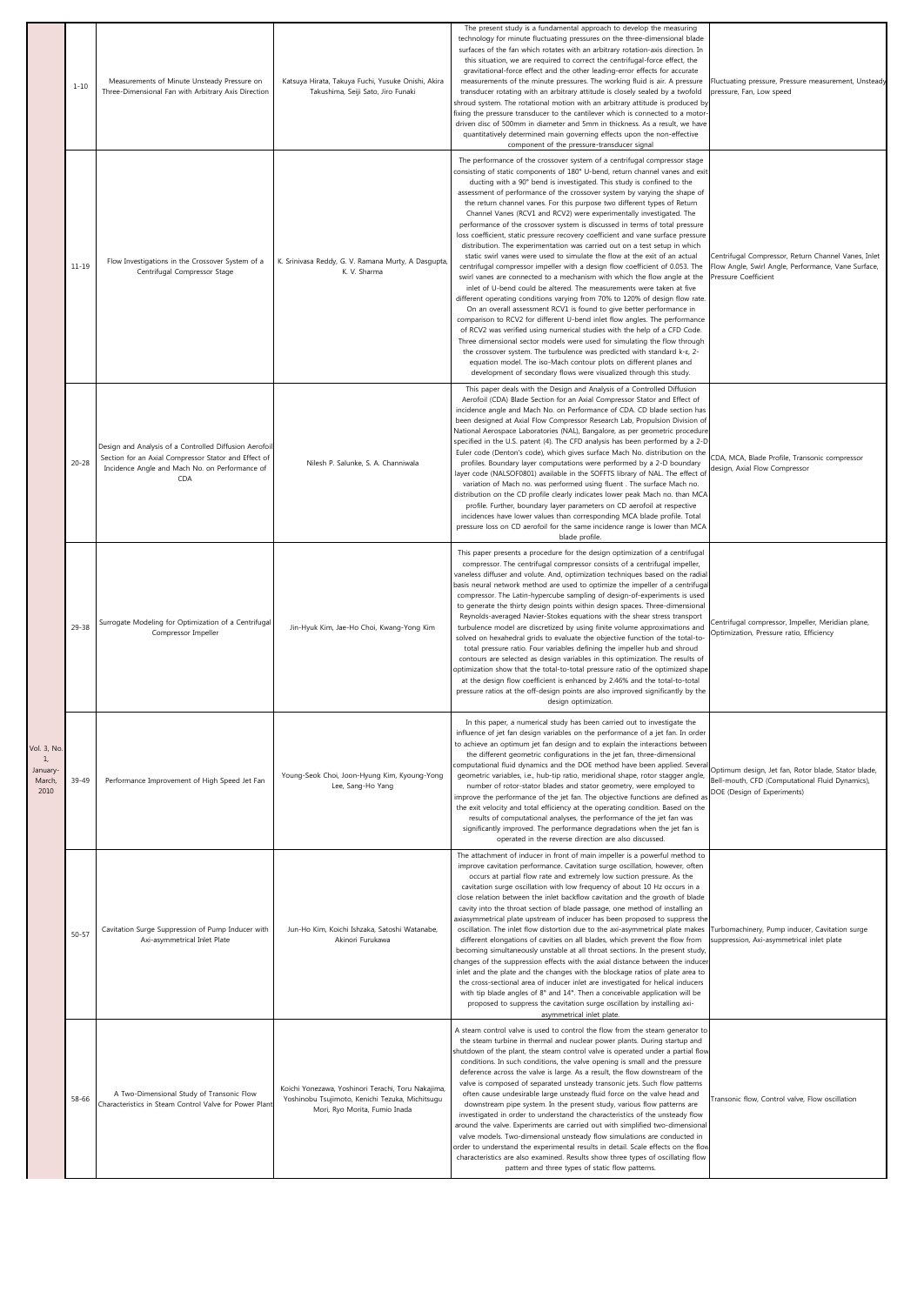| | | | | | |
|---|---|---|---|---|---|
| Vol. 3, No. 1, January-March, 2010 | 1-10 | Measurements of Minute Unsteady Pressure on Three-Dimensional Fan with Arbitrary Axis Direction | Katsuya Hirata, Takuya Fuchi, Yusuke Onishi, Akira Takushima, Seiji Sato, Jiro Funaki | The present study is a fundamental approach to develop the measuring technology for minute fluctuating pressures on the three-dimensional blade surfaces of the fan which rotates with an arbitrary rotation-axis direction. In this situation, we are required to correct the centrifugal-force effect, the gravitational-force effect and the other leading-error effects for accurate measurements of the minute pressures. The working fluid is air. A pressure transducer rotating with an arbitrary attitude is closely sealed by a twofold shroud system. The rotational motion with an arbitrary attitude is produced by fixing the pressure transducer to the cantilever which is connected to a motor-driven disc of 500mm in diameter and 5mm in thickness. As a result, we have quantitatively determined main governing effects upon the non-effective component of the pressure-transducer signal | Fluctuating pressure, Pressure measurement, Unsteady pressure, Fan, Low speed |
| | 11-19 | Flow Investigations in the Crossover System of a Centrifugal Compressor Stage | K. Srinivasa Reddy, G. V. Ramana Murty, A Dasgupta, K. V. Sharma | The performance of the crossover system of a centrifugal compressor stage consisting of static components of 180° U-bend, return channel vanes and exit ducting with a 90° bend is investigated. This study is confined to the assessment of performance of the crossover system by varying the shape of the return channel vanes. For this purpose two different types of Return Channel Vanes (RCV1 and RCV2) were experimentally investigated. The performance of the crossover system is discussed in terms of total pressure loss coefficient, static pressure recovery coefficient and vane surface pressure distribution. The experimentation was carried out on a test setup in which static swirl vanes were used to simulate the flow at the exit of an actual centrifugal compressor impeller with a design flow coefficient of 0.053. The swirl vanes are connected to a mechanism with which the flow angle at the inlet of U-bend could be altered. The measurements were taken at five different operating conditions varying from 70% to 120% of design flow rate. On an overall assessment RCV1 is found to give better performance in comparison to RCV2 for different U-bend inlet flow angles. The performance of RCV2 was verified using numerical studies with the help of a CFD Code. Three dimensional sector models were used for simulating the flow through the crossover system. The turbulence was predicted with standard k-ε, 2-equation model. The iso-Mach contour plots on different planes and development of secondary flows were visualized through this study. | Centrifugal Compressor, Return Channel Vanes, Inlet Flow Angle, Swirl Angle, Performance, Vane Surface, Pressure Coefficient |
| | 20-28 | Design and Analysis of a Controlled Diffusion Aerofoil Section for an Axial Compressor Stator and Effect of Incidence Angle and Mach No. on Performance of CDA | Nilesh P. Salunke, S. A. Channiwala | This paper deals with the Design and Analysis of a Controlled Diffusion Aerofoil (CDA) Blade Section for an Axial Compressor Stator and Effect of incidence angle and Mach No. on Performance of CDA. CD blade section has been designed at Axial Flow Compressor Research Lab, Propulsion Division of National Aerospace Laboratories (NAL), Bangalore, as per geometric procedure specified in the U.S. patent (4). The CFD analysis has been performed by a 2-D Euler code (Denton's code), which gives surface Mach No. distribution on the profiles. Boundary layer computations were performed by a 2-D boundary layer code (NALSOF0801) available in the SOFFTS library of NAL. The effect of variation of Mach no. was performed using fluent . The surface Mach no. distribution on the CD profile clearly indicates lower peak Mach no. than MCA profile. Further, boundary layer parameters on CD aerofoil at respective incidences have lower values than corresponding MCA blade profile. Total pressure loss on CD aerofoil for the same incidence range is lower than MCA blade profile. | CDA, MCA, Blade Profile, Transonic compressor design, Axial Flow Compressor |
| | 29-38 | Surrogate Modeling for Optimization of a Centrifugal Compressor Impeller | Jin-Hyuk Kim, Jae-Ho Choi, Kwang-Yong Kim | This paper presents a procedure for the design optimization of a centrifugal compressor. The centrifugal compressor consists of a centrifugal impeller, vaneless diffuser and volute. And, optimization techniques based on the radial basis neural network method are used to optimize the impeller of a centrifugal compressor. The Latin-hypercube sampling of design-of-experiments is used to generate the thirty design points within design spaces. Three-dimensional Reynolds-averaged Navier-Stokes equations with the shear stress transport turbulence model are discretized by using finite volume approximations and solved on hexahedral grids to evaluate the objective function of the total-to-total pressure ratio. Four variables defining the impeller hub and shroud contours are selected as design variables in this optimization. The results of optimization show that the total-to-total pressure ratio of the optimized shape at the design flow coefficient is enhanced by 2.46% and the total-to-total pressure ratios at the off-design points are also improved significantly by the design optimization. | Centrifugal compressor, Impeller, Meridian plane, Optimization, Pressure ratio, Efficiency |
| | 39-49 | Performance Improvement of High Speed Jet Fan | Young-Seok Choi, Joon-Hyung Kim, Kyoung-Yong Lee, Sang-Ho Yang | In this paper, a numerical study has been carried out to investigate the influence of jet fan design variables on the performance of a jet fan. In order to achieve an optimum jet fan design and to explain the interactions between the different geometric configurations in the jet fan, three-dimensional computational fluid dynamics and the DOE method have been applied. Several geometric variables, i.e., hub-tip ratio, meridional shape, rotor stagger angle, number of rotor-stator blades and stator geometry, were employed to improve the performance of the jet fan. The objective functions are defined as the exit velocity and total efficiency at the operating condition. Based on the results of computational analyses, the performance of the jet fan was significantly improved. The performance degradations when the jet fan is operated in the reverse direction are also discussed. | Optimum design, Jet fan, Rotor blade, Stator blade, Bell-mouth, CFD (Computational Fluid Dynamics), DOE (Design of Experiments) |
| | 50-57 | Cavitation Surge Suppression of Pump Inducer with Axi-asymmetrical Inlet Plate | Jun-Ho Kim, Koichi Ishzaka, Satoshi Watanabe, Akinori Furukawa | The attachment of inducer in front of main impeller is a powerful method to improve cavitation performance. Cavitation surge oscillation, however, often occurs at partial flow rate and extremely low suction pressure. As the cavitation surge oscillation with low frequency of about 10 Hz occurs in a close relation between the inlet backflow cavitation and the growth of blade cavity into the throat section of blade passage, one method of installing an axiasymmetrical plate upstream of inducer has been proposed to suppress the oscillation. The inlet flow distortion due to the axi-asymmetrical plate makes different elongations of cavities on all blades, which prevent the flow from becoming simultaneously unstable at all throat sections. In the present study, changes of the suppression effects with the axial distance between the inducer inlet and the plate and the changes with the blockage ratios of plate area to the cross-sectional area of inducer inlet are investigated for helical inducers with tip blade angles of 8° and 14°. Then a conceivable application will be proposed to suppress the cavitation surge oscillation by installing axi-asymmetrical inlet plate. | Turbomachinery, Pump inducer, Cavitation surge suppression, Axi-asymmetrical inlet plate |
| | 58-66 | A Two-Dimensional Study of Transonic Flow Characteristics in Steam Control Valve for Power Plant | Koichi Yonezawa, Yoshinori Terachi, Toru Nakajima, Yoshinobu Tsujimoto, Kenichi Tezuka, Michitsugu Mori, Ryo Morita, Fumio Inada | A steam control valve is used to control the flow from the steam generator to the steam turbine in thermal and nuclear power plants. During startup and shutdown of the plant, the steam control valve is operated under a partial flow conditions. In such conditions, the valve opening is small and the pressure deference across the valve is large. As a result, the flow downstream of the valve is composed of separated unsteady transonic jets. Such flow patterns often cause undesirable large unsteady fluid force on the valve head and downstream pipe system. In the present study, various flow patterns are investigated in order to understand the characteristics of the unsteady flow around the valve. Experiments are carried out with simplified two-dimensional valve models. Two-dimensional unsteady flow simulations are conducted in order to understand the experimental results in detail. Scale effects on the flow characteristics are also examined. Results show three types of oscillating flow pattern and three types of static flow patterns. | Transonic flow, Control valve, Flow oscillation |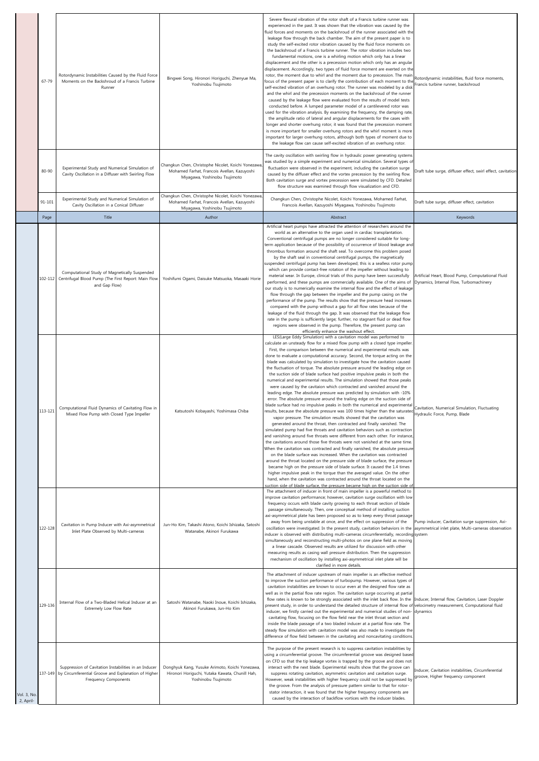| | Page | Title | Author | Abstract | Keywords |
|---|---|---|---|---|---|
| | 67-79 | Rotordynamic Instabilities Caused by the Fluid Force Moments on the Backshroud of a Francis Turbine Runner | Bingwei Song, Hironori Horiguchi, Zhenyue Ma, Yoshinobu Tsujimoto | Severe flexural vibration of the rotor shaft of a Francis turbine runner was experienced in the past. It was shown that the vibration was caused by the fluid forces and moments on the backshroud of the runner associated with the leakage flow through the back chamber. The aim of the present paper is to study the self-excited rotor vibration caused by the fluid force moments on the backshroud of a Francis turbine runner. The rotor vibration includes two fundamental motions, one is a whirling motion which only has a linear displacement and the other is a precession motion which only has an angular displacement. Accordingly, two types of fluid force moment are exerted on the rotor, the moment due to whirl and the moment due to precession. The main focus of the present paper is to clarify the contribution of each moment to the self-excited vibration of an overhung rotor. The runner was modeled by a disk and the whirl and the precession moments on the backshroud of the runner caused by the leakage flow were evaluated from the results of model tests conducted before. A lumped parameter model of a cantilevered rotor was used for the vibration analysis. By examining the frequency, the damping rate, the amplitude ratio of lateral and angular displacements for the cases with longer and shorter overhung rotor, it was found that the precession moment is more important for smaller overhung rotors and the whirl moment is more important for larger overhung rotors, although both types of moment due to the leakage flow can cause self-excited vibration of an overhung rotor. | Rotordynamic instabilities, fluid force moments, Francis turbine runner, backshroud |
| | 80-90 | Experimental Study and Numerical Simulation of Cavity Oscillation in a Diffuser with Swirling Flow | Changkun Chen, Christophe Nicolet, Koichi Yonezawa, Mohamed Farhat, Francois Avellan, Kazuyoshi Miyagawa, Yoshinobu Tsujimoto | The cavity oscillation with swirling flow in hydraulic power generating systems was studied by a simple experiment and numerical simulation. Several types of fluctuation were observed in the experiment, including the cavitation surge caused by the diffuser effect and the vortex precession by the swirling flow. Both cavitation surge and vortex precession were simulated by CFD. Detailed flow structure was examined through flow visualization and CFD. | Draft tube surge, diffuser effect, swirl effect, cavitation |
| | 91-101 | Experimental Study and Numerical Simulation of Cavity Oscillation in a Conical Diffuser | Changkun Chen, Christophe Nicolet, Koichi Yonezawa, Mohamed Farhat, Francois Avellan, Kazuyoshi Miyagawa, Yoshinobu Tsujimoto | Changkun Chen, Christophe Nicolet, Koichi Yonezawa, Mohamed Farhat, Francois Avellan, Kazuyoshi Miyagawa, Yoshinobu Tsujimoto | Draft tube surge, diffuser effect, cavitation |
| | Page | Title | Author | Abstract | Keywords |
| | 102-112 | Computational Study of Magnetically Suspended Centrifugal Blood Pump (The First Report: Main Flow and Gap Flow) | Yoshifumi Ogami, Daisuke Matsuoka, Masaaki Horie | Artificial heart pumps have attracted the attention of researchers around the world as an alternative to the organ used in cardiac transplantation. Conventional centrifugal pumps are no longer considered suitable for long-term application because of the possibility of occurrence of blood leakage and thrombus formation around the shaft seal. To overcome this problem posed by the shaft seal in conventional centrifugal pumps, the magnetically suspended centrifugal pump has been developed; this is a sealless rotor pump which can provide contact-free rotation of the impeller without leading to material wear. In Europe, clinical trials of this pump have been successfully performed, and these pumps are commercially available. One of the aims of our study is to numerically examine the internal flow and the effect of leakage flow through the gap between the impeller and the pump casing on the performance of the pump. The results show that the pressure head increases compared with the pump without a gap for all flow rates because of the leakage of the fluid through the gap. It was observed that the leakage flow rate in the pump is sufficiently large; further, no stagnant fluid or dead flow regions were observed in the pump. Therefore, the present pump can efficiently enhance the washout effect. | Artificial Heart, Blood Pump, Computational Fluid Dynamics, Internal Flow, Turbomachinery |
| | 113-121 | Computational Fluid Dynamics of Cavitating Flow in Mixed Flow Pump with Closed Type Impeller | Katsutoshi Kobayashi, Yoshimasa Chiba | LES(Large Eddy Simulation) with a cavitation model was performed to calculate an unsteady flow for a mixed flow pump with a closed type impeller. First, the comparison between the numerical and experimental results was done to evaluate a computational accuracy. Second, the torque acting on the blade was calculated by simulation to investigate how the cavitation caused the fluctuation of torque. The absolute pressure around the leading edge on the suction side of blade surface had positive impulsive peaks in both the numerical and experimental results. The simulation showed that those peaks were caused by the cavitaion which contracted and vanished around the leading edge. The absolute pressure was predicted by simulation with -10% error. The absolute pressure around the trailing edge on the suction side of blade surface had no impulsive peaks in both the numerical and experimental results, because the absolute pressure was 100 times higher than the saturated vapor pressure. The simulation results showed that the cavitation was generated around the throat, then contracted and finally vanished. The simulated pump had five throats and cavitation behaviors such as contraction and vanishing around five throats were different from each other. For instance, the cavitations around those five throats were not vanished at the same time. When the cavitation was contracted and finally vanished, the absolute pressure on the blade surface was increased. When the cavitation was contracted around the throat located on the pressure side of blade surface, the pressure became high on the pressure side of blade surface. It caused the 1.4 times higher impulsive peak in the torque than the averaged value. On the other hand, when the cavitation was contracted around the throat located on the suction side of blade surface, the pressure became high on the suction side of | Cavitation, Numerical Simulation, Fluctuating Hydraulic Force, Pump, Blade |
| | 122-128 | Cavitation in Pump Inducer with Axi-asymmetrical Inlet Plate Observed by Multi-cameras | Jun-Ho Kim, Takashi Atono, Koichi Ishizaka, Satoshi Watanabe, Akinori Furukawa | The attachment of inducer in front of main impeller is a powerful method to improve cavitation performance; however, cavitation surge oscillation with low frequency occurs with blade cavity growing to each throat section of blade passage simultaneously. Then, one conceptual method of installing suction axi-asymmetrical plate has been proposed so as to keep every throat passage away from being unstable at once, and the effect on suppression of the oscillation were investigated. In the present study, cavitation behaviors in the inducer is observed with distributing multi-cameras circumferentially, recording simultaneously and reconstructing multi-photos on one plane field as moving a linear cascade. Observed results are utilized for discussion with other measuring results as casing wall pressure distribution. Then the suppression mechanism of oscillation by installing axi-asymmetrical inlet plate will be clarified in more details. | Pump inducer, Cavitation surge suppression, Axi-asymmetrical inlet plate, Multi-cameras observation system |
| | 129-136 | Internal Flow of a Two-Bladed Helical Inducer at an Extremely Low Flow Rate | Satoshi Watanabe, Naoki Inoue, Koichi Ishizaka, Akinori Furukawa, Jun-Ho Kim | The attachment of inducer upstream of main impeller is an effective method to improve the suction performance of turbopump. However, various types of cavitation instabilities are known to occur even at the designed flow rate as well as in the partial flow rate region. The cavitation surge occurring at partial flow rates is known to be strongly associated with the inlet back flow. In the present study, in order to understand the detailed structure of internal flow of inducer, we firstly carried out the experimental and numerical studies of non-cavitating flow, focusing on the flow field near the inlet throat section and inside the blade passage of a two bladed inducer at a partial flow rate. The steady flow simulation with cavitation model was also made to investigate the difference of flow field between in the cavitating and noncavitating conditions. | Inducer, Internal Flow, Cavitation, Laser Doppler velocimetry measurement, Computational fluid dynamics |
| Vol. 3, No. 2, April- | 137-149 | Suppression of Cavitation Instabilities in an Inducer by Circumferential Groove and Explanation of Higher Frequency Components | Donghyuk Kang, Yusuke Arimoto, Koichi Yonezawa, Hironori Horiguchi, Yutaka Kawata, Chunill Hah, Yoshinobu Tsujimoto | The purpose of the present research is to suppress cavitation instabilities by using a circumferential groove. The circumferential groove was designed based on CFD so that the tip leakage vortex is trapped by the groove and does not interact with the next blade. Experimental results show that the groove can suppress rotating cavitation, asymmetric cavitation and cavitation surge. However, weak instabilities with higher frequency could not be suppressed by the groove. From the analysis of pressure pattern similar to that for rotor-stator interaction, it was found that the higher frequency components are caused by the interaction of backflow vortices with the inducer blades. | Inducer, Cavitation instabilities, Circumferential groove, Higher frequency component |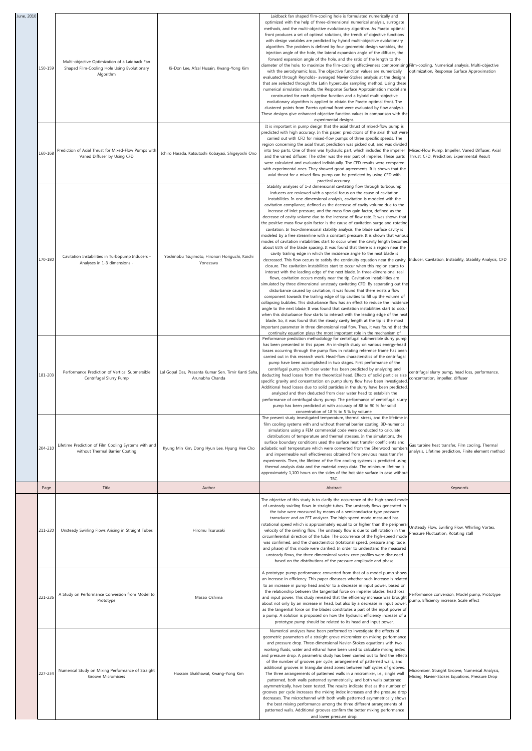| | Page | Title | Author | Abstract | Keywords |
|---|---|---|---|---|---|
| June, 2010 | 150-159 | Multi-objective Optimization of a Laidback Fan Shaped Film-Cooling Hole Using Evolutionary Algorithm | Ki-Don Lee, Afzal Husain, Kwang-Yong Kim | Laidback fan shaped film-cooling hole is formulated numerically and optimized with the help of three-dimensional numerical analysis, surrogate methods, and the multi-objective evolutionary algorithm. As Pareto optimal front produces a set of optimal solutions, the trends of objective functions with design variables are predicted by hybrid multi-objective evolutionary algorithm. The problem is defined by four geometric design variables, the injection angle of the hole, the lateral expansion angle of the diffuser, the forward expansion angle of the hole, and the ratio of the length to the diameter of the hole, to maximize the film-cooling effectiveness compromising with the aerodynamic loss. The objective function values are numerically evaluated through Reynolds- averaged Navier-Stokes analysis at the designs that are selected through the Latin hypercube sampling method. Using these numerical simulation results, the Response Surface Approximation model are constructed for each objective function and a hybrid multi-objective evolutionary algorithm is applied to obtain the Pareto optimal front. The clustered points from Pareto optimal front were evaluated by flow analysis. These designs give enhanced objective function values in comparison with the experimental designs. | Film-cooling, Numerical analysis, Multi-objective optimization, Response Surface Approximation |
| | 160-168 | Prediction of Axial Thrust for Mixed-Flow Pumps with Vaned Diffuser by Using CFD | Ichiro Harada, Katsutoshi Kobayashi, Shigeyoshi Ono | It is important in pump design that the axial thrust of mixed-flow pump is predicted with high accuracy. In this paper, predictions of the axial thrust were carried out with CFD for mixed-flow pumps of three specific speeds. The region concerning the axial thrust prediction was picked out, and was divided into two parts. One of them was hydraulic part, which included the impeller and the vaned diffuser. The other was the rear part of impeller. These parts were calculated and evaluated individually. The CFD results were compared with experimental ones. They showed good agreements. It is shown that the axial thrust for a mixed-flow pump can be predicted by using CFD with practical accuracy. | Mixed-Flow Pump, Impeller, Vaned Diffuser, Axial Thrust, CFD, Prediction, Experimental Result |
| | 170-180 | Cavitation Instabilities in Turbopump Inducers - Analyses in 1-3 dimensions - | Yoshinobu Tsujimoto, Hironori Horiguchi, Koichi Yonezawa | Stability analyses of 1-3 dimensional cavitating flow through turbopump inducers are reviewed with a special focus on the cause of cavitation instabilities. In one-dimensional analysis, cavitation is modeled with the cavitation compliance, defined as the decrease of cavity volume due to the increase of inlet pressure, and the mass flow gain factor, defined as the decrease of cavity volume due to the increase of flow rate. It was shown that the positive mass flow gain factor is the cause of cavitation surge and rotating cavitation. In two-dimensional stability analysis, the blade surface cavity is modeled by a free streamline with a constant pressure. It is shown that various modes of cavitation instabilities start to occur when the cavity length becomes about 65% of the blade spacing. It was found that there is a region near the cavity trailing edge in which the incidence angle to the next blade is decreased. This flow occurs to satisfy the continuity equation near the cavity closure. The cavitation instabilities start to occur when this region starts to interact with the leading edge of the next blade. In three-dimensional real flows, cavitation occurs mostly near the tip. Cavitation instabilities are simulated by three dimensional unsteady cavitating CFD. By separating out the disturbance caused by cavitation, it was found that there exists a flow component towards the trailing edge of tip cavities to fill up the volume of collapsing bubbles. This disturbance flow has an effect to reduce the incidence angle to the next blade. It was found that cavitation instabilities start to occur when this disturbance flow starts to interact with the leading edge of the next blade. So, it was found that the steady cavity length at the tip is the most important parameter in three dimensional real flow. Thus, it was found that the continuity equation plays the most important role in the mechanism of | Inducer, Cavitation, Instability, Stability Analysis, CFD |
| | 181-203 | Performance Prediction of Vertical Submersible Centrifugal Slurry Pump | Lal Gopal Das, Prasanta Kumar Sen, Timir Kanti Saha, Arunabha Chanda | Performance prediction methodology for centrifugal submersible slurry pump has been presented in this paper. An in-depth study on various energy-head losses occurring through the pump flow in rotating reference frame has been carried out in this research work. Head-flow characteristics of the centrifugal pump have been accomplished in two stages. First performance of the centrifugal pump with clear water has been predicted by analyzing and deducting head losses from the theoretical head. Effects of solid particles size, specific gravity and concentration on pump slurry flow have been investigated. Additional head losses due to solid particles in the slurry have been predicted, analyzed and then deducted from clear water head to establish the performance of centrifugal slurry pump. The performance of centrifugal slurry pump has been predicted at with accuracy of 88 to 90 % for solid concentration of 18 % to 5 % by volume. | centrifugal slurry pump, head loss, performance, concentration, impeller, diffuser |
| | 204-210 | Lifetime Prediction of Film Cooling Systems with and without Thermal Barrier Coating | Kyung Min Kim, Dong Hyun Lee, Hyung Hee Cho | The present study investigated temperature, thermal stress, and the lifetime in film cooling systems with and without thermal barrier coating. 3D-numerical simulations using a FEM commercial code were conducted to calculate distributions of temperature and thermal stresses. In the simulations, the surface boundary conditions used the surface heat transfer coefficients and adiabatic wall temperature which were converted from the Sherwood numbers and impermeable wall effectiveness obtained from previous mass transfer experiments. Then, the lifetime of the film cooling systems is predicted using thermal analysis data and the material creep data. The minimum lifetime is approximately 1,100 hours on the sides of the hot side surface in case without TBC. | Gas turbine heat transfer, Film cooling, Thermal analysis, Lifetime prediction, Finite element method |
| | Page | Title | Author | Abstract | Keywords |
| | 211-220 | Unsteady Swirling Flows Arising in Straight Tubes | Hiromu Tsurusaki | The objective of this study is to clarify the occurrence of the high-speed mode of unsteady swirling flows in straight tubes. The unsteady flows generated in the tube were measured by means of a semiconductor-type pressure transducer and an FFT analyzer. The high-speed mode measured has rotational speed which is approximately equal to or higher than the peripheral velocity of the swirling flow. The unsteady flow is due to cell rotation in the circumferential direction of the tube. The occurrence of the high-speed mode was confirmed, and the characteristics (rotational speed, pressure amplitude, and phase) of this mode were clarified. In order to understand the measured unsteady flows, the three dimensional vortex core profiles were discussed based on the distributions of the pressure amplitude and phase. | Unsteady Flow, Swirling Flow, Whirling Vortex, Pressure Fluctuation, Rotating stall |
| | 221-226 | A Study on Performance Conversion from Model to Prototype | Masao Oshima | A prototype pump performance converted from that of a model pump shows an increase in efficiency. This paper discusses whether such increase is related to an increase in pump head and/or to a decrease in input power, based on the relationship between the tangential force on impeller blades, head loss and input power. This study revealed that the efficiency increase was brought about not only by an increase in head, but also by a decrease in input power, as the tangential force on the blades constitutes a part of the input power of a pump. A solution is proposed on how the hydraulic efficiency increase of a prototype pump should be related to its head and input power. | Performance conversion, Model pump, Prototype pump, Efficiency increase, Scale effect |
| | 227-234 | Numerical Study on Mixing Performance of Straight Groove Micromixers | Hossain Shakhawat, Kwang-Yong Kim | Numerical analyses have been performed to investigate the effects of geometric parameters of a straight grove micromixer on mixing performance and pressure drop. Three-dimensional Navier-Stokes equations with two working fluids, water and ethanol have been used to calculate mixing index and pressure drop. A parametric study has been carried out to find the effects of the number of grooves per cycle, arrangement of patterned walls, and additional grooves in triangular dead zones between half cycles of grooves. The three arrangements of patterned walls in a micromixer, i.e., single wall patterned, both walls patterned symmetrically, and both walls patterned asymmetrically, have been tested. The results indicate that as the number of grooves per cycle increases the mixing index increases and the pressure drop decreases. The microchannel with both walls patterned asymmetrically shows the best mixing performance among the three different arrangements of patterned walls. Additional grooves confirm the better mixing performance and lower pressure drop. | Micromixer, Straight Groove, Numerical Analysis, Mixing, Navier-Stokes Equations, Pressure Drop |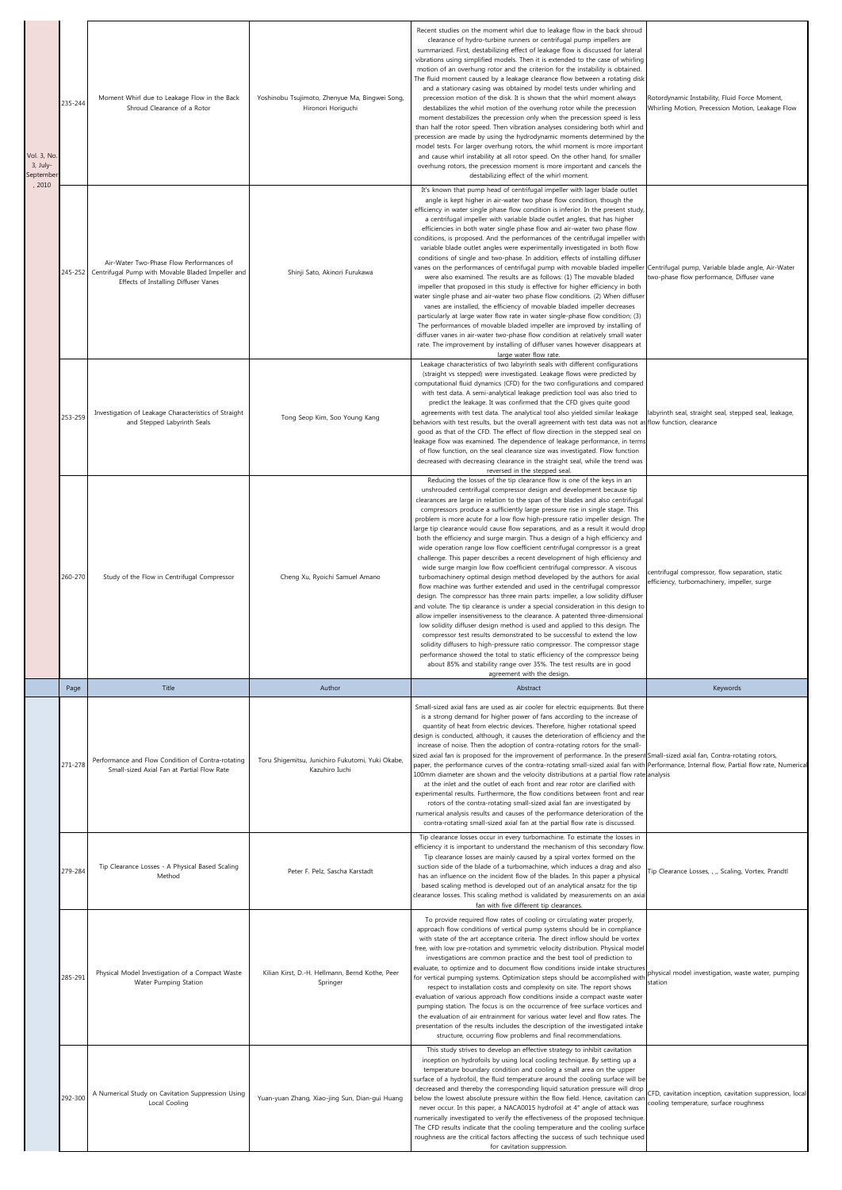| | Page | Title | Author | Abstract | Keywords |
|---|---|---|---|---|---|
| Vol. 3, No. 3, July-September, 2010 | 235-244 | Moment Whirl due to Leakage Flow in the Back Shroud Clearance of a Rotor | Yoshinobu Tsujimoto, Zhenyue Ma, Bingwei Song, Hironori Horiguchi | Recent studies on the moment whirl due to leakage flow in the back shroud clearance of hydro-turbine runners or centrifugal pump impellers are summarized. First, destabilizing effect of leakage flow is discussed for lateral vibrations using simplified models. Then it is extended to the case of whirling motion of an overhung rotor and the criterion for the instability is obtained. The fluid moment caused by a leakage clearance flow between a rotating disk and a stationary casing was obtained by model tests under whirling and precession motion of the disk. It is shown that the whirl moment always destabilizes the whirl motion of the overhung rotor while the precession moment destabilizes the precession only when the precession speed is less than half the rotor speed. Then vibration analyses considering both whirl and precession are made by using the hydrodynamic moments determined by the model tests. For larger overhung rotors, the whirl moment is more important and cause whirl instability at all rotor speed. On the other hand, for smaller overhung rotors, the precession moment is more important and cancels the destabilizing effect of the whirl moment. | Rotordynamic Instability, Fluid Force Moment, Whirling Motion, Precession Motion, Leakage Flow |
| | 245-252 | Air-Water Two-Phase Flow Performances of Centrifugal Pump with Movable Bladed Impeller and Effects of Installing Diffuser Vanes | Shinji Sato, Akinori Furukawa | It's known that pump head of centrifugal impeller with lager blade outlet angle is kept higher in air-water two phase flow condition, though the efficiency in water single phase flow condition is inferior. In the present study, a centrifugal impeller with variable blade outlet angles, that has higher efficiencies in both water single phase flow and air-water two phase flow conditions, is proposed. And the performances of the centrifugal impeller with variable blade outlet angles were experimentally investigated in both flow conditions of single and two-phase. In addition, effects of installing diffuser vanes on the performances of centrifugal pump with movable bladed impeller were also examined. The results are as follows: (1) The movable bladed impeller that proposed in this study is effective for higher efficiency in both water single phase and air-water two phase flow conditions. (2) When diffuser vanes are installed, the efficiency of movable bladed impeller decreases particularly at large water flow rate in water single-phase flow condition; (3) The performances of movable bladed impeller are improved by installing of diffuser vanes in air-water two-phase flow condition at relatively small water rate. The improvement by installing of diffuser vanes however disappears at large water flow rate. | Centrifugal pump, Variable blade angle, Air-Water two-phase flow performance, Diffuser vane |
| | 253-259 | Investigation of Leakage Characteristics of Straight and Stepped Labyrinth Seals | Tong Seop Kim, Soo Young Kang | Leakage characteristics of two labyrinth seals with different configurations (straight vs stepped) were investigated. Leakage flows were predicted by computational fluid dynamics (CFD) for the two configurations and compared with test data. A semi-analytical leakage prediction tool was also tried to predict the leakage. It was confirmed that the CFD gives quite good agreements with test data. The analytical tool also yielded similar leakage behaviors with test results, but the overall agreement with test data was not as good as that of the CFD. The effect of flow direction in the stepped seal on leakage flow was examined. The dependence of leakage performance, in terms of flow function, on the seal clearance size was investigated. Flow function decreased with decreasing clearance in the straight seal, while the trend was reversed in the stepped seal. | labyrinth seal, straight seal, stepped seal, leakage, flow function, clearance |
| | 260-270 | Study of the Flow in Centrifugal Compressor | Cheng Xu, Ryoichi Samuel Amano | Reducing the losses of the tip clearance flow is one of the keys in an unshrouded centrifugal compressor design and development because tip clearances are large in relation to the span of the blades and also centrifugal compressors produce a sufficiently large pressure rise in single stage. This problem is more acute for a low flow high-pressure ratio impeller design. The large tip clearance would cause flow separations, and as a result it would drop both the efficiency and surge margin. Thus a design of a high efficiency and wide operation range low flow coefficient centrifugal compressor is a great challenge. This paper describes a recent development of high efficiency and wide surge margin low flow coefficient centrifugal compressor. A viscous turbomachinery optimal design method developed by the authors for axial flow machine was further extended and used in the centrifugal compressor design. The compressor has three main parts: impeller, a low solidity diffuser and volute. The tip clearance is under a special consideration in this design to allow impeller insensitiveness to the clearance. A patented three-dimensional low solidity diffuser design method is used and applied to this design. The compressor test results demonstrated to be successful to extend the low solidity diffusers to high-pressure ratio compressor. The compressor stage performance showed the total to static efficiency of the compressor being about 85% and stability range over 35%. The test results are in good agreement with the design. | centrifugal compressor, flow separation, static efficiency, turbomachinery, impeller, surge |

| | Page | Title | Author | Abstract | Keywords |
|---|---|---|---|---|---|
| | 271-278 | Performance and Flow Condition of Contra-rotating Small-sized Axial Fan at Partial Flow Rate | Toru Shigemitsu, Junichiro Fukutomi, Yuki Okabe, Kazuhiro Iuchi | Small-sized axial fans are used as air cooler for electric equipments. But there is a strong demand for higher power of fans according to the increase of quantity of heat from electric devices. Therefore, higher rotational speed design is conducted, although, it causes the deterioration of efficiency and the increase of noise. Then the adoption of contra-rotating rotors for the small-sized axial fan is proposed for the improvement of performance. In the present paper, the performance curves of the contra-rotating small-sized axial fan with 100mm diameter are shown and the velocity distributions at a partial flow rate at the inlet and the outlet of each front and rear rotor are clarified with experimental results. Furthermore, the flow conditions between front and rear rotors of the contra-rotating small-sized axial fan are investigated by numerical analysis results and causes of the performance deterioration of the contra-rotating small-sized axial fan at the partial flow rate is discussed. | Small-sized axial fan, Contra-rotating rotors, Performance, Internal flow, Partial flow rate, Numerical analysis |
| | 279-284 | Tip Clearance Losses - A Physical Based Scaling Method | Peter F. Pelz, Sascha Karstadt | Tip clearance losses occur in every turbomachine. To estimate the losses in efficiency it is important to understand the mechanism of this secondary flow. Tip clearance losses are mainly caused by a spiral vortex formed on the suction side of the blade of a turbomachine, which induces a drag and also has an influence on the incident flow of the blades. In this paper a physical based scaling method is developed out of an analytical ansatz for the tip clearance losses. This scaling method is validated by measurements on an axial fan with five different tip clearances. | Tip Clearance Losses, , ,, Scaling, Vortex, Prandtl |
| | 285-291 | Physical Model Investigation of a Compact Waste Water Pumping Station | Kilian Kirst, D.-H. Hellmann, Bernd Kothe, Peer Springer | To provide required flow rates of cooling or circulating water properly, approach flow conditions of vertical pump systems should be in compliance with state of the art acceptance criteria. The direct inflow should be vortex free, with low pre-rotation and symmetric velocity distribution. Physical model investigations are common practice and the best tool of prediction to evaluate, to optimize and to document flow conditions inside intake structures for vertical pumping systems. Optimization steps should be accomplished with respect to installation costs and complexity on site. The report shows evaluation of various approach flow conditions inside a compact waste water pumping station. The focus is on the occurrence of free surface vortices and the evaluation of air entrainment for various water level and flow rates. The presentation of the results includes the description of the investigated intake structure, occurring flow problems and final recommendations. | physical model investigation, waste water, pumping station |
| | 292-300 | A Numerical Study on Cavitation Suppression Using Local Cooling | Yuan-yuan Zhang, Xiao-jing Sun, Dian-gui Huang | This study strives to develop an effective strategy to inhibit cavitation inception on hydrofoils by using local cooling technique. By setting up a temperature boundary condition and cooling a small area on the upper surface of a hydrofoil, the fluid temperature around the cooling surface will be decreased and thereby the corresponding liquid saturation pressure will drop below the lowest absolute pressure within the flow field. Hence, cavitation can never occur. In this paper, a NACA0015 hydrofoil at 4° angle of attack was numerically investigated to verify the effectiveness of the proposed technique. The CFD results indicate that the cooling temperature and the cooling surface roughness are the critical factors affecting the success of such technique used for cavitation suppression. | CFD, cavitation inception, cavitation suppression, local cooling temperature, surface roughness |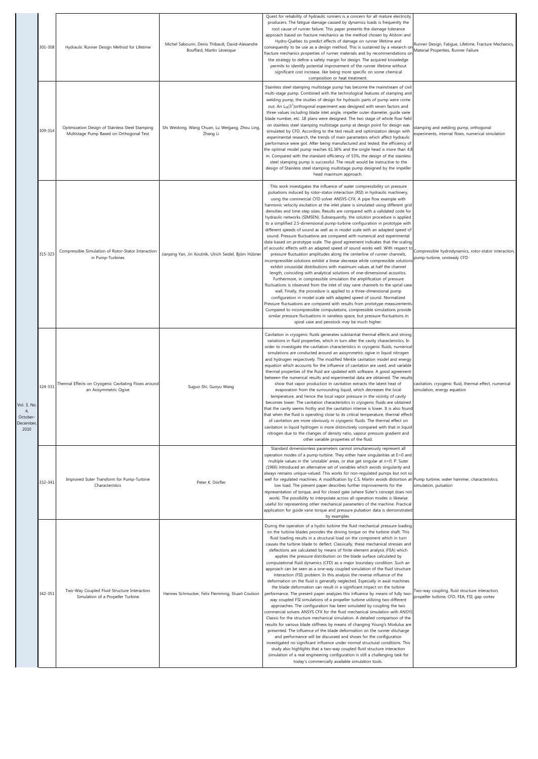| | | | | | |
|---|---|---|---|---|---|
| Vol. 3, No. 4, October-December, 2010 | 301-308 | Hydraulic Runner Design Method for Lifetime | Michel Sabourin, Denis Thibault, David-Alexandre Bouffard, Martin Lévesque | Quest for reliability of hydraulic runners is a concern for all mature electricity producers. The fatigue damage caused by dynamics loads is frequently the root cause of runner failure. This paper presents the damage tolerance approach based on fracture mechanics as the method chosen by Alstom and Hydro-Québec to predict effects of damage on runner lifetime and consequently to be use as a design method. This is sustained by a research on fracture mechanics properties of runner materials and by recommendations on the strategy to define a safety margin for design. The acquired knowledge permits to identify potential improvement of the runner lifetime without significant cost increase, like being more specific on some chemical composition or heat treatment. | Runner Design, Fatigue, Lifetime, Fracture Mechanics, Material Properties, Runner Failure |
| | 309-314 | Optimization Design of Stainless Steel Stamping Multistage Pump Based on Orthogonal Test | Shi Weidong, Wang Chuan, Lu Weigang, Zhou Ling, Zhang Li | Stainless steel stamping multistage pump has become the mainstream of civil multi-stage pump. Combined with the technological features of stamping and welding pump, the studies of design for hydraulic parts of pump were come out. An $L_{18}(3^7)$orthogonal experiment was designed with seven factors and three values including blade inlet angle, impeller outer diameter, guide vane blade number, etc. 18 plans were designed. The two stage of whole flow field on stainless steel stamping multistage pump at design point for design was simulated by CFD. According to the test result and optimization design with experimental research, the trends of main parameters which affect hydraulic performance were got. After being manufactured and tested, the efficiency of the optimal model pump reaches 61.36% and the single head is more than 4.8 m. Compared with the standard efficiency of 53%, the design of the stainless steel stamping pump is successful. The result would be instructive to the design of Stainless steel stamping multistage pump designed by the impeller head maximum approach. | stamping and welding pump, orthogonal experiments, internal flows, numerical simulation |
| | 315-323 | Compressible Simulation of Rotor-Stator Interaction in Pump-Turbines | Jianping Yan, Jiri Koutnik, Ulrich Seidel, Björn Hübner | This work investigates the influence of water compressibility on pressure pulsations induced by rotor-stator interaction (RSI) in hydraulic machinery, using the commercial CFD solver ANSYS-CFX. A pipe flow example with harmonic velocity excitation at the inlet plane is simulated using different grid densities and time step sizes. Results are compared with a validated code for hydraulic networks (SIMSEN). Subsequently, the solution procedure is applied to a simplified 2.5-dimensional pump-turbine configuration in prototype with different speeds of sound as well as in model scale with an adapted speed of sound. Pressure fluctuations are compared with numerical and experimental data based on prototype scale. The good agreement indicates that the scaling of acoustic effects with an adapted speed of sound works well. With respect to pressure fluctuation amplitudes along the centerline of runner channels, incompressible solutions exhibit a linear decrease while compressible solutions exhibit sinusoidal distributions with maximum values at half the channel length, coinciding with analytical solutions of one-dimensional acoustics. Furthermore, in compressible simulation the amplification of pressure fluctuations is observed from the inlet of stay vane channels to the spiral case wall. Finally, the procedure is applied to a three-dimensional pump configuration in model scale with adapted speed of sound. Normalized Pressure fluctuations are compared with results from prototype measurements. Compared to incompressible computations, compressible simulations provide similar pressure fluctuations in vaneless space, but pressure fluctuations in spiral case and penstock may be much higher. | Compressible hydrodynamics, rotor-stator interaction, pump-turbine, unsteady CFD |
| | 324-331 | Thermal Effects on Cryogenic Cavitating Flows around an Axisymmetric Ogive | Suguo Shi, Guoyu Wang | Cavitation in cryogenic fluids generates substantial thermal effects and strong variations in fluid properties, which in turn alter the cavity characteristics. In order to investigate the cavitation characteristics in cryogenic fluids, numerical simulations are conducted around an axisymmetric ogive in liquid nitrogen and hydrogen respectively. The modified Merkle cavitation model and energy equation which accounts for the influence of cavitation are used, and variable thermal properties of the fluid are updated with software. A good agreement between the numerical results and experimental data are obtained. The results show that vapor production in cavitation extracts the latent heat of evaporation from the surrounding liquid, which decreases the local temperature, and hence the local vapor pressure in the vicinity of cavity becomes lower. The cavitation characteristics in cryogenic fluids are obtained that the cavity seems frothy and the cavitation intense is lower. It is also found that when the fluid is operating close to its critical temperature, thermal effects of cavitation are more obviously in cryogenic fluids. The thermal effect on cavitation in liquid hydrogen is more distinctively compared with that in liquid nitrogen due to the changes of density ratio, vapour pressure gradient and other variable properties of the fluid. | cavitation, cryogenic fluid, thermal effect, numerical simulation, energy equation |
| | 332-341 | Improved Suter Transform for Pump-Turbine Characteristics | Peter K. Dörfler | Standard dimensionless parameters cannot simultaneously represent all operation modes of a pump-turbine. They either have singularities at E=0 and multiple values in the 'unstable' areas, or else get singular at n=0. P. Suter (1966) introduced an alternative set of variables which avoids singularity and always remains unique-valued. This works for non-regulated pumps but not so well for regulated machines. A modification by C.S. Martin avoids distortion at low load. The present paper describes further improvements for the representation of torque, and for closed gate (where Suter's concept does not work). The possibility to interpolate across all operation modes is likewise useful for representing other mechanical parameters of the machine. Practical application for guide vane torque and pressure pulsation data is demonstrated by examples. | Pump turbine, water hammer, characteristics, simulation, pulsation |
| | 342-351 | Two-Way Coupled Fluid Structure Interaction Simulation of a Propeller Turbine | Hannes Schmucker, Felix Flemming, Stuart Coulson | During the operation of a hydro turbine the fluid mechanical pressure loading on the turbine blades provides the driving torque on the turbine shaft. This fluid loading results in a structural load on the component which in turn causes the turbine blade to deflect. Classically, these mechanical stresses and deflections are calculated by means of finite element analysis (FEA) which applies the pressure distribution on the blade surface calculated by computational fluid dynamics (CFD) as a major boundary condition. Such an approach can be seen as a one-way coupled simulation of the fluid structure interaction (FSI) problem. In this analysis the reverse influence of the deformation on the fluid is generally neglected. Especially in axial machines the blade deformation can result in a significant impact on the turbine performance. The present paper analyzes this influence by means of fully two-way coupled FSI simulations of a propeller turbine utilizing two different approaches. The configuration has been simulated by coupling the two commercial solvers ANSYS CFX for the fluid mechanical simulation with ANSYS Classic for the structure mechanical simulation. A detailed comparison of the results for various blade stiffness by means of changing Young's Modulus are presented. The influence of the blade deformation on the runner discharge and performance will be discussed and shows for the configuration investigated no significant influence under normal structural conditions. This study also highlights that a two-way coupled fluid structure interaction simulation of a real engineering configuration is still a challenging task for today's commercially available simulation tools. | Two-way coupling, fluid structure interaction, propeller turbine, CFD, FEA, FSI, gap vortex |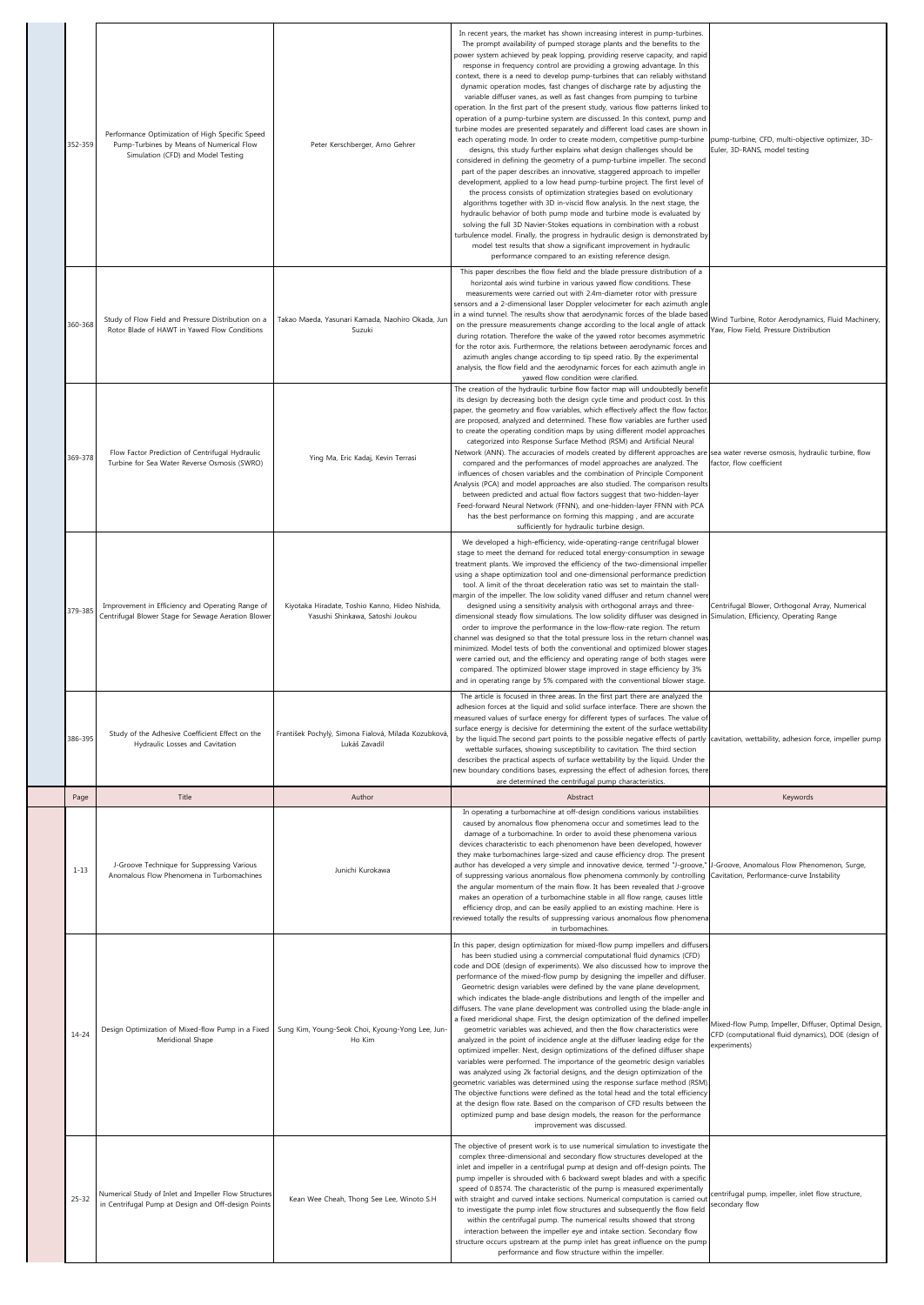| Page | Title | Author | Abstract | Keywords |
|---|---|---|---|---|
| 352-359 | Performance Optimization of High Specific Speed Pump-Turbines by Means of Numerical Flow Simulation (CFD) and Model Testing | Peter Kerschberger, Arno Gehrer | In recent years, the market has shown increasing interest in pump-turbines. The prompt availability of pumped storage plants and the benefits to the power system achieved by peak lopping, providing reserve capacity, and rapid response in frequency control are providing a growing advantage. In this context, there is a need to develop pump-turbines that can reliably withstand dynamic operation modes, fast changes of discharge rate by adjusting the variable diffuser vanes, as well as fast changes from pumping to turbine operation. In the first part of the present study, various flow patterns linked to operation of a pump-turbine system are discussed. In this context, pump and turbine modes are presented separately and different load cases are shown in each operating mode. In order to create modern, competitive pump-turbine designs, this study further explains what design challenges should be considered in defining the geometry of a pump-turbine impeller. The second part of the paper describes an innovative, staggered approach to impeller development, applied to a low head pump-turbine project. The first level of the process consists of optimization strategies based on evolutionary algorithms together with 3D in-viscid flow analysis. In the next stage, the hydraulic behavior of both pump mode and turbine mode is evaluated by solving the full 3D Navier-Stokes equations in combination with a robust turbulence model. Finally, the progress in hydraulic design is demonstrated by model test results that show a significant improvement in hydraulic performance compared to an existing reference design. | pump-turbine, CFD, multi-objective optimizer, 3D-Euler, 3D-RANS, model testing |
| 360-368 | Study of Flow Field and Pressure Distribution on a Rotor Blade of HAWT in Yawed Flow Conditions | Takao Maeda, Yasunari Kamada, Naohiro Okada, Jun Suzuki | This paper describes the flow field and the blade pressure distribution of a horizontal axis wind turbine in various yawed flow conditions. These measurements were carried out with 2.4m-diameter rotor with pressure sensors and a 2-dimensional laser Doppler velocimeter for each azimuth angle in a wind tunnel. The results show that aerodynamic forces of the blade based on the pressure measurements change according to the local angle of attack during rotation. Therefore the wake of the yawed rotor becomes asymmetric for the rotor axis. Furthermore, the relations between aerodynamic forces and azimuth angles change according to tip speed ratio. By the experimental analysis, the flow field and the aerodynamic forces for each azimuth angle in yawed flow condition were clarified. | Wind Turbine, Rotor Aerodynamics, Fluid Machinery, Yaw, Flow Field, Pressure Distribution |
| 369-378 | Flow Factor Prediction of Centrifugal Hydraulic Turbine for Sea Water Reverse Osmosis (SWRO) | Ying Ma, Eric Kadaj, Kevin Terrasi | The creation of the hydraulic turbine flow factor map will undoubtedly benefit its design by decreasing both the design cycle time and product cost. In this paper, the geometry and flow variables, which effectively affect the flow factor, are proposed, analyzed and determined. These flow variables are further used to create the operating condition maps by using different model approaches categorized into Response Surface Method (RSM) and Artificial Neural Network (ANN). The accuracies of models created by different approaches are compared and the performances of model approaches are analyzed. The influences of chosen variables and the combination of Principle Component Analysis (PCA) and model approaches are also studied. The comparison results between predicted and actual flow factors suggest that two-hidden-layer Feed-forward Neural Network (FFNN), and one-hidden-layer FFNN with PCA has the best performance on forming this mapping , and are accurate sufficiently for hydraulic turbine design. | sea water reverse osmosis, hydraulic turbine, flow factor, flow coefficient |
| 379-385 | Improvement in Efficiency and Operating Range of Centrifugal Blower Stage for Sewage Aeration Blower | Kiyotaka Hiradate, Toshio Kanno, Hideo Nishida, Yasushi Shinkawa, Satoshi Joukou | We developed a high-efficiency, wide-operating-range centrifugal blower stage to meet the demand for reduced total energy-consumption in sewage treatment plants. We improved the efficiency of the two-dimensional impeller using a shape optimization tool and one-dimensional performance prediction tool. A limit of the throat deceleration ratio was set to maintain the stall-margin of the impeller. The low solidity vaned diffuser and return channel were designed using a sensitivity analysis with orthogonal arrays and three-dimensional steady flow simulations. The low solidity diffuser was designed in order to improve the performance in the low-flow-rate region. The return channel was designed so that the total pressure loss in the return channel was minimized. Model tests of both the conventional and optimized blower stages were carried out, and the efficiency and operating range of both stages were compared. The optimized blower stage improved in stage efficiency by 3% and in operating range by 5% compared with the conventional blower stage. | Centrifugal Blower, Orthogonal Array, Numerical Simulation, Efficiency, Operating Range |
| 386-395 | Study of the Adhesive Coefficient Effect on the Hydraulic Losses and Cavitation | František Pochylý, Simona Fialová, Milada Kozubková, Lukáš Zavadil | The article is focused in three areas. In the first part there are analyzed the adhesion forces at the liquid and solid surface interface. There are shown the measured values of surface energy for different types of surfaces. The value of surface energy is decisive for determining the extent of the surface wettability by the liquid.The second part points to the possible negative effects of partly wettable surfaces, showing susceptibility to cavitation. The third section describes the practical aspects of surface wettability by the liquid. Under the new boundary conditions bases, expressing the effect of adhesion forces, there are determined the centrifugal pump characteristics. | cavitation, wettability, adhesion force, impeller pump |

| Page | Title | Author | Abstract | Keywords |
|---|---|---|---|---|
| 1-13 | J-Groove Technique for Suppressing Various Anomalous Flow Phenomena in Turbomachines | Junichi Kurokawa | In operating a turbomachine at off-design conditions various instabilities caused by anomalous flow phenomena occur and sometimes lead to the damage of a turbomachine. In order to avoid these phenomena various devices characteristic to each phenomenon have been developed, however they make turbomachines large-sized and cause efficiency drop. The present author has developed a very simple and innovative device, termed "J-groove," of suppressing various anomalous flow phenomena commonly by controlling the angular momentum of the main flow. It has been revealed that J-groove makes an operation of a turbomachine stable in all flow range, causes little efficiency drop, and can be easily applied to an existing machine. Here is reviewed totally the results of suppressing various anomalous flow phenomena in turbomachines. | J-Groove, Anomalous Flow Phenomenon, Surge, Cavitation, Performance-curve Instability |
| 14-24 | Design Optimization of Mixed-flow Pump in a Fixed Meridional Shape | Sung Kim, Young-Seok Choi, Kyoung-Yong Lee, Jun-Ho Kim | In this paper, design optimization for mixed-flow pump impellers and diffusers has been studied using a commercial computational fluid dynamics (CFD) code and DOE (design of experiments). We also discussed how to improve the performance of the mixed-flow pump by designing the impeller and diffuser. Geometric design variables were defined by the vane plane development, which indicates the blade-angle distributions and length of the impeller and diffusers. The vane plane development was controlled using the blade-angle in a fixed meridional shape. First, the design optimization of the defined impeller geometric variables was achieved, and then the flow characteristics were analyzed in the point of incidence angle at the diffuser leading edge for the optimized impeller. Next, design optimizations of the defined diffuser shape variables were performed. The importance of the geometric design variables was analyzed using 2k factorial designs, and the design optimization of the geometric variables was determined using the response surface method (RSM). The objective functions were defined as the total head and the total efficiency at the design flow rate. Based on the comparison of CFD results between the optimized pump and base design models, the reason for the performance improvement was discussed. | Mixed-flow Pump, Impeller, Diffuser, Optimal Design, CFD (computational fluid dynamics), DOE (design of experiments) |
| 25-32 | Numerical Study of Inlet and Impeller Flow Structures in Centrifugal Pump at Design and Off-design Points | Kean Wee Cheah, Thong See Lee, Winoto S.H | The objective of present work is to use numerical simulation to investigate the complex three-dimensional and secondary flow structures developed at the inlet and impeller in a centrifugal pump at design and off-design points. The pump impeller is shrouded with 6 backward swept blades and with a specific speed of 0.8574. The characteristic of the pump is measured experimentally with straight and curved intake sections. Numerical computation is carried out to investigate the pump inlet flow structures and subsequently the flow field within the centrifugal pump. The numerical results showed that strong interaction between the impeller eye and intake section. Secondary flow structure occurs upstream at the pump inlet has great influence on the pump performance and flow structure within the impeller. | centrifugal pump, impeller, inlet flow structure, secondary flow |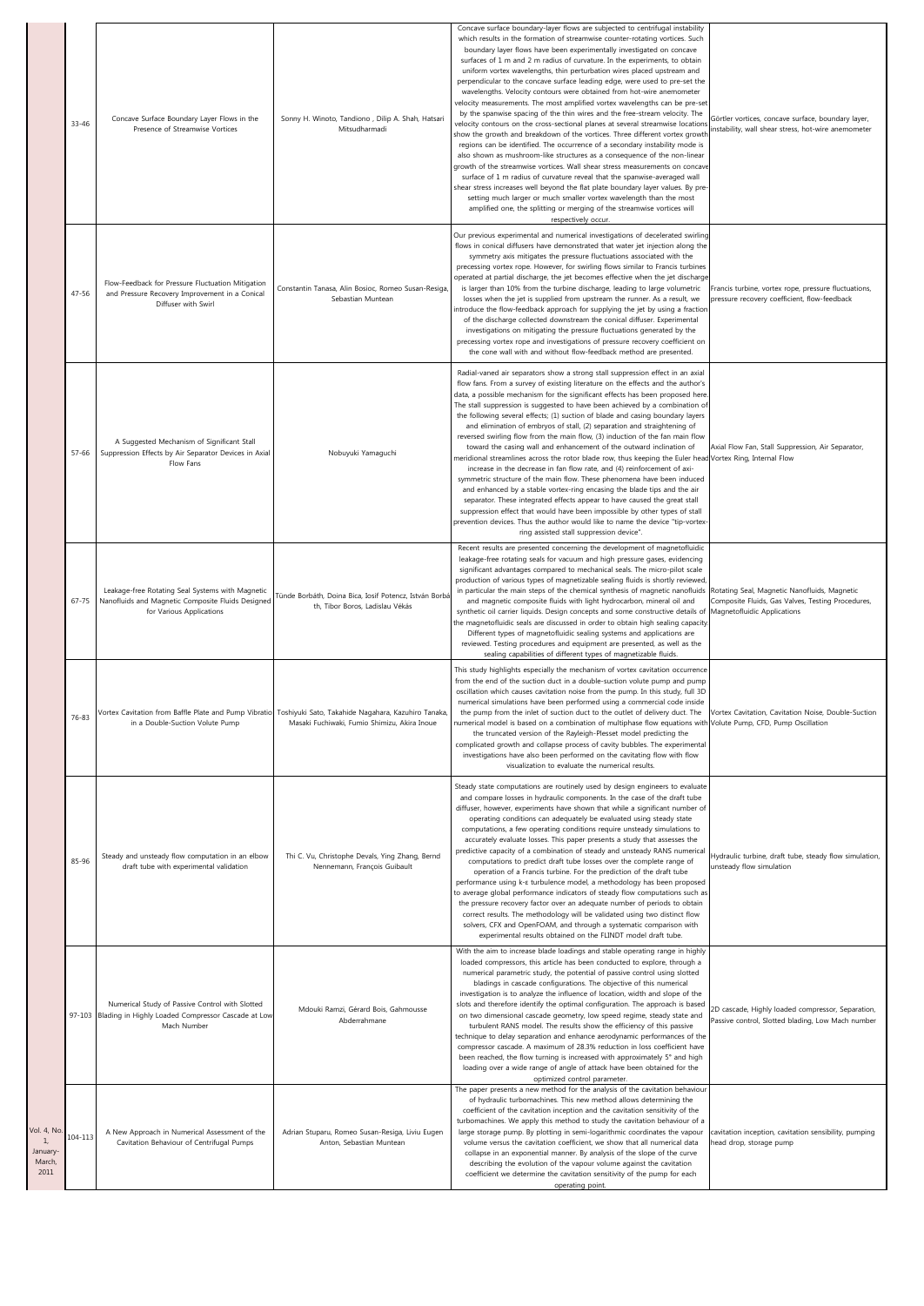| | | | | | |
|---|---|---|---|---|---|
| | 33-46 | Concave Surface Boundary Layer Flows in the Presence of Streamwise Vortices | Sonny H. Winoto, Tandiono , Dilip A. Shah, Hatsari Mitsudharmadi | Concave surface boundary-layer flows are subjected to centrifugal instability which results in the formation of streamwise counter-rotating vortices. Such boundary layer flows have been experimentally investigated on concave surfaces of 1 m and 2 m radius of curvature. In the experiments, to obtain uniform vortex wavelengths, thin perturbation wires placed upstream and perpendicular to the concave surface leading edge, were used to pre-set the wavelengths. Velocity contours were obtained from hot-wire anemometer velocity measurements. The most amplified vortex wavelengths can be pre-set by the spanwise spacing of the thin wires and the free-stream velocity. The velocity contours on the cross-sectional planes at several streamwise locations show the growth and breakdown of the vortices. Three different vortex growth regions can be identified. The occurrence of a secondary instability mode is also shown as mushroom-like structures as a consequence of the non-linear growth of the streamwise vortices. Wall shear stress measurements on concave surface of 1 m radius of curvature reveal that the spanwise-averaged wall shear stress increases well beyond the flat plate boundary layer values. By pre-setting much larger or much smaller vortex wavelength than the most amplified one, the splitting or merging of the streamwise vortices will respectively occur. | Görtler vortices, concave surface, boundary layer, instability, wall shear stress, hot-wire anemometer |
| | 47-56 | Flow-Feedback for Pressure Fluctuation Mitigation and Pressure Recovery Improvement in a Conical Diffuser with Swirl | Constantin Tanasa, Alin Bosioc, Romeo Susan-Resiga, Sebastian Muntean | Our previous experimental and numerical investigations of decelerated swirling flows in conical diffusers have demonstrated that water jet injection along the symmetry axis mitigates the pressure fluctuations associated with the precessing vortex rope. However, for swirling flows similar to Francis turbines operated at partial discharge, the jet becomes effective when the jet discharge is larger than 10% from the turbine discharge, leading to large volumetric losses when the jet is supplied from upstream the runner. As a result, we introduce the flow-feedback approach for supplying the jet by using a fraction of the discharge collected downstream the conical diffuser. Experimental investigations on mitigating the pressure fluctuations generated by the precessing vortex rope and investigations of pressure recovery coefficient on the cone wall with and without flow-feedback method are presented. | Francis turbine, vortex rope, pressure fluctuations, pressure recovery coefficient, flow-feedback |
| | 57-66 | A Suggested Mechanism of Significant Stall Suppression Effects by Air Separator Devices in Axial Flow Fans | Nobuyuki Yamaguchi | Radial-vaned air separators show a strong stall suppression effect in an axial flow fans. From a survey of existing literature on the effects and the author's data, a possible mechanism for the significant effects has been proposed here. The stall suppression is suggested to have been achieved by a combination of the following several effects; (1) suction of blade and casing boundary layers and elimination of embryos of stall, (2) separation and straightening of reversed swirling flow from the main flow, (3) induction of the fan main flow toward the casing wall and enhancement of the outward inclination of meridional streamlines across the rotor blade row, thus keeping the Euler head increase in the decrease in fan flow rate, and (4) reinforcement of axi-symmetric structure of the main flow. These phenomena have been induced and enhanced by a stable vortex-ring encasing the blade tips and the air separator. These integrated effects appear to have caused the great stall suppression effect that would have been impossible by other types of stall prevention devices. Thus the author would like to name the device "tip-vortex-ring assisted stall suppression device". | Axial Flow Fan, Stall Suppression, Air Separator, Vortex Ring, Internal Flow |
| | 67-75 | Leakage-free Rotating Seal Systems with Magnetic Nanofluids and Magnetic Composite Fluids Designed for Various Applications | Tünde Borbáth, Doina Bica, Iosif Potencz, István Borbáth, Tibor Boros, Ladislau Vékás | Recent results are presented concerning the development of magnetofluidic leakage-free rotating seals for vacuum and high pressure gases, evidencing significant advantages compared to mechanical seals. The micro-pilot scale production of various types of magnetizable sealing fluids is shortly reviewed, in particular the main steps of the chemical synthesis of magnetic nanofluids and magnetic composite fluids with light hydrocarbon, mineral oil and synthetic oil carrier liquids. Design concepts and some constructive details of the magnetofluidic seals are discussed in order to obtain high sealing capacity. Different types of magnetofluidic sealing systems and applications are reviewed. Testing procedures and equipment are presented, as well as the sealing capabilities of different types of magnetizable fluids. | Rotating Seal, Magnetic Nanofluids, Magnetic Composite Fluids, Gas Valves, Testing Procedures, Magnetofluidic Applications |
| | 76-83 | Vortex Cavitation from Baffle Plate and Pump Vibration in a Double-Suction Volute Pump | Toshiyuki Sato, Takahide Nagahara, Kazuhiro Tanaka, Masaki Fuchiwaki, Fumio Shimizu, Akira Inoue | This study highlights especially the mechanism of vortex cavitation occurrence from the end of the suction duct in a double-suction volute pump and pump oscillation which causes cavitation noise from the pump. In this study, full 3D numerical simulations have been performed using a commercial code inside the pump from the inlet of suction duct to the outlet of delivery duct. The numerical model is based on a combination of multiphase flow equations with the truncated version of the Rayleigh-Plesset model predicting the complicated growth and collapse process of cavity bubbles. The experimental investigations have also been performed on the cavitating flow with flow visualization to evaluate the numerical results. | Vortex Cavitation, Cavitation Noise, Double-Suction Volute Pump, CFD, Pump Oscillation |
| | 85-96 | Steady and unsteady flow computation in an elbow draft tube with experimental validation | Thi C. Vu, Christophe Devals, Ying Zhang, Bernd Nennemann, François Guibault | Steady state computations are routinely used by design engineers to evaluate and compare losses in hydraulic components. In the case of the draft tube diffuser, however, experiments have shown that while a significant number of operating conditions can adequately be evaluated using steady state computations, a few operating conditions require unsteady simulations to accurately evaluate losses. This paper presents a study that assesses the predictive capacity of a combination of steady and unsteady RANS numerical computations to predict draft tube losses over the complete range of operation of a Francis turbine. For the prediction of the draft tube performance using k-ε turbulence model, a methodology has been proposed to average global performance indicators of steady flow computations such as the pressure recovery factor over an adequate number of periods to obtain correct results. The methodology will be validated using two distinct flow solvers, CFX and OpenFOAM, and through a systematic comparison with experimental results obtained on the FLINDT model draft tube. | Hydraulic turbine, draft tube, steady flow simulation, unsteady flow simulation |
| | 97-103 | Numerical Study of Passive Control with Slotted Blading in Highly Loaded Compressor Cascade at Low Mach Number | Mdouki Ramzi, Gérard Bois, Gahmousse Abderrahmane | With the aim to increase blade loadings and stable operating range in highly loaded compressors, this article has been conducted to explore, through a numerical parametric study, the potential of passive control using slotted bladings in cascade configurations. The objective of this numerical investigation is to analyze the influence of location, width and slope of the slots and therefore identify the optimal configuration. The approach is based on two dimensional cascade geometry, low speed regime, steady state and turbulent RANS model. The results show the efficiency of this passive technique to delay separation and enhance aerodynamic performances of the compressor cascade. A maximum of 28.3% reduction in loss coefficient have been reached, the flow turning is increased with approximately 5° and high loading over a wide range of angle of attack have been obtained for the optimized control parameter. | 2D cascade, Highly loaded compressor, Separation, Passive control, Slotted blading, Low Mach number |
| Vol. 4, No. 1, January-March, 2011 | 104-113 | A New Approach in Numerical Assessment of the Cavitation Behaviour of Centrifugal Pumps | Adrian Stuparu, Romeo Susan-Resiga, Liviu Eugen Anton, Sebastian Muntean | The paper presents a new method for the analysis of the cavitation behaviour of hydraulic turbomachines. This new method allows determining the coefficient of the cavitation inception and the cavitation sensitivity of the turbomachines. We apply this method to study the cavitation behaviour of a large storage pump. By plotting in semi-logarithmic coordinates the vapour volume versus the cavitation coefficient, we show that all numerical data collapse in an exponential manner. By analysis of the slope of the curve describing the evolution of the vapour volume against the cavitation coefficient we determine the cavitation sensitivity of the pump for each operating point. | cavitation inception, cavitation sensibility, pumping head drop, storage pump |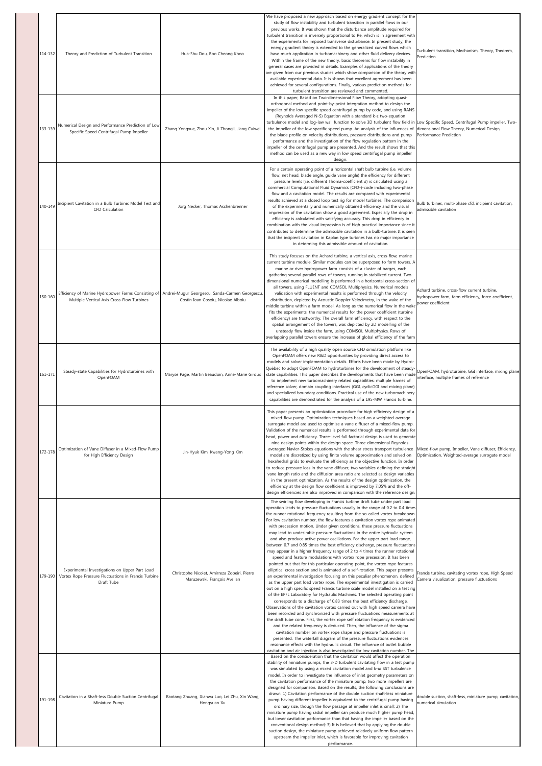| 114-132 | Theory and Prediction of Turbulent Transition | Hua-Shu Dou, Boo Cheong Khoo | We have proposed a new approach based on energy gradient concept for the study of flow instability and turbulent transition in parallel flows in our previous works. It was shown that the disturbance amplitude required for turbulent transition is inversely proportional to Re, which is in agreement with the experiments for imposed transverse disturbance. In present study, the energy gradient theory is extended to the generalized curved flows which have much application in turbomachinery and other fluid delivery devices. Within the frame of the new theory, basic theorems for flow instability in general cases are provided in details. Examples of applications of the theory are given from our previous studies which show comparison of the theory with available experimental data. It is shown that excellent agreement has been achieved for several configurations. Finally, various prediction methods for turbulent transition are reviewed and commented. | Turbulent transition, Mechanism, Theory, Theorem, Prediction |
|---|---|---|---|---|
| 133-139 | Numerical Design and Performance Prediction of Low Specific Speed Centrifugal Pump Impeller | Zhang Yongxue, Zhou Xin, Ji Zhongli, Jiang Cuiwei | In this paper, Based on Two-dimensional Flow Theory, adopting quasi-orthogonal method and point-by-point integration method to design the impeller of the low specific speed centrifugal pump by code, and using RANS (Reynolds Averaged N-S) Equation with a standard k-ε two-equation turbulence model and log-law wall function to solve 3D turbulent flow field in the impeller of the low specific speed pump. An analysis of the influences of the blade profile on velocity distributions, pressure distributions and pump performance and the investigation of the flow regulation pattern in the impeller of the centrifugal pump are presented. And the result shows that this method can be used as a new way in low speed centrifugal pump impeller design. | Low Specific Speed, Centrifugal Pump impeller, Two-dimensional Flow Theory, Numerical Design, Performance Prediction |
| 140-149 | Incipient Cavitation in a Bulb Turbine: Model Test and CFD Calculation | Jörg Necker, Thomas Aschenbrenner | For a certain operating point of a horizontal shaft bulb turbine (i.e. volume flow, net head, blade angle, guide vane angle) the efficiency for different pressure levels (i.e. different Thoma-coefficient σ) is calculated using a commercial Computational Fluid Dynamics (CFD-)-code including two-phase flow and a cavitation model. The results are compared with experimental results achieved at a closed loop test rig for model turbines. The comparison of the experimentally and numerically obtained efficiency and the visual impression of the cavitation show a good agreement. Especially the drop in efficiency is calculated with satisfying accuracy. This drop in efficiency in combination with the visual impression is of high practical importance since it contributes to determine the admissible cavitation in a bulb-turbine. It is seen that the incipient cavitation in Kaplan type turbines has no major importance in determing this admissible amount of cavitation. | Bulb turbines, multi-phase cfd, incipient cavitation, admissible cavitation |
| 150-160 | Efficiency of Marine Hydropower Farms Consisting of Multiple Vertical Axis Cross-Flow Turbines | Andrei-Mugur Georgescu, Sanda-Carmen Georgescu, Costin Ioan Cosoiu, Nicolae Alboiu | This study focuses on the Achard turbine, a vertical axis, cross-flow, marine current turbine module. Similar modules can be superposed to form towers. A marine or river hydropower farm consists of a cluster of barges, each gathering several parallel rows of towers, running in stabilized current. Two-dimensional numerical modelling is performed in a horizontal cross-section of all towers, using FLUENT and COMSOL Multiphysics. Numerical models validation with experimental results is performed through the velocity distribution, depicted by Acoustic Doppler Velocimetry, in the wake of the middle turbine within a farm model. As long as the numerical flow in the wake fits the experiments, the numerical results for the power coefficient (turbine efficiency) are trustworthy. The overall farm efficiency, with respect to the spatial arrangement of the towers, was depicted by 2D modelling of the unsteady flow inside the farm, using COMSOL Multiphysics. Rows of overlapping parallel towers ensure the increase of global efficiency of the farm. | Achard turbine, cross-flow current turbine, hydropower farm, farm efficiency, force coefficient, power coefficient |
| 161-171 | Steady-state Capabilities for Hydroturbines with OpenFOAM | Maryse Page, Martin Beaudoin, Anne-Marie Giroux | The availability of a high quality open source CFD simulation platform like OpenFOAM offers new R&D opportunities by providing direct access to models and solver implementation details. Efforts have been made by Hydro-Québec to adapt OpenFOAM to hydroturbines for the development of steady-state capabilities. This paper describes the developments that have been made to implement new turbomachinery related capabilities: multiple frames of reference solver, domain coupling interfaces (GGI, cyclicGGI and mixing plane) and specialized boundary conditions. Practical use of the new turbomachinery capabilities are demonstrated for the analysis of a 195-MW Francis turbine. | OpenFOAM, hydroturbine, GGI interface, mixing plane interface, multiple frames of reference |
| 172-178 | Optimization of Vane Diffuser in a Mixed-Flow Pump for High Efficiency Design | Jin-Hyuk Kim, Kwang-Yong Kim | This paper presents an optimization procedure for high-efficiency design of a mixed-flow pump. Optimization techniques based on a weighted-average surrogate model are used to optimize a vane diffuser of a mixed-flow pump. Validation of the numerical results is performed through experimental data for head, power and efficiency. Three-level full factorial design is used to generate nine design points within the design space. Three-dimensional Reynolds-averaged Navier-Stokes equations with the shear stress transport turbulence model are discretized by using finite volume approximation and solved on hexahedral grids to evaluate the efficiency as the objective function. In order to reduce pressure loss in the vane diffuser, two variables defining the straight vane length ratio and the diffusion area ratio are selected as design variables in the present optimization. As the results of the design optimization, the efficiency at the design flow coefficient is improved by 7.05% and the off-design efficiencies are also improved in comparison with the reference design. | Mixed-flow pump, Impeller, Vane diffuser, Efficiency, Optimization, Weighted-average surrogate model |
| 179-190 | Experimental Investigations on Upper Part Load Vortex Rope Pressure Fluctuations in Francis Turbine Draft Tube | Christophe Nicolet, Amirreza Zobeiri, Pierre Maruzewski, François Avellan | The swirling flow developing in Francis turbine draft tube under part load operation leads to pressure fluctuations usually in the range of 0.2 to 0.4 times the runner rotational frequency resulting from the so-called vortex breakdown. For low cavitation number, the flow features a cavitation vortex rope animated with precession motion. Under given conditions, these pressure fluctuations may lead to undesirable pressure fluctuations in the entire hydraulic system and also produce active power oscillations. For the upper part load range, between 0.7 and 0.85 times the best efficiency discharge, pressure fluctuations may appear in a higher frequency range of 2 to 4 times the runner rotational speed and feature modulations with vortex rope precession. It has been pointed out that for this particular operating point, the vortex rope features elliptical cross section and is animated of a self-rotation. This paper presents an experimental investigation focusing on this peculiar phenomenon, defined as the upper part load vortex rope. The experimental investigation is carried out on a high specific speed Francis turbine scale model installed on a test rig of the EPFL Laboratory for Hydraulic Machines. The selected operating point corresponds to a discharge of 0.83 times the best efficiency discharge. Observations of the cavitation vortex carried out with high speed camera have been recorded and synchronized with pressure fluctuations measurements at the draft tube cone. First, the vortex rope self rotation frequency is evidenced and the related frequency is deduced. Then, the influence of the sigma cavitation number on vortex rope shape and pressure fluctuations is presented. The waterfall diagram of the pressure fluctuations evidences resonance effects with the hydraulic circuit. The influence of outlet bubble cavitation and air injection is also investigated for low cavitation number. The | Francis turbine, cavitating vortex rope, High Speed Camera visualization, pressure fluctuations |
| 191-198 | Cavitation in a Shaft-less Double Suction Centrifugal Miniature Pump | Baotang Zhuang, Xianwu Luo, Lei Zhu, Xin Wang, Hongyuan Xu | Based on the consideration that the cavitation would affect the operation stability of miniature pumps, the 3-D turbulent cavitating flow in a test pump was simulated by using a mixed cavitation model and k-ω SST turbulence model. In order to investigate the influence of inlet geometry parameters on the cavitation performance of the miniature pump, two more impellers are designed for comparison. Based on the results, the following conclusions are drawn: 1) Cavitation performance of the double suction shaft-less miniature pump having different impeller is equivalent to the centrifugal pump having ordinary size, though the flow passage at impeller inlet is small; 2) The miniature pump having radial impeller can produce much higher pump head, but lower cavitation performance than that having the impeller based on the conventional design method; 3) It is believed that by applying the double suction design, the miniature pump achieved relatively uniform flow pattern upstream the impeller inlet, which is favorable for improving cavitation performance. | double suction, shaft-less, miniature pump, cavitation, numerical simulation |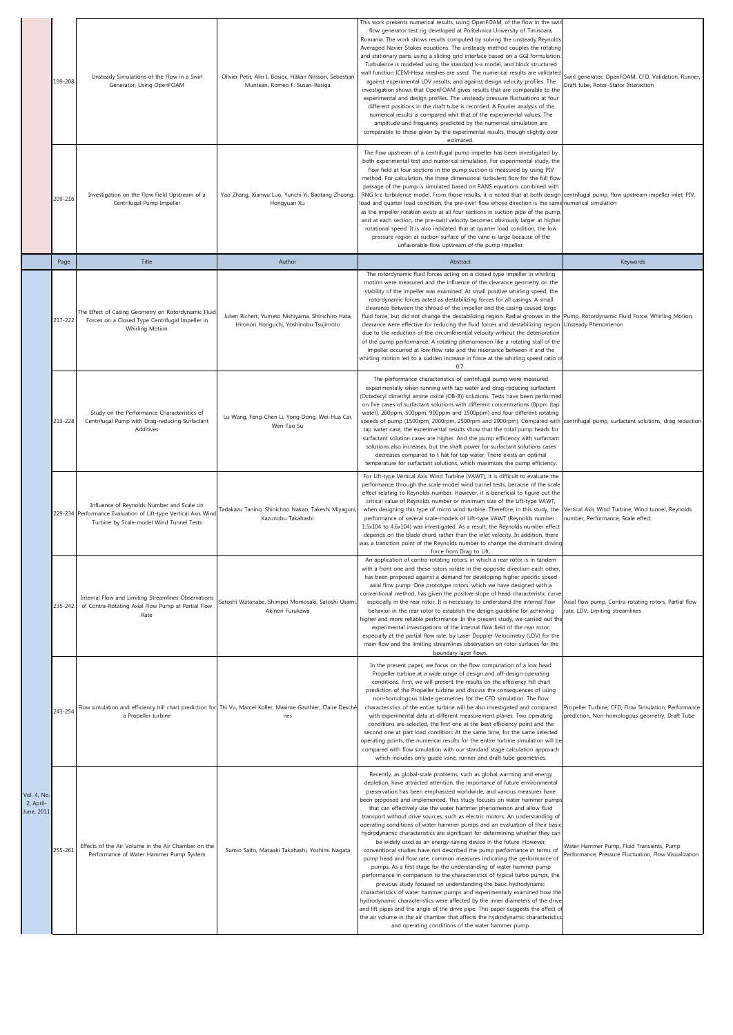| | Page | Title | Author | Abstract | Keywords |
|---|---|---|---|---|---|
| | 199-208 | Unsteady Simulations of the Flow in a Swirl Generator, Using OpenFOAM | Olivier Petit, Alin I. Bosioc, Håkan Nilsson, Sebastian Muntean, Romeo F. Susan-Resiga | This work presents numerical results, using OpenFOAM, of the flow in the swirl flow generator test rig developed at Politehnica University of Timisoara, Romania. The work shows results computed by solving the unsteady Reynolds Averaged Navier Stokes equations. The unsteady method couples the rotating and stationary parts using a sliding grid interface based on a GGI formulation. Turbulence is modeled using the standard k-ε model, and block structured wall function ICEM-Hexa meshes are used. The numerical results are validated against experimental LDV results, and against design velocity profiles. The investigation shows that OpenFOAM gives results that are comparable to the experimental and design profiles. The unsteady pressure fluctuations at four different positions in the draft tube is recorded. A Fourier analysis of the numerical results is compared whit that of the experimental values. The amplitude and frequency predicted by the numerical simulation are comparable to those given by the experimental results, though slightly over estimated. | Swirl generator, OpenFOAM, CFD, Validation, Runner, Draft tube, Rotor-Stator Interaction |
| | 209-216 | Investigation on the Flow Field Upstream of a Centrifugal Pump Impeller | Yao Zhang, Xianwu Luo, Yunchi Yi, Baotang Zhuang, Hongyuan Xu | The flow upstream of a centrifugal pump impeller has been investigated by both experimental test and numerical simulation. For experimental study, the flow field at four sections in the pump suction is measured by using PIV method. For calculation, the three dimensional turbulent flow for the full flow passage of the pump is simulated based on RANS equations combined with RNG k-ε turbulence model. From those results, it is noted that at both design load and quarter load condition, the pre-swirl flow whose direction is the same as the impeller rotation exists at all four sections in suction pipe of the pump, and at each section, the pre-swirl velocity becomes obviously larger at higher rotational speed. It is also indicated that at quarter load condition, the low pressure region at suction surface of the vane is large because of the unfavorable flow upstream of the pump impeller. | centrifugal pump, flow upstream impeller inlet, PIV, numerical simulation |
| | Page | Title | Author | Abstract | Keywords |
| Vol. 4, No. 2, April-June, 2011 | 217-222 | The Effect of Casing Geometry on Rotordynamic Fluid Forces on a Closed Type Centrifugal Impeller in Whirling Motion | Julien Richert, Yumeto Nishiyama, Shinichiro Hata, Hironori Horiguchi, Yoshinobu Tsujimoto | The rotordynamic fluid forces acting on a closed type impeller in whirling motion were measured and the influence of the clearance geometry on the stability of the impeller was examined. At small positive whirling speed, the rotordynamic forces acted as destabilizing forces for all casings. A small clearance between the shroud of the impeller and the casing caused large fluid force, but did not change the destabilizing region. Radial grooves in the clearance were effective for reducing the fluid forces and destabilizing region due to the reduction of the circumferential velocity without the deterioration of the pump performance. A rotating phenomenon like a rotating stall of the impeller occurred at low flow rate and the resonance between it and the whirling motion led to a sudden increase in force at the whirling speed ratio of 0.7. | Pump, Rotordynamic Fluid Force, Whirling Motion, Unsteady Phenomenon |
| | 223-228 | Study on the Performance Characteristics of Centrifugal Pump with Drag-reducing Surfactant Additives | Lu Wang, Feng-Chen Li, Yong Dong, Wei-Hua Cai, Wen-Tao Su | The performance characteristics of centrifugal pump were measured experimentally when running with tap water and drag-reducing surfactant (Octadecyl dimethyl amine oxide (OB-8)) solutions. Tests have been performed on five cases of surfactant solutions with different concentrations (0ppm (tap water), 200ppm, 500ppm, 900ppm and 1500ppm) and four different rotating speeds of pump (1500rpm, 2000rpm, 2500rpm and 2900rpm). Compared with tap water case, the experimental results show that the total pump heads for surfactant solution cases are higher. And the pump efficiency with surfactant solutions also increases, but the shaft power for surfactant solutions cases decreases compared to t hat for tap water. There exists an optimal temperature for surfactant solutions, which maximizes the pump efficiency. | centrifugal pump, surfactant solutions, drag reduction |
| | 229-234 | Influence of Reynolds Number and Scale on Performance Evaluation of Lift-type Vertical Axis Wind Turbine by Scale-model Wind Tunnel Tests | Tadakazu Tanino, Shinichiro Nakao, Takeshi Miyaguni, Kazunobu Takahashi | For Lift-type Vertical Axis Wind Turbine (VAWT), it is difficult to evaluate the performance through the scale-model wind tunnel tests, because of the scale effect relating to Reynolds number. However, it is beneficial to figure out the critical value of Reynolds number or minimum size of the Lift-type VAWT, when designing this type of micro wind turbine. Therefore, in this study, the performance of several scale-models of Lift-type VAWT (Reynolds number : 1.5x104 to 4.6x104) was investigated. As a result, the Reynolds number effect depends on the blade chord rather than the inlet velocity. In addition, there was a transition point of the Reynolds number to change the dominant driving force from Drag to Lift. | Vertical Axis Wind Turbine, Wind tunnel, Reynolds number, Performance, Scale effect |
| | 235-242 | Internal Flow and Limiting Streamlines Observations of Contra-Rotating Axial Flow Pump at Partial Flow Rate | Satoshi Watanabe, Shimpei Momosaki, Satoshi Usami, Akinori Furukawa | An application of contra-rotating rotors, in which a rear rotor is in tandem with a front one and these rotors rotate in the opposite direction each other, has been proposed against a demand for developing higher specific speed axial flow pump. One prototype rotors, which we have designed with a conventional method, has given the positive slope of head characteristic curve especially in the rear rotor. It is necessary to understand the internal flow behavior in the rear rotor to establish the design guideline for achieving higher and more reliable performance. In the present study, we carried out the experimental investigations of the internal flow field of the rear rotor, especially at the partial flow rate, by Laser Doppler Velocimetry (LDV) for the main flow and the limiting streamlines observation on rotor surfaces for the boundary layer flows. | Axial flow pump, Contra-rotating rotors, Partial flow rate, LDV, Limiting streamlines |
| | 243-254 | Flow simulation and efficiency hill chart prediction for a Propeller turbine | Thi Vu, Marcel Koller, Maxime Gauthier, Claire Deschênes | In the present paper, we focus on the flow computation of a low head Propeller turbine at a wide range of design and off-design operating conditions. First, we will present the results on the efficiency hill chart prediction of the Propeller turbine and discuss the consequences of using non-homologous blade geometries for the CFD simulation. The flow characteristics of the entire turbine will be also investigated and compared with experimental data at different measurement planes. Two operating conditions are selected, the first one at the best efficiency point and the second one at part load condition. At the same time, for the same selected operating points, the numerical results for the entire turbine simulation will be compared with flow simulation with our standard stage calculation approach which includes only guide vane, runner and draft tube geometries. | Propeller Turbine, CFD, Flow Simulation, Performance prediction, Non-homologous geometry, Draft Tube |
| | 255-261 | Effects of the Air Volume in the Air Chamber on the Performance of Water Hammer Pump System | Sumio Saito, Masaaki Takahashi, Yoshimi Nagata | Recently, as global-scale problems, such as global warming and energy depletion, have attracted attention, the importance of future environmental preservation has been emphasized worldwide, and various measures have been proposed and implemented. This study focuses on water hammer pumps that can effectively use the water hammer phenomenon and allow fluid transport without drive sources, such as electric motors. An understanding of operating conditions of water hammer pumps and an evaluation of their basic hydrodynamic characteristics are significant for determining whether they can be widely used as an energy-saving device in the future. However, conventional studies have not described the pump performance in terms of pump head and flow rate, common measures indicating the performance of pumps. As a first stage for the understanding of water hammer pump performance in comparison to the characteristics of typical turbo pumps, the previous study focused on understanding the basic hydrodynamic characteristics of water hammer pumps and experimentally examined how the hydrodynamic characteristics were affected by the inner diameters of the drive and lift pipes and the angle of the drive pipe. This paper suggests the effect of the air volume in the air chamber that affects the hydrodynamic characteristics and operating conditions of the water hammer pump. | Water Hammer Pump, Fluid Transients, Pump Performance, Pressure Fluctuation, Flow Visualization |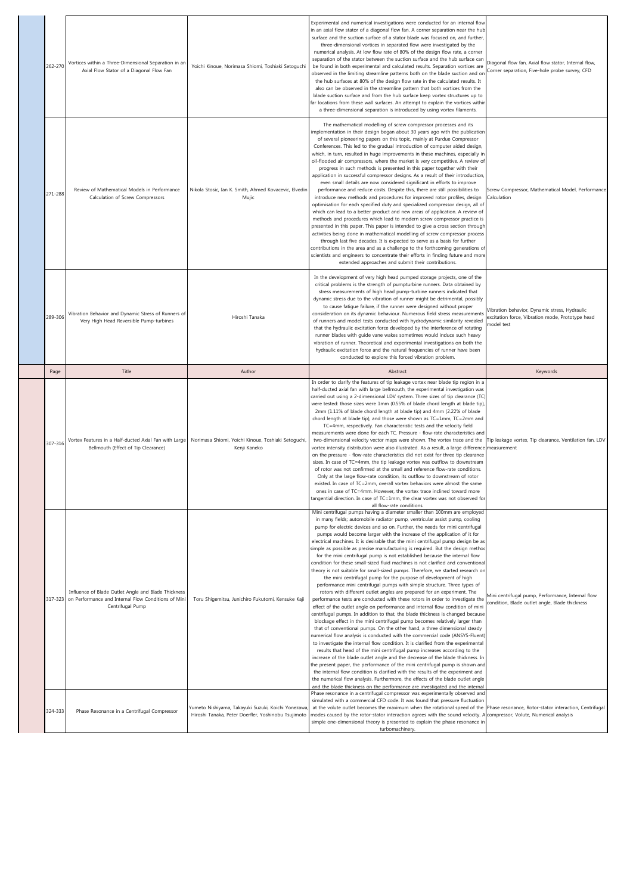| Page | Title | Author | Abstract | Keywords |
|---|---|---|---|---|
| 262-270 | Vortices within a Three-Dimensional Separation in an Axial Flow Stator of a Diagonal Flow Fan | Yoichi Kinoue, Norimasa Shiomi, Toshiaki Setoguchi | Experimental and numerical investigations were conducted for an internal flow in an axial flow stator of a diagonal flow fan. A corner separation near the hub surface and the suction surface of a stator blade was focused on, and further, three-dimensional vortices in separated flow were investigated by the numerical analysis. At low flow rate of 80% of the design flow rate, a corner separation of the stator between the suction surface and the hub surface can be found in both experimental and calculated results. Separation vortices are observed in the limiting streamline patterns both on the blade suction and on the hub surfaces at 80% of the design flow rate in the calculated results. It also can be observed in the streamline pattern that both vortices from the blade suction surface and from the hub surface keep vortex structures up to far locations from these wall surfaces. An attempt to explain the vortices within a three-dimensional separation is introduced by using vortex filaments. | Diagonal flow fan, Axial flow stator, Internal flow, Corner separation, Five-hole probe survey, CFD |
| 271-288 | Review of Mathematical Models in Performance Calculation of Screw Compressors | Nikola Stosic, Ian K. Smith, Ahmed Kovacevic, Elvedin Mujic | The mathematical modelling of screw compressor processes and its implementation in their design began about 30 years ago with the publication of several pioneering papers on this topic, mainly at Purdue Compressor Conferences. This led to the gradual introduction of computer aided design, which, in turn, resulted in huge improvements in these machines, especially in oil-flooded air compressors, where the market is very competitive. A review of progress in such methods is presented in this paper together with their application in successful compressor designs. As a result of their introduction, even small details are now considered significant in efforts to improve performance and reduce costs. Despite this, there are still possibilities to introduce new methods and procedures for improved rotor profiles, design optimisation for each specified duty and specialized compressor design, all of which can lead to a better product and new areas of application. A review of methods and procedures which lead to modern screw compressor practice is presented in this paper. This paper is intended to give a cross section through activities being done in mathematical modelling of screw compressor process through last five decades. It is expected to serve as a basis for further contributions in the area and as a challenge to the forthcoming generations of scientists and engineers to concentrate their efforts in finding future and more extended approaches and submit their contributions. | Screw Compressor, Mathematical Model, Performance Calculation |
| 289-306 | Vibration Behavior and Dynamic Stress of Runners of Very High Head Reversible Pump-turbines | Hiroshi Tanaka | In the development of very high head pumped storage projects, one of the critical problems is the strength of pumpturbine runners. Data obtained by stress measurements of high head pump-turbine runners indicated that dynamic stress due to the vibration of runner might be detrimental, possibly to cause fatigue failure, if the runner were designed without proper consideration on its dynamic behaviour. Numerous field stress measurements of runners and model tests conducted with hydrodynamic similarity revealed that the hydraulic excitation force developed by the interference of rotating runner blades with guide vane wakes sometimes would induce such heavy vibration of runner. Theoretical and experimental investigations on both the hydraulic excitation force and the natural frequencies of runner have been conducted to explore this forced vibration problem. | Vibration behavior, Dynamic stress, Hydraulic excitation force, Vibration mode, Prototype head model test |

| Page | Title | Author | Abstract | Keywords |
|---|---|---|---|---|
| 307-316 | Vortex Features in a Half-ducted Axial Fan with Large Bellmouth (Effect of Tip Clearance) | Norimasa Shiomi, Yoichi Kinoue, Toshiaki Setoguchi, Kenji Kaneko | In order to clarify the features of tip leakage vortex near blade tip region in a half-ducted axial fan with large bellmouth, the experimental investigation was carried out using a 2-dimensional LDV system. Three sizes of tip clearance (TC) were tested: those sizes were 1mm (0.55% of blade chord length at blade tip), 2mm (1.11% of blade chord length at blade tip) and 4mm (2.22% of blade chord length at blade tip), and those were shown as TC=1mm, TC=2mm and TC=4mm, respectively. Fan characteristic tests and the velocity field measurements were done for each TC. Pressure - flow-rate characteristics and two-dimensional velocity vector maps were shown. The vortex trace and the vortex intensity distribution were also illustrated. As a result, a large difference on the pressure - flow-rate characteristics did not exist for three tip clearance sizes. In case of TC=4mm, the tip leakage vortex was outflow to downstream of rotor was not confirmed at the small and reference flow-rate conditions. Only at the large flow-rate condition, its outflow to downstream of rotor existed. In case of TC=2mm, overall vortex behaviors were almost the same ones in case of TC=4mm. However, the vortex trace inclined toward more tangential direction. In case of TC=1mm, the clear vortex was not observed for all flow-rate conditions. | Tip leakage vortex, Tip clearance, Ventilation fan, LDV measurement |
| 317-323 | Influence of Blade Outlet Angle and Blade Thickness on Performance and Internal Flow Conditions of Mini Centrifugal Pump | Toru Shigemitsu, Junichiro Fukutomi, Kensuke Kaji | Mini centrifugal pumps having a diameter smaller than 100mm are employed in many fields; automobile radiator pump, ventricular assist pump, cooling pump for electric devices and so on. Further, the needs for mini centrifugal pumps would become larger with the increase of the application of it for electrical machines. It is desirable that the mini centrifugal pump design be as simple as possible as precise manufacturing is required. But the design method for the mini centrifugal pump is not established because the internal flow condition for these small-sized fluid machines is not clarified and conventional theory is not suitable for small-sized pumps. Therefore, we started research on the mini centrifugal pump for the purpose of development of high performance mini centrifugal pumps with simple structure. Three types of rotors with different outlet angles are prepared for an experiment. The performance tests are conducted with these rotors in order to investigate the effect of the outlet angle on performance and internal flow condition of mini centrifugal pumps. In addition to that, the blade thickness is changed because blockage effect in the mini centrifugal pump becomes relatively larger than that of conventional pumps. On the other hand, a three dimensional steady numerical flow analysis is conducted with the commercial code (ANSYS-Fluent) to investigate the internal flow condition. It is clarified from the experimental results that the head of the mini centrifugal pump increases according to the increase of the blade outlet angle and the decrease of the blade thickness. In the present paper, the performance of the mini centrifugal pump is shown and the internal flow condition is clarified with the results of the experiment and the numerical flow analysis. Furthermore, the effects of the blade outlet angle and the blade thickness on the performance are investigated and the internal | Mini centrifugal pump, Performance, Internal flow condition, Blade outlet angle, Blade thickness |
| 324-333 | Phase Resonance in a Centrifugal Compressor | Yumeto Nishiyama, Takayuki Suzuki, Koichi Yonezawa, Hiroshi Tanaka, Peter Doerfler, Yoshinobu Tsujimoto | Phase resonance in a centrifugal compressor was experimentally observed and simulated with a commercial CFD code. It was found that pressure fluctuation at the volute outlet becomes the maximum when the rotational speed of the modes caused by the rotor-stator interaction agrees with the sound velocity. A simple one-dimensional theory is presented to explain the phase resonance in turbomachinery. | Phase resonance, Rotor-stator interaction, Centrifugal compressor, Volute, Numerical analysis |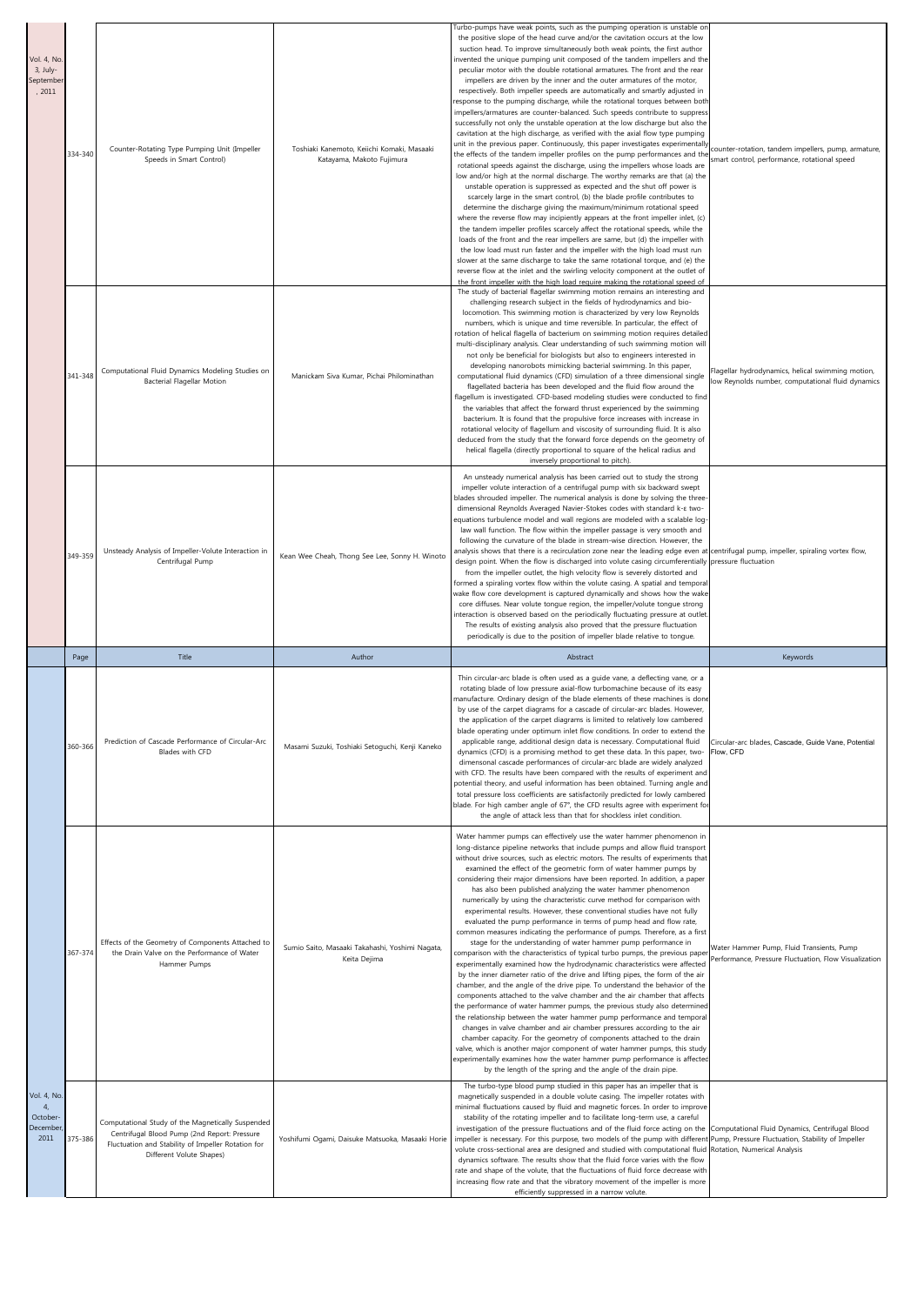| | Page | Title | Author | Abstract | Keywords |
|---|---|---|---|---|---|
| Vol. 4, No. 3, July-September, 2011 | 334-340 | Counter-Rotating Type Pumping Unit (Impeller Speeds in Smart Control) | Toshiaki Kanemoto, Keiichi Komaki, Masaaki Katayama, Makoto Fujimura | Turbo-pumps have weak points, such as the pumping operation is unstable on the positive slope of the head curve and/or the cavitation occurs at the low suction head. To improve simultaneously both weak points, the first author invented the unique pumping unit composed of the tandem impellers and the peculiar motor with the double rotational armatures. The front and the rear impellers are driven by the inner and the outer armatures of the motor, respectively. Both impeller speeds are automatically and smartly adjusted in response to the pumping discharge, while the rotational torques between both impellers/armatures are counter-balanced. Such speeds contribute to suppress successfully not only the unstable operation at the low discharge but also the cavitation at the high discharge, as verified with the axial flow type pumping unit in the previous paper. Continuously, this paper investigates experimentally the effects of the tandem impeller profiles on the pump performances and the rotational speeds against the discharge, using the impellers whose loads are low and/or high at the normal discharge. The worthy remarks are that (a) the unstable operation is suppressed as expected and the shut off power is scarcely large in the smart control, (b) the blade profile contributes to determine the discharge giving the maximum/minimum rotational speed where the reverse flow may incipiently appears at the front impeller inlet, (c) the tandem impeller profiles scarcely affect the rotational speeds, while the loads of the front and the rear impellers are same, but (d) the impeller with the low load must run faster and the impeller with the high load must run slower at the same discharge to take the same rotational torque, and (e) the reverse flow at the inlet and the swirling velocity component at the outlet of the front impeller with the high load require making the rotational speed of | counter-rotation, tandem impellers, pump, armature, smart control, performance, rotational speed |
| | 341-348 | Computational Fluid Dynamics Modeling Studies on Bacterial Flagellar Motion | Manickam Siva Kumar, Pichai Philominathan | The study of bacterial flagellar swimming motion remains an interesting and challenging research subject in the fields of hydrodynamics and bio-locomotion. This swimming motion is characterized by very low Reynolds numbers, which is unique and time reversible. In particular, the effect of rotation of helical flagella of bacterium on swimming motion requires detailed multi-disciplinary analysis. Clear understanding of such swimming motion will not only be beneficial for biologists but also to engineers interested in developing nanorobots mimicking bacterial swimming. In this paper, computational fluid dynamics (CFD) simulation of a three dimensional single flagellated bacteria has been developed and the fluid flow around the flagellum is investigated. CFD-based modeling studies were conducted to find the variables that affect the forward thrust experienced by the swimming bacterium. It is found that the propulsive force increases with increase in rotational velocity of flagellum and viscosity of surrounding fluid. It is also deduced from the study that the forward force depends on the geometry of helical flagella (directly proportional to square of the helical radius and inversely proportional to pitch). | Flagellar hydrodynamics, helical swimming motion, low Reynolds number, computational fluid dynamics |
| | 349-359 | Unsteady Analysis of Impeller-Volute Interaction in Centrifugal Pump | Kean Wee Cheah, Thong See Lee, Sonny H. Winoto | An unsteady numerical analysis has been carried out to study the strong impeller volute interaction of a centrifugal pump with six backward swept blades shrouded impeller. The numerical analysis is done by solving the three-dimensional Reynolds Averaged Navier-Stokes codes with standard k-ε two-equations turbulence model and wall regions are modeled with a scalable log-law wall function. The flow within the impeller passage is very smooth and following the curvature of the blade in stream-wise direction. However, the analysis shows that there is a recirculation zone near the leading edge even at design point. When the flow is discharged into volute casing circumferentially from the impeller outlet, the high velocity flow is severely distorted and formed a spiraling vortex flow within the volute casing. A spatial and temporal wake flow core development is captured dynamically and shows how the wake core diffuses. Near volute tongue region, the impeller/volute tongue strong interaction is observed based on the periodically fluctuating pressure at outlet. The results of existing analysis also proved that the pressure fluctuation periodically is due to the position of impeller blade relative to tongue. | centrifugal pump, impeller, spiraling vortex flow, pressure fluctuation |
| | Page | Title | Author | Abstract | Keywords |
| Vol. 4, No. 4, October-December, 2011 | 360-366 | Prediction of Cascade Performance of Circular-Arc Blades with CFD | Masami Suzuki, Toshiaki Setoguchi, Kenji Kaneko | Thin circular-arc blade is often used as a guide vane, a deflecting vane, or a rotating blade of low pressure axial-flow turbomachine because of its easy manufacture. Ordinary design of the blade elements of these machines is done by use of the carpet diagrams for a cascade of circular-arc blades. However, the application of the carpet diagrams is limited to relatively low cambered blade operating under optimum inlet flow conditions. In order to extend the applicable range, additional design data is necessary. Computational fluid dynamics (CFD) is a promising method to get these data. In this paper, two-dimensional cascade performances of circular-arc blade are widely analyzed with CFD. The results have been compared with the results of experiment and potential theory, and useful information has been obtained. Turning angle and total pressure loss coefficients are satisfactorily predicted for lowly cambered blade. For high camber angle of 67°, the CFD results agree with experiment for the angle of attack less than that for shockless inlet condition. | Circular-arc blades, Cascade, Guide Vane, Potential Flow, CFD |
| | 367-374 | Effects of the Geometry of Components Attached to the Drain Valve on the Performance of Water Hammer Pumps | Sumio Saito, Masaaki Takahashi, Yoshimi Nagata, Keita Dejima | Water hammer pumps can effectively use the water hammer phenomenon in long-distance pipeline networks that include pumps and allow fluid transport without drive sources, such as electric motors. The results of experiments that examined the effect of the geometric form of water hammer pumps by considering their major dimensions have been reported. In addition, a paper has also been published analyzing the water hammer phenomenon numerically by using the characteristic curve method for comparison with experimental results. However, these conventional studies have not fully evaluated the pump performance in terms of pump head and flow rate, common measures indicating the performance of pumps. Therefore, as a first stage for the understanding of water hammer pump performance in comparison with the characteristics of typical turbo pumps, the previous paper experimentally examined how the hydrodynamic characteristics were affected by the inner diameter ratio of the drive and lifting pipes, the form of the air chamber, and the angle of the drive pipe. To understand the behavior of the components attached to the valve chamber and the air chamber that affects the performance of water hammer pumps, the previous study also determined the relationship between the water hammer pump performance and temporal changes in valve chamber and air chamber pressures according to the air chamber capacity. For the geometry of components attached to the drain valve, which is another major component of water hammer pumps, this study experimentally examines how the water hammer pump performance is affected by the length of the spring and the angle of the drain pipe. | Water Hammer Pump, Fluid Transients, Pump Performance, Pressure Fluctuation, Flow Visualization |
| | 375-386 | Computational Study of the Magnetically Suspended Centrifugal Blood Pump (2nd Report: Pressure Fluctuation and Stability of Impeller Rotation for Different Volute Shapes) | Yoshifumi Ogami, Daisuke Matsuoka, Masaaki Horie | The turbo-type blood pump studied in this paper has an impeller that is magnetically suspended in a double volute casing. The impeller rotates with minimal fluctuations caused by fluid and magnetic forces. In order to improve stability of the rotating impeller and to facilitate long-term use, a careful investigation of the pressure fluctuations and of the fluid force acting on the impeller is necessary. For this purpose, two models of the pump with different volute cross-sectional area are designed and studied with computational fluid dynamics software. The results show that the fluid force varies with the flow rate and shape of the volute, that the fluctuations of fluid force decrease with increasing flow rate and that the vibratory movement of the impeller is more efficiently suppressed in a narrow volute. | Computational Fluid Dynamics, Centrifugal Blood Pump, Pressure Fluctuation, Stability of Impeller Rotation, Numerical Analysis |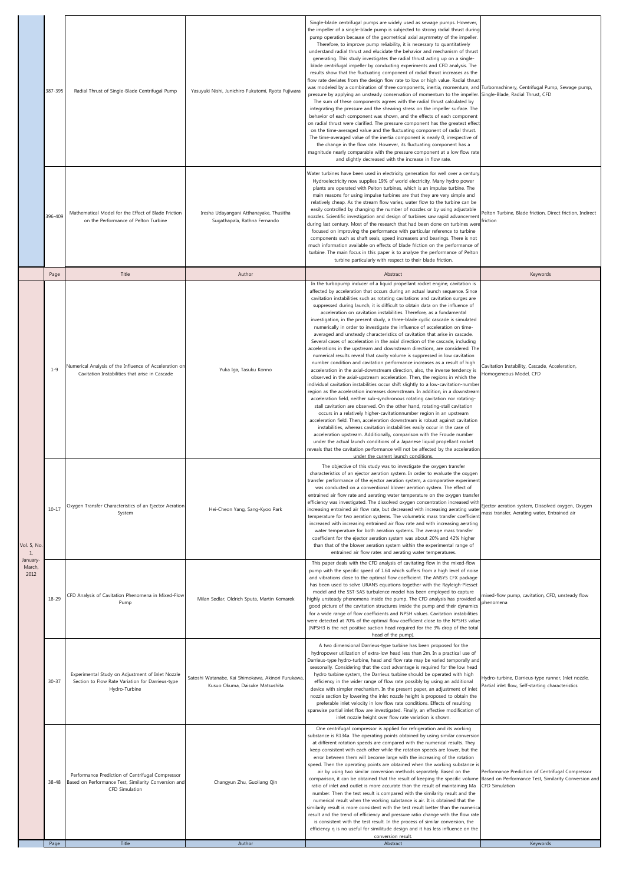| | Page | Title | Author | Abstract | Keywords |
|---|---|---|---|---|---|
| | 387-395 | Radial Thrust of Single-Blade Centrifugal Pump | Yasuyuki Nishi, Junichiro Fukutomi, Ryota Fujiwara | Single-blade centrifugal pumps are widely used as sewage pumps. However, the impeller of a single-blade pump is subjected to strong radial thrust during pump operation because of the geometrical axial asymmetry of the impeller. Therefore, to improve pump reliability, it is necessary to quantitatively understand radial thrust and elucidate the behavior and mechanism of thrust generating. This study investigates the radial thrust acting up on a single-blade centrifugal impeller by conducting experiments and CFD analysis. The results show that the fluctuating component of radial thrust increases as the flow rate deviates from the design flow rate to low or high value. Radial thrust was modeled by a combination of three components, inertia, momentum, and pressure by applying an unsteady conservation of momentum to the impeller. The sum of these components agrees with the radial thrust calculated by integrating the pressure and the shearing stress on the impeller surface. The behavior of each component was shown, and the effects of each component on radial thrust were clarified. The pressure component has the greatest effect on the time-averaged value and the fluctuating component of radial thrust. The time-averaged value of the inertia component is nearly 0, irrespective of the change in the flow rate. However, its fluctuating component has a magnitude nearly comparable with the pressure component at a low flow rate and slightly decreased with the increase in flow rate. | Turbomachinery, Centrifugal Pump, Sewage pump, Single-Blade, Radial Thrust, CFD |
| | 396-409 | Mathematical Model for the Effect of Blade Friction on the Performance of Pelton Turbine | Iresha Udayangani Atthanayake, Thusitha Sugathapala, Rathna Fernando | Water turbines have been used in electricity generation for well over a century. Hydroelectricity now supplies 19% of world electricity. Many hydro power plants are operated with Pelton turbines, which is an impulse turbine. The main reasons for using impulse turbines are that they are very simple and relatively cheap. As the stream flow varies, water flow to the turbine can be easily controlled by changing the number of nozzles or by using adjustable nozzles. Scientific investigation and design of turbines saw rapid advancement during last century. Most of the research that had been done on turbines were focused on improving the performance with particular reference to turbine components such as shaft seals, speed increasers and bearings. There is not much information available on effects of blade friction on the performance of turbine. The main focus in this paper is to analyze the performance of Pelton turbine particularly with respect to their blade friction. | Pelton Turbine, Blade friction, Direct friction, Indirect friction |
| | Page | Title | Author | Abstract | Keywords |
| Vol. 5, No. 1, January-March, 2012 | 1-9 | Numerical Analysis of the Influence of Acceleration on Cavitation Instabilities that arise in Cascade | Yuka Iga, Tasuku Konno | In the turbopump inducer of a liquid propellant rocket engine, cavitation is affected by acceleration that occurs during an actual launch sequence. Since cavitation instabilities such as rotating cavitations and cavitation surges are suppressed during launch, it is difficult to obtain data on the influence of acceleration on cavitation instabilities. Therefore, as a fundamental investigation, in the present study, a three-blade cyclic cascade is simulated numerically in order to investigate the influence of acceleration on time-averaged and unsteady characteristics of cavitation that arise in cascade. Several cases of acceleration in the axial direction of the cascade, including accelerations in the upstream and downstream directions, are considered. The numerical results reveal that cavity volume is suppressed in low cavitation number condition and cavitation performance increases as a result of high acceleration in the axial-downstream direction, also, the inverse tendency is observed in the axial-upstream acceleration. Then, the regions in which the individual cavitation instabilities occur shift slightly to a low-cavitation-number region as the acceleration increases downstream. In addition, in a downstream acceleration field, neither sub-synchronous rotating cavitation nor rotating-stall cavitation are observed. On the other hand, rotating-stall cavitation occurs in a relatively higher-cavitationnumber region in an upstream acceleration field. Then, acceleration downstream is robust against cavitation instabilities, whereas cavitation instabilities easily occur in the case of acceleration upstream. Additionally, comparison with the Froude number under the actual launch conditions of a Japanese liquid propellant rocket reveals that the cavitation performance will not be affected by the acceleration under the current launch conditions. | Cavitation Instability, Cascade, Acceleration, Homogeneous Model, CFD |
| | 10-17 | Oxygen Transfer Characteristics of an Ejector Aeration System | Hei-Cheon Yang, Sang-Kyoo Park | The objective of this study was to investigate the oxygen transfer characteristics of an ejector aeration system. In order to evaluate the oxygen transfer performance of the ejector aeration system, a comparative experiment was conducted on a conventional blower aeration system. The effect of entrained air flow rate and aerating water temperature on the oxygen transfer efficiency was investigated. The dissolved oxygen concentration increased with increasing entrained air flow rate, but decreased with increasing aerating water temperature for two aeration systems. The volumetric mass transfer coefficient increased with increasing entrained air flow rate and with increasing aerating water temperature for both aeration systems. The average mass transfer coefficient for the ejector aeration system was about 20% and 42% higher than that of the blower aeration system within the experimental range of entrained air flow rates and aerating water temperatures. | Ejector aeration system, Dissolved oxygen, Oxygen mass transfer, Aerating water, Entrained air |
| | 18-29 | CFD Analysis of Cavitation Phenomena in Mixed-Flow Pump | Milan Sedlar, Oldrich Sputa, Martin Komarek | This paper deals with the CFD analysis of cavitating flow in the mixed-flow pump with the specific speed of 1.64 which suffers from a high level of noise and vibrations close to the optimal flow coefficient. The ANSYS CFX package has been used to solve URANS equations together with the Rayleigh-Plesset model and the SST-SAS turbulence model has been employed to capture highly unsteady phenomena inside the pump. The CFD analysis has provided a good picture of the cavitation structures inside the pump and their dynamics for a wide range of flow coefficients and NPSH values. Cavitation instabilities were detected at 70% of the optimal flow coefficient close to the NPSH3 value (NPSH3 is the net positive suction head required for the 3% drop of the total head of the pump). | mixed-flow pump, cavitation, CFD, unsteady flow phenomena |
| | 30-37 | Experimental Study on Adjustment of Inlet Nozzle Section to Flow Rate Variation for Darrieus-type Hydro-Turbine | Satoshi Watanabe, Kai Shimokawa, Akinori Furukawa, Kusuo Okuma, Daisuke Matsushita | A two dimensional Darrieus-type turbine has been proposed for the hydropower utilization of extra-low head less than 2m. In a practical use of Darrieus-type hydro-turbine, head and flow rate may be varied temporally and seasonally. Considering that the cost advantage is required for the low head hydro turbine system, the Darrieus turbine should be operated with high efficiency in the wider range of flow rate possibly by using an additional device with simpler mechanism. In the present paper, an adjustment of inlet nozzle section by lowering the inlet nozzle height is proposed to obtain the preferable inlet velocity in low flow rate conditions. Effects of resulting spanwise partial inlet flow are investigated. Finally, an effective modification of inlet nozzle height over flow rate variation is shown. | Hydro-turbine, Darrieus-type runner, Inlet nozzle, Partial inlet flow, Self-starting characteristics |
| | 38-48 | Performance Prediction of Centrifugal Compressor Based on Performance Test, Similarity Conversion and CFD Simulation | Changyun Zhu, Guoliang Qin | One centrifugal compressor is applied for refrigeration and its working substance is R134a. The operating points obtained by using similar conversion at different rotation speeds are compared with the numerical results. They keep consistent with each other while the rotation speeds are lower, but the error between them will become large with the increasing of the rotation speed. Then the operating points are obtained when the working substance is air by using two similar conversion methods separately. Based on the comparison, it can be obtained that the result of keeping the specific volume ratio of inlet and outlet is more accurate than the result of maintaining Ma number. Then the test result is compared with the similarity result and the numerical result when the working substance is air. It is obtained that the similarity result is more consistent with the test result better than the numerical result and the trend of efficiency and pressure ratio change with the flow rate is consistent with the test result. In the process of similar conversion, the efficiency η is no useful for similitude design and it has less influence on the conversion result. | Performance Prediction of Centrifugal Compressor Based on Performance Test, Similarity Conversion and CFD Simulation |
| | Page | Title | Author | Abstract | Keywords |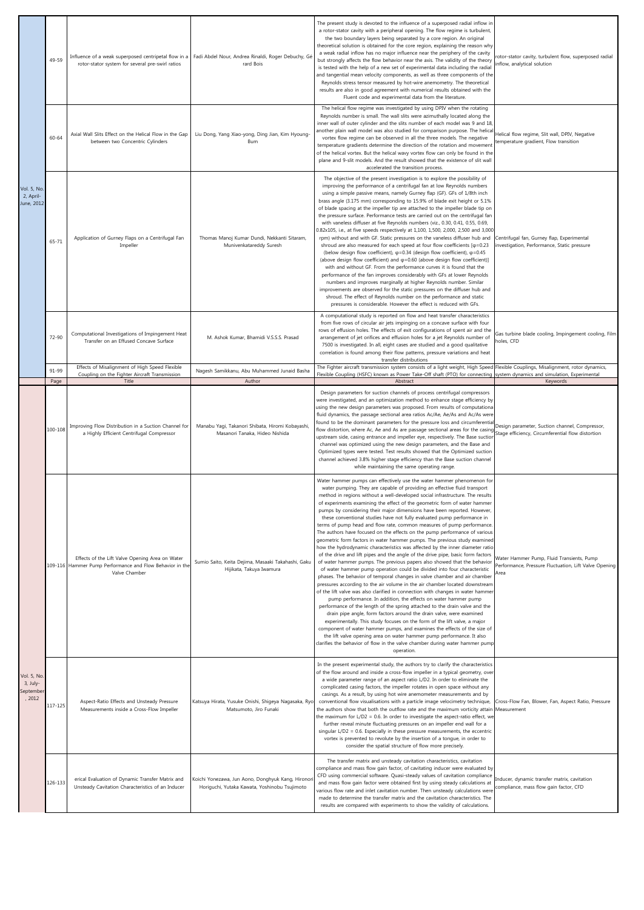| | Page | Title | Author | Abstract | Keywords |
|---|---|---|---|---|---|
| Vol. 5, No. 2, April-June, 2012 | 49-59 | Influence of a weak superposed centripetal flow in a rotor-stator system for several pre-swirl ratios | Fadi Abdel Nour, Andrea Rinaldi, Roger Debuchy, Gérard Bois | The present study is devoted to the influence of a superposed radial inflow in a rotor-stator cavity with a peripheral opening. The flow regime is turbulent, the two boundary layers being separated by a core region. An original theoretical solution is obtained for the core region, explaining the reason why a weak radial inflow has no major influence near the periphery of the cavity but strongly affects the flow behavior near the axis. The validity of the theory is tested with the help of a new set of experimental data including the radial and tangential mean velocity components, as well as three components of the Reynolds stress tensor measured by hot-wire anemometry. The theoretical results are also in good agreement with numerical results obtained with the Fluent code and experimental data from the literature. | rotor-stator cavity, turbulent flow, superposed radial inflow, analytical solution |
| | 60-64 | Axial Wall Slits Effect on the Helical Flow in the Gap between two Concentric Cylinders | Liu Dong, Yang Xiao-yong, Ding Jian, Kim Hyoung-Bum | The helical flow regime was investigated by using DPIV when the rotating Reynolds number is small. The wall slits were azimuthally located along the inner wall of outer cylinder and the slits number of each model was 9 and 18, another plain wall model was also studied for comparison purpose. The helical vortex flow regime can be observed in all the three models. The negative temperature gradients determine the direction of the rotation and movement of the helical vortex. But the helical wavy vortex flow can only be found in the plane and 9-slit models. And the result showed that the existence of slit wall accelerated the transition process. | Helical flow regime, Slit wall, DPIV, Negative temperature gradient, Flow transition |
| | 65-71 | Application of Gurney Flaps on a Centrifugal Fan Impeller | Thomas Manoj Kumar Dundi, Nekkanti Sitaram, Munivenkatareddy Suresh | The objective of the present investigation is to explore the possibility of improving the performance of a centrifugal fan at low Reynolds numbers using a simple passive means, namely Gurney flap (GF). GFs of 1/8th inch brass angle (3.175 mm) corresponding to 15.9% of blade exit height or 5.1% of blade spacing at the impeller tip are attached to the impeller blade tip on the pressure surface. Performance tests are carried out on the centrifugal fan with vaneless diffuser at five Reynolds numbers (viz., 0.30, 0.41, 0.55, 0.69, 0.82x105, i.e., at five speeds respectively at 1,100, 1,500, 2,000, 2,500 and 3,000 rpm) without and with GF. Static pressures on the vaneless diffuser hub and shroud are also measured for each speed at four flow coefficients [φ=0.23 (below design flow coefficient), φ=0.34 (design flow coefficient), φ=0.45 (above design flow coefficient) and φ=0.60 (above design flow coefficient)] with and without GF. From the performance curves it is found that the performance of the fan improves considerably with GFs at lower Reynolds numbers and improves marginally at higher Reynolds number. Similar improvements are observed for the static pressures on the diffuser hub and shroud. The effect of Reynolds number on the performance and static pressures is considerable. However the effect is reduced with GFs. | Centrifugal fan, Gurney flap, Experimental investigation, Performance, Static pressure |
| | 72-90 | Computational Investigations of Impingement Heat Transfer on an Effused Concave Surface | M. Ashok Kumar, Bhamidi V.S.S.S. Prasad | A computational study is reported on flow and heat transfer characteristics from five rows of circular air jets impinging on a concave surface with four rows of effusion holes. The effects of exit configurations of spent air and the arrangement of jet orifices and effusion holes for a jet Reynolds number of 7500 is investigated. In all, eight cases are studied and a good qualitative correlation is found among their flow patterns, pressure variations and heat transfer distributions | Gas turbine blade cooling, Impingement cooling, Film holes, CFD |
| | 91-99 | Effects of Misalignment of High Speed Flexible Coupling on the Fighter Aircraft Transmission | Nagesh Samikkanu, Abu Muhammed Junaid Basha | The Fighter aircraft transmission system consists of a light weight, High Speed Flexible Coupling (HSFC) known as Power Take-Off shaft (PTO) for connecting | Flexible Couplings, Misalignment, rotor dynamics, system dynamics and simulation, Experimental |
| | Page | Title | Author | Abstract | Keywords |
| Vol. 5, No. 3, July-September, 2012 | 100-108 | Improving Flow Distribution in a Suction Channel for a Highly Efficient Centrifugal Compressor | Manabu Yagi, Takanori Shibata, Hiromi Kobayashi, Masanori Tanaka, Hideo Nishida | Design parameters for suction channels of process centrifugal compressors were investigated, and an optimization method to enhance stage efficiency by using the new design parameters was proposed. From results of computational fluid dynamics, the passage sectional area ratios Ac/Ae, Ae/As and Ac/As were found to be the dominant parameters for the pressure loss and circumferential flow distortion, where Ac, Ae and As are passage sectional areas for the casing upstream side, casing entrance and impeller eye, respectively. The Base suction channel was optimized using the new design parameters, and the Base and Optimized types were tested. Test results showed that the Optimized suction channel achieved 3.8% higher stage efficiency than the Base suction channel while maintaining the same operating range. | Design parameter, Suction channel, Compressor, Stage efficiency, Circumferential flow distortion |
| | 109-116 | Effects of the Lift Valve Opening Area on Water Hammer Pump Performance and Flow Behavior in the Valve Chamber | Sumio Saito, Keita Dejima, Masaaki Takahashi, Gaku Hijikata, Takuya Iwamura | Water hammer pumps can effectively use the water hammer phenomenon for water pumping. They are capable of providing an effective fluid transport method in regions without a well-developed social infrastructure. The results of experiments examining the effect of the geometric form of water hammer pumps by considering their major dimensions have been reported. However, these conventional studies have not fully evaluated pump performance in terms of pump head and flow rate, common measures of pump performance. The authors have focused on the effects on the pump performance of various geometric form factors in water hammer pumps. The previous study examined how the hydrodynamic characteristics was affected by the inner diameter ratio of the drive and lift pipes and the angle of the drive pipe, basic form factors of water hammer pumps. The previous papers also showed that the behavior of water hammer pump operation could be divided into four characteristic phases. The behavior of temporal changes in valve chamber and air chamber pressures according to the air volume in the air chamber located downstream of the lift valve was also clarified in connection with changes in water hammer pump performance. In addition, the effects on water hammer pump performance of the length of the spring attached to the drain valve and the drain pipe angle, form factors around the drain valve, were examined experimentally. This study focuses on the form of the lift valve, a major component of water hammer pumps, and examines the effects of the size of the lift valve opening area on water hammer pump performance. It also clarifies the behavior of flow in the valve chamber during water hammer pump operation. | Water Hammer Pump, Fluid Transients, Pump Performance, Pressure Fluctuation, Lift Valve Opening Area |
| | 117-125 | Aspect-Ratio Effects and Unsteady Pressure Measurements inside a Cross-Flow Impeller | Katsuya Hirata, Yusuke Onishi, Shigeya Nagasaka, Ryo Matsumoto, Jiro Funaki | In the present experimental study, the authors try to clarify the characteristics of the flow around and inside a cross-flow impeller in a typical geometry, over a wide parameter range of an aspect ratio L/D2. In order to eliminate the complicated casing factors, the impeller rotates in open space without any casings. As a result, by using hot wire anemometer measurements and by conventional flow visualisations with a particle image velocimetry technique, the authors show that both the outflow rate and the maximum vorticity attain the maximum for L/D2 = 0.6. In order to investigate the aspect-ratio effect, we further reveal minute fluctuating pressures on an impeller end wall for a singular L/D2 = 0.6. Especially in these pressure measurements, the eccentric vortex is prevented to revolute by the insertion of a tongue, in order to consider the spatial structure of flow more precisely. | Cross-Flow Fan, Blower, Fan, Aspect Ratio, Pressure Measurement |
| | 126-133 | erical Evaluation of Dynamic Transfer Matrix and Unsteady Cavitation Characteristics of an Inducer | Koichi Yonezawa, Jun Aono, Donghyuk Kang, Hironori Horiguchi, Yutaka Kawata, Yoshinobu Tsujimoto | The transfer matrix and unsteady cavitation characteristics, cavitation compliance and mass flow gain factor, of cavitating inducer were evaluated by CFD using commercial software. Quasi-steady values of cavitation compliance and mass flow gain factor were obtained first by using steady calculations at various flow rate and inlet cavitation number. Then unsteady calculations were made to determine the transfer matrix and the cavitation characteristics. The results are compared with experiments to show the validity of calculations. | Inducer, dynamic transfer matrix, cavitation compliance, mass flow gain factor, CFD |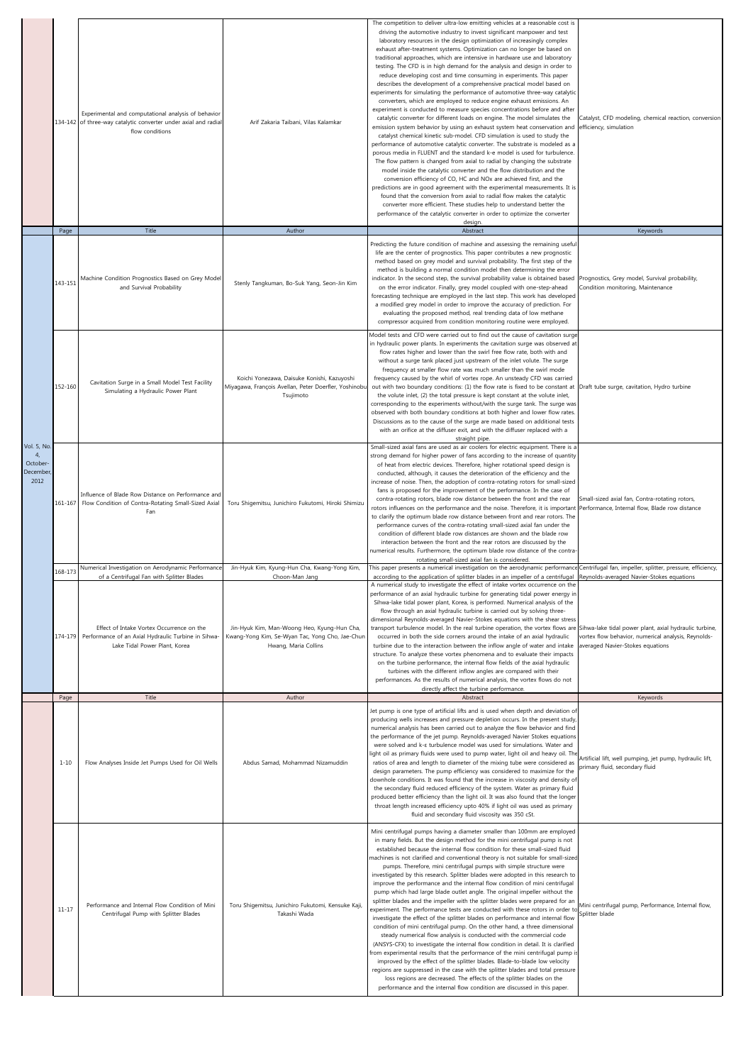| | Page | Title | Author | Abstract | Keywords |
|---|---|---|---|---|---|
| | 134-142 | Experimental and computational analysis of behavior of three-way catalytic converter under axial and radial flow conditions | Arif Zakaria Taibani, Vilas Kalamkar | The competition to deliver ultra-low emitting vehicles at a reasonable cost is driving the automotive industry to invest significant manpower and test laboratory resources in the design optimization of increasingly complex exhaust after-treatment systems. Optimization can no longer be based on traditional approaches, which are intensive in hardware use and laboratory testing. The CFD is in high demand for the analysis and design in order to reduce developing cost and time consuming in experiments. This paper describes the development of a comprehensive practical model based on experiments for simulating the performance of automotive three-way catalytic converters, which are employed to reduce engine exhaust emissions. An experiment is conducted to measure species concentrations before and after catalytic converter for different loads on engine. The model simulates the emission system behavior by using an exhaust system heat conservation and catalyst chemical kinetic sub-model. CFD simulation is used to study the performance of automotive catalytic converter. The substrate is modeled as a porous media in FLUENT and the standard k-e model is used for turbulence. The flow pattern is changed from axial to radial by changing the substrate model inside the catalytic converter and the flow distribution and the conversion efficiency of CO, HC and NOx are achieved first, and the predictions are in good agreement with the experimental measurements. It is found that the conversion from axial to radial flow makes the catalytic converter more efficient. These studies help to understand better the performance of the catalytic converter in order to optimize the converter design. | Catalyst, CFD modeling, chemical reaction, conversion efficiency, simulation |

| | Page | Title | Author | Abstract | Keywords |
|---|---|---|---|---|---|
| Vol. 5, No. 4, October-December, 2012 | 143-151 | Machine Condition Prognostics Based on Grey Model and Survival Probability | Stenly Tangkuman, Bo-Suk Yang, Seon-Jin Kim | Predicting the future condition of machine and assessing the remaining useful life are the center of prognostics. This paper contributes a new prognostic method based on grey model and survival probability. The first step of the method is building a normal condition model then determining the error indicator. In the second step, the survival probability value is obtained based on the error indicator. Finally, grey model coupled with one-step-ahead forecasting technique are employed in the last step. This work has developed a modified grey model in order to improve the accuracy of prediction. For evaluating the proposed method, real trending data of low methane compressor acquired from condition monitoring routine were employed. | Prognostics, Grey model, Survival probability, Condition monitoring, Maintenance |
| | 152-160 | Cavitation Surge in a Small Model Test Facility Simulating a Hydraulic Power Plant | Koichi Yonezawa, Daisuke Konishi, Kazuyoshi Miyagawa, François Avellan, Peter Doerfler, Yoshinobu Tsujimoto | Model tests and CFD were carried out to find out the cause of cavitation surge in hydraulic power plants. In experiments the cavitation surge was observed at flow rates higher and lower than the swirl free flow rate, both with and without a surge tank placed just upstream of the inlet volute. The surge frequency at smaller flow rate was much smaller than the swirl mode frequency caused by the whirl of vortex rope. An unsteady CFD was carried out with two boundary conditions: (1) the flow rate is fixed to be constant at the volute inlet, (2) the total pressure is kept constant at the volute inlet, corresponding to the experiments without/with the surge tank. The surge was observed with both boundary conditions at both higher and lower flow rates. Discussions as to the cause of the surge are made based on additional tests with an orifice at the diffuser exit, and with the diffuser replaced with a straight pipe. | Draft tube surge, cavitation, Hydro turbine |
| | 161-167 | Influence of Blade Row Distance on Performance and Flow Condition of Contra-Rotating Small-Sized Axial Fan | Toru Shigemitsu, Junichiro Fukutomi, Hiroki Shimizu | Small-sized axial fans are used as air coolers for electric equipment. There is a strong demand for higher power of fans according to the increase of quantity of heat from electric devices. Therefore, higher rotational speed design is conducted, although, it causes the deterioration of the efficiency and the increase of noise. Then, the adoption of contra-rotating rotors for small-sized fans is proposed for the improvement of the performance. In the case of contra-rotating rotors, blade row distance between the front and the rear rotors influences on the performance and the noise. Therefore, it is important to clarify the optimum blade row distance between front and rear rotors. The performance curves of the contra-rotating small-sized axial fan under the condition of different blade row distances are shown and the blade row interaction between the front and the rear rotors are discussed by the numerical results. Furthermore, the optimum blade row distance of the contra-rotating small-sized axial fan is considered. | Small-sized axial fans, Contra-rotating rotors, Performance, Internal flow, Blade row distance |
| | 168-173 | Numerical Investigation on Aerodynamic Performance of a Centrifugal Fan with Splitter Blades | Jin-Hyuk Kim, Kyung-Hun Cha, Kwang-Yong Kim, Choon-Man Jang | This paper presents a numerical investigation on the aerodynamic performance according to the application of splitter blades in an impeller of a centrifugal | Centrifugal fan, impeller, splitter, pressure, efficiency, Reynolds-averaged Navier-Stokes equations |
| | 174-179 | Effect of Intake Vortex Occurrence on the Performance of an Axial Hydraulic Turbine in Sihwa-Lake Tidal Power Plant, Korea | Jin-Hyuk Kim, Man-Woong Heo, Kyung-Hun Cha, Kwang-Yong Kim, Se-Wyan Tac, Yong Cho, Jae-Chun Hwang, Maria Collins | A numerical study to investigate the effect of intake vortex occurrence on the performance of an axial hydraulic turbine for generating tidal power energy in Sihwa-lake tidal power plant, Korea, is performed. Numerical analysis of the flow through an axial hydraulic turbine is carried out by solving three-dimensional Reynolds-averaged Navier-Stokes equations with the shear stress transport turbulence model. In the real turbine operation, the vortex flows are occurred in both the side corners around the intake of an axial hydraulic turbine due to the interaction between the inflow angle of water and intake structure. To analyze these vortex phenomena and to evaluate their impacts on the turbine performance, the internal flow fields of the axial hydraulic turbines with the different inflow angles are compared with their performances. As the results of numerical analysis, the vortex flows do not directly affect the turbine performance. | Sihwa-lake tidal power plant, axial hydraulic turbine, vortex flow behavior, numerical analysis, Reynolds-averaged Navier-Stokes equations |

| | Page | Title | Author | Abstract | Keywords |
|---|---|---|---|---|---|
| | 1-10 | Flow Analyses Inside Jet Pumps Used for Oil Wells | Abdus Samad, Mohammad Nizamuddin | Jet pump is one type of artificial lifts and is used when depth and deviation of producing wells increases and pressure depletion occurs. In the present study, numerical analysis has been carried out to analyze the flow behavior and find the performance of the jet pump. Reynolds-averaged Navier Stokes equations were solved and k-ε turbulence model was used for simulations. Water and light oil as primary fluids were used to pump water, light oil and heavy oil. The ratios of area and length to diameter of the mixing tube were considered as design parameters. The pump efficiency was considered to maximize for the downhole conditions. It was found that the increase in viscosity and density of the secondary fluid reduced efficiency of the system. Water as primary fluid produced better efficiency than the light oil. It was also found that the longer throat length increased efficiency upto 40% if light oil was used as primary fluid and secondary fluid viscosity was 350 cSt. | Artificial lift, well pumping, jet pump, hydraulic lift, primary fluid, secondary fluid |
| | 11-17 | Performance and Internal Flow Condition of Mini Centrifugal Pump with Splitter Blades | Toru Shigemitsu, Junichiro Fukutomi, Kensuke Kaji, Takashi Wada | Mini centrifugal pumps having a diameter smaller than 100mm are employed in many fields. But the design method for the mini centrifugal pump is not established because the internal flow condition for these small-sized fluid machines is not clarified and conventional theory is not suitable for small-sized pumps. Therefore, mini centrifugal pumps with simple structure were investigated by this research. Splitter blades were adopted in this research to improve the performance and the internal flow condition of mini centrifugal pump which had large blade outlet angle. The original impeller without the splitter blades and the impeller with the splitter blades were prepared for an experiment. The performance tests are conducted with these rotors in order to investigate the effect of the splitter blades on performance and internal flow condition of mini centrifugal pump. On the other hand, a three dimensional steady numerical flow analysis is conducted with the commercial code (ANSYS-CFX) to investigate the internal flow condition in detail. It is clarified from experimental results that the performance of the mini centrifugal pump is improved by the effect of the splitter blades. Blade-to-blade low velocity regions are suppressed in the case with the splitter blades and total pressure loss regions are decreased. The effects of the splitter blades on the performance and the internal flow condition are discussed in this paper. | Mini centrifugal pump, Performance, Internal flow, Splitter blade |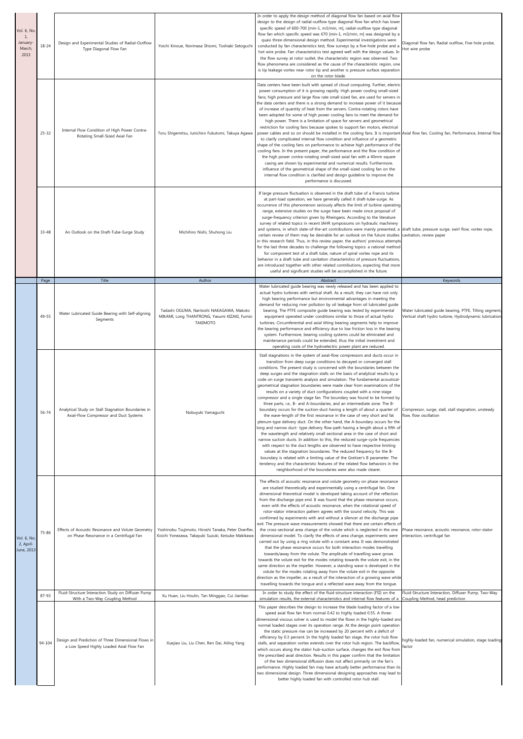| Volume | Page | Title | Author | Abstract | Keywords |
|---|---|---|---|---|---|
| Vol. 6, No. 1, January-March, 2013 | 18-24 | Design and Experimental Studies of Radial-Outflow Type Diagonal Flow Fan | Yoichi Kinoue, Norimasa Shiomi, Toshiaki Setoguchi | In order to apply the design method of diagonal flow fan based on axial flow design to the design of radial-outflow type diagonal flow fan which has lower specific speed of 600-700 [min-1, m3/min, m], radial-outflow type diagonal flow fan which specific speed was 670 [min-1, m3/min, m] was designed by a quasi three-dimensional design method. Experimental investigations were conducted by fan characteristics test, flow surveys by a five-hole probe and a hot wire probe. Fan characteristics test agreed well with the design values. In the flow survey at rotor outlet, the characteristic region was observed. Two flow phenomena are considered as the cause of the characteristic region, one is tip leakage vortex near rotor tip and another is pressure surface separation on the rotor blade. | Diagonal flow fan, Radial outflow, Five-hole probe, Hot wire probe |
| | 25-32 | Internal Flow Condition of High Power Contra-Rotating Small-Sized Axial Fan | Toru Shigemitsu, Junichiro Fukutomi, Takuya Agawa | Data centers have been built with spread of cloud computing. Further, electric power consumption of it is growing rapidly. High power cooling small-sized fans; high pressure and large flow rate small-sized fan, are used for servers in the data centers and there is a strong demand to increase power of it because of increase of quantity of heat from the servers. Contra-rotating rotors have been adopted for some of high power cooling fans to meet the demand for high power. There is a limitation of space for servers and geometrical restriction for cooling fans because spokes to support fan motors, electrical power cables and so on should be installed in the cooling fans. It is important to clarify complicated internal flow condition and influence of a geometric shape of the cooling fans on performance to achieve high performance of the cooling fans. In the present paper, the performance and the flow condition of the high power contra-rotating small-sized axial fan with a 40mm square casing are shown by experimental and numerical results. Furthermore, influence of the geometrical shape of the small-sized cooling fan on the internal flow condition is clarified and design guideline to improve the performance is discussed. | Axial flow fan, Cooling fan, Performance, Internal flow |
| | 33-48 | An Outlook on the Draft-Tube-Surge Study | Michihiro Nishi, Shuhong Liu | If large pressure fluctuation is observed in the draft tube of a Francis turbine at part-load operation, we have generally called it draft-tube-surge. As occurrence of this phenomenon seriously affects the limit of turbine operating range, extensive studies on the surge have been made since proposal of surge-frequency criterion given by Rheingans. According to the literature survey of related topics in recent IAHR symposiums on hydraulic machinery and systems, in which state-of-the-art contributions were mainly presented, a certain review of them may be desirable for an outlook on the future studies in this research field. Thus, in this review paper, the authors' previous attempts for the last three decades to challenge the following topics: a rational method for component test of a draft tube, nature of spiral vortex rope and its behavior in a draft tube and cavitation characteristics of pressure fluctuations, are introduced together with other related contributions, expecting that more useful and significant studies will be accomplished in the future. | draft tube, pressure surge, swirl flow, vortex rope, cavitation, review paper |
| | Page | Title | Author | Abstract | Keywords |
| Vol. 6, No. 2, April-June, 2013 | 49-55 | Water Lubricated Guide Bearing with Self-aligning Segments | Tadashi OGUMA, Naritoshi NAKAGAWA, Makoto MIKAMI, Long THANTRONG, Yasumi KIZAKI, Fumio TAKIMOTO | Water lubricated guide bearing was newly released and has been applied to actual hydro turbines with vertical shaft. As a result, they can have not only high bearing performance but environmental advantages in meeting the demand for reducing river pollution by oil leakage from oil lubricated guide bearing. The PTFE composite guide bearing was tested by experimental equipment operated under conditions similar to those of actual hydro turbines. Circumferential and axial tilting bearing segments help to improve the bearing performance and efficiency due to low friction loss in the bearing system. Furthermore, bearing cooling systems could be eliminated and maintenance periods could be extended, thus the initial investment and operating costs of the hydroelectric power plant are reduced. | Water lubricated guide bearing, PTFE, Tilting segment, Vertical shaft hydro turbine, Hydrodynamic lubrication |
| | 56-74 | Analytical Study on Stall Stagnation Boundaries in Axial-Flow Compressor and Duct Systems | Nobuyuki Yamaguchi | Stall stagnations in the system of axial-flow compressors and ducts occur in transition from deep surge conditions to decayed or converged stall conditions. The present study is concerned with the boundaries between the deep surges and the stagnation stalls on the basis of analytical results by a code on surge transients analysis and simulation. The fundamental acoustical-geometrical stagnation boundaries were made clear from examinations of the results on a variety of duct configurations coupled with a nine-stage compressor and a single stage fan. The boundary was found to be formed by three parts, i.e., B- and A-boundaries, and an intermediate zone. The B-boundary occurs for the suction-duct having a length of about a quarter of the wave-length of the first resonance in the case of very short and fat plenum-type delivery duct. On the other hand, the A-boundary occurs for the long and narrow duct- type delivery flow-path having a length about a fifth of the wavelength and relatively small sectional area in the case of short and narrow suction ducts. In addition to this, the reduced surge-cycle frequencies with respect to the duct lengths are observed to have respective limiting values at the stagnation boundaries. The reduced frequency for the B-boundary is related with a limiting value of the Greitzer's B parameter. The tendency and the characteristic features of the related flow behaviors in the neighborhood of the boundaries were also made clearer. | Compressor, surge, stall, stall stagnation, unsteady flow, flow oscillation |
| | 75-86 | Effects of Acoustic Resonance and Volute Geometry on Phase Resonance in a Centrifugal Fan | Yoshinobu Tsujimoto, Hiroshi Tanaka, Peter Doerfler, Koichi Yonezawa, Takayuki Suzuki, Keisuke Makikawa | The effects of acoustic resonance and volute geometry on phase resonance are studied theoretically and experimentally using a centrifugal fan. One dimensional theoretical model is developed taking account of the reflection from the discharge pipe end. It was found that the phase resonance occurs, even with the effects of acoustic resonance, when the rotational speed of rotor-stator interaction pattern agrees with the sound velocity. This was confirmed by experiments with and without a silencer at the discharge pipe exit. The pressure wave measurements showed that there are certain effects of the cross-sectional area change of the volute which is neglected in the one dimensional model. To clarify the effects of area change, experiments were carried out by using a ring volute with a constant area. It was demonstrated that the phase resonance occurs for both interaction modes travelling towards/away from the volute. The amplitude of travelling wave grows towards the volute exit for the modes rotating towards the volute exit, in the same direction as the impeller. However, a standing wave is developed in the volute for the modes rotating away from the volute exit in the opposite direction as the impeller, as a result of the interaction of a growing wave while travelling towards the tongue and a reflected wave away from the tongue. | Phase resonance, acoustic resonance, rotor-stator interaction, centrifugal fan |
| | 87-93 | Fluid-Structure Interaction Study on Diffuser Pump With a Two-Way Coupling Method | Xu Huan, Liu Houlin, Tan Minggao, Cui Jianbao | In order to study the effect of the fluid-structure interaction (FSI) on the simulation results, the external characteristics and internal flow features of a | Fluid-Structure Interaction, Diffuser Pump, Two-Way Coupling Method, head prediction |
| | 94-104 | Design and Prediction of Three Dimensional Flows in a Low Speed Highly Loaded Axial Flow Fan | Xuejiao Liu, Liu Chen, Ren Dai, Ailing Yang | This paper describes the design to increase the blade loading factor of a low speed axial flow fan from normal 0.42 to highly loaded 0.55. A three-dimensional viscous solver is used to model the flows in the highly-loaded and normal loaded stages over its operation range. At the design point operation the static pressure rise can be increased by 20 percent with a deficit of efficiency by 0.3 percent. In the highly loaded fan stage, the rotor hub flow stalls, and separation vortex extends over the rotor hub region. The backflow, which occurs along the stator hub-suction surface, changes the exit flow from the prescribed axial direction. Results in this paper confirm that the limitation of the two dimensional diffusion does not affect primarily on the fan's performance. Highly loaded fan may have actually better performance than its two dimensional design. Three dimensional designing approaches may lead to better highly loaded fan with controlled rotor hub stall. | highly-loaded fan, numerical simulation, stage loading factor |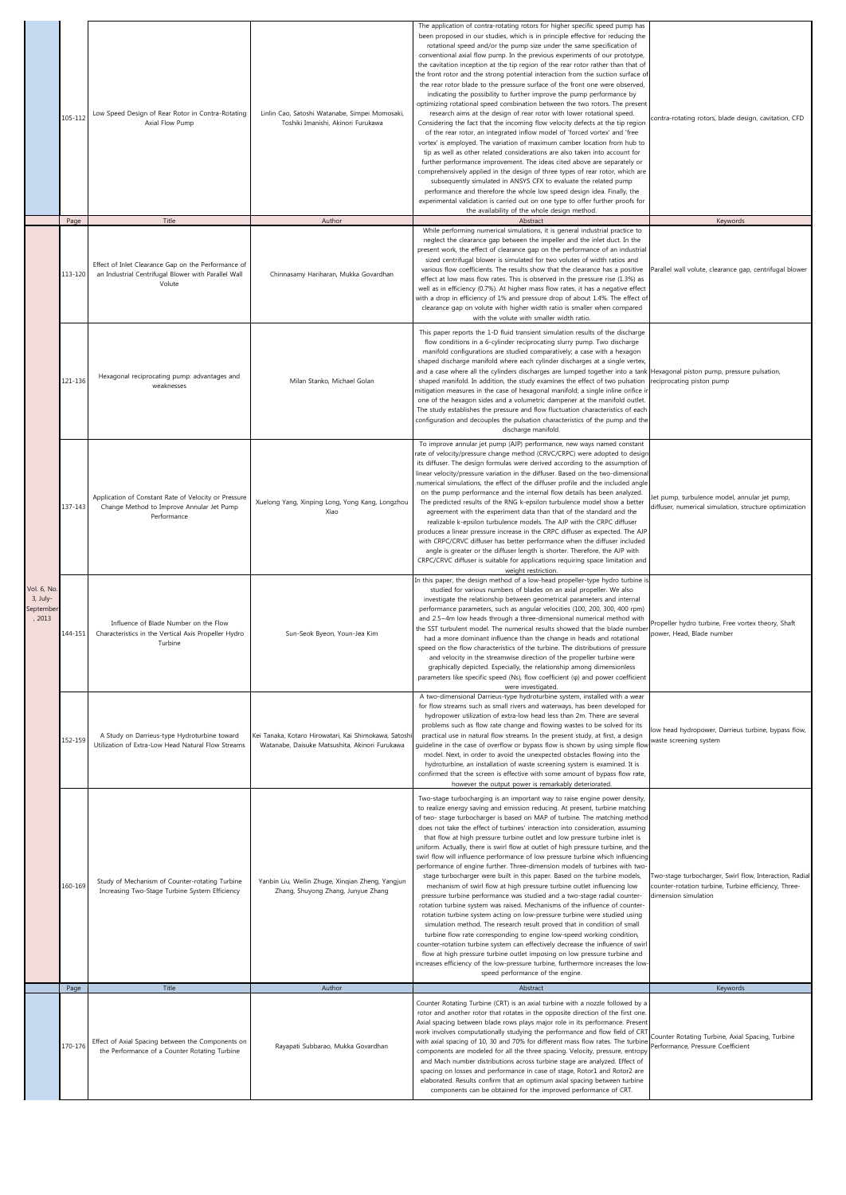| | Page | Title | Author | Abstract | Keywords |
|---|---|---|---|---|---|
| | 105-112 | Low Speed Design of Rear Rotor in Contra-Rotating Axial Flow Pump | Linlin Cao, Satoshi Watanabe, Simpei Momosaki, Toshiki Imanishi, Akinori Furukawa | The application of contra-rotating rotors for higher specific speed pump has been proposed in our studies, which is in principle effective for reducing the rotational speed and/or the pump size under the same specification of conventional axial flow pump. In the previous experiments of our prototype, the cavitation inception at the tip region of the rear rotor rather than that of the front rotor and the strong potential interaction from the suction surface of the rear rotor blade to the pressure surface of the front one were observed, indicating the possibility to further improve the pump performance by optimizing rotational speed combination between the two rotors. The present research aims at the design of rear rotor with lower rotational speed. Considering the fact that the incoming flow velocity defects at the tip region of the rear rotor, an integrated inflow model of 'forced vortex' and 'free vortex' is employed. The variation of maximum camber location from hub to tip as well as other related considerations are also taken into account for further performance improvement. The ideas cited above are separately or comprehensively applied in the design of three types of rear rotor, which are subsequently simulated in ANSYS CFX to evaluate the related pump performance and therefore the whole low speed design idea. Finally, the experimental validation is carried out on one type to offer further proofs for the availability of the whole design method. | contra-rotating rotors, blade design, cavitation, CFD |
| | Page | Title | Author | Abstract | Keywords |
| Vol. 6, No. 3, July-September, 2013 | 113-120 | Effect of Inlet Clearance Gap on the Performance of an Industrial Centrifugal Blower with Parallel Wall Volute | Chinnasamy Hariharan, Mukka Govardhan | While performing numerical simulations, it is general industrial practice to neglect the clearance gap between the impeller and the inlet duct. In the present work, the effect of clearance gap on the performance of an industrial sized centrifugal blower is simulated for two volutes of width ratios and various flow coefficients. The results show that the clearance has a positive effect at low mass flow rates. This is observed in the pressure rise (1.3%) as well as in efficiency (0.7%). At higher mass flow rates, it has a negative effect with a drop in efficiency of 1% and pressure drop of about 1.4%. The effect of clearance gap on volute with higher width ratio is smaller when compared with the volute with smaller width ratio. | Parallel wall volute, clearance gap, centrifugal blower |
| | 121-136 | Hexagonal reciprocating pump: advantages and weaknesses | Milan Stanko, Michael Golan | This paper reports the 1-D fluid transient simulation results of the discharge flow conditions in a 6-cylinder reciprocating slurry pump. Two discharge manifold configurations are studied comparatively; a case with a hexagon shaped discharge manifold where each cylinder discharges at a single vertex, and a case where all the cylinders discharges are lumped together into a tank shaped manifold. In addition, the study examines the effect of two pulsation mitigation measures in the case of hexagonal manifold; a single inline orifice in one of the hexagon sides and a volumetric dampener at the manifold outlet. The study establishes the pressure and flow fluctuation characteristics of each configuration and decouples the pulsation characteristics of the pump and the discharge manifold. | Hexagonal piston pump, pressure pulsation, reciprocating piston pump |
| | 137-143 | Application of Constant Rate of Velocity or Pressure Change Method to Improve Annular Jet Pump Performance | Xuelong Yang, Xinping Long, Yong Kang, Longzhou Xiao | To improve annular jet pump (AJP) performance, new ways named constant rate of velocity/pressure change method (CRVC/CRPC) were adopted to design its diffuser. The design formulas were derived according to the assumption of linear velocity/pressure variation in the diffuser. Based on the two-dimensional numerical simulations, the effect of the diffuser profile and the included angle on the pump performance and the internal flow details has been analyzed. The predicted results of the RNG k-epsilon turbulence model show a better agreement with the experiment data than that of the standard and the realizable k-epsilon turbulence models. The AJP with the CRPC diffuser produces a linear pressure increase in the CRPC diffuser as expected. The AJP with CRPC/CRVC diffuser has better performance when the diffuser included angle is greater or the diffuser length is shorter. Therefore, the AJP with CRPC/CRVC diffuser is suitable for applications requiring space limitation and weight restriction. | Jet pump, turbulence model, annular jet pump, diffuser, numerical simulation, structure optimization |
| | 144-151 | Influence of Blade Number on the Flow Characteristics in the Vertical Axis Propeller Hydro Turbine | Sun-Seok Byeon, Youn-Jea Kim | In this paper, the design method of a low-head propeller-type hydro turbine is studied for various numbers of blades on an axial propeller. We also investigate the relationship between geometrical parameters and internal performance parameters, such as angular velocities (100, 200, 300, 400 rpm) and 2.5~4m low heads through a three-dimensional numerical method with the SST turbulent model. The numerical results showed that the blade number had a more dominant influence than the change in heads and rotational speed on the flow characteristics of the turbine. The distributions of pressure and velocity in the streamwise direction of the propeller turbine were graphically depicted. Especially, the relationship among dimensionless parameters like specific speed (Ns), flow coefficient (φ) and power coefficient were investigated. | Propeller hydro turbine, Free vortex theory, Shaft power, Head, Blade number |
| | 152-159 | A Study on Darrieus-type Hydroturbine toward Utilization of Extra-Low Head Natural Flow Streams | Kei Tanaka, Kotaro Hirowatari, Kai Shimokawa, Satoshi Watanabe, Daisuke Matsushita, Akinori Furukawa | A two-dimensional Darrieus-type hydroturbine system, installed with a wear for flow streams such as small rivers and waterways, has been developed for hydropower utilization of extra-low head less than 2m. There are several problems such as flow rate change and flowing wastes to be solved for its practical use in natural flow streams. In the present study, at first, a design guideline in the case of overflow or bypass flow is shown by using simple flow model. Next, in order to avoid the unexpected obstacles flowing into the hydroturbine, an installation of waste screening system is examined. It is confirmed that the screen is effective with some amount of bypass flow rate, however the output power is remarkably deteriorated. | low head hydropower, Darrieus turbine, bypass flow, waste screening system |
| | 160-169 | Study of Mechanism of Counter-rotating Turbine Increasing Two-Stage Turbine System Efficiency | Yanbin Liu, Weilin Zhuge, Xinqian Zheng, Yangjun Zhang, Shuyong Zhang, Junyue Zhang | Two-stage turbocharging is an important way to raise engine power density, to realize energy saving and emission reducing. At present, turbine matching of two- stage turbocharger is based on MAP of turbine. The matching method does not take the effect of turbines' interaction into consideration, assuming that flow at high pressure turbine outlet and low pressure turbine inlet is uniform. Actually, there is swirl flow at outlet of high pressure turbine, and the swirl flow will influence performance of low pressure turbine which influencing performance of engine further. Three-dimension models of turbines with two-stage turbocharger were built in this paper. Based on the turbine models, mechanism of swirl flow at high pressure turbine outlet influencing low pressure turbine performance was studied and a two-stage radial counter-rotation turbine system was raised. Mechanisms of the influence of counter-rotation turbine system acting on low-pressure turbine were studied using simulation method. The research result proved that in condition of small turbine flow rate corresponding to engine low-speed working condition, counter-rotation turbine system can effectively decrease the influence of swirl flow at high pressure turbine outlet imposing on low pressure turbine and increases efficiency of the low-pressure turbine, furthermore increases the low-speed performance of the engine. | Two-stage turbocharger, Swirl flow, Interaction, Radial counter-rotation turbine, Turbine efficiency, Three-dimension simulation |
| | Page | Title | Author | Abstract | Keywords |
| | 170-176 | Effect of Axial Spacing between the Components on the Performance of a Counter Rotating Turbine | Rayapati Subbarao, Mukka Govardhan | Counter Rotating Turbine (CRT) is an axial turbine with a nozzle followed by a rotor and another rotor that rotates in the opposite direction of the first one. Axial spacing between blade rows plays major role in its performance. Present work involves computationally studying the performance and flow field of CRT with axial spacing of 10, 30 and 70% for different mass flow rates. The turbine components are modeled for all the three spacing. Velocity, pressure, entropy and Mach number distributions across turbine stage are analyzed. Effect of spacing on losses and performance in case of stage, Rotor1 and Rotor2 are elaborated. Results confirm that an optimum axial spacing between turbine components can be obtained for the improved performance of CRT. | Counter Rotating Turbine, Axial Spacing, Turbine Performance, Pressure Coefficient |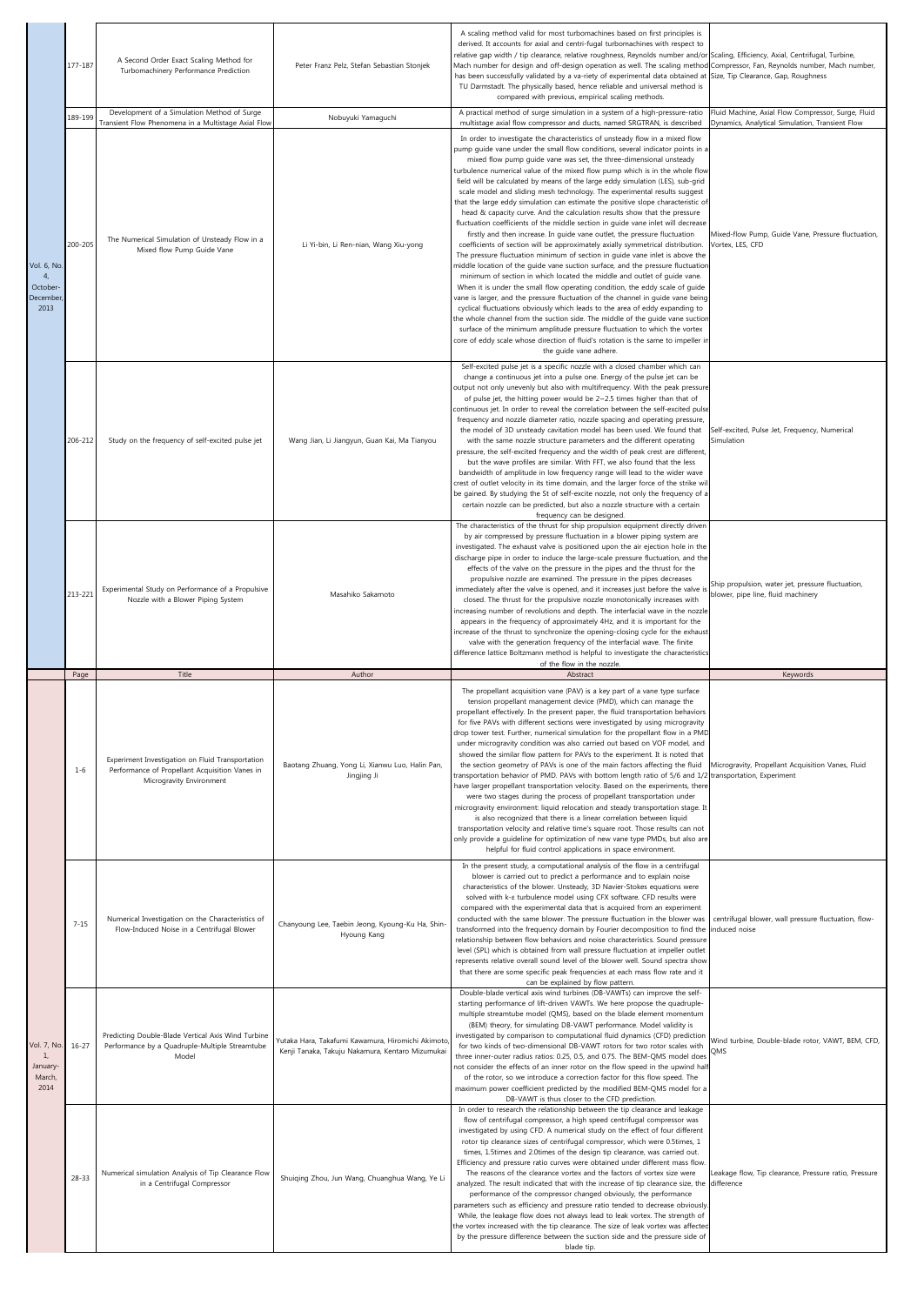| | Page | Title | Author | Abstract | Keywords |
|---|---|---|---|---|---|
| Vol. 6, No. 4, October-December, 2013 | 177-187 | A Second Order Exact Scaling Method for Turbomachinery Performance Prediction | Peter Franz Pelz, Stefan Sebastian Stonjek | A scaling method valid for most turbomachines based on first principles is derived. It accounts for axial and centri-fugal turbomachines with respect to relative gap width / tip clearance, relative roughness, Reynolds number and/or Mach number for design and off-design operation as well. The scaling method has been successfully validated by a va-riety of experimental data obtained at TU Darmstadt. The physically based, hence reliable and universal method is compared with previous, empirical scaling methods. | Scaling, Efficiency, Axial, Centrifugal, Turbine, Compressor, Fan, Reynolds number, Mach number, Size, Tip Clearance, Gap, Roughness |
| | 189-199 | Development of a Simulation Method of Surge Transient Flow Phenomena in a Multistage Axial Flow | Nobuyuki Yamaguchi | A practical method of surge simulation in a system of a high-pressure-ratio multistage axial flow compressor and ducts, named SRGTRAN, is described | Fluid Machine, Axial Flow Compressor, Surge, Fluid Dynamics, Analytical Simulation, Transient Flow |
| | 200-205 | The Numerical Simulation of Unsteady Flow in a Mixed flow Pump Guide Vane | Li Yi-bin, Li Ren-nian, Wang Xiu-yong | In order to investigate the characteristics of unsteady flow in a mixed flow pump guide vane under the small flow conditions, several indicator points in a mixed flow pump guide vane was set, the three-dimensional unsteady turbulence numerical value of the mixed flow pump which is in the whole flow field will be calculated by means of the large eddy simulation (LES), sub-grid scale model and sliding mesh technology. The experimental results suggest that the large eddy simulation can estimate the positive slope characteristic of head & capacity curve. And the calculation results show that the pressure fluctuation coefficients of the middle section in guide vane inlet will decrease firstly and then increase. In guide vane outlet, the pressure fluctuation coefficients of section will be approximately axially symmetrical distribution. The pressure fluctuation minimum of section in guide vane inlet is above the middle location of the guide vane suction surface, and the pressure fluctuation minimum of section in which located the middle and outlet of guide vane. When it is under the small flow operating condition, the eddy scale of guide vane is larger, and the pressure fluctuation of the channel in guide vane being cyclical fluctuations obviously which leads to the area of eddy expanding to the whole channel from the suction side. The middle of the guide vane suction surface of the minimum amplitude pressure fluctuation to which the vortex core of eddy scale whose direction of fluid's rotation is the same to impeller in the guide vane adhere. | Mixed-flow Pump, Guide Vane, Pressure fluctuation, Vortex, LES, CFD |
| | 206-212 | Study on the frequency of self-excited pulse jet | Wang Jian, Li Jiangyun, Guan Kai, Ma Tianyou | Self-excited pulse jet is a specific nozzle with a closed chamber which can change a continuous jet into a pulse one. Energy of the pulse jet can be output not only unevenly but also with multifrequency. With the peak pressure of pulse jet, the hitting power would be 2~2.5 times higher than that of continuous jet. In order to reveal the correlation between the self-excited pulse frequency and nozzle diameter ratio, nozzle spacing and operating pressure, the model of 3D unsteady cavitation model has been used. We found that with the same nozzle structure parameters and the different operating pressure, the self-excited frequency and the width of peak crest are different, but the wave profiles are similar. With FFT, we also found that the less bandwidth of amplitude in low frequency range will lead to the wider wave crest of outlet velocity in its time domain, and the larger force of the strike will be gained. By studying the St of self-excite nozzle, not only the frequency of a certain nozzle can be predicted, but also a nozzle structure with a certain frequency can be designed. | Self-excited, Pulse Jet, Frequency, Numerical Simulation |
| | 213-221 | Experimental Study on Performance of a Propulsive Nozzle with a Blower Piping System | Masahiko Sakamoto | The characteristics of the thrust for ship propulsion equipment directly driven by air compressed by pressure fluctuation in a blower piping system are investigated. The exhaust valve is positioned upon the air ejection hole in the discharge pipe in order to induce the large-scale pressure fluctuation, and the effects of the valve on the pressure in the pipes and the thrust for the propulsive nozzle are examined. The pressure in the pipes decreases immediately after the valve is opened, and it increases just before the valve is closed. The thrust for the propulsive nozzle monotonically increases with increasing number of revolutions and depth. The interfacial wave in the nozzle appears in the frequency of approximately 4Hz, and it is important for the increase of the thrust to synchronize the opening-closing cycle for the exhaust valve with the generation frequency of the interfacial wave. The finite difference lattice Boltzmann method is helpful to investigate the characteristics of the flow in the nozzle. | Ship propulsion, water jet, pressure fluctuation, blower, pipe line, fluid machinery |
| | Page | Title | Author | Abstract | Keywords |
| Vol. 7, No. 1, January-March, 2014 | 1-6 | Experiment Investigation on Fluid Transportation Performance of Propellant Acquisition Vanes in Microgravity Environment | Baotang Zhuang, Yong Li, Xianwu Luo, Halin Pan, Jingjing Ji | The propellant acquisition vane (PAV) is a key part of a vane type surface tension propellant management device (PMD), which can manage the propellant effectively. In the present paper, the fluid transportation behaviors for five PAVs with different sections were investigated by using microgravity drop tower test. Further, numerical simulation for the propellant flow in a PMD under microgravity condition was also carried out based on VOF model, and showed the similar flow pattern for PAVs to the experiment. It is noted that the section geometry of PAVs is one of the main factors affecting the fluid transportation behavior of PMD. PAVs with bottom length ratio of 5/6 and 1/2 have larger propellant transportation velocity. Based on the experiments, there were two stages during the process of propellant transportation under microgravity environment: liquid relocation and steady transportation stage. It is also recognized that there is a linear correlation between liquid transportation velocity and relative time's square root. Those results can not only provide a guideline for optimization of new vane type PMDs, but also are helpful for fluid control applications in space environment. | Microgravity, Propellant Acquisition Vanes, Fluid transportation, Experiment |
| | 7-15 | Numerical Investigation on the Characteristics of Flow-Induced Noise in a Centrifugal Blower | Chanyoung Lee, Taebin Jeong, Kyoung-Ku Ha, Shin-Hyoung Kang | In the present study, a computational analysis of the flow in a centrifugal blower is carried out to predict a performance and to explain noise characteristics of the blower. Unsteady, 3D Navier-Stokes equations were solved with k-ε turbulence model using CFX software. CFD results were compared with the experimental data that is acquired from an experiment conducted with the same blower. The pressure fluctuation in the blower was transformed into the frequency domain by Fourier decomposition to find the relationship between flow behaviors and noise characteristics. Sound pressure level (SPL) which is obtained from wall pressure fluctuation at impeller outlet represents relative overall sound level of the blower well. Sound spectra show that there are some specific peak frequencies at each mass flow rate and it can be explained by flow pattern. | centrifugal blower, wall pressure fluctuation, flow-induced noise |
| | 16-27 | Predicting Double-Blade Vertical Axis Wind Turbine Performance by a Quadruple-Multiple Streamtube Model | Yutaka Hara, Takafumi Kawamura, Hiromichi Akimoto, Kenji Tanaka, Takuju Nakamura, Kentaro Mizumukai | Double-blade vertical axis wind turbines (DB-VAWTs) can improve the self-starting performance of lift-driven VAWTs. We here propose the quadruple-multiple streamtube model (QMS), based on the blade element momentum (BEM) theory, for simulating DB-VAWT performance. Model validity is investigated by comparison to computational fluid dynamics (CFD) predictions for two kinds of two-dimensional DB-VAWT rotors for two rotor scales with three inner-outer radius ratios: 0.25, 0.5, and 0.75. The BEM-QMS model does not consider the effects of an inner rotor on the flow speed in the upwind half of the rotor, so we introduce a correction factor for this flow speed. The maximum power coefficient predicted by the modified BEM-QMS model for a DB-VAWT is thus closer to the CFD prediction. | Wind turbine, Double-blade rotor, VAWT, BEM, CFD, QMS |
| | 28-33 | Numerical simulation Analysis of Tip Clearance Flow in a Centrifugal Compressor | Shuiqing Zhou, Jun Wang, Chuanghua Wang, Ye Li | In order to research the relationship between the tip clearance and leakage flow of centrifugal compressor, a high speed centrifugal compressor was investigated by using CFD. A numerical study on the effect of four different rotor tip clearance sizes of centrifugal compressor, which were 0.5times, 1 times, 1.5times and 2.0times of the design tip clearance, was carried out. Efficiency and pressure ratio curves were obtained under different mass flow. The reasons of the clearance vortex and the factors of vortex size were analyzed. The result indicated that with the increase of tip clearance size, the performance of the compressor changed obviously, the performance parameters such as efficiency and pressure ratio tended to decrease obviously. While, the leakage flow does not always lead to leak vortex. The strength of the vortex increased with the tip clearance. The size of leak vortex was affected by the pressure difference between the suction side and the pressure side of blade tip. | Leakage flow, Tip clearance, Pressure ratio, Pressure difference |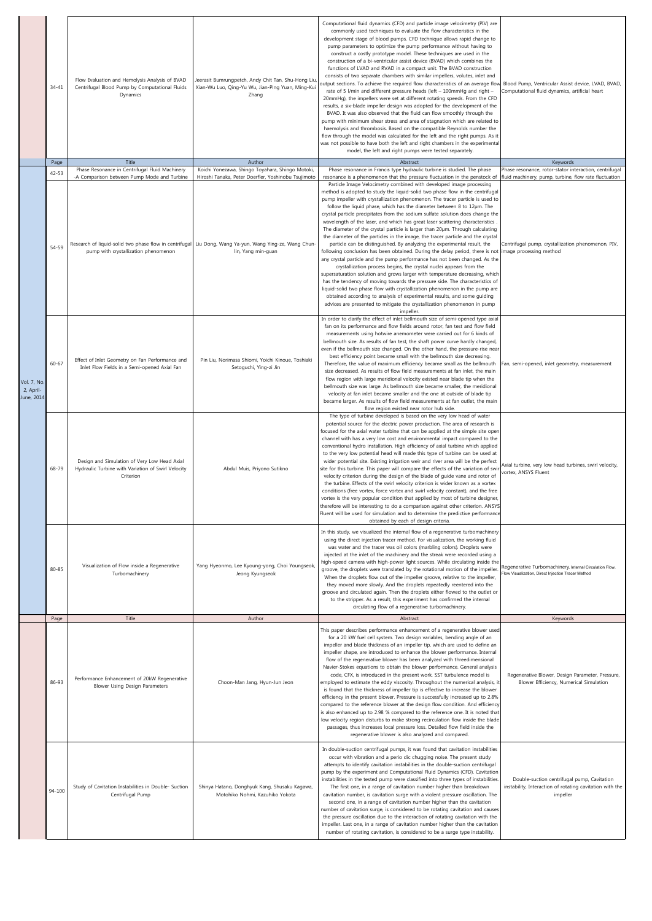| | Page | Title | Author | Abstract | Keywords |
|---|---|---|---|---|---|
| | 34-41 | Flow Evaluation and Hemolysis Analysis of BVAD Centrifugal Blood Pump by Computational Fluids Dynamics | Jeerasit Bumrungpetch, Andy Chit Tan, Shu-Hong Liu, Xian-Wu Luo, Qing-Yu Wu, Jian-Ping Yuan, Ming-Kui Zhang | Computational fluid dynamics (CFD) and particle image velocimetry (PIV) are commonly used techniques to evaluate the flow characteristics in the development stage of blood pumps. CFD technique allows rapid change to pump parameters to optimize the pump performance without having to construct a costly prototype model. These techniques are used in the construction of a bi-ventricular assist device (BVAD) which combines the functions of LVAD and RVAD in a compact unit. The BVAD construction consists of two separate chambers with similar impellers, volutes, inlet and output sections. To achieve the required flow characteristics of an average flow rate of 5 l/min and different pressure heads (left – 100mmHg and right – 20mmHg), the impellers were set at different rotating speeds. From the CFD results, a six-blade impeller design was adopted for the development of the BVAD. It was also observed that the fluid can flow smoothly through the pump with minimum shear stress and area of stagnation which are related to haemolysis and thrombosis. Based on the compatible Reynolds number the flow through the model was calculated for the left and the right pumps. As it was not possible to have both the left and right chambers in the experimental model, the left and right pumps were tested separately. | Blood Pump, Ventricular Assist device, LVAD, BVAD, Computational fluid dynamics, artificial heart |
| | Page | Title | Author | Abstract | Keywords |
| Vol. 7, No. 2, April-June, 2014 | 42-53 | Phase Resonance in Centrifugal Fluid Machinery -A Comparison between Pump Mode and Turbine | Koichi Yonezawa, Shingo Toyahara, Shingo Motoki, Hiroshi Tanaka, Peter Doerfler, Yoshinobu Tsujimoto | Phase resonance in Francis type hydraulic turbine is studied. The phase resonance is a phenomenon that the pressure fluctuation in the penstock of | Phase resonance, rotor-stator interaction, centrifugal fluid machinery, pump, turbine, flow rate fluctuation |
| | 54-59 | Research of liquid-solid two phase flow in centrifugal pump with crystallization phenomenon | Liu Dong, Wang Ya-yun, Wang Ying-ze, Wang Chun-lin, Yang min-guan | Particle Image Velocimetry combined with developed image processing method is adopted to study the liquid-solid two phase flow in the centrifugal pump impeller with crystallization phenomenon. The tracer particle is used to follow the liquid phase, which has the diameter between 8 to 12μm. The crystal particle precipitates from the sodium sulfate solution does change the wavelength of the laser, and which has great laser scattering characteristics . The diameter of the crystal particle is larger than 20μm. Through calculating the diameter of the particles in the image, the tracer particle and the crystal particle can be distinguished. By analyzing the experimental result, the following conclusion has been obtained. During the delay period, there is not any crystal particle and the pump performance has not been changed. As the crystallization process begins, the crystal nuclei appears from the supersaturation solution and grows larger with temperature decreasing, which has the tendency of moving towards the pressure side. The characteristics of liquid-solid two phase flow with crystallization phenomenon in the pump are obtained according to analysis of experimental results, and some guiding advices are presented to mitigate the crystallization phenomenon in pump impeller. | Centrifugal pump, crystallization phenomenon, PIV, image processing method |
| | 60-67 | Effect of Inlet Geometry on Fan Performance and Inlet Flow Fields in a Semi-opened Axial Fan | Pin Liu, Norimasa Shiomi, Yoichi Kinoue, Toshiaki Setoguchi, Ying-zi Jin | In order to clarify the effect of inlet bellmouth size of semi-opened type axial fan on its performance and flow fields around rotor, fan test and flow field measurements using hotwire anemometer were carried out for 6 kinds of bellmouth size. As results of fan test, the shaft power curve hardly changed, even if the bellmouth size changed. On the other hand, the pressure-rise near best efficiency point became small with the bellmouth size decreasing. Therefore, the value of maximum efficiency became small as the bellmouth size decreased. As results of flow field measurements at fan inlet, the main flow region with large meridional velocity existed near blade tip when the bellmouth size was large. As bellmouth size became smaller, the meridional velocity at fan inlet became smaller and the one at outside of blade tip became larger. As results of flow field measurements at fan outlet, the main flow region existed near rotor hub side. | Fan, semi-opened, inlet geometry, measurement |
| | 68-79 | Design and Simulation of Very Low Head Axial Hydraulic Turbine with Variation of Swirl Velocity Criterion | Abdul Muis, Priyono Sutikno | The type of turbine developed is based on the very low head of water potential source for the electric power production. The area of research is focused for the axial water turbine that can be applied at the simple site open channel with has a very low cost and environmental impact compared to the conventional hydro installation. High efficiency of axial turbine which applied to the very low potential head will made this type of turbine can be used at wider potential site. Existing irrigation weir and river area will be the perfect site for this turbine. This paper will compare the effects of the variation of swirl velocity criterion during the design of the blade of guide vane and rotor of the turbine. Effects of the swirl velocity criterion is wider known as a vortex conditions (free vortex, force vortex and swirl velocity constant), and the free vortex is the very popular condition that applied by most of turbine designer, therefore will be interesting to do a comparison against other criterion. ANSYS Fluent will be used for simulation and to determine the predictive performance obtained by each of design criteria. | Axial turbine, very low head turbines, swirl velocity, vortex, ANSYS Fluent |
| | 80-85 | Visualization of Flow inside a Regenerative Turbomachinery | Yang Hyeonmo, Lee Kyoung-yong, Choi Youngseok, Jeong Kyungseok | In this study, we visualized the internal flow of a regenerative turbomachinery using the direct injection tracer method. For visualization, the working fluid was water and the tracer was oil colors (marbling colors). Droplets were injected at the inlet of the machinery and the streak were recorded using a high-speed camera with high-power light sources. While circulating inside the groove, the droplets were translated by the rotational motion of the impeller. When the droplets flow out of the impeller groove, relative to the impeller, they moved more slowly. And the droplets repeatedly reentered into the groove and circulated again. Then the droplets either flowed to the outlet or to the stripper. As a result, this experiment has confirmed the internal circulating flow of a regenerative turbomachinery. | Regenerative Turbomachinery, Internal Circulation Flow, Flow Visualization, Direct Injection Tracer Method |
| | Page | Title | Author | Abstract | Keywords |
| | 86-93 | Performance Enhancement of 20kW Regenerative Blower Using Design Parameters | Choon-Man Jang, Hyun-Jun Jeon | This paper describes performance enhancement of a regenerative blower used for a 20 kW fuel cell system. Two design variables, bending angle of an impeller and blade thickness of an impeller tip, which are used to define an impeller shape, are introduced to enhance the blower performance. Internal flow of the regenerative blower has been analyzed with threedimensional Navier-Stokes equations to obtain the blower performance. General analysis code, CFX, is introduced in the present work. SST turbulence model is employed to estimate the eddy viscosity. Throughout the numerical analysis, it is found that the thickness of impeller tip is effective to increase the blower efficiency in the present blower. Pressure is successfully increased up to 2.8% compared to the reference blower at the design flow condition. And efficiency is also enhanced up to 2.98 % compared to the reference one. It is noted that low velocity region disturbs to make strong recirculation flow inside the blade passages, thus increases local pressure loss. Detailed flow field inside the regenerative blower is also analyzed and compared. | Regenerative Blower, Design Parameter, Pressure, Blower Efficiency, Numerical Simulation |
| | 94-100 | Study of Cavitation Instabilities in Double- Suction Centrifugal Pump | Shinya Hatano, Donghyuk Kang, Shusaku Kagawa, Motohiko Nohmi, Kazuhiko Yokota | In double-suction centrifugal pumps, it was found that cavitation instabilities occur with vibration and a perio dic chugging noise. The present study attempts to identify cavitation instabilities in the double-suction centrifugal pump by the experiment and Computational Fluid Dynamics (CFD). Cavitation instabilities in the tested pump were classified into three types of instabilities. The first one, in a range of cavitation number higher than breakdown cavitation number, is cavitation surge with a violent pressure oscillation. The second one, in a range of cavitation number higher than the cavitation number of cavitation surge, is considered to be rotating cavitation and causes the pressure oscillation due to the interaction of rotating cavitation with the impeller. Last one, in a range of cavitation number higher than the cavitation number of rotating cavitation, is considered to be a surge type instability. | Double-suction centrifugal pump, Cavitation instability, Interaction of rotating cavitation with the impeller |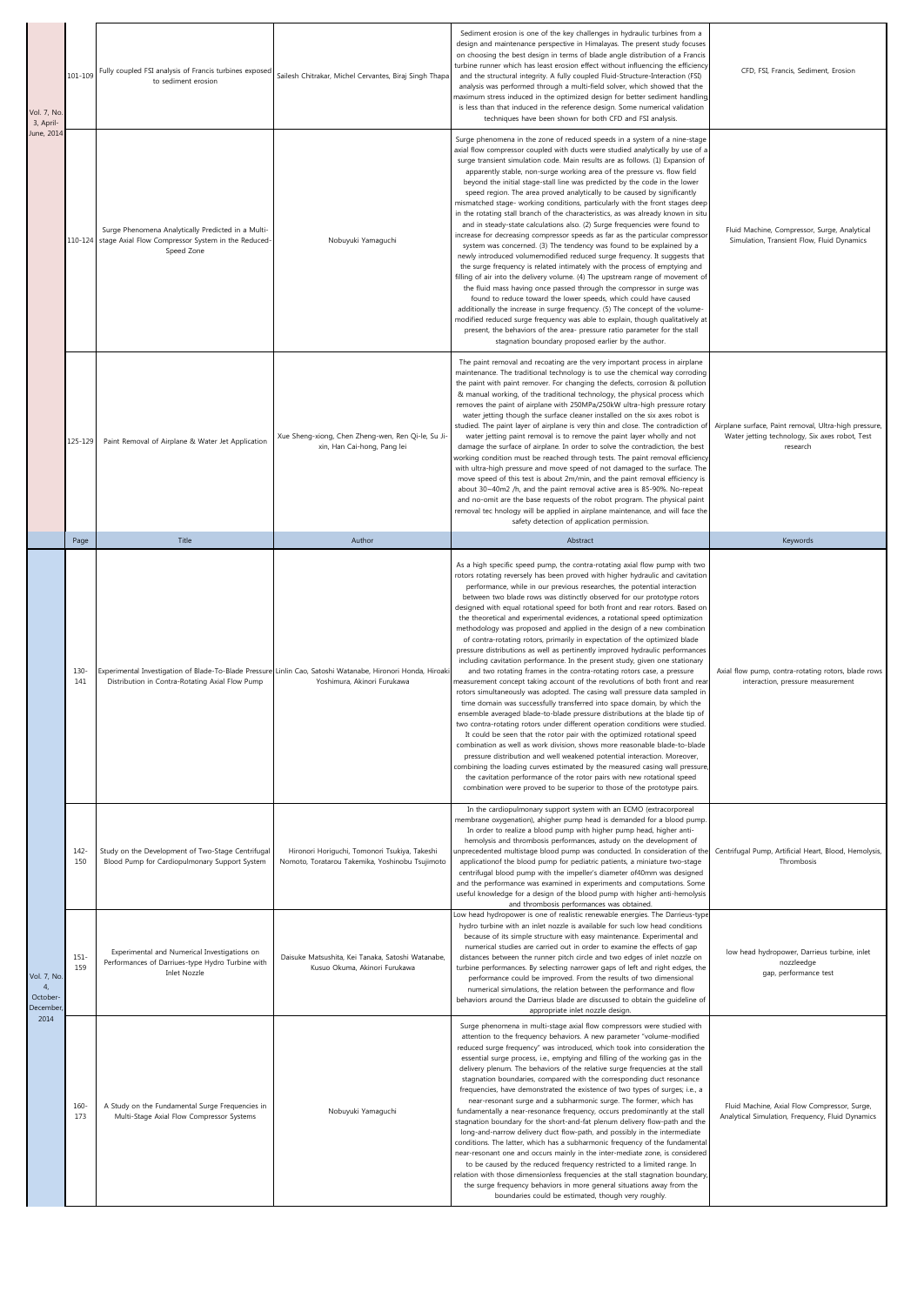| | Page | Title | Author | Abstract | Keywords |
|---|---|---|---|---|---|
| Vol. 7, No. 3, April-June, 2014 | 101-109 | Fully coupled FSI analysis of Francis turbines exposed to sediment erosion | Sailesh Chitrakar, Michel Cervantes, Biraj Singh Thapa | Sediment erosion is one of the key challenges in hydraulic turbines from a design and maintenance perspective in Himalayas. The present study focuses on choosing the best design in terms of blade angle distribution of a Francis turbine runner which has least erosion effect without influencing the efficiency and the structural integrity. A fully coupled Fluid-Structure-Interaction (FSI) analysis was performed through a multi-field solver, which showed that the maximum stress induced in the optimized design for better sediment handling is less than that induced in the reference design. Some numerical validation techniques have been shown for both CFD and FSI analysis. | CFD, FSI, Francis, Sediment, Erosion |
| | 110-124 | Surge Phenomena Analytically Predicted in a Multi-stage Axial Flow Compressor System in the Reduced-Speed Zone | Nobuyuki Yamaguchi | Surge phenomena in the zone of reduced speeds in a system of a nine-stage axial flow compressor coupled with ducts were studied analytically by use of a surge transient simulation code. Main results are as follows. (1) Expansion of apparently stable, non-surge working area of the pressure vs. flow field beyond the initial stage-stall line was predicted by the code in the lower speed region. The area proved analytically to be caused by significantly mismatched stage- working conditions, particularly with the front stages deep in the rotating stall branch of the characteristics, as was already known in situ and in steady-state calculations also. (2) Surge frequencies were found to increase for decreasing compressor speeds as far as the particular compressor system was concerned. (3) The tendency was found to be explained by a newly introduced volumemodified reduced surge frequency. It suggests that the surge frequency is related intimately with the process of emptying and filling of air into the delivery volume. (4) The upstream range of movement of the fluid mass having once passed through the compressor in surge was found to reduce toward the lower speeds, which could have caused additionally the increase in surge frequency. (5) The concept of the volume-modified reduced surge frequency was able to explain, though qualitatively at present, the behaviors of the area- pressure ratio parameter for the stall stagnation boundary proposed earlier by the author. | Fluid Machine, Compressor, Surge, Analytical Simulation, Transient Flow, Fluid Dynamics |
| | 125-129 | Paint Removal of Airplane & Water Jet Application | Xue Sheng-xiong, Chen Zheng-wen, Ren Qi-le, Su Ji-xin, Han Cai-hong, Pang lei | The paint removal and recoating are the very important process in airplane maintenance. The traditional technology is to use the chemical way corroding the paint with paint remover. For changing the defects, corrosion & pollution & manual working, of the traditional technology, the physical process which removes the paint of airplane with 250MPa/250kW ultra-high pressure rotary water jetting through the surface cleaner installed on the six axes robot is studied. The paint layer of airplane is very thin and close. The contradiction of water jetting paint removal is to remove the paint layer wholly and not damage the surface of airplane. In order to solve the contradiction, the best working condition must be reached through tests. The paint removal efficiency with ultra-high pressure and move speed of not damaged to the surface. The move speed of this test is about 2m/min, and the paint removal efficiency is about 30~40m2 /h, and the paint removal active area is 85-90%. No-repeat and no-omit are the base requests of the robot program. The physical paint removal tec hnology will be applied in airplane maintenance, and will face the safety detection of application permission. | Airplane surface, Paint removal, Ultra-high pressure, Water jetting technology, Six axes robot, Test research |
| | Page | Title | Author | Abstract | Keywords |
| Vol. 7, No. 4, October-December, 2014 | 130-141 | Experimental Investigation of Blade-To-Blade Pressure Distribution in Contra-Rotating Axial Flow Pump | Linlin Cao, Satoshi Watanabe, Hironori Honda, Hiroaki Yoshimura, Akinori Furukawa | As a high specific speed pump, the contra-rotating axial flow pump with two rotors rotating reversely has been proved with higher hydraulic and cavitation performance, while in our previous researches, the potential interaction between two blade rows was distinctly observed for our prototype rotors designed with equal rotational speed for both front and rear rotors. Based on the theoretical and experimental evidences, a rotational speed optimization methodology was proposed and applied in the design of a new combination of contra-rotating rotors, primarily in expectation of the optimized blade pressure distributions as well as pertinently improved hydraulic performances including cavitation performance. In the present study, given one stationary and two rotating frames in the contra-rotating rotors case, a pressure measurement concept taking account of the revolutions of both front and rear rotors simultaneously was adopted. The casing wall pressure data sampled in time domain was successfully transferred into space domain, by which the ensemble averaged blade-to-blade pressure distributions at the blade tip of two contra-rotating rotors under different operation conditions were studied. It could be seen that the rotor pair with the optimized rotational speed combination as well as work division, shows more reasonable blade-to-blade pressure distribution and well weakened potential interaction. Moreover, combining the loading curves estimated by the measured casing wall pressure, the cavitation performance of the rotor pairs with new rotational speed combination were proved to be superior to those of the prototype pairs. | Axial flow pump, contra-rotating rotors, blade rows interaction, pressure measurement |
| | 142-150 | Study on the Development of Two-Stage Centrifugal Blood Pump for Cardiopulmonary Support System | Hironori Horiguchi, Tomonori Tsukiya, Takeshi Nomoto, Toratarou Takemika, Yoshinobu Tsujimoto | In the cardiopulmonary support system with an ECMO (extracorporeal membrane oxygenation), ahigher pump head is demanded for a blood pump. In order to realize a blood pump with higher pump head, higher anti-hemolysis and thrombosis performances, astudy on the development of unprecedented multistage blood pump was conducted. In consideration of the applicationof the blood pump for pediatric patients, a miniature two-stage centrifugal blood pump with the impeller's diameter of40mm was designed and the performance was examined in experiments and computations. Some useful knowledge for a design of the blood pump with higher anti-hemolysis and thrombosis performances was obtained. | Centrifugal Pump, Artificial Heart, Blood, Hemolysis, Thrombosis |
| | 151-159 | Experimental and Numerical Investigations on Performances of Darriues-type Hydro Turbine with Inlet Nozzle | Daisuke Matsushita, Kei Tanaka, Satoshi Watanabe, Kusuo Okuma, Akinori Furukawa | Low head hydropower is one of realistic renewable energies. The Darrieus-type hydro turbine with an inlet nozzle is available for such low head conditions because of its simple structure with easy maintenance. Experimental and numerical studies are carried out in order to examine the effects of gap distances between the runner pitch circle and two edges of inlet nozzle on turbine performances. By selecting narrower gaps of left and right edges, the performance could be improved. From the results of two dimensional numerical simulations, the relation between the performance and flow behaviors around the Darrieus blade are discussed to obtain the guideline of appropriate inlet nozzle design. | low head hydropower, Darrieus turbine, inlet nozzleedge gap, performance test |
| | 160-173 | A Study on the Fundamental Surge Frequencies in Multi-Stage Axial Flow Compressor Systems | Nobuyuki Yamaguchi | Surge phenomena in multi-stage axial flow compressors were studied with attention to the frequency behaviors. A new parameter "volume-modified reduced surge frequency" was introduced, which took into consideration the essential surge process, i.e., emptying and filling of the working gas in the delivery plenum. The behaviors of the relative surge frequencies at the stall stagnation boundaries, compared with the corresponding duct resonance frequencies, have demonstrated the existence of two types of surges; i.e., a near-resonant surge and a subharmonic surge. The former, which has fundamentally a near-resonance frequency, occurs predominantly at the stall stagnation boundary for the short-and-fat plenum delivery flow-path and the long-and-narrow delivery duct flow-path, and possibly in the intermediate conditions. The latter, which has a subharmonic frequency of the fundamental near-resonant one and occurs mainly in the inter-mediate zone, is considered to be caused by the reduced frequency restricted to a limited range. In relation with those dimensionless frequencies at the stall stagnation boundary, the surge frequency behaviors in more general situations away from the boundaries could be estimated, though very roughly. | Fluid Machine, Axial Flow Compressor, Surge, Analytical Simulation, Frequency, Fluid Dynamics |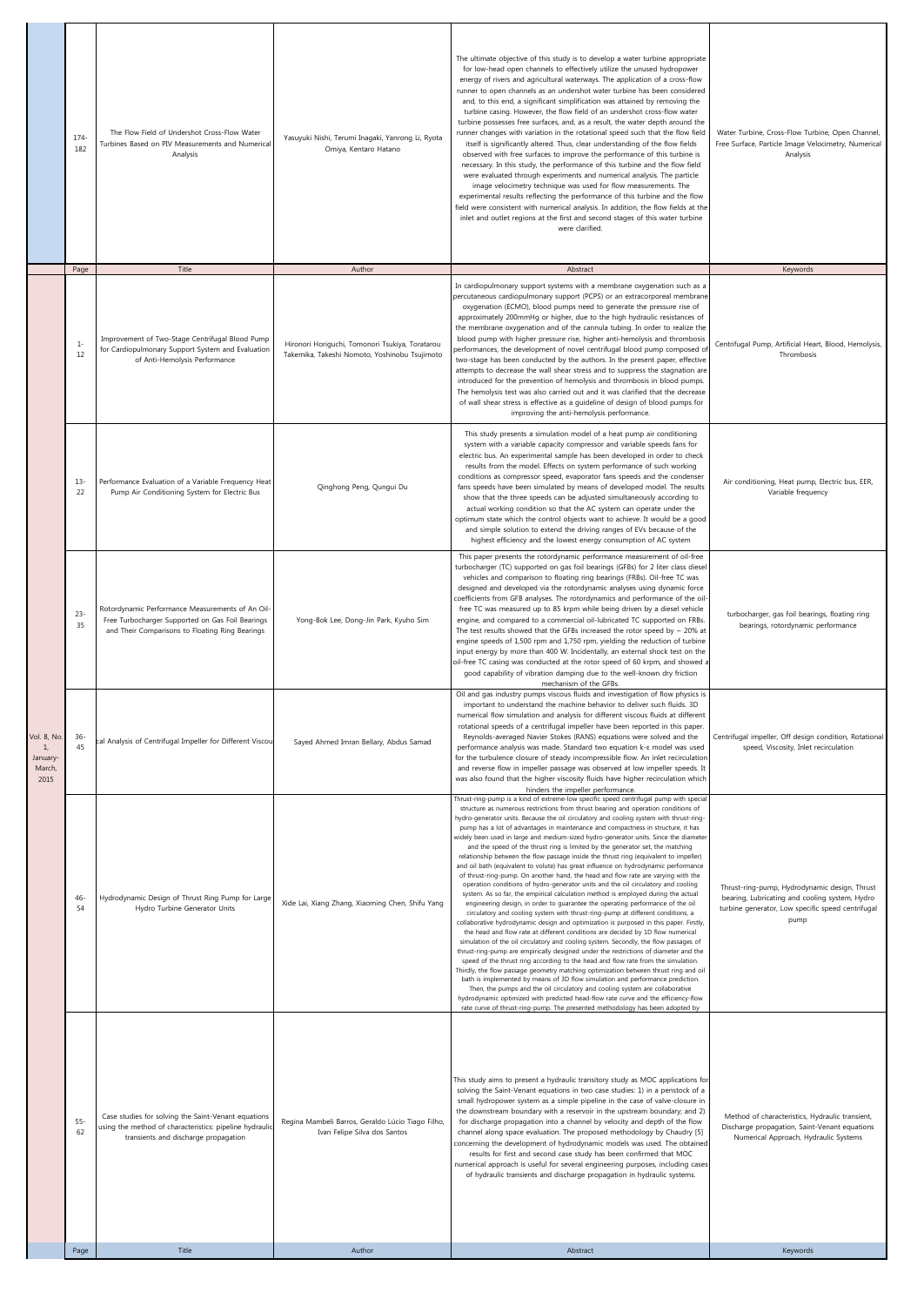| | Page | Title | Author | Abstract | Keywords |
|---|---|---|---|---|---|
| | 174-182 | The Flow Field of Undershot Cross-Flow Water Turbines Based on PIV Measurements and Numerical Analysis | Yasuyuki Nishi, Terumi Inagaki, Yanrong Li, Ryota Omiya, Kentaro Hatano | The ultimate objective of this study is to develop a water turbine appropriate for low-head open channels to effectively utilize the unused hydropower energy of rivers and agricultural waterways. The application of a cross-flow runner to open channels as an undershot water turbine has been considered and, to this end, a significant simplification was attained by removing the turbine casing. However, the flow field of an undershot cross-flow water turbine possesses free surfaces, and, as a result, the water depth around the runner changes with variation in the rotational speed such that the flow field itself is significantly altered. Thus, clear understanding of the flow fields observed with free surfaces to improve the performance of this turbine is necessary. In this study, the performance of this turbine and the flow field were evaluated through experiments and numerical analysis. The particle image velocimetry technique was used for flow measurements. The experimental results reflecting the performance of this turbine and the flow field were consistent with numerical analysis. In addition, the flow fields at the inlet and outlet regions at the first and second stages of this water turbine were clarified. | Water Turbine, Cross-Flow Turbine, Open Channel, Free Surface, Particle Image Velocimetry, Numerical Analysis |

| | Page | Title | Author | Abstract | Keywords |
|---|---|---|---|---|---|
| Vol. 8, No. 1, January-March, 2015 | 1-12 | Improvement of Two-Stage Centrifugal Blood Pump for Cardiopulmonary Support System and Evaluation of Anti-Hemolysis Performance | Hironori Horiguchi, Tomonori Tsukiya, Toratarou Takemika, Takeshi Nomoto, Yoshinobu Tsujimoto | In cardiopulmonary support systems with a membrane oxygenation such as a percutaneous cardiopulmonary support (PCPS) or an extracorporeal membrane oxygenation (ECMO), blood pumps need to generate the pressure rise of approximately 200mmHg or higher, due to the high hydraulic resistances of the membrane oxygenation and of the cannula tubing. In order to realize the blood pump with higher pressure rise, higher anti-hemolysis and thrombosis performances, the development of novel centrifugal blood pump composed of two-stage has been conducted by the authors. In the present paper, effective attempts to decrease the wall shear stress and to suppress the stagnation are introduced for the prevention of hemolysis and thrombosis in blood pumps. The hemolysis test was also carried out and it was clarified that the decrease of wall shear stress is effective as a guideline of design of blood pumps for improving the anti-hemolysis performance. | Centrifugal Pump, Artificial Heart, Blood, Hemolysis, Thrombosis |
| | 13-22 | Performance Evaluation of a Variable Frequency Heat Pump Air Conditioning System for Electric Bus | Qinghong Peng, Qungui Du | This study presents a simulation model of a heat pump air conditioning system with a variable capacity compressor and variable speeds fans for electric bus. An experimental sample has been developed in order to check results from the model. Effects on system performance of such working conditions as compressor speed, evaporator fans speeds and the condenser fans speeds have been simulated by means of developed model. The results show that the three speeds can be adjusted simultaneously according to actual working condition so that the AC system can operate under the optimum state which the control objects want to achieve. It would be a good and simple solution to extend the driving ranges of EVs because of the highest efficiency and the lowest energy consumption of AC system | Air conditioning, Heat pump, Electric bus, EER, Variable frequency |
| | 23-35 | Rotordynamic Performance Measurements of An Oil-Free Turbocharger Supported on Gas Foil Bearings and Their Comparisons to Floating Ring Bearings | Yong-Bok Lee, Dong-Jin Park, Kyuho Sim | This paper presents the rotordynamic performance measurement of oil-free turbocharger (TC) supported on gas foil bearings (GFBs) for 2 liter class diesel vehicles and comparison to floating ring bearings (FRBs). Oil-free TC was designed and developed via the rotordynamic analyses using dynamic force coefficients from GFB analyses. The rotordynamics and performance of the oil-free TC was measured up to 85 krpm while being driven by a diesel vehicle engine, and compared to a commercial oil-lubricated TC supported on FRBs. The test results showed that the GFBs increased the rotor speed by ~ 20% at engine speeds of 1,500 rpm and 1,750 rpm, yielding the reduction of turbine input energy by more than 400 W. Incidentally, an external shock test on the oil-free TC casing was conducted at the rotor speed of 60 krpm, and showed a good capability of vibration damping due to the well-known dry friction mechanism of the GFBs. | turbocharger, gas foil bearings, floating ring bearings, rotordynamic performance |
| | 36-45 | cal Analysis of Centrifugal Impeller for Different Viscou | Sayed Ahmed Imran Bellary, Abdus Samad | Oil and gas industry pumps viscous fluids and investigation of flow physics is important to understand the machine behavior to deliver such fluids. 3D numerical flow simulation and analysis for different viscous fluids at different rotational speeds of a centrifugal impeller have been reported in this paper. Reynolds-averaged Navier Stokes (RANS) equations were solved and the performance analysis was made. Standard two equation k-ε model was used for the turbulence closure of steady incompressible flow. An inlet recirculation and reverse flow in impeller passage was observed at low impeller speeds. It was also found that the higher viscosity fluids have higher recirculation which hinders the impeller performance. | Centrifugal impeller, Off design condition, Rotational speed, Viscosity, Inlet recirculation |
| | 46-54 | Hydrodynamic Design of Thrust Ring Pump for Large Hydro Turbine Generator Units | Xide Lai, Xiang Zhang, Xiaoming Chen, Shifu Yang | Thrust-ring-pump is a kind of extreme-low specific speed centrifugal pump with special structure as numerous restrictions from thrust bearing and operation conditions of hydro-generator units. Because the oil circulatory and cooling system with thrust-ring-pump has a lot of advantages in maintenance and compactness in structure, it has widely been used in large and medium-sized hydro-generator units. Since the diameter and the speed of the thrust ring is limited by the generator set, the matching relationship between the flow passage inside the thrust ring (equivalent to impeller) and oil bath (equivalent to volute) has great influence on hydrodynamic performance of thrust-ring-pump. On another hand, the head and flow rate are varying with the operation conditions of hydro-generator units and the oil circulatory and cooling system. As so far, the empirical calculation method is employed during the actual engineering design, in order to guarantee the operating performance of the oil circulatory and cooling system with thrust-ring-pump at different conditions, a collaborative hydrodynamic design and optimization is purposed in this paper. Firstly, the head and flow rate at different conditions are decided by 1D flow numerical simulation of the oil circulatory and cooling system. Secondly, the flow passages of thrust-ring-pump are empirically designed under the restrictions of diameter and the speed of the thrust ring according to the head and flow rate from the simulation. Thirdly, the flow passage geometry matching optimization between thrust ring and oil bath is implemented by means of 3D flow simulation and performance prediction. Then, the pumps and the oil circulatory and cooling system are collaborative hydrodynamic optimized with predicted head-flow rate curve and the efficiency-flow rate curve of thrust-ring-pump. The presented methodology has been adopted by | Thrust-ring-pump, Hydrodynamic design, Thrust bearing, Lubricating and cooling system, Hydro turbine generator, Low specific speed centrifugal pump |
| | 55-62 | Case studies for solving the Saint-Venant equations using the method of characteristics: pipeline hydraulic transients and discharge propagation | Regina Mambeli Barros, Geraldo Lúcio Tiago Filho, Ivan Felipe Silva dos Santos | This study aims to present a hydraulic transitory study as MOC applications for solving the Saint-Venant equations in two case studies: 1) in a penstock of a small hydropower system as a simple pipeline in the case of valve-closure in the downstream boundary with a reservoir in the upstream boundary; and 2) for discharge propagation into a channel by velocity and depth of the flow channel along space evaluation. The proposed methodology by Chaudry [5] concerning the development of hydrodynamic models was used. The obtained results for first and second case study has been confirmed that MOC numerical approach is useful for several engineering purposes, including cases of hydraulic transients and discharge propagation in hydraulic systems. | Method of characteristics, Hydraulic transient, Discharge propagation, Saint-Venant equations Numerical Approach, Hydraulic Systems |
| | Page | Title | Author | Abstract | Keywords |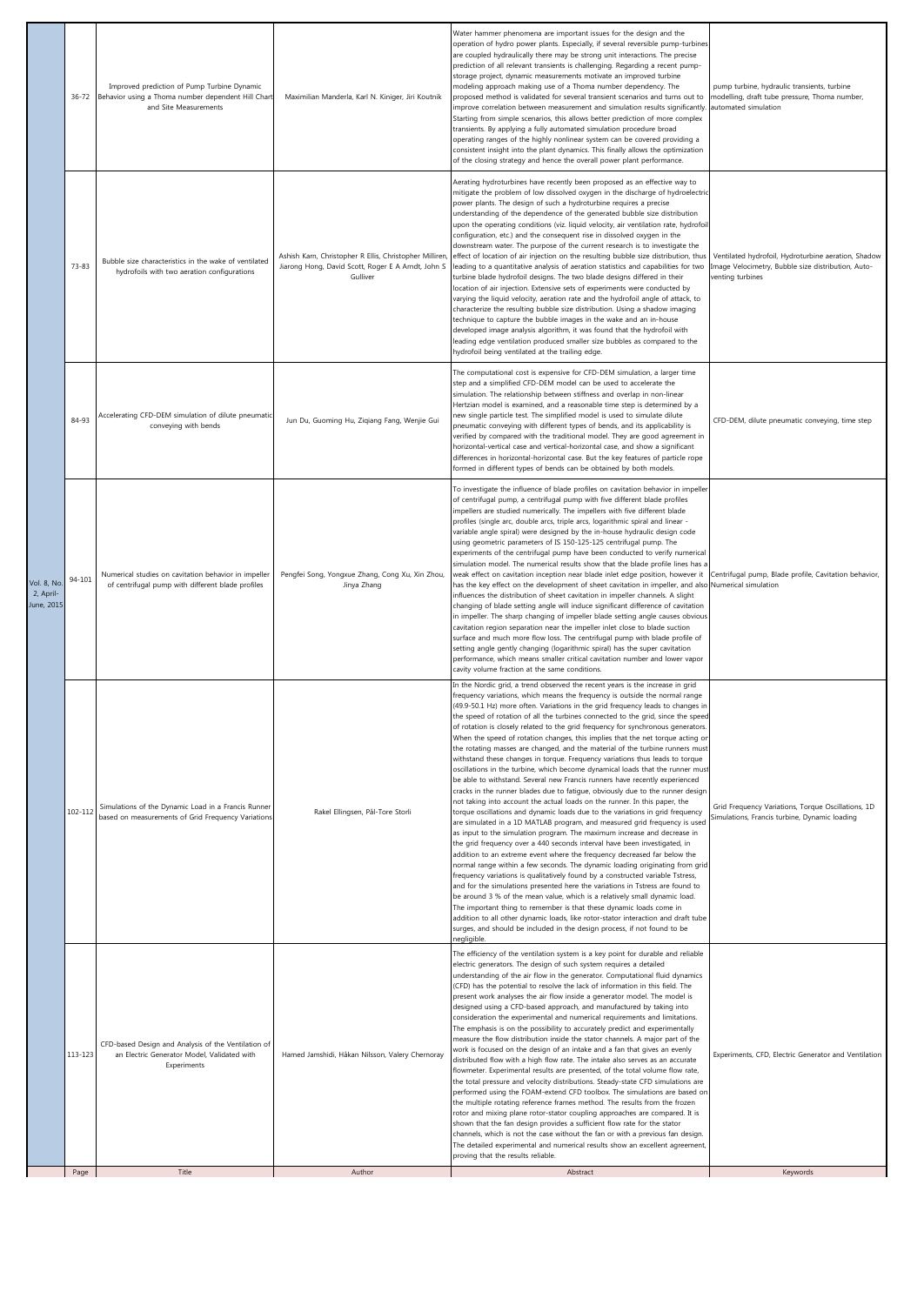| | Page | Title | Author | Abstract | Keywords |
|---|---|---|---|---|---|
| Vol. 8, No. 2, April-June, 2015 | 36-72 | Improved prediction of Pump Turbine Dynamic Behavior using a Thoma number dependent Hill Chart and Site Measurements | Maximilian Manderla, Karl N. Kiniger, Jiri Koutnik | Water hammer phenomena are important issues for the design and the operation of hydro power plants. Especially, if several reversible pump-turbines are coupled hydraulically there may be strong unit interactions. The precise prediction of all relevant transients is challenging. Regarding a recent pump-storage project, dynamic measurements motivate an improved turbine modeling approach making use of a Thoma number dependency. The proposed method is validated for several transient scenarios and turns out to improve correlation between measurement and simulation results significantly. Starting from simple scenarios, this allows better prediction of more complex transients. By applying a fully automated simulation procedure broad operating ranges of the highly nonlinear system can be covered providing a consistent insight into the plant dynamics. This finally allows the optimization of the closing strategy and hence the overall power plant performance. | pump turbine, hydraulic transients, turbine modelling, draft tube pressure, Thoma number, automated simulation |
| | 73-83 | Bubble size characteristics in the wake of ventilated hydrofoils with two aeration configurations | Ashish Karn, Christopher R Ellis, Christopher Milliren, Jiarong Hong, David Scott, Roger E A Arndt, John S Gulliver | Aerating hydroturbines have recently been proposed as an effective way to mitigate the problem of low dissolved oxygen in the discharge of hydroelectric power plants. The design of such a hydroturbine requires a precise understanding of the dependence of the generated bubble size distribution upon the operating conditions (viz. liquid velocity, air ventilation rate, hydrofoil configuration, etc.) and the consequent rise in dissolved oxygen in the downstream water. The purpose of the current research is to investigate the effect of location of air injection on the resulting bubble size distribution, thus leading to a quantitative analysis of aeration statistics and capabilities for two turbine blade hydrofoil designs. The two blade designs differed in their location of air injection. Extensive sets of experiments were conducted by varying the liquid velocity, aeration rate and the hydrofoil angle of attack, to characterize the resulting bubble size distribution. Using a shadow imaging technique to capture the bubble images in the wake and an in-house developed image analysis algorithm, it was found that the hydrofoil with leading edge ventilation produced smaller size bubbles as compared to the hydrofoil being ventilated at the trailing edge. | Ventilated hydrofoil, Hydroturbine aeration, Shadow Image Velocimetry, Bubble size distribution, Auto-venting turbines |
| | 84-93 | Accelerating CFD-DEM simulation of dilute pneumatic conveying with bends | Jun Du, Guoming Hu, Ziqiang Fang, Wenjie Gui | The computational cost is expensive for CFD-DEM simulation, a larger time step and a simplified CFD-DEM model can be used to accelerate the simulation. The relationship between stiffness and overlap in non-linear Hertzian model is examined, and a reasonable time step is determined by a new single particle test. The simplified model is used to simulate dilute pneumatic conveying with different types of bends, and its applicability is verified by compared with the traditional model. They are good agreement in horizontal-vertical case and vertical-horizontal case, and show a significant differences in horizontal-horizontal case. But the key features of particle rope formed in different types of bends can be obtained by both models. | CFD-DEM, dilute pneumatic conveying, time step |
| | 94-101 | Numerical studies on cavitation behavior in impeller of centrifugal pump with different blade profiles | Pengfei Song, Yongxue Zhang, Cong Xu, Xin Zhou, Jinya Zhang | To investigate the influence of blade profiles on cavitation behavior in impeller of centrifugal pump, a centrifugal pump with five different blade profiles impellers are studied numerically. The impellers with five different blade profiles (single arc, double arcs, triple arcs, logarithmic spiral and linear - variable angle spiral) were designed by the in-house hydraulic design code using geometric parameters of IS 150-125-125 centrifugal pump. The experiments of the centrifugal pump have been conducted to verify numerical simulation model. The numerical results show that the blade profile lines has a weak effect on cavitation inception near blade inlet edge position, however it has the key effect on the development of sheet cavitation in impeller, and also influences the distribution of sheet cavitation in impeller channels. A slight changing of blade setting angle will induce significant difference of cavitation in impeller. The sharp changing of impeller blade setting angle causes obvious cavitation region separation near the impeller inlet close to blade suction surface and much more flow loss. The centrifugal pump with blade profile of setting angle gently changing (logarithmic spiral) has the super cavitation performance, which means smaller critical cavitation number and lower vapor cavity volume fraction at the same conditions. | Centrifugal pump, Blade profile, Cavitation behavior, Numerical simulation |
| | 102-112 | Simulations of the Dynamic Load in a Francis Runner based on measurements of Grid Frequency Variations | Rakel Ellingsen, Pål-Tore Storli | In the Nordic grid, a trend observed the recent years is the increase in grid frequency variations, which means the frequency is outside the normal range (49.9-50.1 Hz) more often. Variations in the grid frequency leads to changes in the speed of rotation of all the turbines connected to the grid, since the speed of rotation is closely related to the grid frequency for synchronous generators. When the speed of rotation changes, this implies that the net torque acting on the rotating masses are changed, and the material of the turbine runners must withstand these changes in torque. Frequency variations thus leads to torque oscillations in the turbine, which become dynamical loads that the runner must be able to withstand. Several new Francis runners have recently experienced cracks in the runner blades due to fatigue, obviously due to the runner design not taking into account the actual loads on the runner. In this paper, the torque oscillations and dynamic loads due to the variations in grid frequency are simulated in a 1D MATLAB program, and measured grid frequency is used as input to the simulation program. The maximum increase and decrease in the grid frequency over a 440 seconds interval have been investigated, in addition to an extreme event where the frequency decreased far below the normal range within a few seconds. The dynamic loading originating from grid frequency variations is qualitatively found by a constructed variable Tstress, and for the simulations presented here the variations in Tstress are found to be around 3 % of the mean value, which is a relatively small dynamic load. The important thing to remember is that these dynamic loads come in addition to all other dynamic loads, like rotor-stator interaction and draft tube surges, and should be included in the design process, if not found to be negligible. | Grid Frequency Variations, Torque Oscillations, 1D Simulations, Francis turbine, Dynamic loading |
| | 113-123 | CFD-based Design and Analysis of the Ventilation of an Electric Generator Model, Validated with Experiments | Hamed Jamshidi, Håkan Nilsson, Valery Chernoray | The efficiency of the ventilation system is a key point for durable and reliable electric generators. The design of such system requires a detailed understanding of the air flow in the generator. Computational fluid dynamics (CFD) has the potential to resolve the lack of information in this field. The present work analyses the air flow inside a generator model. The model is designed using a CFD-based approach, and manufactured by taking into consideration the experimental and numerical requirements and limitations. The emphasis is on the possibility to accurately predict and experimentally measure the flow distribution inside the stator channels. A major part of the work is focused on the design of an intake and a fan that gives an evenly distributed flow with a high flow rate. The intake also serves as an accurate flowmeter. Experimental results are presented, of the total volume flow rate, the total pressure and velocity distributions. Steady-state CFD simulations are performed using the FOAM-extend CFD toolbox. The simulations are based on the multiple rotating reference frames method. The results from the frozen rotor and mixing plane rotor-stator coupling approaches are compared. It is shown that the fan design provides a sufficient flow rate for the stator channels, which is not the case without the fan or with a previous fan design. The detailed experimental and numerical results show an excellent agreement, proving that the results reliable. | Experiments, CFD, Electric Generator and Ventilation |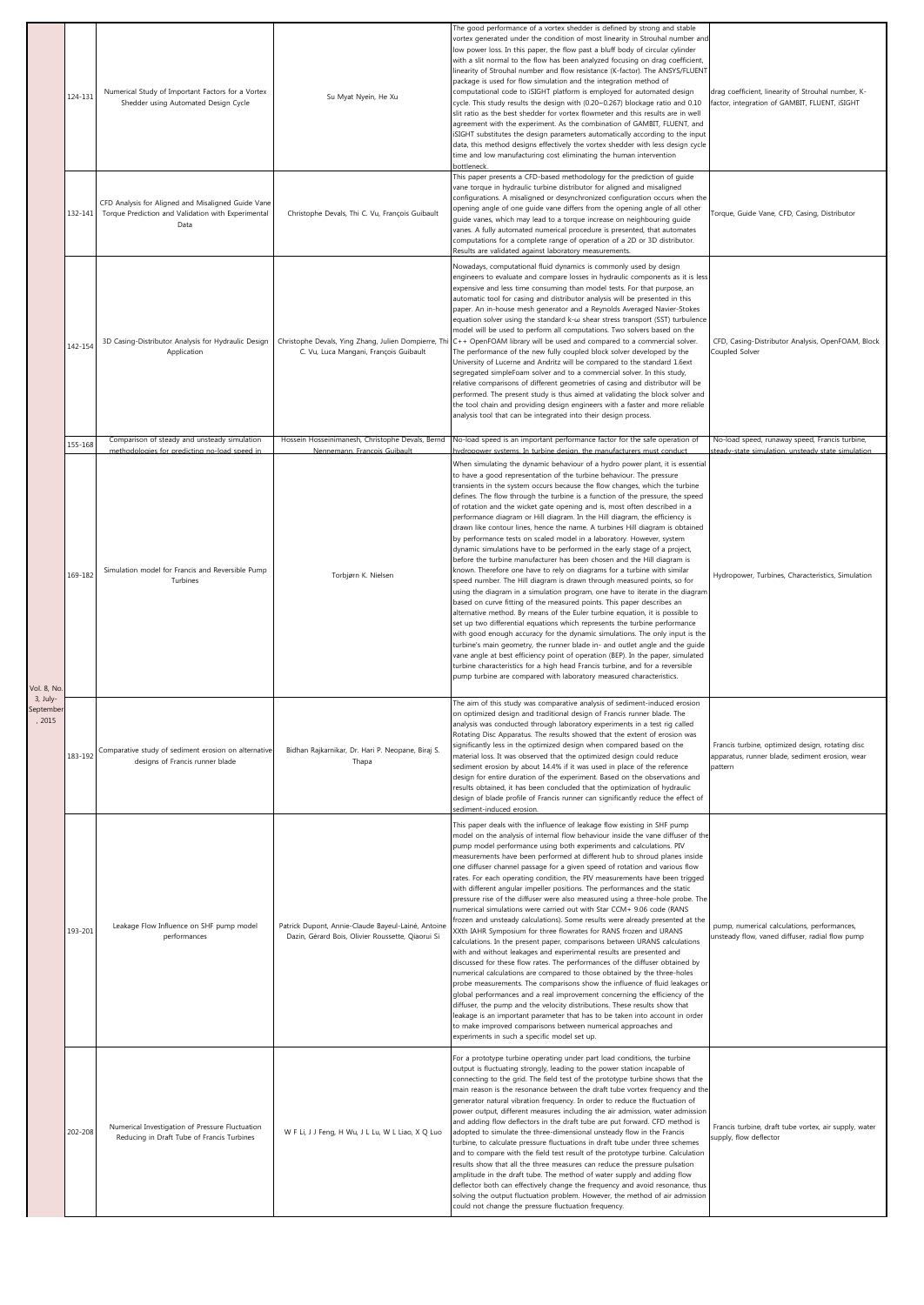| | | | | | |
|---|---|---|---|---|---|
| Vol. 8, No. 3, July-September, 2015 | 124-131 | Numerical Study of Important Factors for a Vortex Shedder using Automated Design Cycle | Su Myat Nyein, He Xu | The good performance of a vortex shedder is defined by strong and stable vortex generated under the condition of most linearity in Strouhal number and low power loss. In this paper, the flow past a bluff body of circular cylinder with a slit normal to the flow has been analyzed focusing on drag coefficient, linearity of Strouhal number and flow resistance (K-factor). The ANSYS/FLUENT package is used for flow simulation and the integration method of computational code to iSIGHT platform is employed for automated design cycle. This study results the design with (0.20~0.267) blockage ratio and 0.10 slit ratio as the best shedder for vortex flowmeter and this results are in well agreement with the experiment. As the combination of GAMBIT, FLUENT, and iSIGHT substitutes the design parameters automatically according to the input data, this method designs effectively the vortex shedder with less design cycle time and low manufacturing cost eliminating the human intervention bottleneck. | drag coefficient, linearity of Strouhal number, K-factor, integration of GAMBIT, FLUENT, iSIGHT |
| | 132-141 | CFD Analysis for Aligned and Misaligned Guide Vane Torque Prediction and Validation with Experimental Data | Christophe Devals, Thi C. Vu, François Guibault | This paper presents a CFD-based methodology for the prediction of guide vane torque in hydraulic turbine distributor for aligned and misaligned configurations. A misaligned or desynchronized configuration occurs when the opening angle of one guide vane differs from the opening angle of all other guide vanes, which may lead to a torque increase on neighbouring guide vanes. A fully automated numerical procedure is presented, that automates computations for a complete range of operation of a 2D or 3D distributor. Results are validated against laboratory measurements. | Torque, Guide Vane, CFD, Casing, Distributor |
| | 142-154 | 3D Casing-Distributor Analysis for Hydraulic Design Application | Christophe Devals, Ying Zhang, Julien Dompierre, Thi C. Vu, Luca Mangani, François Guibault | Nowadays, computational fluid dynamics is commonly used by design engineers to evaluate and compare losses in hydraulic components as it is less expensive and less time consuming than model tests. For that purpose, an automatic tool for casing and distributor analysis will be presented in this paper. An in-house mesh generator and a Reynolds Averaged Navier-Stokes equation solver using the standard k-ω shear stress transport (SST) turbulence model will be used to perform all computations. Two solvers based on the C++ OpenFOAM library will be used and compared to a commercial solver. The performance of the new fully coupled block solver developed by the University of Lucerne and Andritz will be compared to the standard 1.6ext segregated simpleFoam solver and to a commercial solver. In this study, relative comparisons of different geometries of casing and distributor will be performed. The present study is thus aimed at validating the block solver and the tool chain and providing design engineers with a faster and more reliable analysis tool that can be integrated into their design process. | CFD, Casing-Distributor Analysis, OpenFOAM, Block Coupled Solver |
| | 155-168 | Comparison of steady and unsteady simulation methodologies for predicting no-load speed in | Hossein Hosseinimanesh, Christophe Devals, Bernd Nennemann, Francois Guibault | No-load speed is an important performance factor for the safe operation of hydropower systems. In turbine design, the manufacturers must conduct | No-load speed, runaway speed, Francis turbine, steady-state simulation, unsteady state simulation |
| | 169-182 | Simulation model for Francis and Reversible Pump Turbines | Torbjørn K. Nielsen | When simulating the dynamic behaviour of a hydro power plant, it is essential to have a good representation of the turbine behaviour. The pressure transients in the system occurs because the flow changes, which the turbine defines. The flow through the turbine is a function of the pressure, the speed of rotation and the wicket gate opening and is, most often described in a performance diagram or Hill diagram. In the Hill diagram, the efficiency is drawn like contour lines, hence the name. A turbines Hill diagram is obtained by performance tests on scaled model in a laboratory. However, system dynamic simulations have to be performed in the early stage of a project, before the turbine manufacturer has been chosen and the Hill diagram is known. Therefore one have to rely on diagrams for a turbine with similar speed number. The Hill diagram is drawn through measured points, so for using the diagram in a simulation program, one have to iterate in the diagram based on curve fitting of the measured points. This paper describes an alternative method. By means of the Euler turbine equation, it is possible to set up two differential equations which represents the turbine performance with good enough accuracy for the dynamic simulations. The only input is the turbine's main geometry, the runner blade in- and outlet angle and the guide vane angle at best efficiency point of operation (BEP). In the paper, simulated turbine characteristics for a high head Francis turbine, and for a reversible pump turbine are compared with laboratory measured characteristics. | Hydropower, Turbines, Characteristics, Simulation |
| | 183-192 | Comparative study of sediment erosion on alternative designs of Francis runner blade | Bidhan Rajkarnikar, Dr. Hari P. Neopane, Biraj S. Thapa | The aim of this study was comparative analysis of sediment-induced erosion on optimized design and traditional design of Francis runner blade. The analysis was conducted through laboratory experiments in a test rig called Rotating Disc Apparatus. The results showed that the extent of erosion was significantly less in the optimized design when compared based on the material loss. It was observed that the optimized design could reduce sediment erosion by about 14.4% if it was used in place of the reference design for entire duration of the experiment. Based on the observations and results obtained, it has been concluded that the optimization of hydraulic design of blade profile of Francis runner can significantly reduce the effect of sediment-induced erosion. | Francis turbine, optimized design, rotating disc apparatus, runner blade, sediment erosion, wear pattern |
| | 193-201 | Leakage Flow Influence on SHF pump model performances | Patrick Dupont, Annie-Claude Bayeul-Lainé, Antoine Dazin, Gérard Bois, Olivier Roussette, Qiaorui Si | This paper deals with the influence of leakage flow existing in SHF pump model on the analysis of internal flow behaviour inside the vane diffuser of the pump model performance using both experiments and calculations. PIV measurements have been performed at different hub to shroud planes inside one diffuser channel passage for a given speed of rotation and various flow rates. For each operating condition, the PIV measurements have been trigged with different angular impeller positions. The performances and the static pressure rise of the diffuser were also measured using a three-hole probe. The numerical simulations were carried out with Star CCM+ 9.06 code (RANS frozen and unsteady calculations). Some results were already presented at the XXth IAHR Symposium for three flowrates for RANS frozen and URANS calculations. In the present paper, comparisons between URANS calculations with and without leakages and experimental results are presented and discussed for these flow rates. The performances of the diffuser obtained by numerical calculations are compared to those obtained by the three-holes probe measurements. The comparisons show the influence of fluid leakages on global performances and a real improvement concerning the efficiency of the diffuser, the pump and the velocity distributions. These results show that leakage is an important parameter that has to be taken into account in order to make improved comparisons between numerical approaches and experiments in such a specific model set up. | pump, numerical calculations, performances, unsteady flow, vaned diffuser, radial flow pump |
| | 202-208 | Numerical Investigation of Pressure Fluctuation Reducing in Draft Tube of Francis Turbines | W F Li, J J Feng, H Wu, J L Lu, W L Liao, X Q Luo | For a prototype turbine operating under part load conditions, the turbine output is fluctuating strongly, leading to the power station incapable of connecting to the grid. The field test of the prototype turbine shows that the main reason is the resonance between the draft tube vortex frequency and the generator natural vibration frequency. In order to reduce the fluctuation of power output, different measures including the air admission, water admission and adding flow deflectors in the draft tube are put forward. CFD method is adopted to simulate the three-dimensional unsteady flow in the Francis turbine, to calculate pressure fluctuations in draft tube under three schemes and to compare with the field test result of the prototype turbine. Calculation results show that all the three measures can reduce the pressure pulsation amplitude in the draft tube. The method of water supply and adding flow deflector both can effectively change the frequency and avoid resonance, thus solving the output fluctuation problem. However, the method of air admission could not change the pressure fluctuation frequency. | Francis turbine, draft tube vortex, air supply, water supply, flow deflector |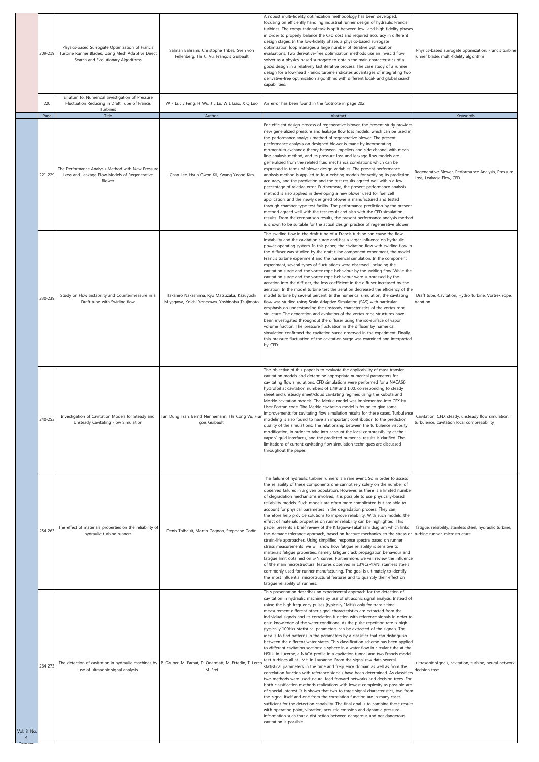| | Page | Title | Author | Abstract | Keywords |
|---|---|---|---|---|---|
| | 209-219 | Physics-based Surrogate Optimization of Francis Turbine Runner Blades, Using Mesh Adaptive Direct Search and Evolutionary Algorithms | Salman Bahrami, Christophe Tribes, Sven von Fellenberg, Thi C. Vu, François Guibault | A robust multi-fidelity optimization methodology has been developed, focusing on efficiently handling industrial runner design of hydraulic Francis turbines. The computational task is split between low- and high-fidelity phases in order to properly balance the CFD cost and required accuracy in different design stages. In the low-fidelity phase, a physics-based surrogate optimization loop manages a large number of iterative optimization evaluations. Two derivative-free optimization methods use an inviscid flow solver as a physics-based surrogate to obtain the main characteristics of a good design in a relatively fast iterative process. The case study of a runner design for a low-head Francis turbine indicates advantages of integrating two derivative-free optimization algorithms with different local- and global search capabilities. | Physics-based surrogate optimization, Francis turbine runner blade, multi-fidelity algorithm |
| | 220 | Erratum to: Numerical Investigation of Pressure Fluctuation Reducing in Draft Tube of Francis Turbines | W F Li, J J Feng, H Wu, J L Lu, W L Liao, X Q Luo | An error has been found in the footnote in page 202. | |
| | Page | Title | Author | Abstract | Keywords |
| | 221-229 | The Performance Analysis Method with New Pressure Loss and Leakage Flow Models of Regenerative Blower | Chan Lee, Hyun Gwon Kil, Kwang Yeong Kim | For efficient design process of regenerative blower, the present study provides new generalized pressure and leakage flow loss models, which can be used in the performance analysis method of regenerative blower. The present performance analysis on designed blower is made by incorporating momentum exchange theory between impellers and side channel with mean line analysis method, and its pressure loss and leakage flow models are generalized from the related fluid mechanics correlations which can be expressed in terms of blower design variables. The present performance analysis method is applied to four existing models for verifying its prediction accuracy, and the prediction and the test results agreed well within a few percentage of relative error. Furthermore, the present performance analysis method is also applied in developing a new blower used for fuel cell application, and the newly designed blower is manufactured and tested through chamber-type test facility. The performance prediction by the present method agreed well with the test result and also with the CFD simulation results. From the comparison results, the present performance analysis method is shown to be suitable for the actual design practice of regenerative blower. | Regenerative Blower, Performance Analysis, Pressure Loss, Leakage Flow, CFD |
| | 230-239 | Study on Flow Instability and Countermeasure in a Draft tube with Swirling flow | Takahiro Nakashima, Ryo Matsuzaka, Kazuyoshi Miyagawa, Koichi Yonezawa, Yoshinobu Tsujimoto | The swirling flow in the draft tube of a Francis turbine can cause the flow instability and the cavitation surge and has a larger influence on hydraulic power operating system. In this paper, the cavitating flow with swirling flow in the diffuser was studied by the draft tube component experiment, the model Francis turbine experiment and the numerical simulation. In the component experiment, several types of fluctuations were observed, including the cavitation surge and the vortex rope behaviour by the swirling flow. While the cavitation surge and the vortex rope behaviour were suppressed by the aeration into the diffuser, the loss coefficient in the diffuser increased by the aeration. In the model turbine test the aeration decreased the efficiency of the model turbine by several percent. In the numerical simulation, the cavitating flow was studied using Scale-Adaptive Simulation (SAS) with particular emphasis on understanding the unsteady characteristics of the vortex rope structure. The generation and evolution of the vortex rope structures have been investigated throughout the diffuser using the iso-surface of vapor volume fraction. The pressure fluctuation in the diffuser by numerical simulation confirmed the cavitation surge observed in the experiment. Finally, this pressure fluctuation of the cavitation surge was examined and interpreted by CFD. | Draft tube, Cavitation, Hydro turbine, Vortrex rope, Aeration |
| | 240-253 | Investigation of Cavitation Models for Steady and Unsteady Cavitating Flow Simulation | Tan Dung Tran, Bernd Nennemann, Thi Cong Vu, François Guibault | The objective of this paper is to evaluate the applicability of mass transfer cavitation models and determine appropriate numerical parameters for cavitating flow simulations. CFD simulations were performed for a NACA66 hydrofoil at cavitation numbers of 1.49 and 1.00, corresponding to steady sheet and unsteady sheet/cloud cavitating regimes using the Kubota and Merkle cavitation models. The Merkle model was implemented into CFX by User Fortran code. The Merkle cavitation model is found to give some improvements for cavitating flow simulation results for these cases. Turbulence modeling is also found to have an important contribution to the prediction quality of the simulations. The relationship between the turbulence viscosity modification, in order to take into account the local compressibility at the vapor/liquid interfaces, and the predicted numerical results is clarified. The limitations of current cavitating flow simulation techniques are discussed throughout the paper. | Cavitation, CFD, steady, unsteady flow simulation, turbulence, cavitation local compressibility |
| | 254-263 | The effect of materials properties on the reliability of hydraulic turbine runners | Denis Thibault, Martin Gagnon, Stéphane Godin | The failure of hydraulic turbine runners is a rare event. So in order to assess the reliability of these components one cannot rely solely on the number of observed failures in a given population. However, as there is a limited number of degradation mechanisms involved, it is possible to use physically-based reliability models. Such models are often more complicated but are able to account for physical parameters in the degradation process. They can therefore help provide solutions to improve reliability. With such models, the effect of materials properties on runner reliability can be highlighted. This paper presents a brief review of the Kitagawa-Takahashi diagram which links the damage tolerance approach, based on fracture mechanics, to the stress or strain-life approaches. Using simplified response spectra based on runner stress measurements, we will show how fatigue reliability is sensitive to materials fatigue properties, namely fatigue crack propagation behaviour and fatigue limit obtained on S-N curves. Furthermore, we will review the influence of the main microstructural features observed in 13%Cr-4%Ni stainless steels commonly used for runner manufacturing. The goal is ultimately to identify the most influential microstructural features and to quantify their effect on fatigue reliability of runners. | fatigue, reliability, stainless steel, hydraulic turbine, turbine runner, microstructure |
| Vol. 8, No. 4, October | 264-273 | The detection of cavitation in hydraulic machines by use of ultrasonic signal analysis | P. Gruber, M. Farhat, P. Odermatt, M. Etterlin, T. Lerch, M. Frei | This presentation describes an experimental approach for the detection of cavitation in hydraulic machines by use of ultrasonic signal analysis. Instead of using the high frequency pulses (typically 1MHz) only for transit time measurement different other signal characteristics are extracted from the individual signals and its correlation function with reference signals in order to gain knowledge of the water conditions. As the pulse repetition rate is high (typically 100Hz), statistical parameters can be extracted of the signals. The idea is to find patterns in the parameters by a classifier that can distinguish between the different water states. This classification scheme has been applied to different cavitation sections: a sphere in a water flow in circular tube at the HSLU in Lucerne, a NACA profile in a cavitation tunnel and two Francis model test turbines all at LMH in Lausanne. From the signal raw data several statistical parameters in the time and frequency domain as well as from the correlation function with reference signals have been determined. As classifiers two methods were used: neural feed forward networks and decision trees. For both classification methods realizations with lowest complexity as possible are of special interest. It is shown that two to three signal characteristics, two from the signal itself and one from the correlation function are in many cases sufficient for the detection capability. The final goal is to combine these results with operating point, vibration, acoustic emission and dynamic pressure information such that a distinction between dangerous and not dangerous cavitation is possible. | ultrasonic signals, cavitation, turbine, neural network, decision tree |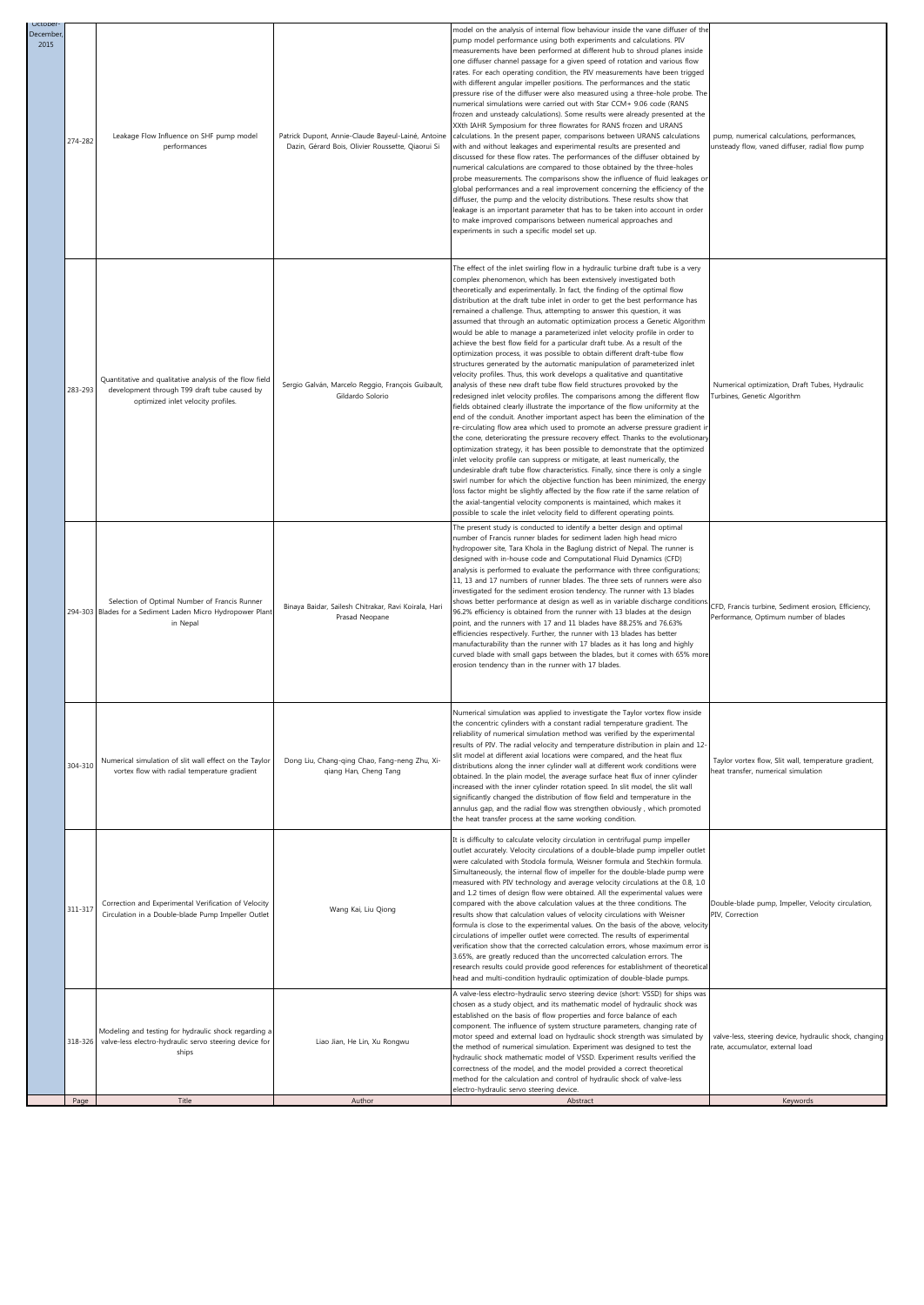| October-December, 2015 | Page | Title | Author | Abstract | Keywords |
|---|---|---|---|---|---|
| | 274-282 | Leakage Flow Influence on SHF pump model performances | Patrick Dupont, Annie-Claude Bayeul-Lainé, Antoine Dazin, Gérard Bois, Olivier Roussette, Qiaorui Si | model on the analysis of internal flow behaviour inside the vane diffuser of the pump model performance using both experiments and calculations. PIV measurements have been performed at different hub to shroud planes inside one diffuser channel passage for a given speed of rotation and various flow rates. For each operating condition, the PIV measurements have been trigged with different angular impeller positions. The performances and the static pressure rise of the diffuser were also measured using a three-hole probe. The numerical simulations were carried out with Star CCM+ 9.06 code (RANS frozen and unsteady calculations). Some results were already presented at the XXth IAHR Symposium for three flowrates for RANS frozen and URANS calculations. In the present paper, comparisons between URANS calculations with and without leakages and experimental results are presented and discussed for these flow rates. The performances of the diffuser obtained by numerical calculations are compared to those obtained by the three-holes probe measurements. The comparisons show the influence of fluid leakages on global performances and a real improvement concerning the efficiency of the diffuser, the pump and the velocity distributions. These results show that leakage is an important parameter that has to be taken into account in order to make improved comparisons between numerical approaches and experiments in such a specific model set up. | pump, numerical calculations, performances, unsteady flow, vaned diffuser, radial flow pump |
| | 283-293 | Quantitative and qualitative analysis of the flow field development through T99 draft tube caused by optimized inlet velocity profiles. | Sergio Galván, Marcelo Reggio, François Guibault, Gildardo Solorio | The effect of the inlet swirling flow in a hydraulic turbine draft tube is a very complex phenomenon, which has been extensively investigated both theoretically and experimentally. In fact, the finding of the optimal flow distribution at the draft tube inlet in order to get the best performance has remained a challenge. Thus, attempting to answer this question, it was assumed that through an automatic optimization process a Genetic Algorithm would be able to manage a parameterized inlet velocity profile in order to achieve the best flow field for a particular draft tube. As a result of the optimization process, it was possible to obtain different draft-tube flow structures generated by the automatic manipulation of parameterized inlet velocity profiles. Thus, this work develops a qualitative and quantitative analysis of these new draft tube flow field structures provoked by the redesigned inlet velocity profiles. The comparisons among the different flow fields obtained clearly illustrate the importance of the flow uniformity at the end of the conduit. Another important aspect has been the elimination of the re-circulating flow area which used to promote an adverse pressure gradient in the cone, deteriorating the pressure recovery effect. Thanks to the evolutionary optimization strategy, it has been possible to demonstrate that the optimized inlet velocity profile can suppress or mitigate, at least numerically, the undesirable draft tube flow characteristics. Finally, since there is only a single swirl number for which the objective function has been minimized, the energy loss factor might be slightly affected by the flow rate if the same relation of the axial-tangential velocity components is maintained, which makes it possible to scale the inlet velocity field to different operating points. | Numerical optimization, Draft Tubes, Hydraulic Turbines, Genetic Algorithm |
| | 294-303 | Selection of Optimal Number of Francis Runner Blades for a Sediment Laden Micro Hydropower Plant in Nepal | Binaya Baidar, Sailesh Chitrakar, Ravi Koirala, Hari Prasad Neopane | The present study is conducted to identify a better design and optimal number of Francis runner blades for sediment laden high head micro hydropower site, Tara Khola in the Baglung district of Nepal. The runner is designed with in-house code and Computational Fluid Dynamics (CFD) analysis is performed to evaluate the performance with three configurations; 11, 13 and 17 numbers of runner blades. The three sets of runners were also investigated for the sediment erosion tendency. The runner with 13 blades shows better performance at design as well as in variable discharge conditions. 96.2% efficiency is obtained from the runner with 13 blades at the design point, and the runners with 17 and 11 blades have 88.25% and 76.63% efficiencies respectively. Further, the runner with 13 blades has better manufacturability than the runner with 17 blades as it has long and highly curved blade with small gaps between the blades, but it comes with 65% more erosion tendency than in the runner with 17 blades. | CFD, Francis turbine, Sediment erosion, Efficiency, Performance, Optimum number of blades |
| | 304-310 | Numerical simulation of slit wall effect on the Taylor vortex flow with radial temperature gradient | Dong Liu, Chang-qing Chao, Fang-neng Zhu, Xi-qiang Han, Cheng Tang | Numerical simulation was applied to investigate the Taylor vortex flow inside the concentric cylinders with a constant radial temperature gradient. The reliability of numerical simulation method was verified by the experimental results of PIV. The radial velocity and temperature distribution in plain and 12-slit model at different axial locations were compared, and the heat flux distributions along the inner cylinder wall at different work conditions were obtained. In the plain model, the average surface heat flux of inner cylinder increased with the inner cylinder rotation speed. In slit model, the slit wall significantly changed the distribution of flow field and temperature in the annulus gap, and the radial flow was strengthen obviously , which promoted the heat transfer process at the same working condition. | Taylor vortex flow, Slit wall, temperature gradient, heat transfer, numerical simulation |
| | 311-317 | Correction and Experimental Verification of Velocity Circulation in a Double-blade Pump Impeller Outlet | Wang Kai, Liu Qiong | It is difficulty to calculate velocity circulation in centrifugal pump impeller outlet accurately. Velocity circulations of a double-blade pump impeller outlet were calculated with Stodola formula, Weisner formula and Stechkin formula. Simultaneously, the internal flow of impeller for the double-blade pump were measured with PIV technology and average velocity circulations at the 0.8, 1.0 and 1.2 times of design flow were obtained. All the experimental values were compared with the above calculation values at the three conditions. The results show that calculation values of velocity circulations with Weisner formula is close to the experimental values. On the basis of the above, velocity circulations of impeller outlet were corrected. The results of experimental verification show that the corrected calculation errors, whose maximum error is 3.65%, are greatly reduced than the uncorrected calculation errors. The research results could provide good references for establishment of theoretical head and multi-condition hydraulic optimization of double-blade pumps. | Double-blade pump, Impeller, Velocity circulation, PIV, Correction |
| | 318-326 | Modeling and testing for hydraulic shock regarding a valve-less electro-hydraulic servo steering device for ships | Liao Jian, He Lin, Xu Rongwu | A valve-less electro-hydraulic servo steering device (short: VSSD) for ships was chosen as a study object, and its mathematic model of hydraulic shock was established on the basis of flow properties and force balance of each component. The influence of system structure parameters, changing rate of motor speed and external load on hydraulic shock strength was simulated by the method of numerical simulation. Experiment was designed to test the hydraulic shock mathematic model of VSSD. Experiment results verified the correctness of the model, and the model provided a correct theoretical method for the calculation and control of hydraulic shock of valve-less electro-hydraulic servo steering device. | valve-less, steering device, hydraulic shock, changing rate, accumulator, external load |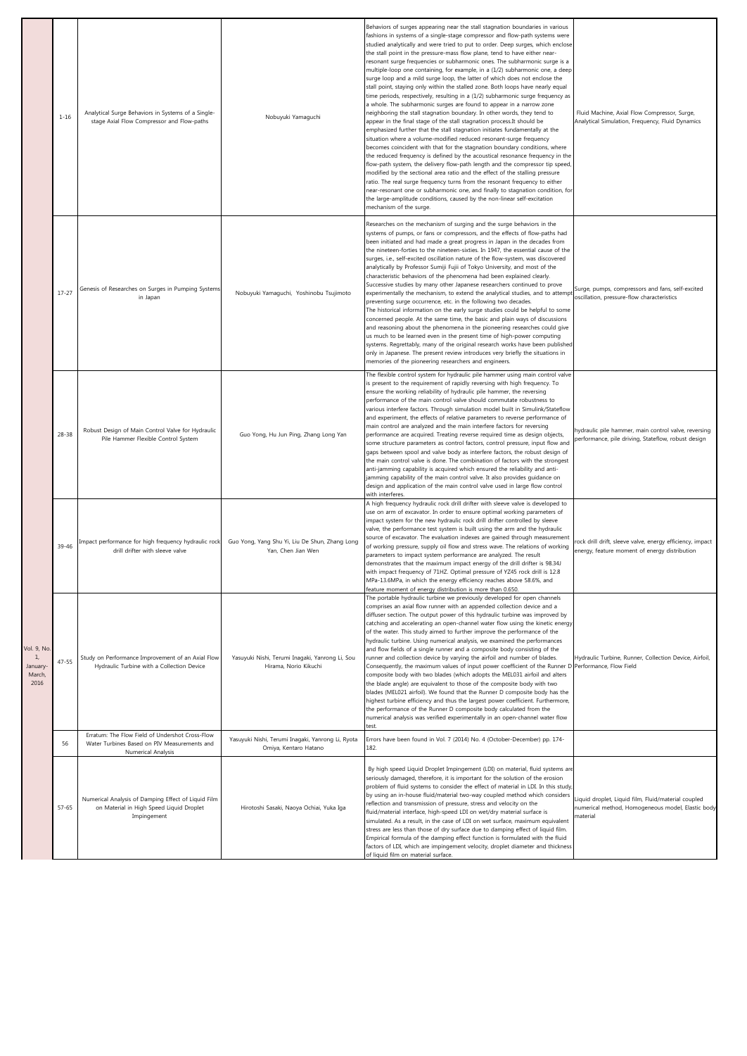| | | | | | |
|---|---|---|---|---|---|
| Vol. 9, No. 1, January-March, 2016 | 1-16 | Analytical Surge Behaviors in Systems of a Single-stage Axial Flow Compressor and Flow-paths | Nobuyuki Yamaguchi | Behaviors of surges appearing near the stall stagnation boundaries in various fashions in systems of a single-stage compressor and flow-path systems were studied analytically and were tried to put to order. Deep surges, which enclose the stall point in the pressure-mass flow plane, tend to have either near-resonant surge frequencies or subharmonic ones. The subharmonic surge is a multiple-loop one containing, for example, in a (1/2) subharmonic one, a deep surge loop and a mild surge loop, the latter of which does not enclose the stall point, staying only within the stalled zone. Both loops have nearly equal time periods, respectively, resulting in a (1/2) subharmonic surge frequency as a whole. The subharmonic surges are found to appear in a narrow zone neighboring the stall stagnation boundary. In other words, they tend to appear in the final stage of the stall stagnation process.It should be emphasized further that the stall stagnation initiates fundamentally at the situation where a volume-modified reduced resonant-surge frequency becomes coincident with that for the stagnation boundary conditions, where the reduced frequency is defined by the acoustical resonance frequency in the flow-path system, the delivery flow-path length and the compressor tip speed, modified by the sectional area ratio and the effect of the stalling pressure ratio. The real surge frequency turns from the resonant frequency to either near-resonant one or subharmonic one, and finally to stagnation condition, for the large-amplitude conditions, caused by the non-linear self-excitation mechanism of the surge. | Fluid Machine, Axial Flow Compressor, Surge, Analytical Simulation, Frequency, Fluid Dynamics |
| | 17-27 | Genesis of Researches on Surges in Pumping Systems in Japan | Nobuyuki Yamaguchi, Yoshinobu Tsujimoto | Researches on the mechanism of surging and the surge behaviors in the systems of pumps, or fans or compressors, and the effects of flow-paths had been initiated and had made a great progress in Japan in the decades from the nineteen-forties to the nineteen-sixties. In 1947, the essential cause of the surges, i.e., self-excited oscillation nature of the flow-system, was discovered analytically by Professor Sumiji Fujii of Tokyo University, and most of the characteristic behaviors of the phenomena had been explained clearly. Successive studies by many other Japanese researchers continued to prove experimentally the mechanism, to extend the analytical studies, and to attempt preventing surge occurrence, etc. in the following two decades. The historical information on the early surge studies could be helpful to some concerned people. At the same time, the basic and plain ways of discussions and reasoning about the phenomena in the pioneering researches could give us much to be learned even in the present time of high-power computing systems. Regrettably, many of the original research works have been published only in Japanese. The present review introduces very briefly the situations in memories of the pioneering researchers and engineers. | Surge, pumps, compressors and fans, self-excited oscillation, pressure-flow characteristics |
| | 28-38 | Robust Design of Main Control Valve for Hydraulic Pile Hammer Flexible Control System | Guo Yong, Hu Jun Ping, Zhang Long Yan | The flexible control system for hydraulic pile hammer using main control valve is present to the requirement of rapidly reversing with high frequency. To ensure the working reliability of hydraulic pile hammer, the reversing performance of the main control valve should commutate robustness to various interfere factors. Through simulation model built in Simulink/Stateflow and experiment, the effects of relative parameters to reverse performance of main control are analyzed and the main interfere factors for reversing performance are acquired. Treating reverse required time as design objects, some structure parameters as control factors, control pressure, input flow and gaps between spool and valve body as interfere factors, the robust design of the main control valve is done. The combination of factors with the strongest anti-jamming capability is acquired which ensured the reliability and anti-jamming capability of the main control valve. It also provides guidance on design and application of the main control valve used in large flow control with interferes. | hydraulic pile hammer, main control valve, reversing performance, pile driving, Stateflow, robust design |
| | 39-46 | Impact performance for high frequency hydraulic rock drill drifter with sleeve valve | Guo Yong, Yang Shu Yi, Liu De Shun, Zhang Long Yan, Chen Jian Wen | A high frequency hydraulic rock drill drifter with sleeve valve is developed to use on arm of excavator. In order to ensure optimal working parameters of impact system for the new hydraulic rock drill drifter controlled by sleeve valve, the performance test system is built using the arm and the hydraulic source of excavator. The evaluation indexes are gained through measurement of working pressure, supply oil flow and stress wave. The relations of working parameters to impact system performance are analyzed. The result demonstrates that the maximum impact energy of the drill drifter is 98.34J with impact frequency of 71HZ. Optimal pressure of YZ45 rock drill is 12.8 MPa-13.6MPa, in which the energy efficiency reaches above 58.6%, and feature moment of energy distribution is more than 0.650. | rock drill drift, sleeve valve, energy efficiency, impact energy, feature moment of energy distribution |
| | 47-55 | Study on Performance Improvement of an Axial Flow Hydraulic Turbine with a Collection Device | Yasuyuki Nishi, Terumi Inagaki, Yanrong Li, Sou Hirama, Norio Kikuchi | The portable hydraulic turbine we previously developed for open channels comprises an axial flow runner with an appended collection device and a diffuser section. The output power of this hydraulic turbine was improved by catching and accelerating an open-channel water flow using the kinetic energy of the water. This study aimed to further improve the performance of the hydraulic turbine. Using numerical analysis, we examined the performances and flow fields of a single runner and a composite body consisting of the runner and collection device by varying the airfoil and number of blades. Consequently, the maximum values of input power coefficient of the Runner D composite body with two blades (which adopts the MEL031 airfoil and alters the blade angle) are equivalent to those of the composite body with two blades (MEL021 airfoil). We found that the Runner D composite body has the highest turbine efficiency and thus the largest power coefficient. Furthermore, the performance of the Runner D composite body calculated from the numerical analysis was verified experimentally in an open-channel water flow test. | Hydraulic Turbine, Runner, Collection Device, Airfoil, Performance, Flow Field |
| | 56 | Erratum: The Flow Field of Undershot Cross-Flow Water Turbines Based on PIV Measurements and Numerical Analysis | Yasuyuki Nishi, Terumi Inagaki, Yanrong Li, Ryota Omiya, Kentaro Hatano | Errors have been found in Vol. 7 (2014) No. 4 (October-December) pp. 174-182. | |
| | 57-65 | Numerical Analysis of Damping Effect of Liquid Film on Material in High Speed Liquid Droplet Impingement | Hirotoshi Sasaki, Naoya Ochiai, Yuka Iga | By high speed Liquid Droplet Impingement (LDI) on material, fluid systems are seriously damaged, therefore, it is important for the solution of the erosion problem of fluid systems to consider the effect of material in LDI. In this study, by using an in-house fluid/material two-way coupled method which considers reflection and transmission of pressure, stress and velocity on the fluid/material interface, high-speed LDI on wet/dry material surface is simulated. As a result, in the case of LDI on wet surface, maximum equivalent stress are less than those of dry surface due to damping effect of liquid film. Empirical formula of the damping effect function is formulated with the fluid factors of LDI, which are impingement velocity, droplet diameter and thickness of liquid film on material surface. | Liquid droplet, Liquid film, Fluid/material coupled numerical method, Homogeneous model, Elastic body material |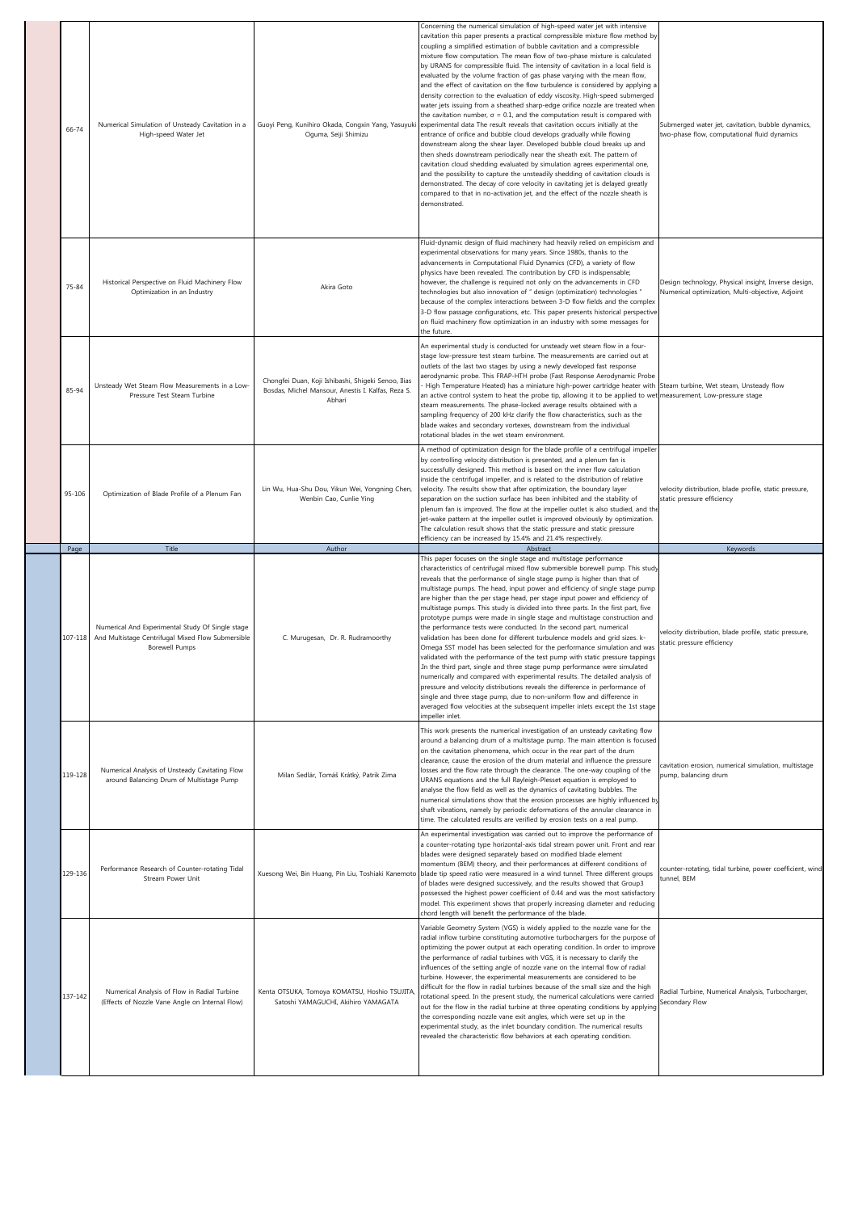| Page | Title | Author | Abstract | Keywords |
|---|---|---|---|---|
| 66-74 | Numerical Simulation of Unsteady Cavitation in a High-speed Water Jet | Guoyi Peng, Kunihiro Okada, Congxin Yang, Yasuyuki Oguma, Seiji Shimizu | Concerning the numerical simulation of high-speed water jet with intensive cavitation this paper presents a practical compressible mixture flow method by coupling a simplified estimation of bubble cavitation and a compressible mixture flow computation. The mean flow of two-phase mixture is calculated by URANS for compressible fluid. The intensity of cavitation in a local field is evaluated by the volume fraction of gas phase varying with the mean flow, and the effect of cavitation on the flow turbulence is considered by applying a density correction to the evaluation of eddy viscosity. High-speed submerged water jets issuing from a sheathed sharp-edge orifice nozzle are treated when the cavitation number, $\sigma = 0.1$, and the computation result is compared with experimental data The result reveals that cavitation occurs initially at the entrance of orifice and bubble cloud develops gradually while flowing downstream along the shear layer. Developed bubble cloud breaks up and then sheds downstream periodically near the sheath exit. The pattern of cavitation cloud shedding evaluated by simulation agrees experimental one, and the possibility to capture the unsteadily shedding of cavitation clouds is demonstrated. The decay of core velocity in cavitating jet is delayed greatly compared to that in no-activation jet, and the effect of the nozzle sheath is demonstrated. | Submerged water jet, cavitation, bubble dynamics, two-phase flow, computational fluid dynamics |
| 75-84 | Historical Perspective on Fluid Machinery Flow Optimization in an Industry | Akira Goto | Fluid-dynamic design of fluid machinery had heavily relied on empiricism and experimental observations for many years. Since 1980s, thanks to the advancements in Computational Fluid Dynamics (CFD), a variety of flow physics have been revealed. The contribution by CFD is indispensable; however, the challenge is required not only on the advancements in CFD technologies but also innovation of " design (optimization) technologies " because of the complex interactions between 3-D flow fields and the complex 3-D flow passage configurations, etc. This paper presents historical perspective on fluid machinery flow optimization in an industry with some messages for the future. | Design technology, Physical insight, Inverse design, Numerical optimization, Multi-objective, Adjoint |
| 85-94 | Unsteady Wet Steam Flow Measurements in a Low-Pressure Test Steam Turbine | Chongfei Duan, Koji Ishibashi, Shigeki Senoo, Ilias Bosdas, Michel Mansour, Anestis I. Kalfas, Reza S. Abhari | An experimental study is conducted for unsteady wet steam flow in a four-stage low-pressure test steam turbine. The measurements are carried out at outlets of the last two stages by using a newly developed fast response aerodynamic probe. This FRAP-HTH probe (Fast Response Aerodynamic Probe - High Temperature Heated) has a miniature high-power cartridge heater with an active control system to heat the probe tip, allowing it to be applied to wet steam measurements. The phase-locked average results obtained with a sampling frequency of 200 kHz clarify the flow characteristics, such as the blade wakes and secondary vortexes, downstream from the individual rotational blades in the wet steam environment. | Steam turbine, Wet steam, Unsteady flow measurement, Low-pressure stage |
| 95-106 | Optimization of Blade Profile of a Plenum Fan | Lin Wu, Hua-Shu Dou, Yikun Wei, Yongning Chen, Wenbin Cao, Cunlie Ying | A method of optimization design for the blade profile of a centrifugal impeller by controlling velocity distribution is presented, and a plenum fan is successfully designed. This method is based on the inner flow calculation inside the centrifugal impeller, and is related to the distribution of relative velocity. The results show that after optimization, the boundary layer separation on the suction surface has been inhibited and the stability of plenum fan is improved. The flow at the impeller outlet is also studied, and the jet-wake pattern at the impeller outlet is improved obviously by optimization. The calculation result shows that the static pressure and static pressure efficiency can be increased by 15.4% and 21.4% respectively. | velocity distribution, blade profile, static pressure, static pressure efficiency |

| Page | Title | Author | Abstract | Keywords |
|---|---|---|---|---|
| 107-118 | Numerical And Experimental Study Of Single stage And Multistage Centrifugal Mixed Flow Submersible Borewell Pumps | C. Murugesan, Dr. R. Rudramoorthy | This paper focuses on the single stage and multistage performance characteristics of centrifugal mixed flow submersible borewell pump. This study reveals that the performance of single stage pump is higher than that of multistage pumps. The head, input power and efficiency of single stage pump are higher than the per stage head, per stage input power and efficiency of multistage pumps. This study is divided into three parts. In the first part, five prototype pumps were made in single stage and multistage construction and the performance tests were conducted. In the second part, numerical validation has been done for different turbulence models and grid sizes. k-Omega SST model has been selected for the performance simulation and was validated with the performance of the test pump with static pressure tappings. In the third part, single and three stage pump performance were simulated numerically and compared with experimental results. The detailed analysis of pressure and velocity distributions reveals the difference in performance of single and three stage pump, due to non-uniform flow and difference in averaged flow velocities at the subsequent impeller inlets except the 1st stage impeller inlet. | velocity distribution, blade profile, static pressure, static pressure efficiency |
| 119-128 | Numerical Analysis of Unsteady Cavitating Flow around Balancing Drum of Multistage Pump | Milan Sedlář, Tomáš Krátký, Patrik Zima | This work presents the numerical investigation of an unsteady cavitating flow around a balancing drum of a multistage pump. The main attention is focused on the cavitation phenomena, which occur in the rear part of the drum clearance, cause the erosion of the drum material and influence the pressure losses and the flow rate through the clearance. The one-way coupling of the URANS equations and the full Rayleigh-Plesset equation is employed to analyse the flow field as well as the dynamics of cavitating bubbles. The numerical simulations show that the erosion processes are highly influenced by shaft vibrations, namely by periodic deformations of the annular clearance in time. The calculated results are verified by erosion tests on a real pump. | cavitation erosion, numerical simulation, multistage pump, balancing drum |
| 129-136 | Performance Research of Counter-rotating Tidal Stream Power Unit | Xuesong Wei, Bin Huang, Pin Liu, Toshiaki Kanemoto | An experimental investigation was carried out to improve the performance of a counter-rotating type horizontal-axis tidal stream power unit. Front and rear blades were designed separately based on modified blade element momentum (BEM) theory, and their performances at different conditions of blade tip speed ratio were measured in a wind tunnel. Three different groups of blades were designed successively, and the results showed that Group3 possessed the highest power coefficient of 0.44 and was the most satisfactory model. This experiment shows that properly increasing diameter and reducing chord length will benefit the performance of the blade. | counter-rotating, tidal turbine, power coefficient, wind tunnel, BEM |
| 137-142 | Numerical Analysis of Flow in Radial Turbine (Effects of Nozzle Vane Angle on Internal Flow) | Kenta OTSUKA, Tomoya KOMATSU, Hoshio TSUJITA, Satoshi YAMAGUCHI, Akihiro YAMAGATA | Variable Geometry System (VGS) is widely applied to the nozzle vane for the radial inflow turbine constituting automotive turbochargers for the purpose of optimizing the power output at each operating condition. In order to improve the performance of radial turbines with VGS, it is necessary to clarify the influences of the setting angle of nozzle vane on the internal flow of radial turbine. However, the experimental measurements are considered to be difficult for the flow in radial turbines because of the small size and the high rotational speed. In the present study, the numerical calculations were carried out for the flow in the radial turbine at three operating conditions by applying the corresponding nozzle vane exit angles, which were set up in the experimental study, as the inlet boundary condition. The numerical results revealed the characteristic flow behaviors at each operating condition. | Radial Turbine, Numerical Analysis, Turbocharger, Secondary Flow |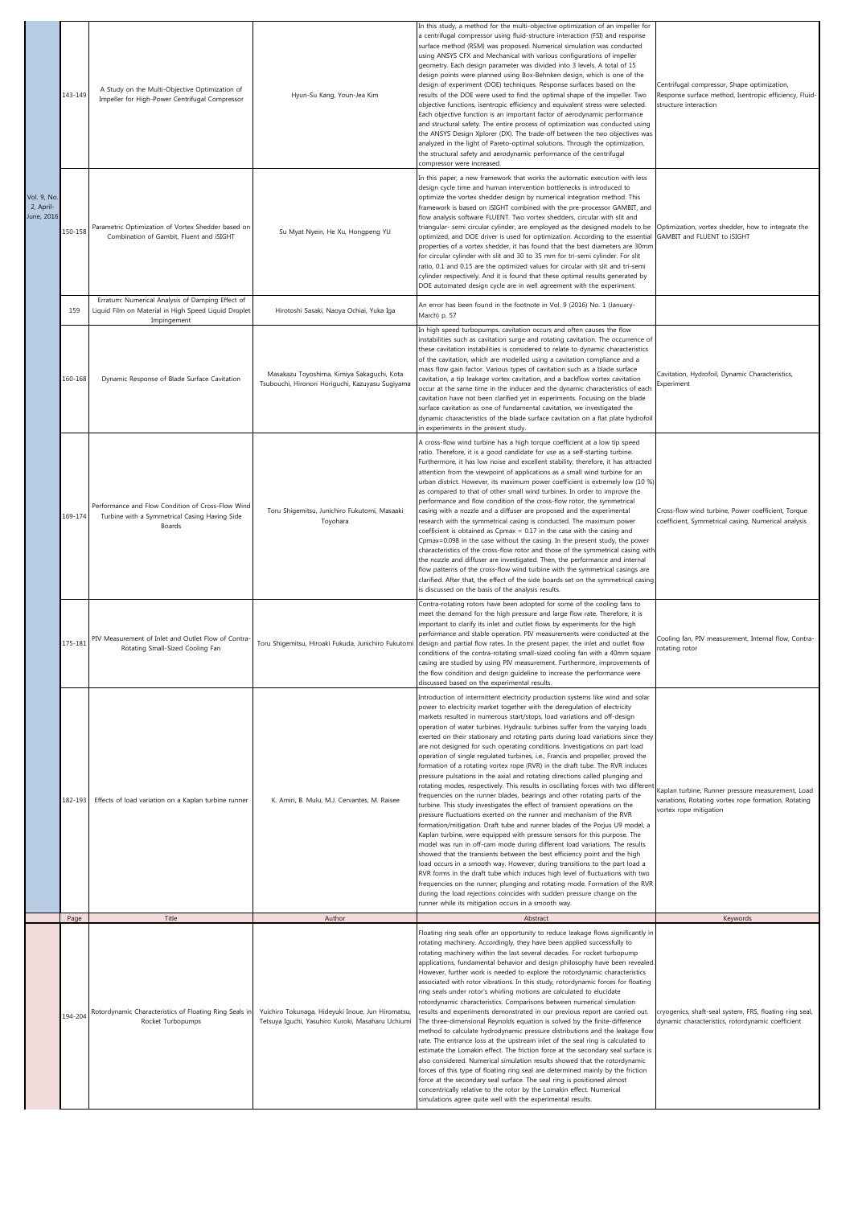| | Page | Title | Author | Abstract | Keywords |
|---|---|---|---|---|---|
| Vol. 9, No. 2, April-June, 2016 | 143-149 | A Study on the Multi-Objective Optimization of Impeller for High-Power Centrifugal Compressor | Hyun-Su Kang, Youn-Jea Kim | In this study, a method for the multi-objective optimization of an impeller for a centrifugal compressor using fluid-structure interaction (FSI) and response surface method (RSM) was proposed. Numerical simulation was conducted using ANSYS CFX and Mechanical with various configurations of impeller geometry. Each design parameter was divided into 3 levels. A total of 15 design points were planned using Box-Behnken design, which is one of the design of experiment (DOE) techniques. Response surfaces based on the results of the DOE were used to find the optimal shape of the impeller. Two objective functions, isentropic efficiency and equivalent stress were selected. Each objective function is an important factor of aerodynamic performance and structural safety. The entire process of optimization was conducted using the ANSYS Design Xplorer (DX). The trade-off between the two objectives was analyzed in the light of Pareto-optimal solutions. Through the optimization, the structural safety and aerodynamic performance of the centrifugal compressor were increased. | Centrifugal compressor, Shape optimization, Response surface method, Isentropic efficiency, Fluid-structure interaction |
| | 150-158 | Parametric Optimization of Vortex Shedder based on Combination of Gambit, Fluent and iSIGHT | Su Myat Nyein, He Xu, Hongpeng YU | In this paper, a new framework that works the automatic execution with less design cycle time and human intervention bottlenecks is introduced to optimize the vortex shedder design by numerical integration method. This framework is based on iSIGHT combined with the pre-processor GAMBIT, and flow analysis software FLUENT. Two vortex shedders, circular with slit and triangular- semi circular cylinder, are employed as the designed models to be optimized, and DOE driver is used for optimization. According to the essential properties of a vortex shedder, it has found that the best diameters are 30mm for circular cylinder with slit and 30 to 35 mm for tri-semi cylinder. For slit ratio, 0.1 and 0.15 are the optimized values for circular with slit and tri-semi cylinder respectively. And it is found that these optimal results generated by DOE automated design cycle are in well agreement with the experiment. | Optimization, vortex shedder, how to integrate the GAMBIT and FLUENT to iSIGHT |
| | 159 | Erratum: Numerical Analysis of Damping Effect of Liquid Film on Material in High Speed Liquid Droplet Impingement | Hirotoshi Sasaki, Naoya Ochiai, Yuka Iga | An error has been found in the footnote in Vol. 9 (2016) No. 1 (January-March) p. 57 | |
| | 160-168 | Dynamic Response of Blade Surface Cavitation | Masakazu Toyoshima, Kimiya Sakaguchi, Kota Tsubouchi, Hironori Horiguchi, Kazuyasu Sugiyama | In high speed turbopumps, cavitation occurs and often causes the flow instabilities such as cavitation surge and rotating cavitation. The occurrence of these cavitation instabilities is considered to relate to dynamic characteristics of the cavitation, which are modelled using a cavitation compliance and a mass flow gain factor. Various types of cavitation such as a blade surface cavitation, a tip leakage vortex cavitation, and a backflow vortex cavitation occur at the same time in the inducer and the dynamic characteristics of each cavitation have not been clarified yet in experiments. Focusing on the blade surface cavitation as one of fundamental cavitation, we investigated the dynamic characteristics of the blade surface cavitation on a flat plate hydrofoil in experiments in the present study. | Cavitation, Hydrofoil, Dynamic Characteristics, Experiment |
| | 169-174 | Performance and Flow Condition of Cross-Flow Wind Turbine with a Symmetrical Casing Having Side Boards | Toru Shigemitsu, Junichiro Fukutomi, Masaaki Toyohara | A cross-flow wind turbine has a high torque coefficient at a low tip speed ratio. Therefore, it is a good candidate for use as a self-starting turbine. Furthermore, it has low noise and excellent stability; therefore, it has attracted attention from the viewpoint of applications as a small wind turbine for an urban district. However, its maximum power coefficient is extremely low (10 %) as compared to that of other small wind turbines. In order to improve the performance and flow condition of the cross-flow rotor, the symmetrical casing with a nozzle and a diffuser are proposed and the experimental research with the symmetrical casing is conducted. The maximum power coefficient is obtained as Cpmax = 0.17 in the case with the casing and Cpmax=0.098 in the case without the casing. In the present study, the power characteristics of the cross-flow rotor and those of the symmetrical casing with the nozzle and diffuser are investigated. Then, the performance and internal flow patterns of the cross-flow wind turbine with the symmetrical casings are clarified. After that, the effect of the side boards set on the symmetrical casing is discussed on the basis of the analysis results. | Cross-flow wind turbine, Power coefficient, Torque coefficient, Symmetrical casing, Numerical analysis |
| | 175-181 | PIV Measurement of Inlet and Outlet Flow of Contra-Rotating Small-Sized Cooling Fan | Toru Shigemitsu, Hiroaki Fukuda, Junichiro Fukutomi | Contra-rotating rotors have been adopted for some of the cooling fans to meet the demand for the high pressure and large flow rate. Therefore, it is important to clarify its inlet and outlet flows by experiments for the high performance and stable operation. PIV measurements were conducted at the design and partial flow rates. In the present paper, the inlet and outlet flow conditions of the contra-rotating small-sized cooling fan with a 40mm square casing are studied by using PIV measurement. Furthermore, improvements of the flow condition and design guideline to increase the performance were discussed based on the experimental results. | Cooling fan, PIV measurement, Internal flow, Contra-rotating rotor |
| | 182-193 | Effects of load variation on a Kaplan turbine runner | K. Amiri, B. Mulu, M.J. Cervantes, M. Raisee | Introduction of intermittent electricity production systems like wind and solar power to electricity market together with the deregulation of electricity markets resulted in numerous start/stops, load variations and off-design operation of water turbines. Hydraulic turbines suffer from the varying loads exerted on their stationary and rotating parts during load variations since they are not designed for such operating conditions. Investigations on part load operation of single regulated turbines, i.e., Francis and propeller, proved the formation of a rotating vortex rope (RVR) in the draft tube. The RVR induces pressure pulsations in the axial and rotating directions called plunging and rotating modes, respectively. This results in oscillating forces with two different frequencies on the runner blades, bearings and other rotating parts of the turbine. This study investigates the effect of transient operations on the pressure fluctuations exerted on the runner and mechanism of the RVR formation/mitigation. Draft tube and runner blades of the Porjus U9 model, a Kaplan turbine, were equipped with pressure sensors for this purpose. The model was run in off-cam mode during different load variations. The results showed that the transients between the best efficiency point and the high load occurs in a smooth way. However, during transitions to the part load a RVR forms in the draft tube which induces high level of fluctuations with two frequencies on the runner; plunging and rotating mode. Formation of the RVR during the load rejections coincides with sudden pressure change on the runner while its mitigation occurs in a smooth way. | Kaplan turbine, Runner pressure measurement, Load variations, Rotating vortex rope formation, Rotating vortex rope mitigation |

| | Page | Title | Author | Abstract | Keywords |
|---|---|---|---|---|---|
| | 194-204 | Rotordynamic Characteristics of Floating Ring Seals in Rocket Turbopumps | Yuichiro Tokunaga, Hideyuki Inoue, Jun Hiromatsu, Tetsuya Iguchi, Yasuhiro Kuroki, Masaharu Uchiumi | Floating ring seals offer an opportunity to reduce leakage flows significantly in rotating machinery. Accordingly, they have been applied successfully to rotating machinery within the last several decades. For rocket turbopump applications, fundamental behavior and design philosophy have been revealed. However, further work is needed to explore the rotordynamic characteristics associated with rotor vibrations. In this study, rotordynamic forces for floating ring seals under rotor's whirling motions are calculated to elucidate rotordynamic characteristics. Comparisons between numerical simulation results and experiments demonstrated in our previous report are carried out. The three-dimensional Reynolds equation is solved by the finite-difference method to calculate hydrodynamic pressure distributions and the leakage flow rate. The entrance loss at the upstream inlet of the seal ring is calculated to estimate the Lomakin effect. The friction force at the secondary seal surface is also considered. Numerical simulation results showed that the rotordynamic forces of this type of floating ring seal are determined mainly by the friction force at the secondary seal surface. The seal ring is positioned almost concentrically relative to the rotor by the Lomakin effect. Numerical simulations agree quite well with the experimental results. | cryogenics, shaft-seal system, FRS, floating ring seal, dynamic characteristics, rotordynamic coefficient |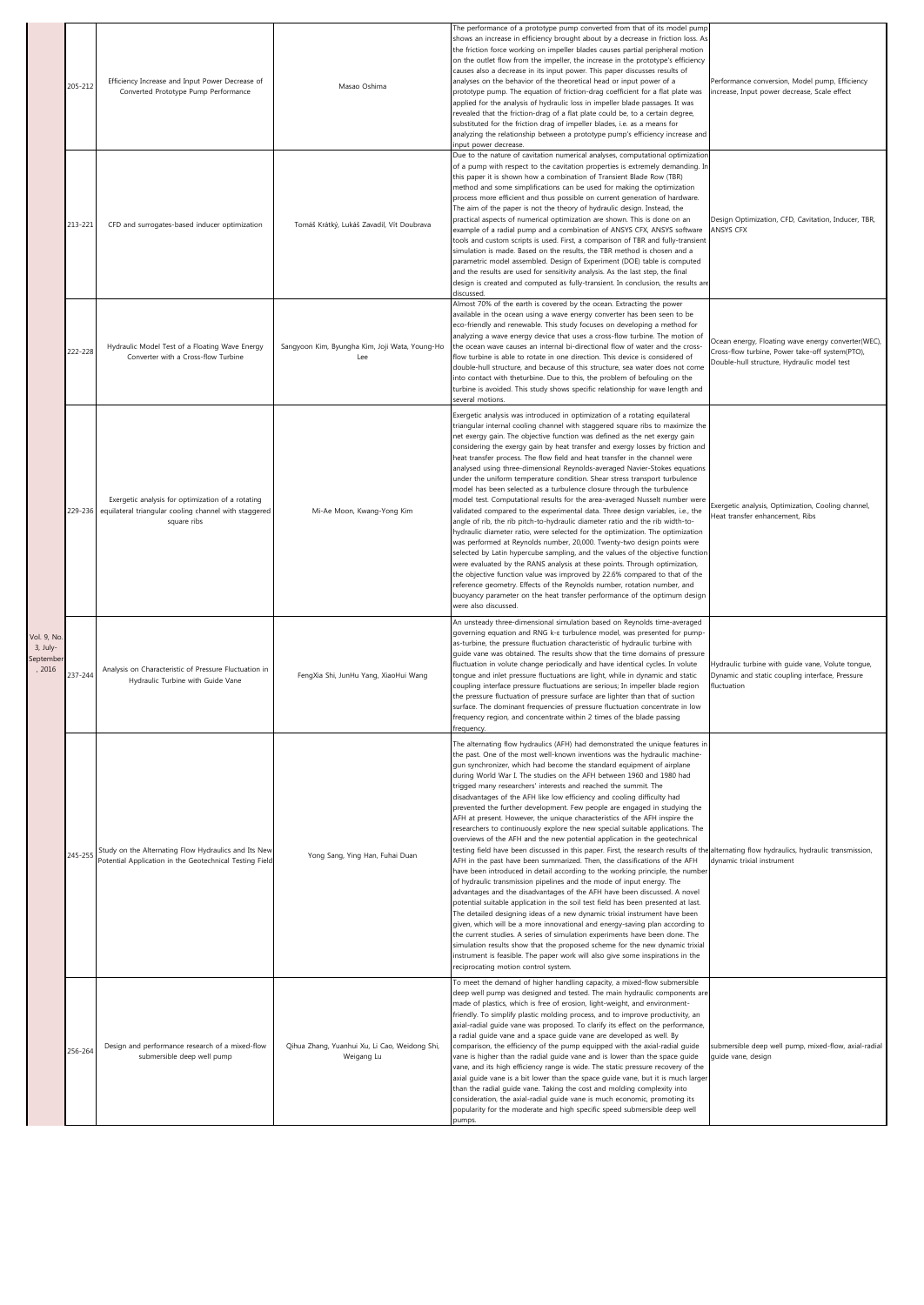| Vol. | Pages | Title | Authors | Abstract | Keywords |
|---|---|---|---|---|---|
| Vol. 9, No. 3, July-September, 2016 | 205-212 | Efficiency Increase and Input Power Decrease of Converted Prototype Pump Performance | Masao Oshima | The performance of a prototype pump converted from that of its model pump shows an increase in efficiency brought about by a decrease in friction loss. As the friction force working on impeller blades causes partial peripheral motion on the outlet flow from the impeller, the increase in the prototype's efficiency causes also a decrease in its input power. This paper discusses results of analyses on the behavior of the theoretical head or input power of a prototype pump. The equation of friction-drag coefficient for a flat plate was applied for the analysis of hydraulic loss in impeller blade passages. It was revealed that the friction-drag of a flat plate could be, to a certain degree, substituted for the friction drag of impeller blades, i.e. as a means for analyzing the relationship between a prototype pump's efficiency increase and input power decrease. | Performance conversion, Model pump, Efficiency increase, Input power decrease, Scale effect |
| | 213-221 | CFD and surrogates-based inducer optimization | Tomáš Krátký, Lukáš Zavadil, Vít Doubrava | Due to the nature of cavitation numerical analyses, computational optimization of a pump with respect to the cavitation properties is extremely demanding. In this paper it is shown how a combination of Transient Blade Row (TBR) method and some simplifications can be used for making the optimization process more efficient and thus possible on current generation of hardware. The aim of the paper is not the theory of hydraulic design. Instead, the practical aspects of numerical optimization are shown. This is done on an example of a radial pump and a combination of ANSYS CFX, ANSYS software tools and custom scripts is used. First, a comparison of TBR and fully-transient simulation is made. Based on the results, the TBR method is chosen and a parametric model assembled. Design of Experiment (DOE) table is computed and the results are used for sensitivity analysis. As the last step, the final design is created and computed as fully-transient. In conclusion, the results are discussed. | Design Optimization, CFD, Cavitation, Inducer, TBR, ANSYS CFX |
| | 222-228 | Hydraulic Model Test of a Floating Wave Energy Converter with a Cross-flow Turbine | Sangyoon Kim, Byungha Kim, Joji Wata, Young-Ho Lee | Almost 70% of the earth is covered by the ocean. Extracting the power available in the ocean using a wave energy converter has been seen to be eco-friendly and renewable. This study focuses on developing a method for analyzing a wave energy device that uses a cross-flow turbine. The motion of the ocean wave causes an internal bi-directional flow of water and the cross-flow turbine is able to rotate in one direction. This device is considered of double-hull structure, and because of this structure, sea water does not come into contact with theturbine. Due to this, the problem of befouling on the turbine is avoided. This study shows specific relationship for wave length and several motions. | Ocean energy, Floating wave energy converter(WEC), Cross-flow turbine, Power take-off system(PTO), Double-hull structure, Hydraulic model test |
| | 229-236 | Exergetic analysis for optimization of a rotating equilateral triangular cooling channel with staggered square ribs | Mi-Ae Moon, Kwang-Yong Kim | Exergetic analysis was introduced in optimization of a rotating equilateral triangular internal cooling channel with staggered square ribs to maximize the net exergy gain. The objective function was defined as the net exergy gain considering the exergy gain by heat transfer and exergy losses by friction and heat transfer process. The flow field and heat transfer in the channel were analysed using three-dimensional Reynolds-averaged Navier-Stokes equations under the uniform temperature condition. Shear stress transport turbulence model has been selected as a turbulence closure through the turbulence model test. Computational results for the area-averaged Nusselt number were validated compared to the experimental data. Three design variables, i.e., the angle of rib, the rib pitch-to-hydraulic diameter ratio and the rib width-to-hydraulic diameter ratio, were selected for the optimization. The optimization was performed at Reynolds number, 20,000. Twenty-two design points were selected by Latin hypercube sampling, and the values of the objective function were evaluated by the RANS analysis at these points. Through optimization, the objective function value was improved by 22.6% compared to that of the reference geometry. Effects of the Reynolds number, rotation number, and buoyancy parameter on the heat transfer performance of the optimum design were also discussed. | Exergetic analysis, Optimization, Cooling channel, Heat transfer enhancement, Ribs |
| | 237-244 | Analysis on Characteristic of Pressure Fluctuation in Hydraulic Turbine with Guide Vane | FengXia Shi, JunHu Yang, XiaoHui Wang | An unsteady three-dimensional simulation based on Reynolds time-averaged governing equation and RNG k-ε turbulence model, was presented for pump-as-turbine, the pressure fluctuation characteristic of hydraulic turbine with guide vane was obtained. The results show that the time domains of pressure fluctuation in volute change periodically and have identical cycles. In volute tongue and inlet pressure fluctuations are light, while in dynamic and static coupling interface pressure fluctuations are serious; In impeller blade region the pressure fluctuation of pressure surface are lighter than that of suction surface. The dominant frequencies of pressure fluctuation concentrate in low frequency region, and concentrate within 2 times of the blade passing frequency. | Hydraulic turbine with guide vane, Volute tongue, Dynamic and static coupling interface, Pressure fluctuation |
| | 245-255 | Study on the Alternating Flow Hydraulics and Its New Potential Application in the Geotechnical Testing Field | Yong Sang, Ying Han, Fuhai Duan | The alternating flow hydraulics (AFH) had demonstrated the unique features in the past. One of the most well-known inventions was the hydraulic machine-gun synchronizer, which had become the standard equipment of airplane during World War I. The studies on the AFH between 1960 and 1980 had trigged many researchers' interests and reached the summit. The disadvantages of the AFH like low efficiency and cooling difficulty had prevented the further development. Few people are engaged in studying the AFH at present. However, the unique characteristics of the AFH inspire the researchers to continuously explore the new special suitable applications. The overviews of the AFH and the new potential application in the geotechnical testing field have been discussed in this paper. First, the research results of the AFH in the past have been summarized. Then, the classifications of the AFH have been introduced in detail according to the working principle, the number of hydraulic transmission pipelines and the mode of input energy. The advantages and the disadvantages of the AFH have been discussed. A novel potential suitable application in the soil test field has been presented at last. The detailed designing ideas of a new dynamic trixial instrument have been given, which will be a more innovational and energy-saving plan according to the current studies. A series of simulation experiments have been done. The simulation results show that the proposed scheme for the new dynamic trixial instrument is feasible. The paper work will also give some inspirations in the reciprocating motion control system. | alternating flow hydraulics, hydraulic transmission, dynamic trixial instrument |
| | 256-264 | Design and performance research of a mixed-flow submersible deep well pump | Qihua Zhang, Yuanhui Xu, Li Cao, Weidong Shi, Weigang Lu | To meet the demand of higher handling capacity, a mixed-flow submersible deep well pump was designed and tested. The main hydraulic components are made of plastics, which is free of erosion, light-weight, and environment-friendly. To simplify plastic molding process, and to improve productivity, an axial-radial guide vane was proposed. To clarify its effect on the performance, a radial guide vane and a space guide vane are developed as well. By comparison, the efficiency of the pump equipped with the axial-radial guide vane is higher than the radial guide vane and is lower than the space guide vane, and its high efficiency range is wide. The static pressure recovery of the axial guide vane is a bit lower than the space guide vane, but it is much larger than the radial guide vane. Taking the cost and molding complexity into consideration, the axial-radial guide vane is much economic, promoting its popularity for the moderate and high specific speed submersible deep well pumps. | submersible deep well pump, mixed-flow, axial-radial guide vane, design |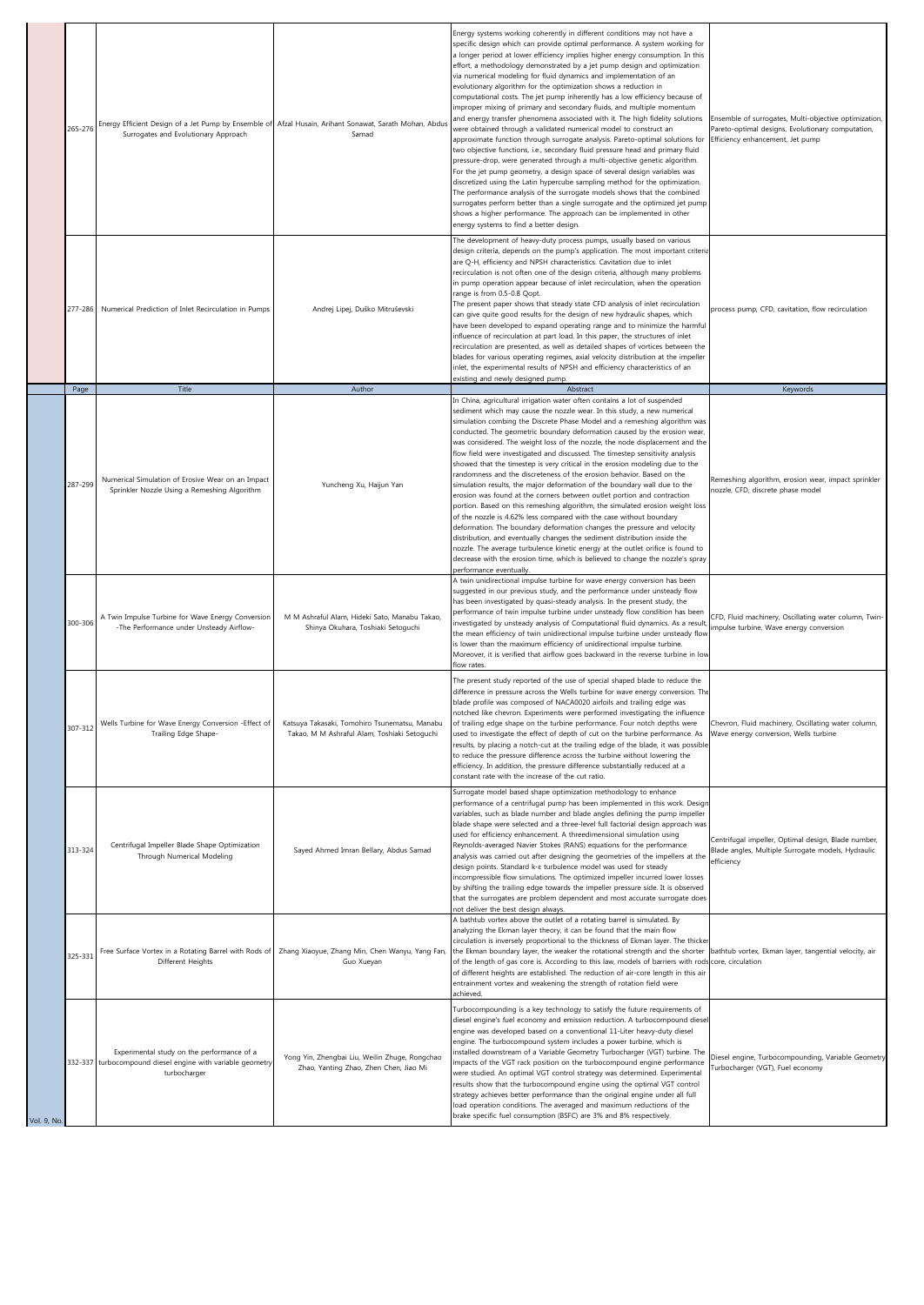| Page | Title | Author | Abstract | Keywords |
|---|---|---|---|---|
| 265-276 | Energy Efficient Design of a Jet Pump by Ensemble of Surrogates and Evolutionary Approach | Afzal Husain, Arihant Sonawat, Sarath Mohan, Abdus Samad | Energy systems working coherently in different conditions may not have a specific design which can provide optimal performance. A system working for a longer period at lower efficiency implies higher energy consumption. In this effort, a methodology demonstrated by a jet pump design and optimization via numerical modeling for fluid dynamics and implementation of an evolutionary algorithm for the optimization shows a reduction in computational costs. The jet pump inherently has a low efficiency because of improper mixing of primary and secondary fluids, and multiple momentum and energy transfer phenomena associated with it. The high fidelity solutions were obtained through a validated numerical model to construct an approximate function through surrogate analysis. Pareto-optimal solutions for two objective functions, i.e., secondary fluid pressure head and primary fluid pressure-drop, were generated through a multi-objective genetic algorithm. For the jet pump geometry, a design space of several design variables was discretized using the Latin hypercube sampling method for the optimization. The performance analysis of the surrogate models shows that the combined surrogates perform better than a single surrogate and the optimized jet pump shows a higher performance. The approach can be implemented in other energy systems to find a better design. | Ensemble of surrogates, Multi-objective optimization, Pareto-optimal designs, Evolutionary computation, Efficiency enhancement, Jet pump |
| 277-286 | Numerical Prediction of Inlet Recirculation in Pumps | Andrej Lipej, Duško Mitruševski | The development of heavy-duty process pumps, usually based on various design criteria, depends on the pump's application. The most important criteria are Q-H, efficiency and NPSH characteristics. Cavitation due to inlet recirculation is not often one of the design criteria, although many problems in pump operation appear because of inlet recirculation, when the operation range is from 0.5-0.8 Qopt. The present paper shows that steady state CFD analysis of inlet recirculation can give quite good results for the design of new hydraulic shapes, which have been developed to expand operating range and to minimize the harmful influence of recirculation at part load. In this paper, the structures of inlet recirculation are presented, as well as detailed shapes of vortices between the blades for various operating regimes, axial velocity distribution at the impeller inlet, the experimental results of NPSH and efficiency characteristics of an existing and newly designed pump. | process pump, CFD, cavitation, flow recirculation |

| Page | Title | Author | Abstract | Keywords |
|---|---|---|---|---|
| 287-299 | Numerical Simulation of Erosive Wear on an Impact Sprinkler Nozzle Using a Remeshing Algorithm | Yuncheng Xu, Haijun Yan | In China, agricultural irrigation water often contains a lot of suspended sediment which may cause the nozzle wear. In this study, a new numerical simulation combing the Discrete Phase Model and a remeshing algorithm was conducted. The geometric boundary deformation caused by the erosion wear, was considered. The weight loss of the nozzle, the node displacement and the flow field were investigated and discussed. The timestep sensitivity analysis showed that the timestep is very critical in the erosion modeling due to the randomness and the discreteness of the erosion behavior. Based on the simulation results, the major deformation of the boundary wall due to the erosion was found at the corners between outlet portion and contraction portion. Based on this remeshing algorithm, the simulated erosion weight loss of the nozzle is 4.62% less compared with the case without boundary deformation. The boundary deformation changes the pressure and velocity distribution, and eventually changes the sediment distribution inside the nozzle. The average turbulence kinetic energy at the outlet orifice is found to decrease with the erosion time, which is believed to change the nozzle's spray performance eventually. | Remeshing algorithm, erosion wear, impact sprinkler nozzle, CFD, discrete phase model |
| 300-306 | A Twin Impulse Turbine for Wave Energy Conversion -The Performance under Unsteady Airflow- | M M Ashraful Alam, Hideki Sato, Manabu Takao, Shinya Okuhara, Toshiaki Setoguchi | A twin unidirectional impulse turbine for wave energy conversion has been suggested in our previous study, and the performance under unsteady flow has been investigated by quasi-steady analysis. In the present study, the performance of twin impulse turbine under unsteady flow condition has been investigated by unsteady analysis of Computational fluid dynamics. As a result, the mean efficiency of twin unidirectional impulse turbine under unsteady flow is lower than the maximum efficiency of unidirectional impulse turbine. Moreover, it is verified that airflow goes backward in the reverse turbine in low flow rates. | CFD, Fluid machinery, Oscillating water column, Twin-impulse turbine, Wave energy conversion |
| 307-312 | Wells Turbine for Wave Energy Conversion -Effect of Trailing Edge Shape- | Katsuya Takasaki, Tomohiro Tsunematsu, Manabu Takao, M M Ashraful Alam, Toshiaki Setoguchi | The present study reported of the use of special shaped blade to reduce the difference in pressure across the Wells turbine for wave energy conversion. The blade profile was composed of NACA0020 airfoils and trailing edge was notched like chevron. Experiments were performed investigating the influence of trailing edge shape on the turbine performance. Four notch depths were used to investigate the effect of depth of cut on the turbine performance. As results, by placing a notch-cut at the trailing edge of the blade, it was possible to reduce the pressure difference across the turbine without lowering the efficiency. In addition, the pressure difference substantially reduced at a constant rate with the increase of the cut ratio. | Chevron, Fluid machinery, Oscillating water column, Wave energy conversion, Wells turbine |
| 313-324 | Centrifugal Impeller Blade Shape Optimization Through Numerical Modeling | Sayed Ahmed Imran Bellary, Abdus Samad | Surrogate model based shape optimization methodology to enhance performance of a centrifugal pump has been implemented in this work. Design variables, such as blade number and blade angles defining the pump impeller blade shape were selected and a three-level full factorial design approach was used for efficiency enhancement. A threedimensional simulation using Reynolds-averaged Navier Stokes (RANS) equations for the performance analysis was carried out after designing the geometries of the impellers at the design points. Standard k-ε turbulence model was used for steady incompressible flow simulations. The optimized impeller incurred lower losses by shifting the trailing edge towards the impeller pressure side. It is observed that the surrogates are problem dependent and most accurate surrogate does not deliver the best design always. | Centrifugal impeller, Optimal design, Blade number, Blade angles, Multiple Surrogate models, Hydraulic efficiency |
| 325-331 | Free Surface Vortex in a Rotating Barrel with Rods of Different Heights | Zhang Xiaoyue, Zhang Min, Chen Wanyu, Yang Fan, Guo Xueyan | A bathtub vortex above the outlet of a rotating barrel is simulated. By analyzing the Ekman layer theory, it can be found that the main flow circulation is inversely proportional to the thickness of Ekman layer. The thicker the Ekman boundary layer, the weaker the rotational strength and the shorter of the length of gas core is. According to this law, models of barriers with rods of different heights are established. The reduction of air-core length in this air entrainment vortex and weakening the strength of rotation field were achieved. | bathtub vortex, Ekman layer, tangential velocity, air core, circulation |
| 332-337 | Experimental study on the performance of a turbocompound diesel engine with variable geometry turbocharger | Yong Yin, Zhengbai Liu, Weilin Zhuge, Rongchao Zhao, Yanting Zhao, Zhen Chen, Jiao Mi | Turbocompounding is a key technology to satisfy the future requirements of diesel engine's fuel economy and emission reduction. A turbocompound diesel engine was developed based on a conventional 11-Liter heavy-duty diesel engine. The turbocompound system includes a power turbine, which is installed downstream of a Variable Geometry Turbocharger (VGT) turbine. The impacts of the VGT rack position on the turbocompound engine performance were studied. An optimal VGT control strategy was determined. Experimental results show that the turbocompound engine using the optimal VGT control strategy achieves better performance than the original engine under all full load operation conditions. The averaged and maximum reductions of the brake specific fuel consumption (BSFC) are 3% and 8% respectively. | Diesel engine, Turbocompounding, Variable Geometry Turbocharger (VGT), Fuel economy |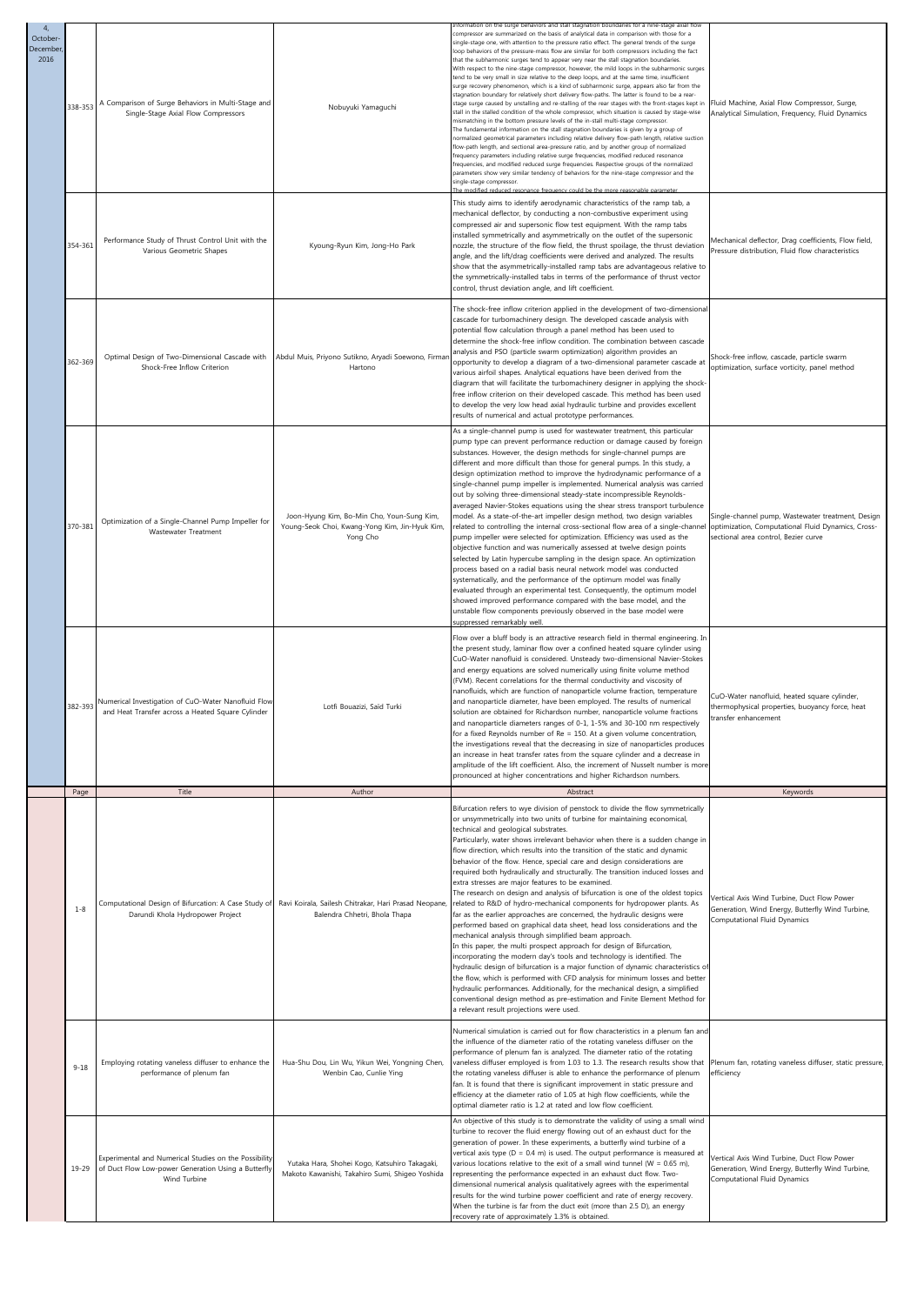| | Page | Title | Author | Abstract | Keywords |
|---|---|---|---|---|---|
| 4, October-December, 2016 | 338-353 | A Comparison of Surge Behaviors in Multi-Stage and Single-Stage Axial Flow Compressors | Nobuyuki Yamaguchi | information on the surge behaviors and stall stagnation boundaries for a nine-stage axial flow compressor are summarized on the basis of analytical data in comparison with those for a single-stage one, with attention to the pressure ratio effect. The general trends of the surge loop behaviors of the pressure-mass flow are similar for both compressors including the fact that the subharmonic surges tend to appear very near the stall stagnation boundaries. With respect to the nine-stage compressor, however, the mild loops in the subharmonic surges tend to be very small in size relative to the deep loops, and at the same time, insufficient surge recovery phenomenon, which is a kind of subharmonic surge, appears also far from the stagnation boundary for relatively short delivery flow-paths. The latter is found to be a rear-stage surge caused by unstalling and re-stalling of the rear stages with the front-stages kept in stall in the stalled condition of the whole compressor, which situation is caused by stage-wise mismatching in the bottom pressure levels of the in-stall multi-stage compressor. The fundamental information on the stall stagnation boundaries is given by a group of normalized geometrical parameters including relative delivery flow-path length, relative suction flow-path length, and sectional area-pressure ratio, and by another group of normalized frequency parameters including relative surge frequencies, modified reduced resonance frequencies, and modified reduced surge frequencies. Respective groups of the normalized parameters show very similar tendency of behaviors for the nine-stage compressor and the single-stage compressor. The modified reduced resonance frequency could be the more reasonable parameter | Fluid Machine, Axial Flow Compressor, Surge, Analytical Simulation, Frequency, Fluid Dynamics |
| | 354-361 | Performance Study of Thrust Control Unit with the Various Geometric Shapes | Kyoung-Ryun Kim, Jong-Ho Park | This study aims to identify aerodynamic characteristics of the ramp tab, a mechanical deflector, by conducting a non-combustive experiment using compressed air and supersonic flow test equipment. With the ramp tabs installed symmetrically and asymmetrically on the outlet of the supersonic nozzle, the structure of the flow field, the thrust spoilage, the thrust deviation angle, and the lift/drag coefficients were derived and analyzed. The results show that the asymmetrically-installed ramp tabs are advantageous relative to the symmetrically-installed tabs in terms of the performance of thrust vector control, thrust deviation angle, and lift coefficient. | Mechanical deflector, Drag coefficients, Flow field, Pressure distribution, Fluid flow characteristics |
| | 362-369 | Optimal Design of Two-Dimensional Cascade with Shock-Free Inflow Criterion | Abdul Muis, Priyono Sutikno, Aryadi Soewono, Firman Hartono | The shock-free inflow criterion applied in the development of two-dimensional cascade for turbomachinery design. The developed cascade analysis with potential flow calculation through a panel method has been used to determine the shock-free inflow condition. The combination between cascade analysis and PSO (particle swarm optimization) algorithm provides an opportunity to develop a diagram of a two-dimensional parameter cascade at various airfoil shapes. Analytical equations have been derived from the diagram that will facilitate the turbomachinery designer in applying the shock-free inflow criterion on their developed cascade. This method has been used to develop the very low head axial hydraulic turbine and provides excellent results of numerical and actual prototype performances. | Shock-free inflow, cascade, particle swarm optimization, surface vorticity, panel method |
| | 370-381 | Optimization of a Single-Channel Pump Impeller for Wastewater Treatment | Joon-Hyung Kim, Bo-Min Cho, Youn-Sung Kim, Young-Seok Choi, Kwang-Yong Kim, Jin-Hyuk Kim, Yong Cho | As a single-channel pump is used for wastewater treatment, this particular pump type can prevent performance reduction or damage caused by foreign substances. However, the design methods for single-channel pumps are different and more difficult than those for general pumps. In this study, a design optimization method to improve the hydrodynamic performance of a single-channel pump impeller is implemented. Numerical analysis was carried out by solving three-dimensional steady-state incompressible Reynolds-averaged Navier-Stokes equations using the shear stress transport turbulence model. As a state-of-the-art impeller design method, two design variables related to controlling the internal cross-sectional flow area of a single-channel pump impeller were selected for optimization. Efficiency was used as the objective function and was numerically assessed at twelve design points selected by Latin hypercube sampling in the design space. An optimization process based on a radial basis neural network model was conducted systematically, and the performance of the optimum model was finally evaluated through an experimental test. Consequently, the optimum model showed improved performance compared with the base model, and the unstable flow components previously observed in the base model were suppressed remarkably well. | Single-channel pump, Wastewater treatment, Design optimization, Computational Fluid Dynamics, Cross-sectional area control, Bezier curve |
| | 382-393 | Numerical Investigation of CuO-Water Nanofluid Flow and Heat Transfer across a Heated Square Cylinder | Lotfi Bouazizi, Said Turki | Flow over a bluff body is an attractive research field in thermal engineering. In the present study, laminar flow over a confined heated square cylinder using CuO-Water nanofluid is considered. Unsteady two-dimensional Navier-Stokes and energy equations are solved numerically using finite volume method (FVM). Recent correlations for the thermal conductivity and viscosity of nanofluids, which are function of nanoparticle volume fraction, temperature and nanoparticle diameter, have been employed. The results of numerical solution are obtained for Richardson number, nanoparticle volume fractions and nanoparticle diameters ranges of 0-1, 1-5% and 30-100 nm respectively for a fixed Reynolds number of Re = 150. At a given volume concentration, the investigations reveal that the decreasing in size of nanoparticles produces an increase in heat transfer rates from the square cylinder and a decrease in amplitude of the lift coefficient. Also, the increment of Nusselt number is more pronounced at higher concentrations and higher Richardson numbers. | CuO-Water nanofluid, heated square cylinder, thermophysical properties, buoyancy force, heat transfer enhancement |
| | Page | Title | Author | Abstract | Keywords |
| | 1-8 | Computational Design of Bifurcation: A Case Study of Darundi Khola Hydropower Project | Ravi Koirala, Sailesh Chitrakar, Hari Prasad Neopane, Balendra Chhetri, Bhola Thapa | Bifurcation refers to wye division of penstock to divide the flow symmetrically or unsymmetrically into two units of turbine for maintaining economical, technical and geological substrates. Particularly, water shows irrelevant behavior when there is a sudden change in flow direction, which results into the transition of the static and dynamic behavior of the flow. Hence, special care and design considerations are required both hydraulically and structurally. The transition induced losses and extra stresses are major features to be examined. The research on design and analysis of bifurcation is one of the oldest topics related to R&D of hydro-mechanical components for hydropower plants. As far as the earlier approaches are concerned, the hydraulic designs were performed based on graphical data sheet, head loss considerations and the mechanical analysis through simplified beam approach. In this paper, the multi prospect approach for design of Bifurcation, incorporating the modern day's tools and technology is identified. The hydraulic design of bifurcation is a major function of dynamic characteristics of the flow, which is performed with CFD analysis for minimum losses and better hydraulic performances. Additionally, for the mechanical design, a simplified conventional design method as pre-estimation and Finite Element Method for a relevant result projections were used. | Vertical Axis Wind Turbine, Duct Flow Power Generation, Wind Energy, Butterfly Wind Turbine, Computational Fluid Dynamics |
| | 9-18 | Employing rotating vaneless diffuser to enhance the performance of plenum fan | Hua-Shu Dou, Lin Wu, Yikun Wei, Yongning Chen, Wenbin Cao, Cunlie Ying | Numerical simulation is carried out for flow characteristics in a plenum fan and the influence of the diameter ratio of the rotating vaneless diffuser on the performance of plenum fan is analyzed. The diameter ratio of the rotating vaneless diffuser employed is from 1.03 to 1.3. The research results show that the rotating vaneless diffuser is able to enhance the performance of plenum fan. It is found that there is significant improvement in static pressure and efficiency at the diameter ratio of 1.05 at high flow coefficients, while the optimal diameter ratio is 1.2 at rated and low flow coefficient. | Plenum fan, rotating vaneless diffuser, static pressure, efficiency |
| | 19-29 | Experimental and Numerical Studies on the Possibility of Duct Flow Low-power Generation Using a Butterfly Wind Turbine | Yutaka Hara, Shohei Kogo, Katsuhiro Takagaki, Makoto Kawanishi, Takahiro Sumi, Shigeo Yoshida | An objective of this study is to demonstrate the validity of using a small wind turbine to recover the fluid energy flowing out of an exhaust duct for the generation of power. In these experiments, a butterfly wind turbine of a vertical axis type (D = 0.4 m) is used. The output performance is measured at various locations relative to the exit of a small wind tunnel (W = 0.65 m), representing the performance expected in an exhaust duct flow. Two-dimensional numerical analysis qualitatively agrees with the experimental results for the wind turbine power coefficient and rate of energy recovery. When the turbine is far from the duct exit (more than 2.5 D), an energy recovery rate of approximately 1.3% is obtained. | Vertical Axis Wind Turbine, Duct Flow Power Generation, Wind Energy, Butterfly Wind Turbine, Computational Fluid Dynamics |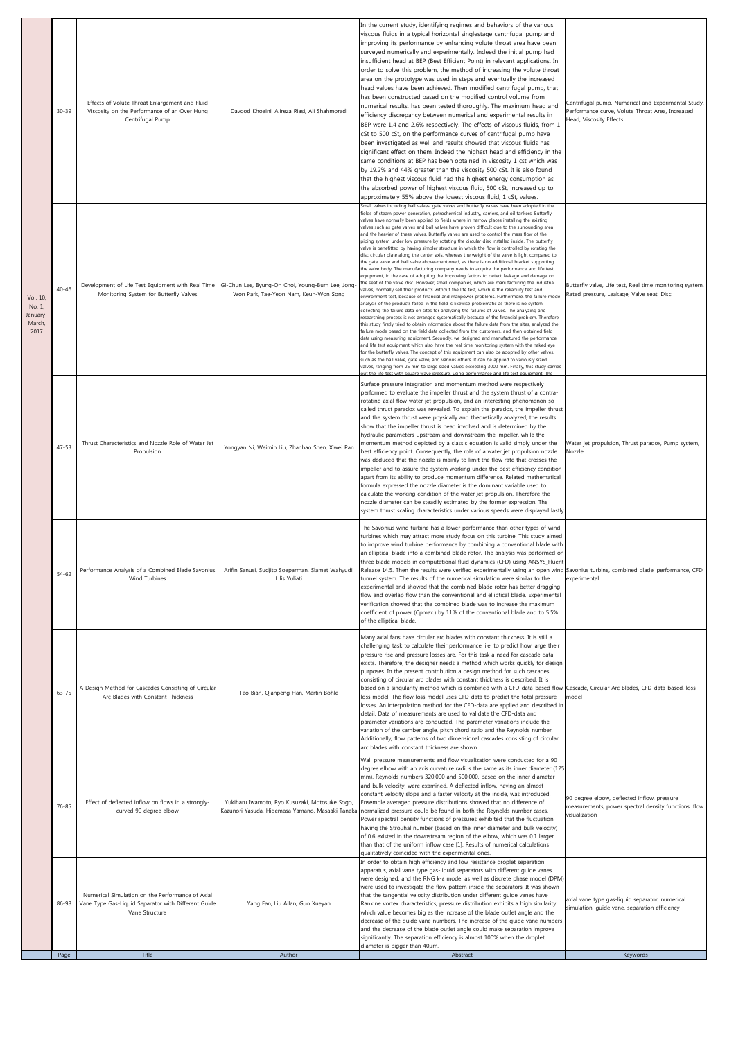| | Page | Title | Author | Abstract | Keywords |
|---|---|---|---|---|---|
| Vol. 10, No. 1, January-March, 2017 | 30-39 | Effects of Volute Throat Enlargement and Fluid Viscosity on the Performance of an Over Hung Centrifugal Pump | Davood Khoeini, Alireza Riasi, Ali Shahmoradi | In the current study, identifying regimes and behaviors of the various viscous fluids in a typical horizontal singlestage centrifugal pump and improving its performance by enhancing volute throat area have been surveyed numerically and experimentally. Indeed the initial pump had insufficient head at BEP (Best Efficient Point) in relevant applications. In order to solve this problem, the method of increasing the volute throat area on the prototype was used in steps and eventually the increased head values have been achieved. Then modified centrifugal pump, that has been constructed based on the modified control volume from numerical results, has been tested thoroughly. The maximum head and efficiency discrepancy between numerical and experimental results in BEP were 1.4 and 2.6% respectively. The effects of viscous fluids, from 1 cSt to 500 cSt, on the performance curves of centrifugal pump have been investigated as well and results showed that viscous fluids has significant effect on them. Indeed the highest head and efficiency in the same conditions at BEP has been obtained in viscosity 1 cst which was by 19.2% and 44% greater than the viscosity 500 cSt. It is also found that the highest viscous fluid had the highest energy consumption as the absorbed power of highest viscous fluid, 500 cSt, increased up to approximately 55% above the lowest viscous fluid, 1 cSt, values. | Centrifugal pump, Numerical and Experimental Study, Performance curve, Volute Throat Area, Increased Head, Viscosity Effects |
| | 40-46 | Development of Life Test Equipment with Real Time Monitoring System for Butterfly Valves | Gi-Chun Lee, Byung-Oh Choi, Young-Bum Lee, Jong-Won Park, Tae-Yeon Nam, Keun-Won Song | Small valves including ball valves, gate valves and butterfly valves have been adopted in the fields of steam power generation, petrochemical industry, carriers, and oil tankers. Butterfly valves have normally been applied to fields where in narrow places installing the existing valves such as gate valves and ball valves have proven difficult due to the surrounding area and the heavier of these valves. Butterfly valves are used to control the mass flow of the piping system under low pressure by rotating the circular disk installed inside. The butterfly valve is benefitted by having simpler structure in which the flow is controlled by rotating the disc circular plate along the center axis, whereas the weight of the valve is light compared to the gate valve and ball valve above-mentioned, as there is no additional bracket supporting the valve body. The manufacturing company needs to acquire the performance and life test equipment, in the case of adopting the improving factors to detect leakage and damage on the seat of the valve disc. However, small companies, which are manufacturing the industrial valves, normally sell their products without the life test, which is the reliability test and environment test, because of financial and manpower problems. Furthermore, the failure mode analysis of the products failed in the field is likewise problematic as there is no system collecting the failure data on sites for analyzing the failures of valves. The analyzing and researching process is not arranged systematically because of the financial problem. Therefore this study firstly tried to obtain information about the failure data from the sites, analyzed the failure mode based on the field data collected from the customers, and then obtained field data using measuring equipment. Secondly, we designed and manufactured the performance and life test equipment which also have the real time monitoring system with the naked eye for the butterfly valves. The concept of this equipment can also be adopted by other valves, such as the ball valve, gate valve, and various others. It can be applied to variously sized valves, ranging from 25 mm to large sized valves exceeding 3000 mm. Finally, this study carries out the life test with square wave pressure, using performance and life test equipment. The | Butterfly valve, Life test, Real time monitoring system, Rated pressure, Leakage, Valve seat, Disc |
| | 47-53 | Thrust Characteristics and Nozzle Role of Water Jet Propulsion | Yongyan Ni, Weimin Liu, Zhanhao Shen, Xiwei Pan | Surface pressure integration and momentum method were respectively performed to evaluate the impeller thrust and the system thrust of a contra-rotating axial flow water jet propulsion, and an interesting phenomenon so-called thrust paradox was revealed. To explain the paradox, the impeller thrust and the system thrust were physically and theoretically analyzed, the results show that the impeller thrust is head involved and is determined by the hydraulic parameters upstream and downstream the impeller, while the momentum method depicted by a classic equation is valid simply under the best efficiency point. Consequently, the role of a water jet propulsion nozzle was deduced that the nozzle is mainly to limit the flow rate that crosses the impeller and to assure the system working under the best efficiency condition apart from its ability to produce momentum difference. Related mathematical formula expressed the nozzle diameter is the dominant variable used to calculate the working condition of the water jet propulsion. Therefore the nozzle diameter can be steadily estimated by the former expression. The system thrust scaling characteristics under various speeds were displayed lastly. | Water jet propulsion, Thrust paradox, Pump system, Nozzle |
| | 54-62 | Performance Analysis of a Combined Blade Savonius Wind Turbines | Arifin Sanusi, Sudjito Soeparman, Slamet Wahyudi, Lilis Yuliati | The Savonius wind turbine has a lower performance than other types of wind turbines which may attract more study focus on this turbine. This study aimed to improve wind turbine performance by combining a conventional blade with an elliptical blade into a combined blade rotor. The analysis was performed on three blade models in computational fluid dynamics (CFD) using ANSYS Fluent Release 14.5. Then the results were verified experimentally using an open wind tunnel system. The results of the numerical simulation were similar to the experimental and showed that the combined blade rotor has better dragging flow and overlap flow than the conventional and elliptical blade. Experimental verification showed that the combined blade was to increase the maximum coefficient of power (Cpmax.) by 11% of the conventional blade and to 5.5% of the elliptical blade. | Savonius turbine, combined blade, performance, CFD, experimental |
| | 63-75 | A Design Method for Cascades Consisting of Circular Arc Blades with Constant Thickness | Tao Bian, Qianpeng Han, Martin Böhle | Many axial fans have circular arc blades with constant thickness. It is still a challenging task to calculate their performance, i.e. to predict how large their pressure rise and pressure losses are. For this task a need for cascade data exists. Therefore, the designer needs a method which works quickly for design purposes. In the present contribution a design method for such cascades consisting of circular arc blades with constant thickness is described. It is based on a singularity method which is combined with a CFD-data-based flow loss model. The flow loss model uses CFD-data to predict the total pressure losses. An interpolation method for the CFD-data are applied and described in detail. Data of measurements are used to validate the CFD-data and parameter variations are conducted. The parameter variations include the variation of the camber angle, pitch chord ratio and the Reynolds number. Additionally, flow patterns of two dimensional cascades consisting of circular arc blades with constant thickness are shown. | Cascade, Circular Arc Blades, CFD-data-based, loss model |
| | 76-85 | Effect of deflected inflow on flows in a strongly-curved 90 degree elbow | Yukiharu Iwamoto, Ryo Kusuzaki, Motosuke Sogo, Kazunori Yasuda, Hidemasa Yamano, Masaaki Tanaka | Wall pressure measurements and flow visualization were conducted for a 90 degree elbow with an axis curvature radius the same as its inner diameter (125 mm). Reynolds numbers 320,000 and 500,000, based on the inner diameter and bulk velocity, were examined. A deflected inflow, having an almost constant velocity slope and a faster velocity at the inside, was introduced. Ensemble averaged pressure distributions showed that no difference of normalized pressure could be found in both the Reynolds number cases. Power spectral density functions of pressures exhibited that the fluctuation having the Strouhal number (based on the inner diameter and bulk velocity) of 0.6 existed in the downstream region of the elbow, which was 0.1 larger than that of the uniform inflow case [1]. Results of numerical calculations qualitatively coincided with the experimental ones. | 90 degree elbow, deflected inflow, pressure measurements, power spectral density functions, flow visualization |
| | 86-98 | Numerical Simulation on the Performance of Axial Vane Type Gas-Liquid Separator with Different Guide Vane Structure | Yang Fan, Liu Ailan, Guo Xueyan | In order to obtain high efficiency and low resistance droplet separation apparatus, axial vane type gas-liquid separators with different guide vanes were designed, and the RNG k-ε model as well as discrete phase model (DPM) were used to investigate the flow pattern inside the separators. It was shown that the tangential velocity distribution under different guide vanes have Rankine vortex characteristics, pressure distribution exhibits a high similarity which value becomes big as the increase of the blade outlet angle and the decrease of the guide vane numbers. The increase of the guide vane numbers and the decrease of the blade outlet angle could make separation improve significantly. The separation efficiency is almost 100% when the droplet diameter is bigger than 40μm. | axial vane type gas-liquid separator, numerical simulation, guide vane, separation efficiency |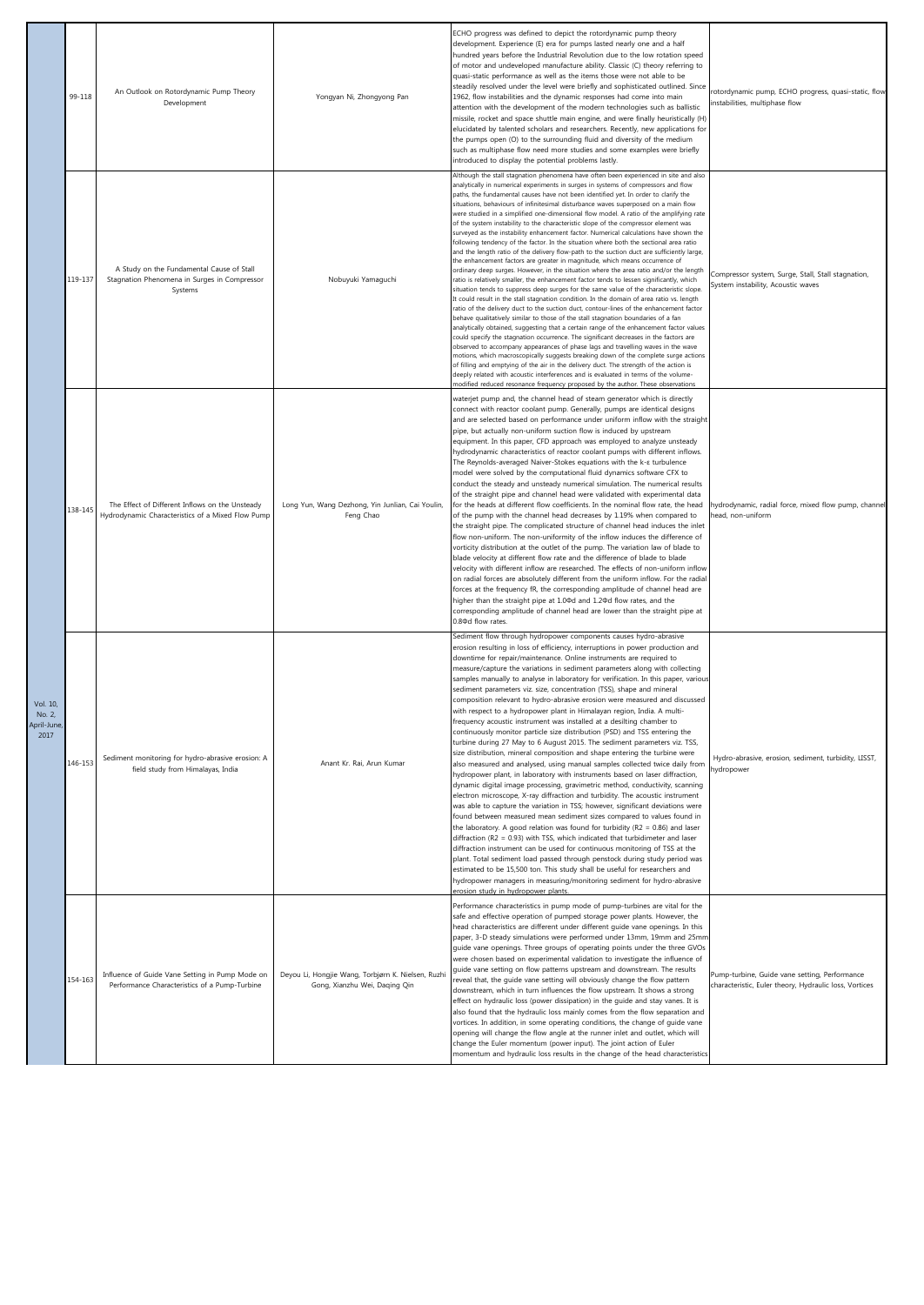| Vol. 10, No. 2, April-June, 2017 | 99-118 | An Outlook on Rotordynamic Pump Theory Development | Yongyan Ni, Zhongyong Pan | ECHO progress was defined to depict the rotordynamic pump theory development. Experience (E) era for pumps lasted nearly one and a half hundred years before the Industrial Revolution due to the low rotation speed of motor and undeveloped manufacture ability. Classic (C) theory referring to quasi-static performance as well as the items those were not able to be steadily resolved under the level were briefly and sophisticated outlined. Since 1962, flow instabilities and the dynamic responses had come into main attention with the development of the modern technologies such as ballistic missile, rocket and space shuttle main engine, and were finally heuristically (H) elucidated by talented scholars and researchers. Recently, new applications for the pumps open (O) to the surrounding fluid and diversity of the medium such as multiphase flow need more studies and some examples were briefly introduced to display the potential problems lastly. | rotordynamic pump, ECHO progress, quasi-static, flow instabilities, multiphase flow |
|---|---|---|---|---|---|
| | 119-137 | A Study on the Fundamental Cause of Stall Stagnation Phenomena in Surges in Compressor Systems | Nobuyuki Yamaguchi | Although the stall stagnation phenomena have often been experienced in site and also analytically in numerical experiments in surges in systems of compressors and flow paths, the fundamental causes have not been identified yet. In order to clarify the situations, behaviours of infinitesimal disturbance waves superposed on a main flow were studied in a simplified one-dimensional flow model. A ratio of the amplifying rate of the system instability to the characteristic slope of the compressor element was surveyed as the instability enhancement factor. Numerical calculations have shown the following tendency of the factor. In the situation where both the sectional area ratio and the length ratio of the delivery flow-path to the suction duct are sufficiently large, the enhancement factors are greater in magnitude, which means occurrence of ordinary deep surges. However, in the situation where the area ratio and/or the length ratio is relatively smaller, the enhancement factor tends to lessen significantly, which situation tends to suppress deep surges for the same value of the characteristic slope. It could result in the stall stagnation condition. In the domain of area ratio vs. length ratio of the delivery duct to the suction duct, contour-lines of the enhancement factor behave qualitatively similar to those of the stall stagnation boundaries of a fan analytically obtained, suggesting that a certain range of the enhancement factor values could specify the stagnation occurrence. The significant decreases in the factors are observed to accompany appearances of phase lags and travelling waves in the wave motions, which macroscopically suggests breaking down of the complete surge actions of filling and emptying of the air in the delivery duct. The strength of the action is deeply related with acoustic interferences and is evaluated in terms of the volume-modified reduced resonance frequency proposed by the author. These observations | Compressor system, Surge, Stall, Stall stagnation, System instability, Acoustic waves |
| | 138-145 | The Effect of Different Inflows on the Unsteady Hydrodynamic Characteristics of a Mixed Flow Pump | Long Yun, Wang Dezhong, Yin Junlian, Cai Youlin, Feng Chao | waterjet pump and, the channel head of steam generator which is directly connect with reactor coolant pump. Generally, pumps are identical designs and are selected based on performance under uniform inflow with the straight pipe, but actually non-uniform suction flow is induced by upstream equipment. In this paper, CFD approach was employed to analyze unsteady hydrodynamic characteristics of reactor coolant pumps with different inflows. The Reynolds-averaged Naiver-Stokes equations with the k-ε turbulence model were solved by the computational fluid dynamics software CFX to conduct the steady and unsteady numerical simulation. The numerical results of the straight pipe and channel head were validated with experimental data for the heads at different flow coefficients. In the nominal flow rate, the head of the pump with the channel head decreases by 1.19% when compared to the straight pipe. The complicated structure of channel head induces the inlet flow non-uniform. The non-uniformity of the inflow induces the difference of vorticity distribution at the outlet of the pump. The variation law of blade to blade velocity at different flow rate and the difference of blade to blade velocity with different inflow are researched. The effects of non-uniform inflow on radial forces are absolutely different from the uniform inflow. For the radial forces at the frequency fR, the corresponding amplitude of channel head are higher than the straight pipe at 1.0Φd and 1.2Φd flow rates, and the corresponding amplitude of channel head are lower than the straight pipe at 0.8Φd flow rates. | hydrodynamic, radial force, mixed flow pump, channel head, non-uniform |
| | 146-153 | Sediment monitoring for hydro-abrasive erosion: A field study from Himalayas, India | Anant Kr. Rai, Arun Kumar | Sediment flow through hydropower components causes hydro-abrasive erosion resulting in loss of efficiency, interruptions in power production and downtime for repair/maintenance. Online instruments are required to measure/capture the variations in sediment parameters along with collecting samples manually to analyse in laboratory for verification. In this paper, various sediment parameters viz. size, concentration (TSS), shape and mineral composition relevant to hydro-abrasive erosion were measured and discussed with respect to a hydropower plant in Himalayan region, India. A multi-frequency acoustic instrument was installed at a desilting chamber to continuously monitor particle size distribution (PSD) and TSS entering the turbine during 27 May to 6 August 2015. The sediment parameters viz. TSS, size distribution, mineral composition and shape entering the turbine were also measured and analysed, using manual samples collected twice daily from hydropower plant, in laboratory with instruments based on laser diffraction, dynamic digital image processing, gravimetric method, conductivity, scanning electron microscope, X-ray diffraction and turbidity. The acoustic instrument was able to capture the variation in TSS; however, significant deviations were found between measured mean sediment sizes compared to values found in the laboratory. A good relation was found for turbidity ($R^2 = 0.86$) and laser diffraction ($R^2 = 0.93$) with TSS, which indicated that turbidimeter and laser diffraction instrument can be used for continuous monitoring of TSS at the plant. Total sediment load passed through penstock during study period was estimated to be 15,500 ton. This study shall be useful for researchers and hydropower managers in measuring/monitoring sediment for hydro-abrasive erosion study in hydropower plants. | Hydro-abrasive, erosion, sediment, turbidity, LISST, hydropower |
| | 154-163 | Influence of Guide Vane Setting in Pump Mode on Performance Characteristics of a Pump-Turbine | Deyou Li, Hongjie Wang, Torbjørn K. Nielsen, Ruzhi Gong, Xianzhu Wei, Daqing Qin | Performance characteristics in pump mode of pump-turbines are vital for the safe and effective operation of pumped storage power plants. However, the head characteristics are different under different guide vane openings. In this paper, 3-D steady simulations were performed under 13mm, 19mm and 25mm guide vane openings. Three groups of operating points under the three GVOs were chosen based on experimental validation to investigate the influence of guide vane setting on flow patterns upstream and downstream. The results reveal that, the guide vane setting will obviously change the flow pattern downstream, which in turn influences the flow upstream. It shows a strong effect on hydraulic loss (power dissipation) in the guide and stay vanes. It is also found that the hydraulic loss mainly comes from the flow separation and vortices. In addition, in some operating conditions, the change of guide vane opening will change the flow angle at the runner inlet and outlet, which will change the Euler momentum (power input). The joint action of Euler momentum and hydraulic loss results in the change of the head characteristics | Pump-turbine, Guide vane setting, Performance characteristic, Euler theory, Hydraulic loss, Vortices |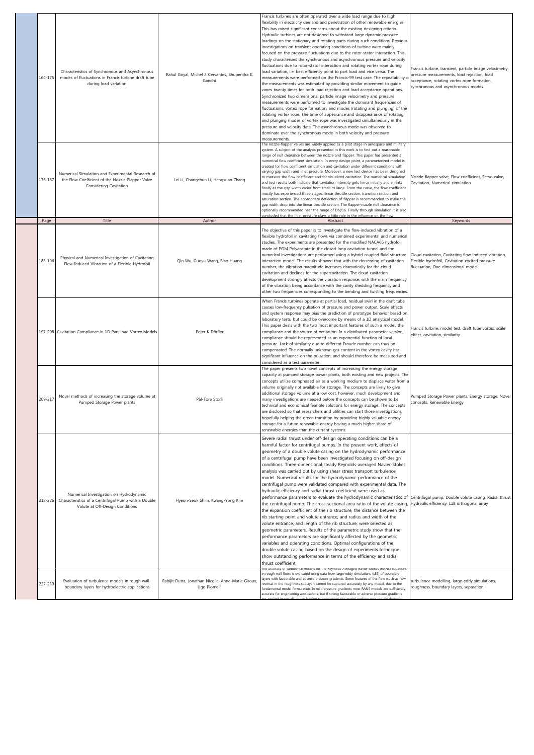| Page | Title | Author | Abstract | Keywords |
| --- | --- | --- | --- | --- |
| 164-175 | Characteristics of Synchronous and Asynchronous modes of fluctuations in Francis turbine draft tube during load variation | Rahul Goyal, Michel J. Cervantes, Bhupendra K. Gandhi | Francis turbines are often operated over a wide load range due to high flexibility in electricity demand and penetration of other renewable energies. This has raised significant concerns about the existing designing criteria. Hydraulic turbines are not designed to withstand large dynamic pressure loadings on the stationary and rotating parts during such conditions. Previous investigations on transient operating conditions of turbine were mainly focused on the pressure fluctuations due to the rotor-stator interaction. This study characterizes the synchronous and asynchronous pressure and velocity fluctuations due to rotor-stator interaction and rotating vortex rope during load variation, i.e. best efficiency point to part load and vice versa. The measurements were performed on the Francis-99 test case. The repeatability of the measurements was estimated by providing similar movement to guide vanes twenty times for both load rejection and load acceptance operations. Synchronized two dimensional particle image velocimetry and pressure measurements were performed to investigate the dominant frequencies of fluctuations, vortex rope formation, and modes (rotating and plunging) of the rotating vortex rope. The time of appearance and disappearance of rotating and plunging modes of vortex rope was investigated simultaneously in the pressure and velocity data. The asynchronous mode was observed to dominate over the synchronous mode in both velocity and pressure measurements. | Francis turbine, transient, particle image velocimetry, pressure measurements, load rejection, load acceptance, rotating vortex rope formation, synchronous and asynchronous modes |
| 176-187 | Numerical Simulation and Experimental Research of the Flow Coefficient of the Nozzle-Flapper Valve Considering Cavitation | Lei Li, Changchun Li, Hengxuan Zhang | The nozzle-flapper valves are widely applied as a pilot stage in aerospace and military system. A subject of the analysis presented in this work is to find out a reasonable range of null clearance between the nozzle and flapper. This paper has presented a numerical flow coefficient simulation. In every design point, a parameterized model is created for flow coefficient simulation and cavitation under different conditions with varying gap width and inlet pressure. Moreover, a new test device has been designed to measure the flow coefficient and for visualized cavitation. The numerical simulation and test results both indicate that cavitation intensity gets fierce initially and shrinks finally as the gap width varies from small to large. From the curve, the flow coefficient mostly has experienced three stages: linear throttle section, transition section and saturation section. The appropriate deflection of flapper is recommended to make the gap width drop into the linear throttle section. The flapper-nozzle null clearance is optionally recommended near the range of DN/16. Finally through simulation it is also concluded that the inlet pressure plays a little role in the influence on the flow | Nozzle-flapper valve, Flow coefficient, Servo valve, Cavitation, Numerical simulation |
| 188-196 | Physical and Numerical Investigation of Cavitating Flow-Induced Vibration of a Flexible Hydrofoil | Qin Wu, Guoyu Wang, Biao Huang | The objective of this paper is to investigate the flow-induced vibration of a flexible hydrofoil in cavitating flows via combined experimental and numerical studies. The experiments are presented for the modified NACA66 hydrofoil made of POM Polyacetate in the closed-loop cavitation tunnel and the numerical investigations are performed using a hybrid coupled fluid structure interaction model. The results showed that with the decreasing of cavitation number, the vibration magnitude increases dramatically for the cloud cavitation and declines for the supercavitation. The cloud cavitation development strongly affects the vibration response, with the main frequency of the vibration being accordance with the cavity shedding frequency and other two frequencies corresponding to the bending and twisting frequencies. | Cloud cavitation, Cavitating flow-induced vibration, Flexible hydrofoil, Cavitation-excited pressure fluctuation, One-dimensional model |
| 197-208 | Cavitation Compliance in 1D Part-load Vortex Models | Peter K Dörfler | When Francis turbines operate at partial load, residual swirl in the draft tube causes low-frequency pulsation of pressure and power output. Scale effects and system response may bias the prediction of prototype behavior based on laboratory tests, but could be overcome by means of a 1D analytical model. This paper deals with the two most important features of such a model, the compliance and the source of excitation. In a distributed-parameter version, compliance should be represented as an exponential function of local pressure. Lack of similarity due to different Froude number can thus be compensated. The normally unknown gas content in the vortex cavity has significant influence on the pulsation, and should therefore be measured and considered as a test parameter. | Francis turbine, model test, draft tube vortex, scale effect, cavitation, similarity |
| 209-217 | Novel methods of increasing the storage volume at Pumped Storage Power plants | Pål-Tore Storli | The paper presents two novel concepts of increasing the energy storage capacity at pumped storage power plants, both existing and new projects. The concepts utilize compressed air as a working medium to displace water from a volume originally not available for storage. The concepts are likely to give additional storage volume at a low cost, however, much development and many investigations are needed before the concepts can be shown to be technical and economical feasible solutions for energy storage. The concepts are disclosed so that researchers and utilities can start those investigations, hopefully helping the green transition by providing highly valuable energy storage for a future renewable energy having a much higher share of renewable energies than the current systems. | Pumped Storage Power plants, Energy storage, Novel concepts, Renewable Energy |
| 218-226 | Numerical Investigation on Hydrodynamic Characteristics of a Centrifugal Pump with a Double Volute at Off-Design Conditions | Hyeon-Seok Shim, Kwang-Yong Kim | Severe radial thrust under off-design operating conditions can be a harmful factor for centrifugal pumps. In the present work, effects of geometry of a double volute casing on the hydrodynamic performance of a centrifugal pump have been investigated focusing on off-design conditions. Three-dimensional steady Reynolds-averaged Navier-Stokes analysis was carried out by using shear stress transport turbulence model. Numerical results for the hydrodynamic performance of the centrifugal pump were validated compared with experimental data. The hydraulic efficiency and radial thrust coefficient were used as performance parameters to evaluate the hydrodynamic characteristics of the centrifugal pump. The cross-sectional area ratio of the volute casing, the expansion coefficient of the rib structure, the distance between the rib starting point and volute entrance, and radius and width of the volute entrance, and length of the rib structure, were selected as geometric parameters. Results of the parametric study show that the performance parameters are significantly affected by the geometric variables and operating conditions. Optimal configurations of the double volute casing based on the design of experiments technique show outstanding performance in terms of the efficiency and radial thrust coefficient. | Centrifugal pump, Double volute casing, Radial thrust, Hydraulic efficiency, L18 orthogonal array |
| 227-239 | Evaluation of turbulence models in rough wall-boundary layers for hydroelectric applications | Rabijit Dutta, Jonathan Nicolle, Anne-Marie Giroux, Ugo Piomelli | The accuracy of turbulence models for the Reynolds-Averaged Navier-Stokes (RANS) equations in rough-wall flows is evaluated using data from large-eddy simulations (LES) of boundary layers with favourable and adverse pressure gradients. Some features of the flow (such as flow reversal in the roughness sublayer) cannot be captured accurately by any model, due to the fundamental model formulation. In mild pressure gradients most RANS models are sufficiently accurate for engineering applications, but if strong favourable or adverse pressure gradients are applied (especially those leading to separation) the model performance rapidly degrades. | turbulence modelling, large-eddy simulations, roughness, boundary layers, separation |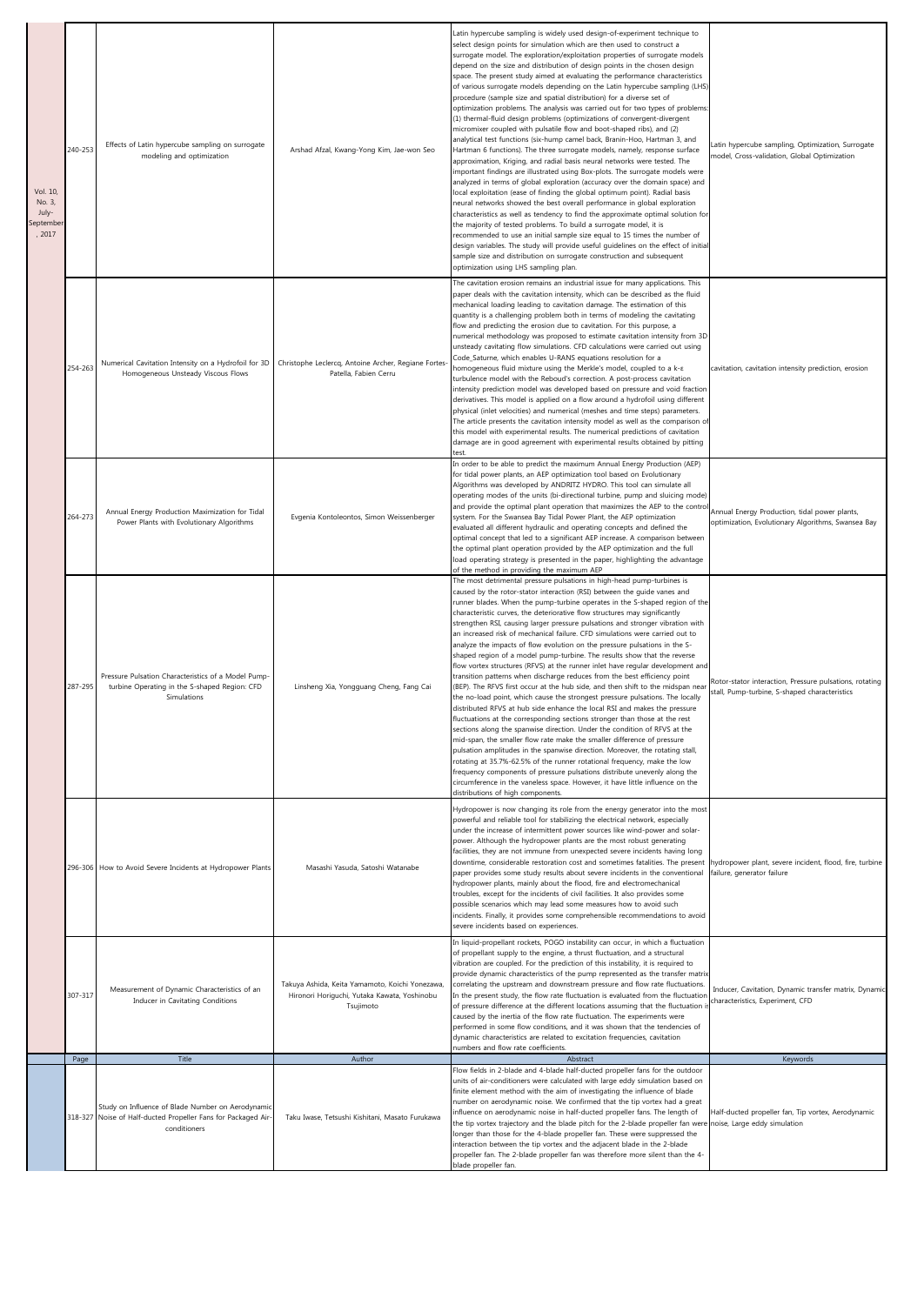| | Page | Title | Author | Abstract | Keywords |
|---|---|---|---|---|---|
| Vol. 10, No. 3, July-September, 2017 | 240-253 | Effects of Latin hypercube sampling on surrogate modeling and optimization | Arshad Afzal, Kwang-Yong Kim, Jae-won Seo | Latin hypercube sampling is widely used design-of-experiment technique to select design points for simulation which are then used to construct a surrogate model. The exploration/exploitation properties of surrogate models depend on the size and distribution of design points in the chosen design space. The present study aimed at evaluating the performance characteristics of various surrogate models depending on the Latin hypercube sampling (LHS) procedure (sample size and spatial distribution) for a diverse set of optimization problems. The analysis was carried out for two types of problems: (1) thermal-fluid design problems (optimizations of convergent-divergent micromixer coupled with pulsatile flow and boot-shaped ribs), and (2) analytical test functions (six-hump camel back, Branin-Hoo, Hartman 3, and Hartman 6 functions). The three surrogate models, namely, response surface approximation, Kriging, and radial basis neural networks were tested. The important findings are illustrated using Box-plots. The surrogate models were analyzed in terms of global exploration (accuracy over the domain space) and local exploitation (ease of finding the global optimum point). Radial basis neural networks showed the best overall performance in global exploration characteristics as well as tendency to find the approximate optimal solution for the majority of tested problems. To build a surrogate model, it is recommended to use an initial sample size equal to 15 times the number of design variables. The study will provide useful guidelines on the effect of initial sample size and distribution on surrogate construction and subsequent optimization using LHS sampling plan. | Latin hypercube sampling, Optimization, Surrogate model, Cross-validation, Global Optimization |
| | 254-263 | Numerical Cavitation Intensity on a Hydrofoil for 3D Homogeneous Unsteady Viscous Flows | Christophe Leclercq, Antoine Archer, Regiane Fortes-Patella, Fabien Cerru | The cavitation erosion remains an industrial issue for many applications. This paper deals with the cavitation intensity, which can be described as the fluid mechanical loading leading to cavitation damage. The estimation of this quantity is a challenging problem both in terms of modeling the cavitating flow and predicting the erosion due to cavitation. For this purpose, a numerical methodology was proposed to estimate cavitation intensity from 3D unsteady cavitating flow simulations. CFD calculations were carried out using Code_Saturne, which enables U-RANS equations resolution for a homogeneous fluid mixture using the Merkle's model, coupled to a k-ε turbulence model with the Reboud's correction. A post-process cavitation intensity prediction model was developed based on pressure and void fraction derivatives. This model is applied on a flow around a hydrofoil using different physical (inlet velocities) and numerical (meshes and time steps) parameters. The article presents the cavitation intensity model as well as the comparison of this model with experimental results. The numerical predictions of cavitation damage are in good agreement with experimental results obtained by pitting test. | cavitation, cavitation intensity prediction, erosion |
| | 264-273 | Annual Energy Production Maximization for Tidal Power Plants with Evolutionary Algorithms | Evgenia Kontoleontos, Simon Weissenberger | In order to be able to predict the maximum Annual Energy Production (AEP) for tidal power plants, an AEP optimization tool based on Evolutionary Algorithms was developed by ANDRITZ HYDRO. This tool can simulate all operating modes of the units (bi-directional turbine, pump and sluicing mode) and provide the optimal plant operation that maximizes the AEP to the control system. For the Swansea Bay Tidal Power Plant, the AEP optimization evaluated all different hydraulic and operating concepts and defined the optimal concept that led to a significant AEP increase. A comparison between the optimal plant operation provided by the AEP optimization and the full load operating strategy is presented in the paper, highlighting the advantage of the method in providing the maximum AEP | Annual Energy Production, tidal power plants, optimization, Evolutionary Algorithms, Swansea Bay |
| | 287-295 | Pressure Pulsation Characteristics of a Model Pump-turbine Operating in the S-shaped Region: CFD Simulations | Linsheng Xia, Yongguang Cheng, Fang Cai | The most detrimental pressure pulsations in high-head pump-turbines is caused by the rotor-stator interaction (RSI) between the guide vanes and runner blades. When the pump-turbine operates in the S-shaped region of the characteristic curves, the deteriorative flow structures may significantly strengthen RSI, causing larger pressure pulsations and stronger vibration with an increased risk of mechanical failure. CFD simulations were carried out to analyze the impacts of flow evolution on the pressure pulsations in the S-shaped region of a model pump-turbine. The results show that the reverse flow vortex structures (RFVS) at the runner inlet have regular development and transition patterns when discharge reduces from the best efficiency point (BEP). The RFVS first occur at the hub side, and then shift to the midspan near the no-load point, which cause the strongest pressure pulsations. The locally distributed RFVS at hub side enhance the local RSI and makes the pressure fluctuations at the corresponding sections stronger than those at the rest sections along the spanwise direction. Under the condition of RFVS at the mid-span, the smaller flow rate make the smaller difference of pressure pulsation amplitudes in the spanwise direction. Moreover, the rotating stall, rotating at 35.7%-62.5% of the runner rotational frequency, make the low frequency components of pressure pulsations distribute unevenly along the circumference in the vaneless space. However, it has little influence on the distributions of high components. | Rotor-stator interaction, Pressure pulsations, rotating stall, Pump-turbine, S-shaped characteristics |
| | 296-306 | How to Avoid Severe Incidents at Hydropower Plants | Masashi Yasuda, Satoshi Watanabe | Hydropower is now changing its role from the energy generator into the most powerful and reliable tool for stabilizing the electrical network, especially under the increase of intermittent power sources like wind-power and solar-power. Although the hydropower plants are the most robust generating facilities, they are not immune from unexpected severe incidents having long downtime, considerable restoration cost and sometimes fatalities. The present paper provides some study results about severe incidents in the conventional hydropower plants, mainly about the flood, fire and electromechanical troubles, except for the incidents of civil facilities. It also provides some possible scenarios which may lead some measures how to avoid such incidents. Finally, it provides some comprehensible recommendations to avoid severe incidents based on experiences. | hydropower plant, severe incident, flood, fire, turbine failure, generator failure |
| | 307-317 | Measurement of Dynamic Characteristics of an Inducer in Cavitating Conditions | Takuya Ashida, Keita Yamamoto, Koichi Yonezawa, Hironori Horiguchi, Yutaka Kawata, Yoshinobu Tsujimoto | In liquid-propellant rockets, POGO instability can occur, in which a fluctuation of propellant supply to the engine, a thrust fluctuation, and a structural vibration are coupled. For the prediction of this instability, it is required to provide dynamic characteristics of the pump represented as the transfer matrix correlating the upstream and downstream pressure and flow rate fluctuations. In the present study, the flow rate fluctuation is evaluated from the fluctuation of pressure difference at the different locations assuming that the fluctuation is caused by the inertia of the flow rate fluctuation. The experiments were performed in some flow conditions, and it was shown that the tendencies of dynamic characteristics are related to excitation frequencies, cavitation numbers and flow rate coefficients. | Inducer, Cavitation, Dynamic transfer matrix, Dynamic characteristics, Experiment, CFD |
| | Page | Title | Author | Abstract | Keywords |
| | 318-327 | Study on Influence of Blade Number on Aerodynamic Noise of Half-ducted Propeller Fans for Packaged Air-conditioners | Taku Iwase, Tetsushi Kishitani, Masato Furukawa | Flow fields in 2-blade and 4-blade half-ducted propeller fans for the outdoor units of air-conditioners were calculated with large eddy simulation based on finite element method with the aim of investigating the influence of blade number on aerodynamic noise. We confirmed that the tip vortex had a great influence on aerodynamic noise in half-ducted propeller fans. The length of the tip vortex trajectory and the blade pitch for the 2-blade propeller fan were longer than those for the 4-blade propeller fan. These were suppressed the interaction between the tip vortex and the adjacent blade in the 2-blade propeller fan. The 2-blade propeller fan was therefore more silent than the 4-blade propeller fan. | Half-ducted propeller fan, Tip vortex, Aerodynamic noise, Large eddy simulation |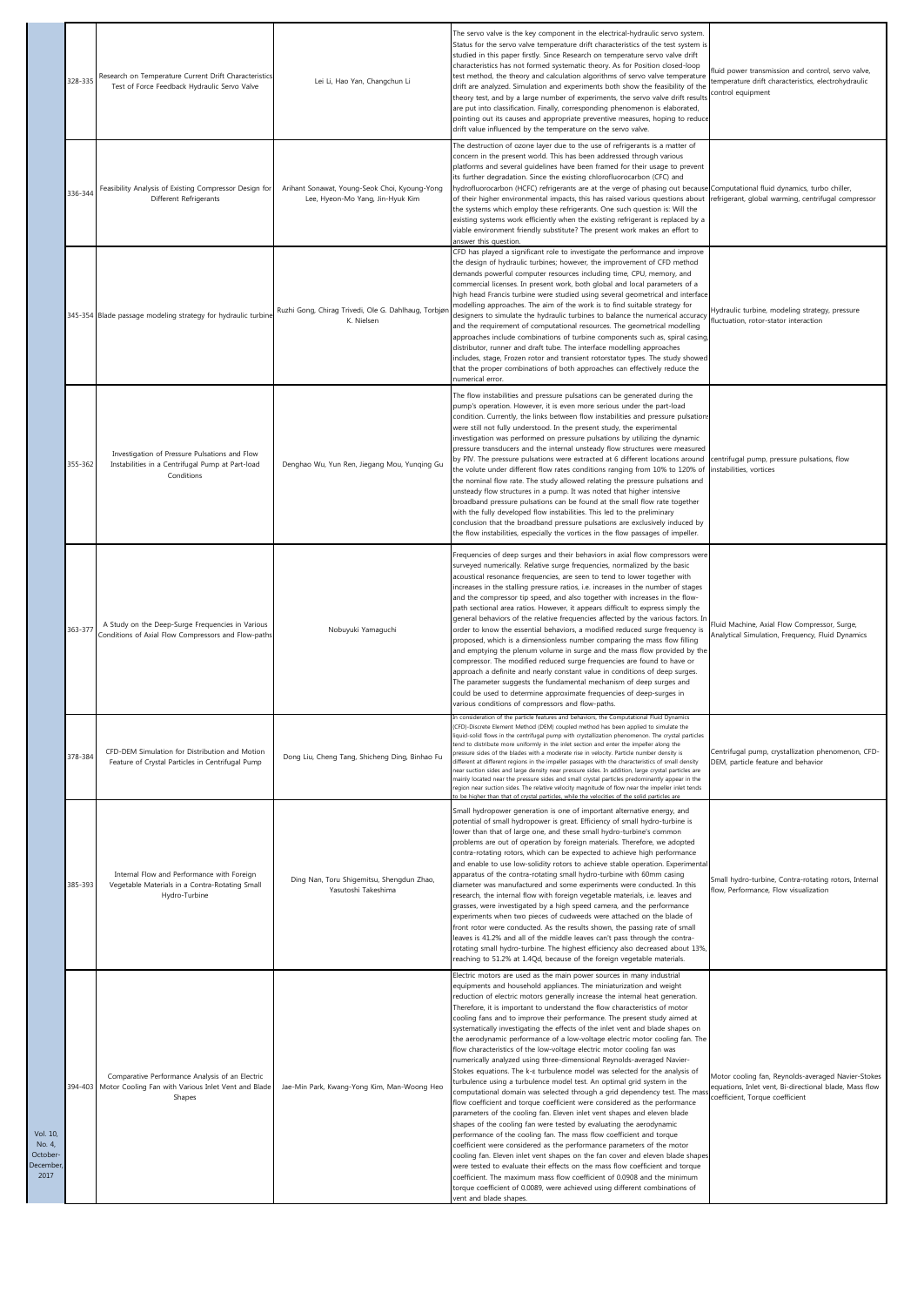| | Pages | Title | Authors | Abstract | Keywords |
|---|---|---|---|---|---|
| | 328-335 | Research on Temperature Current Drift Characteristics Test of Force Feedback Hydraulic Servo Valve | Lei Li, Hao Yan, Changchun Li | The servo valve is the key component in the electrical-hydraulic servo system. Status for the servo valve temperature drift characteristics of the test system is studied in this paper firstly. Since Research on temperature servo valve drift characteristics has not formed systematic theory. As for Position closed-loop test method, the theory and calculation algorithms of servo valve temperature drift are analyzed. Simulation and experiments both show the feasibility of the theory test, and by a large number of experiments, the servo valve drift results are put into classification. Finally, corresponding phenomenon is elaborated, pointing out its causes and appropriate preventive measures, hoping to reduce drift value influenced by the temperature on the servo valve. | fluid power transmission and control, servo valve, temperature drift characteristics, electrohydraulic control equipment |
| | 336-344 | Feasibility Analysis of Existing Compressor Design for Different Refrigerants | Arihant Sonawat, Young-Seok Choi, Kyoung-Yong Lee, Hyeon-Mo Yang, Jin-Hyuk Kim | The destruction of ozone layer due to the use of refrigerants is a matter of concern in the present world. This has been addressed through various platforms and several guidelines have been framed for their usage to prevent its further degradation. Since the existing chlorofluorocarbon (CFC) and hydrofluorocarbon (HCFC) refrigerants are at the verge of phasing out because of their higher environmental impacts, this has raised various questions about the systems which employ these refrigerants. One such question is: Will the existing systems work efficiently when the existing refrigerant is replaced by a viable environment friendly substitute? The present work makes an effort to answer this question. | Computational fluid dynamics, turbo chiller, refrigerant, global warming, centrifugal compressor |
| | 345-354 | Blade passage modeling strategy for hydraulic turbine | Ruzhi Gong, Chirag Trivedi, Ole G. Dahlhaug, Torbjørn K. Nielsen | CFD has played a significant role to investigate the performance and improve the design of hydraulic turbines; however, the improvement of CFD method demands powerful computer resources including time, CPU, memory, and commercial licenses. In present work, both global and local parameters of a high head Francis turbine were studied using several geometrical and interface modelling approaches. The aim of the work is to find suitable strategy for designers to simulate the hydraulic turbines to balance the numerical accuracy and the requirement of computational resources. The geometrical modelling approaches include combinations of turbine components such as, spiral casing, distributor, runner and draft tube. The interface modelling approaches includes, stage, Frozen rotor and transient rotorstator types. The study showed that the proper combinations of both approaches can effectively reduce the numerical error. | Hydraulic turbine, modeling strategy, pressure fluctuation, rotor-stator interaction |
| | 355-362 | Investigation of Pressure Pulsations and Flow Instabilities in a Centrifugal Pump at Part-load Conditions | Denghao Wu, Yun Ren, Jiegang Mou, Yunqing Gu | The flow instabilities and pressure pulsations can be generated during the pump's operation. However, it is even more serious under the part-load condition. Currently, the links between flow instabilities and pressure pulsations were still not fully understood. In the present study, the experimental investigation was performed on pressure pulsations by utilizing the dynamic pressure transducers and the internal unsteady flow structures were measured by PIV. The pressure pulsations were extracted at 6 different locations around the volute under different flow rates conditions ranging from 10% to 120% of the nominal flow rate. The study allowed relating the pressure pulsations and unsteady flow structures in a pump. It was noted that higher intensive broadband pressure pulsations can be found at the small flow rate together with the fully developed flow instabilities. This led to the preliminary conclusion that the broadband pressure pulsations are exclusively induced by the flow instabilities, especially the vortices in the flow passages of impeller. | centrifugal pump, pressure pulsations, flow instabilities, vortices |
| | 363-377 | A Study on the Deep-Surge Frequencies in Various Conditions of Axial Flow Compressors and Flow-paths | Nobuyuki Yamaguchi | Frequencies of deep surges and their behaviors in axial flow compressors were surveyed numerically. Relative surge frequencies, normalized by the basic acoustical resonance frequencies, are seen to tend to lower together with increases in the stalling pressure ratios, i.e. increases in the number of stages and the compressor tip speed, and also together with increases in the flow-path sectional area ratios. However, it appears difficult to express simply the general behaviors of the relative frequencies affected by the various factors. In order to know the essential behaviors, a modified reduced surge frequency is proposed, which is a dimensionless number comparing the mass flow filling and emptying the plenum volume in surge and the mass flow provided by the compressor. The modified reduced surge frequencies are found to have or approach a definite and nearly constant value in conditions of deep surges. The parameter suggests the fundamental mechanism of deep surges and could be used to determine approximate frequencies of deep-surges in various conditions of compressors and flow-paths. | Fluid Machine, Axial Flow Compressor, Surge, Analytical Simulation, Frequency, Fluid Dynamics |
| | 378-384 | CFD-DEM Simulation for Distribution and Motion Feature of Crystal Particles in Centrifugal Pump | Dong Liu, Cheng Tang, Shicheng Ding, Binhao Fu | In consideration of the particle features and behaviors, the Computational Fluid Dynamics (CFD)-Discrete Element Method (DEM) coupled method has been applied to simulate the liquid-solid flows in the centrifugal pump with crystallization phenomenon. The crystal particles tend to distribute more uniformly in the inlet section and enter the impeller along the pressure sides of the blades with a moderate rise in velocity. Particle number density is different at different regions in the impeller passages with the characteristics of small density near suction sides and large density near pressure sides. In addition, large crystal particles are mainly located near the pressure sides and small crystal particles predominantly appear in the region near suction sides. The relative velocity magnitude of flow near the impeller inlet tends to be higher than that of crystal particles, while the velocities of the solid particles are | Centrifugal pump, crystallization phenomenon, CFD-DEM, particle feature and behavior |
| | 385-393 | Internal Flow and Performance with Foreign Vegetable Materials in a Contra-Rotating Small Hydro-Turbine | Ding Nan, Toru Shigemitsu, Shengdun Zhao, Yasutoshi Takeshima | Small hydropower generation is one of important alternative energy, and potential of small hydropower is great. Efficiency of small hydro-turbine is lower than that of large one, and these small hydro-turbine's common problems are out of operation by foreign materials. Therefore, we adopted contra-rotating rotors, which can be expected to achieve high performance and enable to use low-solidity rotors to achieve stable operation. Experimental apparatus of the contra-rotating small hydro-turbine with 60mm casing diameter was manufactured and some experiments were conducted. In this research, the internal flow with foreign vegetable materials, i.e. leaves and grasses, were investigated by a high speed camera, and the performance experiments when two pieces of cudweeds were attached on the blade of front rotor were conducted. As the results shown, the passing rate of small leaves is 41.2% and all of the middle leaves can't pass through the contra-rotating small hydro-turbine. The highest efficiency also decreased about 13%, reaching to 51.2% at 1.4Qd, because of the foreign vegetable materials. | Small hydro-turbine, Contra-rotating rotors, Internal flow, Performance, Flow visualization |
| Vol. 10, No. 4, October-December, 2017 | 394-403 | Comparative Performance Analysis of an Electric Motor Cooling Fan with Various Inlet Vent and Blade Shapes | Jae-Min Park, Kwang-Yong Kim, Man-Woong Heo | Electric motors are used as the main power sources in many industrial equipments and household appliances. The miniaturization and weight reduction of electric motors generally increase the internal heat generation. Therefore, it is important to understand the flow characteristics of motor cooling fans and to improve their performance. The present study aimed at systematically investigating the effects of the inlet vent and blade shapes on the aerodynamic performance of a low-voltage electric motor cooling fan. The flow characteristics of the low-voltage electric motor cooling fan was numerically analyzed using three-dimensional Reynolds-averaged Navier-Stokes equations. The k-ε turbulence model was selected for the analysis of turbulence using a turbulence model test. An optimal grid system in the computational domain was selected through a grid dependency test. The mass flow coefficient and torque coefficient were considered as the performance parameters of the cooling fan. Eleven inlet vent shapes and eleven blade shapes of the cooling fan were tested by evaluating the aerodynamic performance of the cooling fan. The mass flow coefficient and torque coefficient were considered as the performance parameters of the motor cooling fan. Eleven inlet vent shapes on the fan cover and eleven blade shapes were tested to evaluate their effects on the mass flow coefficient and torque coefficient. The maximum mass flow coefficient of 0.0908 and the minimum torque coefficient of 0.0089, were achieved using different combinations of vent and blade shapes. | Motor cooling fan, Reynolds-averaged Navier-Stokes equations, Inlet vent, Bi-directional blade, Mass flow coefficient, Torque coefficient |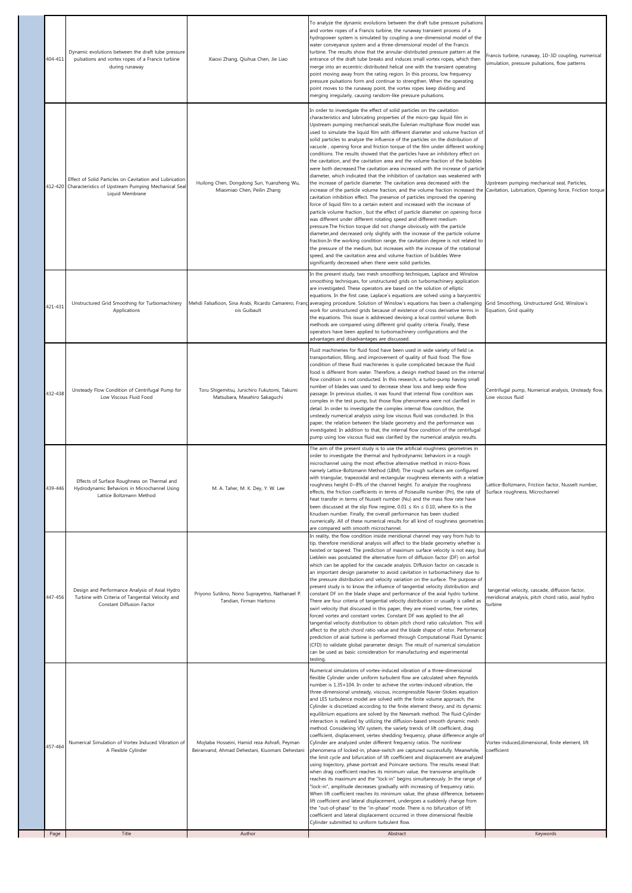| Page | Title | Author | Abstract | Keywords |
| --- | --- | --- | --- | --- |
| 404-411 | Dynamic evolutions between the draft tube pressure pulsations and vortex ropes of a Francis turbine during runaway | Xiaoxi Zhang, Qiuhua Chen, Jie Liao | To analyze the dynamic evolutions between the draft tube pressure pulsations and vortex ropes of a Francis turbine, the runaway transient process of a hydropower system is simulated by coupling a one-dimensional model of the water conveyance system and a three-dimensional model of the Francis turbine. The results show that the annular-distributed pressure pattern at the entrance of the draft tube breaks and induces small vortex ropes, which then merge into an eccentric-distributed helical one with the transient operating point moving away from the rating region. In this process, low frequency pressure pulsations form and continue to strengthen. When the operating point moves to the runaway point, the vortex ropes keep dividing and merging irregularly, causing random-like pressure pulsations. | Francis turbine, runaway, 1D-3D coupling, numerical simulation, pressure pulsations, flow patterns |
| 412-420 | Effect of Solid Particles on Cavitation and Lubrication Characteristics of Upstream Pumping Mechanical Seal Liquid Membrane | Huilong Chen, Dongdong Sun, Yuanzheng Wu, Miaomiao Chen, Peilin Zhang | In order to investigate the effect of solid particles on the cavitation characteristics and lubricating properties of the micro-gap liquid film in Upstream pumping mechanical seals,the Eulerian multiphase flow model was used to simulate the liquid film with different diameter and volume fraction of solid particles to analyze the influence of the particles on the distribution of vacuole , opening force and friction torque of the film under different working conditions. The results showed that the particles have an inhibitory effect on the cavitation, and the cavitation area and the volume fraction of the bubbles were both decreased.The cavitation area increased with the increase of particle diameter, which indicated that the inhibition of cavitation was weakened with the increase of particle diameter. The cavitation area decreased with the increase of the particle volume fraction, and the volume fraction increased the cavitation inhibition effect. The presence of particles improved the opening force of liquid film to a certain extent and increased with the increase of particle volume fraction , but the effect of particle diameter on opening force was different under different rotating speed and different medium pressure.The friction torque did not change obviously with the particle diameter,and decreased only slightly with the increase of the particle volume fraction.In the working condition range, the cavitation degree is not related to the pressure of the medium, but increases with the increase of the rotational speed, and the cavitation area and volume fraction of bubbles Were significantly decreased when there were solid particles. | Upstream pumping mechanical seal, Particles, Cavitation, Lubrication, Opening force, Friction torque |
| 421-431 | Unstructured Grid Smoothing for Turbomachinery Applications | Mehdi Falsafioon, Sina Arabi, Ricardo Camarero, François Guibault | In the present study, two mesh smoothing techniques, Laplace and Winslow smoothing techniques, for unstructured grids on turbomachinery application are investigated. These operators are based on the solution of elliptic equations. In the first case, Laplace's equations are solved using a barycentric averaging procedure. Solution of Winslow's equations has been a challenging work for unstructured grids because of existence of cross derivative terms in the equations. This issue is addressed devising a local control volume. Both methods are compared using different grid quality criteria. Finally, these operators have been applied to turbomachinery configurations and the advantages and disadvantages are discussed. | Grid Smoothing, Unstructured Grid, Winslow's Equation, Grid quality |
| 432-438 | Unsteady Flow Condition of Centrifugal Pump for Low Viscous Fluid Food | Toru Shigemitsu, Junichiro Fukutomi, Takumi Matsubara, Masahiro Sakaguchi | Fluid machineries for fluid food have been used in wide variety of field i.e. transportation, filling, and improvement of quality of fluid food. The flow condition of these fluid machineries is quite complicated because the fluid food is different from water. Therefore, a design method based on the internal flow condition is not conducted. In this research, a turbo-pump having small number of blades was used to decrease shear loss and keep wide flow passage. In previous studies, it was found that internal flow condition was complex in the test pump, but those flow phenomena were not clarified in detail. In order to investigate the complex internal flow condition, the unsteady numerical analysis using low viscous fluid was conducted. In this paper, the relation between the blade geometry and the performance was investigated. In addition to that, the internal flow condition of the centrifugal pump using low viscous fluid was clarified by the numerical analysis results. | Centrifugal pump, Numerical analysis, Unsteady flow, Low viscous fluid |
| 439-446 | Effects of Surface Roughness on Thermal and Hydrodynamic Behaviors in Microchannel Using Lattice Boltzmann Method | M. A. Taher, M. K. Dey, Y. W. Lee | The aim of the present study is to use the artificial roughness geometries in order to investigate the thermal and hydrodynamic behaviors in a rough microchannel using the most effective alternative method in micro-flows namely Lattice-Boltzmann Method (LBM). The rough surfaces are configured with triangular, trapezoidal and rectangular roughness elements with a relative roughness height 0~8% of the channel height. To analyze the roughness effects, the friction coefficients in terms of Poiseuille number (Pn), the rate of heat transfer in terms of Nusselt number (Nu) and the mass flow rate have been discussed at the slip flow regime, $0.01 \leq Kn \leq 0.10$, where Kn is the Knudsen number. Finally, the overall performance has been studied numerically. All of these numerical results for all kind of roughness geometries are compared with smooth microchannel. | Lattice-Boltzmann, Friction factor, Nusselt number, Surface roughness, Microchannel |
| 447-456 | Design and Performance Analysis of Axial Hydro Turbine with Criteria of Tangential Velocity and Constant Diffusion Factor | Priyono Sutikno, Nono Suprayetno, Nathanael P. Tandian, Firman Hartono | In reality, the flow condition inside meridional channel may vary from hub to tip, therefore meridional analysis will affect to the blade geometry whether is twisted or tapered. The prediction of maximum surface velocity is not easy, but Lieblein was postulated the alternative form of diffusion factor (DF) on airfoil which can be applied for the cascade analysis. Diffusion factor on cascade is an important design parameter to avoid cavitation in turbomachinery due to the pressure distribution and velocity variation on the surface. The purpose of present study is to know the influence of tangential velocity distribution and constant DF on the blade shape and performance of the axial hydro turbine. There are four criteria of tangential velocity distribution or usually is called as swirl velocity that discussed in this paper, they are mixed vortex, free vortex, forced vortex and constant vortex. Constant DF was applied to the all tangential velocity distribution to obtain pitch chord ratio calculation. This will affect to the pitch chord ratio value and the blade shape of rotor. Performance prediction of axial turbine is performed through Computational Fluid Dynamic (CFD) to validate global parameter design. The result of numerical simulation can be used as basic consideration for manufacturing and experimental testing. | tangential velocity, cascade, diffusion factor, meridional analysis, pitch chord ratio, axial hydro turbine |
| 457-464 | Numerical Simulation of Vortex Induced Vibration of A Flexible Cylinder | Mojtaba Hosseini, Hamid reza Ashrafi, Peyman Beiranvand, Ahmad Dehestani, Kiuomars Dehestani | Numerical simulations of vortex-induced vibration of a three-dimensional flexible Cylinder under uniform turbulent flow are calculated when Reynolds number is $1.35\times10^4$. In order to achieve the vortex-induced vibration, the three-dimensional unsteady, viscous, incompressible Navier-Stokes equation and LES turbulence model are solved with the finite volume approach, the Cylinder is discretized according to the finite element theory, and its dynamic equilibrium equations are solved by the Newmark method. The fluid-Cylinder interaction is realized by utilizing the diffusion-based smooth dynamic mesh method. Considering VIV system, the variety trends of lift coefficient, drag coefficient, displacement, vertex shedding frequency, phase difference angle of Cylinder are analyzed under different frequency ratios. The nonlinear phenomena of locked-in, phase-switch are captured successfully. Meanwhile, the limit cycle and bifurcation of lift coefficient and displacement are analyzed using trajectory, phase portrait and Poincare sections. The results reveal that: when drag coefficient reaches its minimum value, the transverse amplitude reaches its maximum and the "lock-in" begins simultaneously. In the range of "lock-in", amplitude decreases gradually with increasing of frequency ratio. When lift coefficient reaches its minimum value, the phase difference, between lift coefficient and lateral displacement, undergoes a suddenly change from the "out-of-phase" to the "in-phase" mode. There is no bifurcation of lift coefficient and lateral displacement occurred in three dimensional flexible Cylinder submitted to uniform turbulent flow. | Vortex-induced,dimensional, finite element, lift coefficient |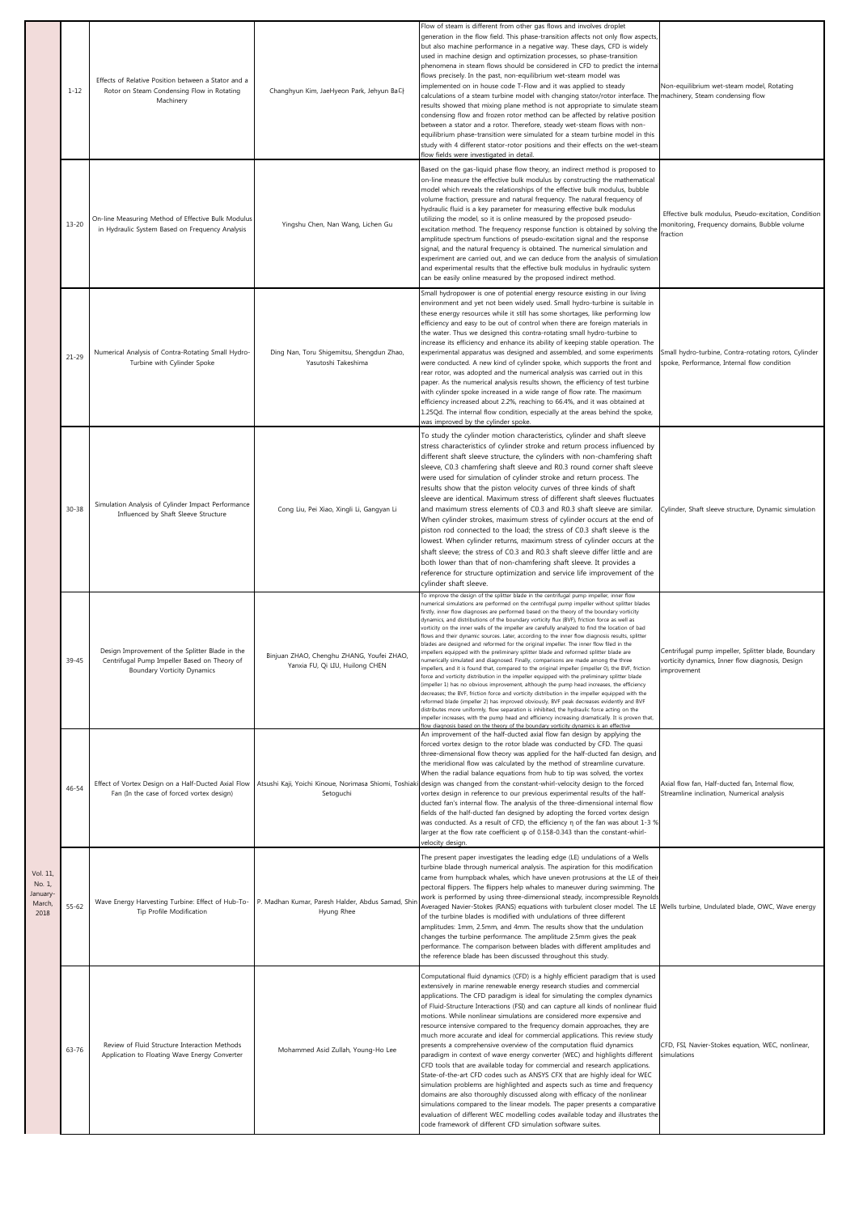| Vol. 11, No. 1, January-March, 2018 | Pages | Title | Authors | Abstract | Keywords |
|---|---|---|---|---|---|
| | 1-12 | Effects of Relative Position between a Stator and a Rotor on Steam Condensing Flow in Rotating Machinery | Changhyun Kim, JaeHyeon Park, Jehyun Ba다 | Flow of steam is different from other gas flows and involves droplet generation in the flow field. This phase-transition affects not only flow aspects, but also machine performance in a negative way. These days, CFD is widely used in machine design and optimization processes, so phase-transition phenomena in steam flows should be considered in CFD to predict the internal flows precisely. In the past, non-equilibrium wet-steam model was implemented on in house code T-Flow and it was applied to steady calculations of a steam turbine model with changing stator/rotor interface. The results showed that mixing plane method is not appropriate to simulate steam condensing flow and frozen rotor method can be affected by relative position between a stator and a rotor. Therefore, steady wet-steam flows with non-equilibrium phase-transition were simulated for a steam turbine model in this study with 4 different stator-rotor positions and their effects on the wet-steam flow fields were investigated in detail. | Non-equilibrium wet-steam model, Rotating machinery, Steam condensing flow |
| | 13-20 | On-line Measuring Method of Effective Bulk Modulus in Hydraulic System Based on Frequency Analysis | Yingshu Chen, Nan Wang, Lichen Gu | Based on the gas-liquid phase flow theory, an indirect method is proposed to on-line measure the effective bulk modulus by constructing the mathematical model which reveals the relationships of the effective bulk modulus, bubble volume fraction, pressure and natural frequency. The natural frequency of hydraulic fluid is a key parameter for measuring effective bulk modulus utilizing the model, so it is online measured by the proposed pseudo-excitation method. The frequency response function is obtained by solving the amplitude spectrum functions of pseudo-excitation signal and the response signal, and the natural frequency is obtained. The numerical simulation and experiment are carried out, and we can deduce from the analysis of simulation and experimental results that the effective bulk modulus in hydraulic system can be easily online measured by the proposed indirect method. | Effective bulk modulus, Pseudo-excitation, Condition monitoring, Frequency domains, Bubble volume fraction |
| | 21-29 | Numerical Analysis of Contra-Rotating Small Hydro-Turbine with Cylinder Spoke | Ding Nan, Toru Shigemitsu, Shengdun Zhao, Yasutoshi Takeshima | Small hydropower is one of potential energy resource existing in our living environment and yet not been widely used. Small hydro-turbine is suitable in these energy resources while it still has some shortages, like performing low efficiency and easy to be out of control when there are foreign materials in the water. Thus we designed this contra-rotating small hydro-turbine to increase its efficiency and enhance its ability of keeping stable operation. The experimental apparatus was designed and assembled, and some experiments were conducted. A new kind of cylinder spoke, which supports the front and rear rotor, was adopted and the numerical analysis was carried out in this paper. As the numerical analysis results shown, the efficiency of test turbine with cylinder spoke increased in a wide range of flow rate. The maximum efficiency increased about 2.2%, reaching to 66.4%, and it was obtained at 1.25Qd. The internal flow condition, especially at the areas behind the spoke, was improved by the cylinder spoke. | Small hydro-turbine, Contra-rotating rotors, Cylinder spoke, Performance, Internal flow condition |
| | 30-38 | Simulation Analysis of Cylinder Impact Performance Influenced by Shaft Sleeve Structure | Cong Liu, Pei Xiao, Xingli Li, Gangyan Li | To study the cylinder motion characteristics, cylinder and shaft sleeve stress characteristics of cylinder stroke and return process influenced by different shaft sleeve structure, the cylinders with non-chamfering shaft sleeve, C0.3 chamfering shaft sleeve and R0.3 round corner shaft sleeve were used for simulation of cylinder stroke and return process. The results show that the piston velocity curves of three kinds of shaft sleeve are identical. Maximum stress of different shaft sleeves fluctuates and maximum stress elements of C0.3 and R0.3 shaft sleeve are similar. When cylinder strokes, maximum stress of cylinder occurs at the end of piston rod connected to the load; the stress of C0.3 shaft sleeve is the lowest. When cylinder returns, maximum stress of cylinder occurs at the shaft sleeve; the stress of C0.3 and R0.3 shaft sleeve differ little and are both lower than that of non-chamfering shaft sleeve. It provides a reference for structure optimization and service life improvement of the cylinder shaft sleeve. | Cylinder, Shaft sleeve structure, Dynamic simulation |
| | 39-45 | Design Improvement of the Splitter Blade in the Centrifugal Pump Impeller Based on Theory of Boundary Vorticity Dynamics | Binjuan ZHAO, Chenghu ZHANG, Youfei ZHAO, Yanxia FU, Qi LIU, Huilong CHEN | To improve the design of the splitter blade in the centrifugal pump impeller, inner flow numerical simulations are performed on the centrifugal pump impeller without splitter blades firstly, inner flow diagnoses are performed based on the theory of the boundary vorticity dynamics, and distributions of the boundary vorticity flux (BVF), friction force as well as vorticity on the inner walls of the impeller are carefully analyzed to find the location of bad flows and their dynamic sources. Later, according to the inner flow diagnosis results, splitter blades are designed and reformed for the original impeller. The inner flow filed in the impellers equipped with the preliminary splitter blade and reformed splitter blade are numerically simulated and diagnosed. Finally, comparisons are made among the three impellers, and it is found that, compared to the original impeller (impeller 0), the BVF, friction force and vorticity distribution in the impeller equipped with the preliminary splitter blade (impeller 1) has no obvious improvement, although the pump head increases, the efficiency decreases; the BVF, friction force and vorticity distribution in the impeller equipped with the reformed blade (impeller 2) has improved obviously, BVF peak decreases evidently and BVF distributes more uniformly, flow separation is inhibited, the hydraulic force acting on the impeller increases, with the pump head and efficiency increasing dramatically. It is proven that, flow diagnosis based on the theory of the boundary vorticity dynamics is an effective | Centrifugal pump impeller, Splitter blade, Boundary vorticity dynamics, Inner flow diagnosis, Design improvement |
| | 46-54 | Effect of Vortex Design on a Half-Ducted Axial Flow Fan (In the case of forced vortex design) | Atsushi Kaji, Yoichi Kinoue, Norimasa Shiomi, Toshiaki Setoguchi | An improvement of the half-ducted axial flow fan design by applying the forced vortex design to the rotor blade was conducted by CFD. The quasi three-dimensional flow theory was applied for the half-ducted fan design, and the meridional flow was calculated by the method of streamline curvature. When the radial balance equations from hub to tip was solved, the vortex design was changed from the constant-whirl-velocity design to the forced vortex design in reference to our previous experimental results of the half-ducted fan's internal flow. The analysis of the three-dimensional internal flow fields of the half-ducted fan designed by adopting the forced vortex design was conducted. As a result of CFD, the efficiency η of the fan was about 1-3 % larger at the flow rate coefficient φ of 0.158-0.343 than the constant-whirl-velocity design. | Axial flow fan, Half-ducted fan, Internal flow, Streamline inclination, Numerical analysis |
| | 55-62 | Wave Energy Harvesting Turbine: Effect of Hub-To-Tip Profile Modification | P. Madhan Kumar, Paresh Halder, Abdus Samad, Shin Hyung Rhee | The present paper investigates the leading edge (LE) undulations of a Wells turbine blade through numerical analysis. The aspiration for this modification came from humpback whales, which have uneven protrusions at the LE of their pectoral flippers. The flippers help whales to maneuver during swimming. The work is performed by using three-dimensional steady, incompressible Reynolds Averaged Navier-Stokes (RANS) equations with turbulent closer model. The LE of the turbine blades is modified with undulations of three different amplitudes: 1mm, 2.5mm, and 4mm. The results show that the undulation changes the turbine performance. The amplitude 2.5mm gives the peak performance. The comparison between blades with different amplitudes and the reference blade has been discussed throughout this study. | Wells turbine, Undulated blade, OWC, Wave energy |
| | 63-76 | Review of Fluid Structure Interaction Methods Application to Floating Wave Energy Converter | Mohammed Asid Zullah, Young-Ho Lee | Computational fluid dynamics (CFD) is a highly efficient paradigm that is used extensively in marine renewable energy research studies and commercial applications. The CFD paradigm is ideal for simulating the complex dynamics of Fluid-Structure Interactions (FSI) and can capture all kinds of nonlinear fluid motions. While nonlinear simulations are considered more expensive and resource intensive compared to the frequency domain approaches, they are much more accurate and ideal for commercial applications. This review study presents a comprehensive overview of the computation fluid dynamics paradigm in context of wave energy converter (WEC) and highlights different CFD tools that are available today for commercial and research applications. State-of-the-art CFD codes such as ANSYS CFX that are highly ideal for WEC simulation problems are highlighted and aspects such as time and frequency domains are also thoroughly discussed along with efficacy of the nonlinear simulations compared to the linear models. The paper presents a comparative evaluation of different WEC modelling codes available today and illustrates the code framework of different CFD simulation software suites. | CFD, FSI, Navier-Stokes equation, WEC, nonlinear, simulations |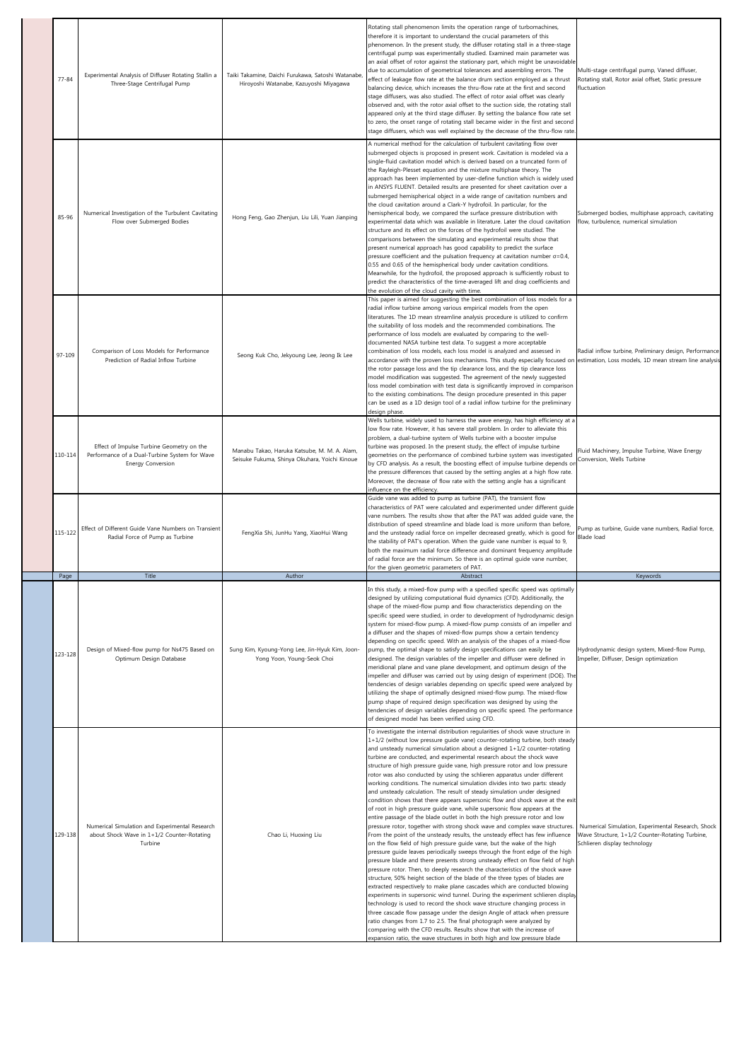| Page | Title | Author | Abstract | Keywords |
|---|---|---|---|---|
| 77-84 | Experimental Analysis of Diffuser Rotating Stallin a Three-Stage Centrifugal Pump | Taiki Takamine, Daichi Furukawa, Satoshi Watanabe, Hiroyoshi Watanabe, Kazuyoshi Miyagawa | Rotating stall phenomenon limits the operation range of turbomachines, therefore it is important to understand the crucial parameters of this phenomenon. In the present study, the diffuser rotating stall in a three-stage centrifugal pump was experimentally studied. Examined main parameter was an axial offset of rotor against the stationary part, which might be unavoidable due to accumulation of geometrical tolerances and assembling errors. The effect of leakage flow rate at the balance drum section employed as a thrust balancing device, which increases the thru-flow rate at the first and second stage diffusers, was also studied. The effect of rotor axial offset was clearly observed and, with the rotor axial offset to the suction side, the rotating stall appeared only at the third stage diffuser. By setting the balance flow rate set to zero, the onset range of rotating stall became wider in the first and second stage diffusers, which was well explained by the decrease of the thru-flow rate. | Multi-stage centrifugal pump, Vaned diffuser, Rotating stall, Rotor axial offset, Static pressure fluctuation |
| 85-96 | Numerical Investigation of the Turbulent Cavitating Flow over Submerged Bodies | Hong Feng, Gao Zhenjun, Liu Lili, Yuan Jianping | A numerical method for the calculation of turbulent cavitating flow over submerged objects is proposed in present work. Cavitation is modeled via a single-fluid cavitation model which is derived based on a truncated form of the Rayleigh-Plesset equation and the mixture multiphase theory. The approach has been implemented by user-define function which is widely used in ANSYS FLUENT. Detailed results are presented for sheet cavitation over a submerged hemispherical object in a wide range of cavitation numbers and the cloud cavitation around a Clark-Y hydrofoil. In particular, for the hemispherical body, we compared the surface pressure distribution with experimental data which was available in literature. Later the cloud cavitation structure and its effect on the forces of the hydrofoil were studied. The comparisons between the simulating and experimental results show that present numerical approach has good capability to predict the surface pressure coefficient and the pulsation frequency at cavitation number $\sigma$=0.4, 0.55 and 0.65 of the hemispherical body under cavitation conditions. Meanwhile, for the hydrofoil, the proposed approach is sufficiently robust to predict the characteristics of the time-averaged lift and drag coefficients and the evolution of the cloud cavity with time. | Submerged bodies, multiphase approach, cavitating flow, turbulence, numerical simulation |
| 97-109 | Comparison of Loss Models for Performance Prediction of Radial Inflow Turbine | Seong Kuk Cho, Jekyoung Lee, Jeong Ik Lee | This paper is aimed for suggesting the best combination of loss models for a radial inflow turbine among various empirical models from the open literatures. The 1D mean streamline analysis procedure is utilized to confirm the suitability of loss models and the recommended combinations. The performance of loss models are evaluated by comparing to the well-documented NASA turbine test data. To suggest a more acceptable combination of loss models, each loss model is analyzed and assessed in accordance with the proven loss mechanisms. This study especially focused on the rotor passage loss and the tip clearance loss, and the tip clearance loss model modification was suggested. The agreement of the newly suggested loss model combination with test data is significantly improved in comparison to the existing combinations. The design procedure presented in this paper can be used as a 1D design tool of a radial inflow turbine for the preliminary design phase. | Radial inflow turbine, Preliminary design, Performance estimation, Loss models, 1D mean stream line analysis |
| 110-114 | Effect of Impulse Turbine Geometry on the Performance of a Dual-Turbine System for Wave Energy Conversion | Manabu Takao, Haruka Katsube, M. M. A. Alam, Seisuke Fukuma, Shinya Okuhara, Yoichi Kinoue | Wells turbine, widely used to harness the wave energy, has high efficiency at a low flow rate. However, it has severe stall problem. In order to alleviate this problem, a dual-turbine system of Wells turbine with a booster impulse turbine was proposed. In the present study, the effect of impulse turbine geometries on the performance of combined turbine system was investigated by CFD analysis. As a result, the boosting effect of impulse turbine depends on the pressure differences that caused by the setting angles at a high flow rate. Moreover, the decrease of flow rate with the setting angle has a significant influence on the efficiency. | Fluid Machinery, Impulse Turbine, Wave Energy Conversion, Wells Turbine |
| 115-122 | Effect of Different Guide Vane Numbers on Transient Radial Force of Pump as Turbine | FengXia Shi, JunHu Yang, XiaoHui Wang | Guide vane was added to pump as turbine (PAT), the transient flow characteristics of PAT were calculated and experimented under different guide vane numbers. The results show that after the PAT was added guide vane, the distribution of speed streamline and blade load is more uniform than before, and the unsteady radial force on impeller decreased greatly, which is good for the stability of PAT's operation. When the guide vane number is equal to 9, both the maximum radial force difference and dominant frequency amplitude of radial force are the minimum. So there is an optimal guide vane number, for the given geometric parameters of PAT. | Pump as turbine, Guide vane numbers, Radial force, Blade load |

| Page | Title | Author | Abstract | Keywords |
|---|---|---|---|---|
| 123-128 | Design of Mixed-flow pump for Ns475 Based on Optimum Design Database | Sung Kim, Kyoung-Yong Lee, Jin-Hyuk Kim, Joon-Yong Yoon, Young-Seok Choi | In this study, a mixed-flow pump with a specified specific speed was optimally designed by utilizing computational fluid dynamics (CFD). Additionally, the shape of the mixed-flow pump and flow characteristics depending on the specific speed were studied, in order to development of hydrodynamic design system for mixed-flow pump. A mixed-flow pump consists of an impeller and a diffuser and the shapes of mixed-flow pumps show a certain tendency depending on specific speed. With an analysis of the shapes of a mixed-flow pump, the optimal shape to satisfy design specifications can easily be designed. The design variables of the impeller and diffuser were defined in meridional plane and vane plane development, and optimum design of the impeller and diffuser was carried out by using design of experiment (DOE). The tendencies of design variables depending on specific speed were analyzed by utilizing the shape of optimally designed mixed-flow pump. The mixed-flow pump shape of required design specification was designed by using the tendencies of design variables depending on specific speed. The performance of designed model has been verified using CFD. | Hydrodynamic design system, Mixed-flow Pump, Impeller, Diffuser, Design optimization |
| 129-138 | Numerical Simulation and Experimental Research about Shock Wave in 1+1/2 Counter-Rotating Turbine | Chao Li, Huoxing Liu | To investigate the internal distribution regularities of shock wave structure in 1+1/2 (without low pressure guide vane) counter-rotating turbine, both steady and unsteady numerical simulation about a designed 1+1/2 counter-rotating turbine are conducted, and experimental research about the shock wave structure of high pressure guide vane, high pressure rotor and low pressure rotor was also conducted by using the schlieren apparatus under different working conditions. The numerical simulation divides into two parts: steady and unsteady calculation. The result of steady simulation under designed condition shows that there appears supersonic flow and shock wave at the exit of root in high pressure guide vane, while supersonic flow appears at the entire passage of the blade outlet in both the high pressure rotor and low pressure rotor, together with strong shock wave and complex wave structures. From the point of the unsteady results, the unsteady effect has few influence on the flow field of high pressure guide vane, but the wake of the high pressure guide leaves periodically sweeps through the front edge of the high pressure blade and there presents strong unsteady effect on flow field of high pressure rotor. Then, to deeply research the characteristics of the shock wave structure, 50% height section of the blade of the three types of blades are extracted respectively to make plane cascades which are conducted blowing experiments in supersonic wind tunnel. During the experiment schlieren display technology is used to record the shock wave structure changing process in three cascade flow passage under the design Angle of attack when pressure ratio changes from 1.7 to 2.5. The final photograph were analyzed by comparing with the CFD results. Results show that with the increase of expansion ratio, the wave structures in both high and low pressure blade | Numerical Simulation, Experimental Research, Shock Wave Structure, 1+1/2 Counter-Rotating Turbine, Schlieren display technology |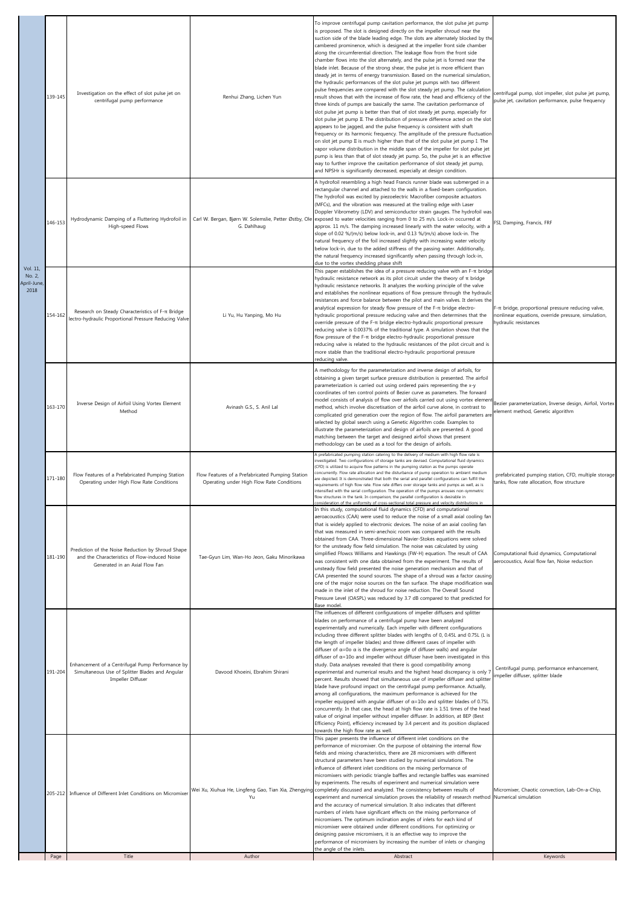| | Page | Title | Author | Abstract | Keywords |
|---|---|---|---|---|---|
| Vol. 11, No. 2, April-June, 2018 | 139-145 | Investigation on the effect of slot pulse jet on centrifugal pump performance | Renhui Zhang, Lichen Yun | To improve centrifugal pump cavitation performance, the slot pulse jet pump is proposed. The slot is designed directly on the impeller shroud near the suction side of the blade leading edge. The slots are alternately blocked by the cambered prominence, which is designed at the impeller front side chamber along the circumferential direction. The leakage flow from the front side chamber flows into the slot alternately, and the pulse jet is formed near the blade inlet. Because of the strong shear, the pulse jet is more efficient than steady jet in terms of energy transmission. Based on the numerical simulation, the hydraulic performances of the slot pulse jet pumps with two different pulse frequencies are compared with the slot steady jet pump. The calculation result shows that with the increase of flow rate, the head and efficiency of the three kinds of pumps are basically the same. The cavitation performance of slot pulse jet pump is better than that of slot steady jet pump, especially for slot pulse jet pump II. The distribution of pressure difference acted on the slot appears to be jagged, and the pulse frequency is consistent with shaft frequency or its harmonic frequency. The amplitude of the pressure fluctuation on slot jet pump II is much higher than that of the slot pulse jet pump I. The vapor volume distribution in the middle span of the impeller for slot pulse jet pump is less than that of slot steady jet pump. So, the pulse jet is an effective way to further improve the cavitation performance of slot steady jet pump, and NPSHr is significantly decreased, especially at design condition. | centrifugal pump, slot impeller, slot pulse jet pump, pulse jet, cavitation performance, pulse frequency |
| | 146-153 | Hydrodynamic Damping of a Fluttering Hydrofoil in High-speed Flows | Carl W. Bergan, Bjørn W. Solemslie, Petter Østby, Ole G. Dahlhaug | A hydrofoil resembling a high head Francis runner blade was submerged in a rectangular channel and attached to the walls in a fixed-beam configuration. The hydrofoil was excited by piezoelectric Macrofiber composite actuators (MFCs), and the vibration was measured at the trailing edge with Laser Doppler Vibrometry (LDV) and semiconductor strain gauges. The hydrofoil was exposed to water velocities ranging from 0 to 25 m/s. Lock-in occurred at approx. 11 m/s. The damping increased linearly with the water velocity, with a slope of 0.02 %/(m/s) below lock-in, and 0.13 %/(m/s) above lock-in. The natural frequency of the foil increased slightly with increasing water velocity below lock-in, due to the added stiffness of the passing water. Additionally, the natural frequency increased significantly when passing through lock-in, due to the vortex shedding phase shift | FSI, Damping, Francis, FRF |
| | 154-162 | Research on Steady Characteristics of F-π Bridge lectro-hydraulic Proportional Pressure Reducing Valve | Li Yu, Hu Yanping, Mo Hu | This paper establishes the idea of a pressure reducing valve with an F-π bridge hydraulic resistance network as its pilot circuit under the theory of π bridge hydraulic resistance networks. It analyzes the working principle of the valve and establishes the nonlinear equations of flow pressure through the hydraulic resistances and force balance between the pilot and main valves. It derives the analytical expression for steady flow pressure of the F-π bridge electro-hydraulic proportional pressure reducing valve and then determines that the override pressure of the F-π bridge electro-hydraulic proportional pressure reducing valve is 0.0037% of the traditional type. A simulation shows that the flow pressure of the F-π bridge electro-hydraulic proportional pressure reducing valve is related to the hydraulic resistances of the pilot circuit and is more stable than the traditional electro-hydraulic proportional pressure reducing valve. | F-π bridge, proportional pressure reducing valve, nonlinear equations, override pressure, simulation, hydraulic resistances |
| | 163-170 | Inverse Design of Airfoil Using Vortex Element Method | Avinash G.S., S. Anil Lal | A methodology for the parameterization and inverse design of airfoils, for obtaining a given target surface pressure distribution is presented. The airfoil parameterization is carried out using ordered pairs representing the x-y coordinates of ten control points of Bezier curve as parameters. The forward model consists of analysis of flow over airfoils carried out using vortex element method, which involve discretisation of the airfoil curve alone, in contrast to complicated grid generation over the region of flow. The airfoil parameters are selected by global search using a Genetic Algorithm code. Examples to illustrate the parameterization and design of airfoils are presented. A good matching between the target and designed airfoil shows that present methodology can be used as a tool for the design of airfoils. | Bezier parameterization, Inverse design, Airfoil, Vortex element method, Genetic algorithm |
| | 171-180 | Flow Features of a Prefabricated Pumping Station Operating under High Flow Rate Conditions | Flow Features of a Prefabricated Pumping Station Operating under High Flow Rate Conditions | A prefabricated pumping station catering to the delivery of medium with high flow rate is investigated. Two configurations of storage tanks are devised. Computational fluid dynamics (CFD) is utilized to acquire flow patterns in the pumping station as the pumps operate concurrently. Flow rate allocation and the disturbance of pump operation to ambient medium are depicted. It is demonstrated that both the serial and parallel configurations can fulfill the requirements of high flow rate. Flow rate differs over storage tanks and pumps as well, as is intensified with the serial configuration. The operation of the pumps arouses non-symmetric flow structures in the tank. In comparison, the parallel configuration is desirable in consideration of the uniformity of cross-sectional total pressure and velocity distributions in | prefabricated pumping station, CFD, multiple storage tanks, flow rate allocation, flow structure |
| | 181-190 | Prediction of the Noise Reduction by Shroud Shape and the Characteristics of Flow-induced Noise Generated in an Axial Flow Fan | Tae-Gyun Lim, Wan-Ho Jeon, Gaku Minorikawa | In this study, computational fluid dynamics (CFD) and computational aeroacoustics (CAA) were used to reduce the noise of a small axial cooling fan that is widely applied to electronic devices. The noise of an axial cooling fan that was measured in semi-anechoic room was compared with the results obtained from CAA. Three-dimensional Navier-Stokes equations were solved for the unsteady flow field simulation. The noise was calculated by using simplified Ffowcs Williams and Hawkings (FW-H) equation. The result of CAA was consistent with one data obtained from the experiment. The results of unsteady flow field presented the noise generation mechanism and that of CAA presented the sound sources. The shape of a shroud was a factor causing one of the major noise sources on the fan surface. The shape modification was made in the inlet of the shroud for noise reduction. The Overall Sound Pressure Level (OASPL) was reduced by 3.7 dB compared to that predicted for Base model. | Computational fluid dynamics, Computational aerocoustics, Axial flow fan, Noise reduction |
| | 191-204 | Enhancement of a Centrifugal Pump Performance by Simultaneous Use of Splitter Blades and Angular Impeller Diffuser | Davood Khoeini, Ebrahim Shirani | The influences of different configurations of impeller diffusers and splitter blades on performance of a centrifugal pump have been analyzed experimentally and numerically. Each impeller with different configurations including three different splitter blades with lengths of 0, 0.45L and 0.75L (L is the length of impeller blades) and three different cases of impeller with diffuser of α=0o α is the divergence angle of diffuser walls) and angular diffuser of α=10o and impeller without diffuser have been investigated in this study. Data analyses revealed that there is good compatibility among experimental and numerical results and the highest head discrepancy is only 7 percent. Results showed that simultaneous use of impeller diffuser and splitter blade have profound impact on the centrifugal pump performance. Actually, among all configurations, the maximum performance is achieved for the impeller equipped with angular diffuser of α=10o and splitter blades of 0.75L concurrently. In that case, the head at high flow rate is 1.51 times of the head value of original impeller without impeller diffuser. In addition, at BEP (Best Efficiency Point), efficiency increased by 3.4 percent and its position displaced towards the high flow rate as well. | Centrifugal pump, performance enhancement, impeller diffuser, splitter blade |
| | 205-212 | Influence of Different Inlet Conditions on Micromixer | Wei Xu, Xiuhua He, Lingfeng Gao, Tian Xia, Zhengying Yu | This paper presents the influence of different inlet conditions on the performance of micromixer. On the purpose of obtaining the internal flow fields and mixing characteristics, there are 28 micromixers with different structural parameters have been studied by numerical simulations. The influence of different inlet conditions on the mixing performance of micromixers with periodic triangle baffles and rectangle baffles was examined by experiments. The results of experiment and numerical simulation were completely discussed and analyzed. The consistency between results of experiment and numerical simulation proves the reliability of research method and the accuracy of numerical simulation. It also indicates that different numbers of inlets have significant effects on the mixing performance of micromixers. The optimum inclination angles of inlets for each kind of micromixer were obtained under different conditions. For optimizing or designing passive micromixers, it is an effective way to improve the performance of micromixers by increasing the number of inlets or changing the angle of the inlets. | Micromixer, Chaotic convection, Lab-On-a-Chip, Numerical simulation |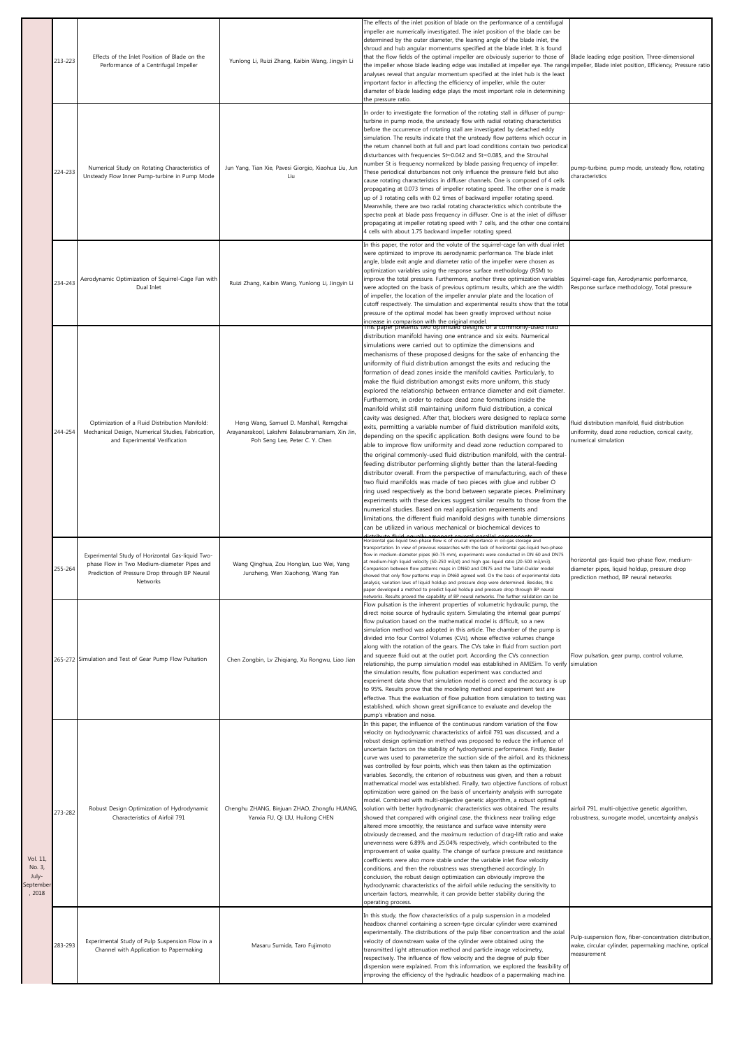| Vol. 11, No. 3, July-September, 2018 | 213-223 | Effects of the Inlet Position of Blade on the Performance of a Centrifugal Impeller | Yunlong Li, Ruizi Zhang, Kaibin Wang, Jingyin Li | The effects of the inlet position of blade on the performance of a centrifugal impeller are numerically investigated. The inlet position of the blade can be determined by the outer diameter, the leaning angle of the blade inlet, the shroud and hub angular momentums specified at the blade inlet. It is found that the flow fields of the optimal impeller are obviously superior to those of the impeller whose blade leading edge was installed at impeller eye. The range analyses reveal that angular momentum specified at the inlet hub is the least important factor in affecting the efficiency of impeller, while the outer diameter of blade leading edge plays the most important role in determining the pressure ratio. | Blade leading edge position, Three-dimensional impeller, Blade inlet position, Efficiency, Pressure ratio |
|---|---|---|---|---|---|
| | 224-233 | Numerical Study on Rotating Characteristics of Unsteady Flow Inner Pump-turbine in Pump Mode | Jun Yang, Tian Xie, Pavesi Giorgio, Xiaohua Liu, Jun Liu | In order to investigate the formation of the rotating stall in diffuser of pump-turbine in pump mode, the unsteady flow with radial rotating characteristics before the occurrence of rotating stall are investigated by detached eddy simulation. The results indicate that the unsteady flow patterns which occur in the return channel both at full and part load conditions contain two periodical disturbances with frequencies St=0.042 and St=0.085, and the Strouhal number St is frequency normalized by blade passing frequency of impeller. These periodical disturbances not only influence the pressure field but also cause rotating characteristics in diffuser channels. One is composed of 4 cells propagating at 0.073 times of impeller rotating speed. The other one is made up of 3 rotating cells with 0.2 times of backward impeller rotating speed. Meanwhile, there are two radial rotating characteristics which contribute the spectra peak at blade pass frequency in diffuser. One is at the inlet of diffuser propagating at impeller rotating speed with 7 cells, and the other one contains 4 cells with about 1.75 backward impeller rotating speed. | pump-turbine, pump mode, unsteady flow, rotating characteristics |
| | 234-243 | Aerodynamic Optimization of Squirrel-Cage Fan with Dual Inlet | Ruizi Zhang, Kaibin Wang, Yunlong Li, Jingyin Li | In this paper, the rotor and the volute of the squirrel-cage fan with dual inlet were optimized to improve its aerodynamic performance. The blade inlet angle, blade exit angle and diameter ratio of the impeller were chosen as optimization variables using the response surface methodology (RSM) to improve the total pressure. Furthermore, another three optimization variables were adopted on the basis of previous optimum results, which are the width of impeller, the location of the impeller annular plate and the location of cutoff respectively. The simulation and experimental results show that the total pressure of the optimal model has been greatly improved without noise increase in comparison with the original model. | Squirrel-cage fan, Aerodynamic performance, Response surface methodology, Total pressure |
| | 244-254 | Optimization of a Fluid Distribution Manifold: Mechanical Design, Numerical Studies, Fabrication, and Experimental Verification | Heng Wang, Samuel D. Marshall, Rerngchai Arayanarakool, Lakshmi Balasubramaniam, Xin Jin, Poh Seng Lee, Peter C. Y. Chen | This paper presents two optimized designs of a commonly-used fluid distribution manifold having one entrance and six exits. Numerical simulations were carried out to optimize the dimensions and mechanisms of these proposed designs for the sake of enhancing the uniformity of fluid distribution amongst the exits and reducing the formation of dead zones inside the manifold cavities. Particularly, to make the fluid distribution amongst exits more uniform, this study explored the relationship between entrance diameter and exit diameter. Furthermore, in order to reduce dead zone formations inside the manifold whilst still maintaining uniform fluid distribution, a conical cavity was designed. After that, blockers were designed to replace some exits, permitting a variable number of fluid distribution manifold exits, depending on the specific application. Both designs were found to be able to improve flow uniformity and dead zone reduction compared to the original commonly-used fluid distribution manifold, with the central-feeding distributor performing slightly better than the lateral-feeding distributor overall. From the perspective of manufacturing, each of these two fluid manifolds was made of two pieces with glue and rubber O ring used respectively as the bond between separate pieces. Preliminary experiments with these devices suggest similar results to those from the numerical studies. Based on real application requirements and limitations, the different fluid manifold designs with tunable dimensions can be utilized in various mechanical or biochemical devices to distribute fluid equally amongst several parallel components. | fluid distribution manifold, fluid distribution uniformity, dead zone reduction, conical cavity, numerical simulation |
| | 255-264 | Experimental Study of Horizontal Gas-liquid Two-phase Flow in Two Medium-diameter Pipes and Prediction of Pressure Drop through BP Neural Networks | Wang Qinghua, Zou Honglan, Luo Wei, Yang Junzheng, Wen Xiaohong, Wang Yan | Horizontal gas-liquid two-phase flow is of crucial importance in oil-gas storage and transportation. In view of previous researches with the lack of horizontal gas-liquid two-phase flow in medium-diameter pipes (60-75 mm), experiments were conducted in DN 60 and DN75 at medium-high liquid velocity (50-250 m3/d) and high gas-liquid ratio (20-500 m3/m3). Comparison between flow patterns maps in DN60 and DN75 and the Taitel-Dukler model showed that only flow patterns map in DN60 agreed well. On the basis of experimental data analysis, variation laws of liquid holdup and pressure drop were determined. Besides, this paper developed a method to predict liquid holdup and pressure drop through BP neural networks. Results proved the capability of BP neural networks. The further validation can be | horizontal gas-liquid two-phase flow, medium-diameter pipes, liquid holdup, pressure drop prediction method, BP neural networks |
| | 265-272 | Simulation and Test of Gear Pump Flow Pulsation | Chen Zongbin, Lv Zhiqiang, Xu Rongwu, Liao Jian | Flow pulsation is the inherent properties of volumetric hydraulic pump, the direct noise source of hydraulic system. Simulating the internal gear pumps' flow pulsation based on the mathematical model is difficult, so a new simulation method was adopted in this article. The chamber of the pump is divided into four Control Volumes (CVs), whose effective volumes change along with the rotation of the gears. The CVs take in fluid from suction port and squeeze fluid out at the outlet port. According the CVs connection relationship, the pump simulation model was established in AMESim. To verify the simulation results, flow pulsation experiment was conducted and experiment data show that simulation model is correct and the accuracy is up to 95%. Results prove that the modeling method and experiment test are effective. Thus the evaluation of flow pulsation from simulation to testing was established, which shown great significance to evaluate and develop the pump's vibration and noise. | Flow pulsation, gear pump, control volume, simulation |
| | 273-282 | Robust Design Optimization of Hydrodynamic Characteristics of Airfoil 791 | Chenghu ZHANG, Binjuan ZHAO, Zhongfu HUANG, Yanxia FU, Qi LIU, Huilong CHEN | In this paper, the influence of the continuous random variation of the flow velocity on hydrodynamic characteristics of airfoil 791 was discussed, and a robust design optimization method was proposed to reduce the influence of uncertain factors on the stability of hydrodynamic performance. Firstly, Bezier curve was used to parameterize the suction side of the airfoil, and its thickness was controlled by four points, which was then taken as the optimization variables. Secondly, the criterion of robustness was given, and then a robust mathematical model was established. Finally, two objective functions of robust optimization were gained on the basis of uncertainty analysis with surrogate model. Combined with multi-objective genetic algorithm, a robust optimal solution with better hydrodynamic characteristics was obtained. The results showed that compared with original case, the thickness near trailing edge altered more smoothly, the resistance and surface wave intensity were obviously decreased, and the maximum reduction of drag-lift ratio and wake unevenness were 6.89% and 25.04% respectively, which contributed to the improvement of wake quality. The change of surface pressure and resistance coefficients were also more stable under the variable inlet flow velocity conditions, and then the robustness was strengthened accordingly. In conclusion, the robust design optimization can obviously improve the hydrodynamic characteristics of the airfoil while reducing the sensitivity to uncertain factors, meanwhile, it can provide better stability during the operating process. | airfoil 791, multi-objective genetic algorithm, robustness, surrogate model, uncertainty analysis |
| | 283-293 | Experimental Study of Pulp Suspension Flow in a Channel with Application to Papermaking | Masaru Sumida, Taro Fujimoto | In this study, the flow characteristics of a pulp suspension in a modeled headbox channel containing a screen-type circular cylinder were examined experimentally. The distributions of the pulp fiber concentration and the axial velocity of downstream wake of the cylinder were obtained using the transmitted light attenuation method and particle image velocimetry, respectively. The influence of flow velocity and the degree of pulp fiber dispersion were explained. From this information, we explored the feasibility of improving the efficiency of the hydraulic headbox of a papermaking machine. | Pulp-suspension flow, fiber-concentration distribution, wake, circular cylinder, papermaking machine, optical measurement |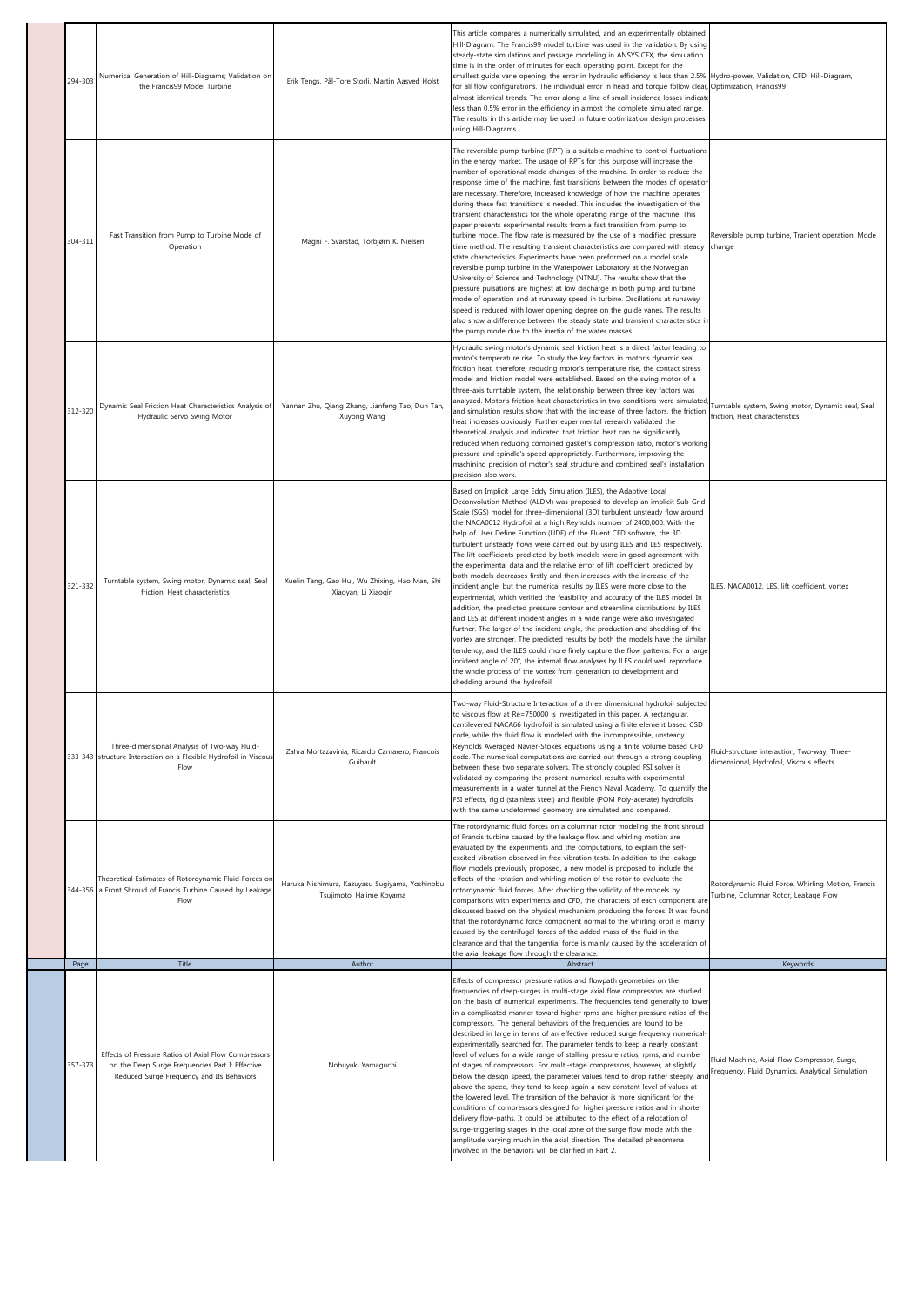| Page | Title | Author | Abstract | Keywords |
|---|---|---|---|---|
| 294-303 | Numerical Generation of Hill-Diagrams; Validation on the Francis99 Model Turbine | Erik Tengs, Pål-Tore Storli, Martin Aasved Holst | This article compares a numerically simulated, and an experimentally obtained Hill-Diagram. The Francis99 model turbine was used in the validation. By using steady-state simulations and passage modeling in ANSYS CFX, the simulation time is in the order of minutes for each operating point. Except for the smallest guide vane opening, the error in hydraulic efficiency is less than 2.5% for all flow configurations. The individual error in head and torque follow clear, almost identical trends. The error along a line of small incidence losses indicate less than 0.5% error in the efficiency in almost the complete simulated range. The results in this article may be used in future optimization design processes using Hill-Diagrams. | Hydro-power, Validation, CFD, Hill-Diagram, Optimization, Francis99 |
| 304-311 | Fast Transition from Pump to Turbine Mode of Operation | Magni F. Svarstad, Torbjørn K. Nielsen | The reversible pump turbine (RPT) is a suitable machine to control fluctuations in the energy market. The usage of RPTs for this purpose will increase the number of operational mode changes of the machine. In order to reduce the response time of the machine, fast transitions between the modes of operation are necessary. Therefore, increased knowledge of how the machine operates during these fast transitions is needed. This includes the investigation of the transient characteristics for the whole operating range of the machine. This paper presents experimental results from a fast transition from pump to turbine mode. The flow rate is measured by the use of a modified pressure time method. The resulting transient characteristics are compared with steady state characteristics. Experiments have been preformed on a model scale reversible pump turbine in the Waterpower Laboratory at the Norwegian University of Science and Technology (NTNU). The results show that the pressure pulsations are highest at low discharge in both pump and turbine mode of operation and at runaway speed in turbine. Oscillations at runaway speed is reduced with lower opening degree on the guide vanes. The results also show a difference between the steady state and transient characteristics in the pump mode due to the inertia of the water masses. | Reversible pump turbine, Tranient operation, Mode change |
| 312-320 | Dynamic Seal Friction Heat Characteristics Analysis of Hydraulic Servo Swing Motor | Yannan Zhu, Qiang Zhang, Jianfeng Tao, Dun Tan, Xuyong Wang | Hydraulic swing motor's dynamic seal friction heat is a direct factor leading to motor's temperature rise. To study the key factors in motor's dynamic seal friction heat, therefore, reducing motor's temperature rise, the contact stress model and friction model were established. Based on the swing motor of a three-axis turntable system, the relationship between three key factors was analyzed. Motor's friction heat characteristics in two conditions were simulated, and simulation results show that with the increase of three factors, the friction heat increases obviously. Further experimental research validated the theoretical analysis and indicated that friction heat can be significantly reduced when reducing combined gasket's compression ratio, motor's working pressure and spindle's speed appropriately. Furthermore, improving the machining precision of motor's seal structure and combined seal's installation precision also work. | Turntable system, Swing motor, Dynamic seal, Seal friction, Heat characteristics |
| 321-332 | Turntable system, Swing motor, Dynamic seal, Seal friction, Heat characteristics | Xuelin Tang, Gao Hui, Wu Zhixing, Hao Man, Shi Xiaoyan, Li Xiaoqin | Based on Implicit Large Eddy Simulation (ILES), the Adaptive Local Deconvolution Method (ALDM) was proposed to develop an implicit Sub-Grid Scale (SGS) model for three-dimensional (3D) turbulent unsteady flow around the NACA0012 Hydrofoil at a high Reynolds number of 2400,000. With the help of User Define Function (UDF) of the Fluent CFD software, the 3D turbulent unsteady flows were carried out by using ILES and LES respectively. The lift coefficients predicted by both models were in good agreement with the experimental data and the relative error of lift coefficient predicted by both models decreases firstly and then increases with the increase of the incident angle, but the numerical results by ILES were more close to the experimental, which verified the feasibility and accuracy of the ILES model. In addition, the predicted pressure contour and streamline distributions by ILES and LES at different incident angles in a wide range were also investigated further. The larger of the incident angle, the production and shedding of the vortex are stronger. The predicted results by both the models have the similar tendency, and the ILES could more finely capture the flow patterns. For a large incident angle of 20°, the internal flow analyses by ILES could well reproduce the whole process of the vortex from generation to development and shedding around the hydrofoil | ILES, NACA0012, LES, lift coefficient, vortex |
| 333-343 | Three-dimensional Analysis of Two-way Fluid-structure Interaction on a Flexible Hydrofoil in Viscous Flow | Zahra Mortazavinia, Ricardo Camarero, Francois Guibault | Two-way Fluid-Structure Interaction of a three dimensional hydrofoil subjected to viscous flow at Re=750000 is investigated in this paper. A rectangular, cantilevered NACA66 hydrofoil is simulated using a finite element based CSD code, while the fluid flow is modeled with the incompressible, unsteady Reynolds Averaged Navier-Stokes equations using a finite volume based CFD code. The numerical computations are carried out through a strong coupling between these two separate solvers. The strongly coupled FSI solver is validated by comparing the present numerical results with experimental measurements in a water tunnel at the French Naval Academy. To quantify the FSI effects, rigid (stainless steel) and flexible (POM Poly-acetate) hydrofoils with the same undeformed geometry are simulated and compared. | Fluid-structure interaction, Two-way, Three-dimensional, Hydrofoil, Viscous effects |
| 344-356 | Theoretical Estimates of Rotordynamic Fluid Forces on a Front Shroud of Francis Turbine Caused by Leakage Flow | Haruka Nishimura, Kazuyasu Sugiyama, Yoshinobu Tsujimoto, Hajime Koyama | The rotordynamic fluid forces on a columnar rotor modeling the front shroud of Francis turbine caused by the leakage flow and whirling motion are evaluated by the experiments and the computations, to explain the self-excited vibration observed in free vibration tests. In addition to the leakage flow models previously proposed, a new model is proposed to include the effects of the rotation and whirling motion of the rotor to evaluate the rotordynamic fluid forces. After checking the validity of the models by comparisons with experiments and CFD, the characters of each component are discussed based on the physical mechanism producing the forces. It was found that the rotordynamic force component normal to the whirling orbit is mainly caused by the centrifugal forces of the added mass of the fluid in the clearance and that the tangential force is mainly caused by the acceleration of the axial leakage flow through the clearance. | Rotordynamic Fluid Force, Whirling Motion, Francis Turbine, Columnar Rotor, Leakage Flow |

| Page | Title | Author | Abstract | Keywords |
|---|---|---|---|---|
| 357-373 | Effects of Pressure Ratios of Axial Flow Compressors on the Deep Surge Frequencies Part I: Effective Reduced Surge Frequency and Its Behaviors | Nobuyuki Yamaguchi | Effects of compressor pressure ratios and flowpath geometries on the frequencies of deep-surges in multi-stage axial flow compressors are studied on the basis of numerical experiments. The frequencies tend generally to lower in a complicated manner toward higher rpms and higher pressure ratios of the compressors. The general behaviors of the frequencies are found to be described in large in terms of an effective reduced surge frequency numerical-experimentally searched for. The parameter tends to keep a nearly constant level of values for a wide range of stalling pressure ratios, rpms, and number of stages of compressors. For multi-stage compressors, however, at slightly below the design speed, the parameter values tend to drop rather steeply, and above the speed, they tend to keep again a new constant level of values at the lowered level. The transition of the behavior is more significant for the conditions of compressors designed for higher pressure ratios and in shorter delivery flow-paths. It could be attributed to the effect of a relocation of surge-triggering stages in the local zone of the surge flow mode with the amplitude varying much in the axial direction. The detailed phenomena involved in the behaviors will be clarified in Part 2. | Fluid Machine, Axial Flow Compressor, Surge, Frequency, Fluid Dynamics, Analytical Simulation |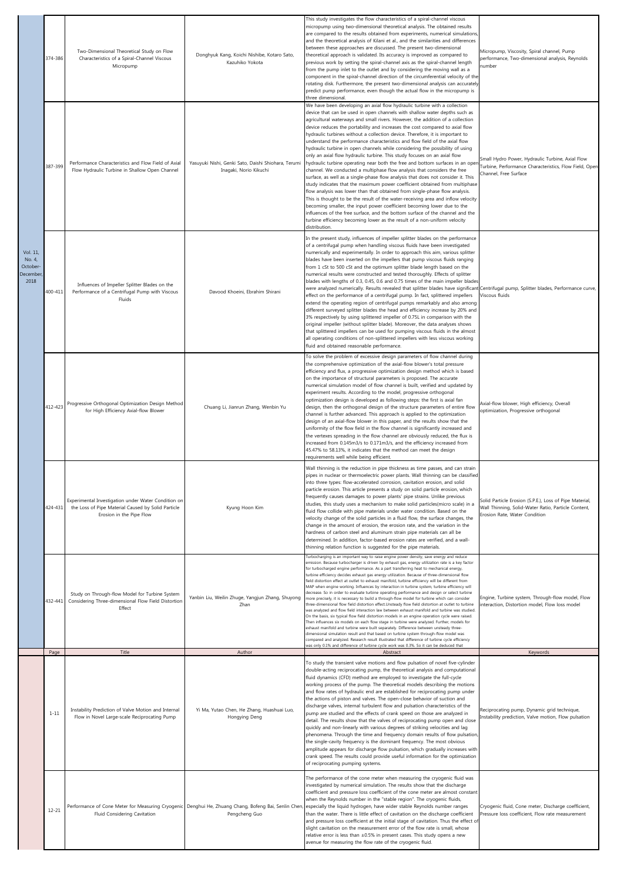| | Page | Title | Author | Abstract | Keywords |
|---|---|---|---|---|---|
| Vol. 11, No. 4, October-December, 2018 | 374-386 | Two-Dimensional Theoretical Study on Flow Characteristics of a Spiral-Channel Viscous Micropump | Donghyuk Kang, Koichi Nishibe, Kotaro Sato, Kazuhiko Yokota | This study investigates the flow characteristics of a spiral-channel viscous micropump using two-dimensional theoretical analysis. The obtained results are compared to the results obtained from experiments, numerical simulations, and the theoretical analysis of Kilani et al., and the similarities and differences between these approaches are discussed. The present two-dimensional theoretical approach is validated. Its accuracy is improved as compared to previous work by setting the spiral-channel axis as the spiral-channel length from the pump inlet to the outlet and by considering the moving wall as a component in the spiral-channel direction of the circumferential velocity of the rotating disk. Furthermore, the present two-dimensional analysis can accurately predict pump performance, even though the actual flow in the micropump is three dimensional. | Micropump, Viscosity, Spiral channel, Pump performance, Two-dimensional analysis, Reynolds number |
| | 387-399 | Performance Characteristics and Flow Field of Axial Flow Hydraulic Turbine in Shallow Open Channel | Yasuyuki Nishi, Genki Sato, Daishi Shiohara, Terumi Inagaki, Norio Kikuchi | We have been developing an axial flow hydraulic turbine with a collection device that can be used in open channels with shallow water depths such as agricultural waterways and small rivers. However, the addition of a collection device reduces the portability and increases the cost compared to axial flow hydraulic turbines without a collection device. Therefore, it is important to understand the performance characteristics and flow field of the axial flow hydraulic turbine in open channels while considering the possibility of using only an axial flow hydraulic turbine. This study focuses on an axial flow hydraulic turbine operating near both the free and bottom surfaces in an open channel. We conducted a multiphase flow analysis that considers the free surface, as well as a single-phase flow analysis that does not consider it. This study indicates that the maximum power coefficient obtained from multiphase flow analysis was lower than that obtained from single-phase flow analysis. This is thought to be the result of the water-receiving area and inflow velocity becoming smaller, the input power coefficient becoming lower due to the influences of the free surface, and the bottom surface of the channel and the turbine efficiency becoming lower as the result of a non-uniform velocity distribution. | Small Hydro Power, Hydraulic Turbine, Axial Flow Turbine, Performance Characteristics, Flow Field, Open Channel, Free Surface |
| | 400-411 | Influences of Impeller Splitter Blades on the Performance of a Centrifugal Pump with Viscous Fluids | Davood Khoeini, Ebrahim Shirani | In the present study, influences of impeller splitter blades on the performance of a centrifugal pump when handling viscous fluids have been investigated numerically and experimentally. In order to approach this aim, various splitter blades have been inserted on the impellers that pump viscous fluids ranging from 1 cSt to 500 cSt and the optimum splitter blade length based on the numerical results were constructed and tested thoroughly. Effects of splitter blades with lengths of 0.3, 0.45, 0.6 and 0.75 times of the main impeller blades were analyzed numerically. Results revealed that splitter blades have significant effect on the performance of a centrifugal pump. In fact, splittered impellers extend the operating region of centrifugal pumps remarkably and also among different surveyed splitter blades the head and efficiency increase by 20% and 3% respectively by using splittered impeller of 0.75L in comparison with the original impeller (without splitter blade). Moreover, the data analyses shows that splittered impellers can be used for pumping viscous fluids in the almost all operating conditions of non-splittered impellers with less viscous working fluid and obtained reasonable performance. | Centrifugal pump, Splitter blades, Performance curve, Viscous fluids |
| | 412-423 | Progressive Orthogonal Optimization Design Method for High Efficiency Axial-flow Blower | Chuang Li, Jianrun Zhang, Wenbin Yu | To solve the problem of excessive design parameters of flow channel during the comprehensive optimization of the axial-flow blower's total pressure efficiency and flux, a progressive optimization design method which is based on the importance of structural parameters is proposed. The accurate numerical simulation model of flow channel is built, verified and updated by experiment results. According to the model, progressive orthogonal optimization design is developed as following steps: the first is axial fan design, then the orthogonal design of the structure parameters of entire flow channel is further advanced. This approach is applied to the optimization design of an axial-flow blower in this paper, and the results show that the uniformity of the flow field in the flow channel is significantly increased and the vertexes spreading in the flow channel are obviously reduced, the flux is increased from 0.145m3/s to 0.171m3/s, and the efficiency increased from 45.47% to 58.13%, it indicates that the method can meet the design requirements well while being efficient. | Axial-flow blower, High efficiency, Overall optimization, Progressive orthogonal |
| | 424-431 | Experimental Investigation under Water Condition on the Loss of Pipe Material Caused by Solid Particle Erosion in the Pipe Flow | Kyung Hoon Kim | Wall thinning is the reduction in pipe thickness as time passes, and can strain pipes in nuclear or thermoelectric power plants. Wall thinning can be classified into three types: flow-accelerated corrosion, cavitation erosion, and solid particle erosion. This article presents a study on solid particle erosion, which frequently causes damages to power plants' pipe strains. Unlike previous studies, this study uses a mechanism to make solid particles(micro scale) in a fluid flow collide with pipe materials under water condition. Based on the velocity change of the solid particles in a fluid flow, the surface changes, the change in the amount of erosion, the erosion rate, and the variation in the hardness of carbon steel and aluminum strain pipe materials can all be determined. In addition, factor-based erosion rates are verified, and a wall-thinning relation function is suggested for the pipe materials. | Solid Particle Erosion (S.P.E.), Loss of Pipe Material, Wall Thinning, Solid-Water Ratio, Particle Content, Erosion Rate, Water Condition |
| | 432-441 | Study on Through-flow Model for Turbine System Considering Three-dimensional Flow Field Distortion Effect | Yanbin Liu, Weilin Zhuge, Yangjun Zhang, Shuyong Zhan | Turbocharging is an important way to raise engine power density, save energy and reduce emission. Because turbocharger is driven by exhaust gas, energy utilization rate is a key factor for turbocharged engine performance. As a part transferring heat to mechanical energy, turbine efficiency decides exhaust gas energy utilization. Because of three-dimensional flow field distortion effect at outlet to exhaust manifold, turbine efficiency will be different from MAP when engine working. Influences by interaction in turbine system, turbine efficiency will decrease. So in order to evaluate turbine operating performance and design or select turbine more precisely, it is necessary to build a through-flow model for turbine which can consider three-dimensional flow field distortion effect.Unsteady flow field distortion at outlet to turbine was analyzed and flow field interaction law between exhaust manifold and turbine was studied. On the basis, six typical flow field distortion models in an engine operation cycle were raised. Then influences six models on each flow stage in turbine were analyzed. Further, models for exhaust manifold and turbine were built separately. Difference between unsteady three-dimensional simulation result and that based on turbine system through-flow model was compared and analyzed. Research result illustrated that difference of turbine cycle efficiency was only 0.1% and difference of turbine cycle work was 0.3%. So it can be deduced that | Engine, Turbine system, Through-flow model, Flow interaction, Distortion model, Flow loss model |
| | Page | Title | Author | Abstract | Keywords |
| | 1-11 | Instability Prediction of Valve Motion and Internal Flow in Novel Large-scale Reciprocating Pump | Yi Ma, Yutao Chen, He Zhang, Huashuai Luo, Hongying Deng | To study the transient valve motions and flow pulsation of novel five-cylinder double-acting reciprocating pump, the theoretical analysis and computational fluid dynamics (CFD) method are employed to investigate the full-cycle working process of the pump. The theoretical models describing the motions and flow rates of hydraulic end are established for reciprocating pump under the actions of piston and valves. The open-close behavior of suction and discharge valves, internal turbulent flow and pulsation characteristics of the pump are studied and the effects of crank speed on those are analyzed in detail. The results show that the valves of reciprocating pump open and close quickly and non-linearly with various degrees of striking velocities and lag phenomena. Through the time and frequency domain results of flow pulsation, the single-cavity frequency is the dominant frequency. The most obvious amplitude appears for discharge flow pulsation, which gradually increases with crank speed. The results could provide useful information for the optimization of reciprocating pumping systems. | Reciprocating pump, Dynamic grid technique, Instability prediction, Valve motion, Flow pulsation |
| | 12-21 | Performance of Cone Meter for Measuring Cryogenic Fluid Considering Cavitation | Denghui He, Zhuang Chang, Bofeng Bai, Senlin Chen, Pengcheng Guo | The performance of the cone meter when measuring the cryogenic fluid was investigated by numerical simulation. The results show that the discharge coefficient and pressure loss coefficient of the cone meter are almost constant when the Reynolds number in the "stable region". The cryogenic fluids, especially the liquid hydrogen, have wider stable Reynolds number ranges than the water. There is little effect of cavitation on the discharge coefficient and pressure loss coefficient at the initial stage of cavitation. Thus the effect of slight cavitation on the measurement error of the flow rate is small, whose relative error is less than ±0.5% in present cases. This study opens a new avenue for measuring the flow rate of the cryogenic fluid. | Cryogenic fluid, Cone meter, Discharge coefficient, Pressure loss coefficient, Flow rate measurement |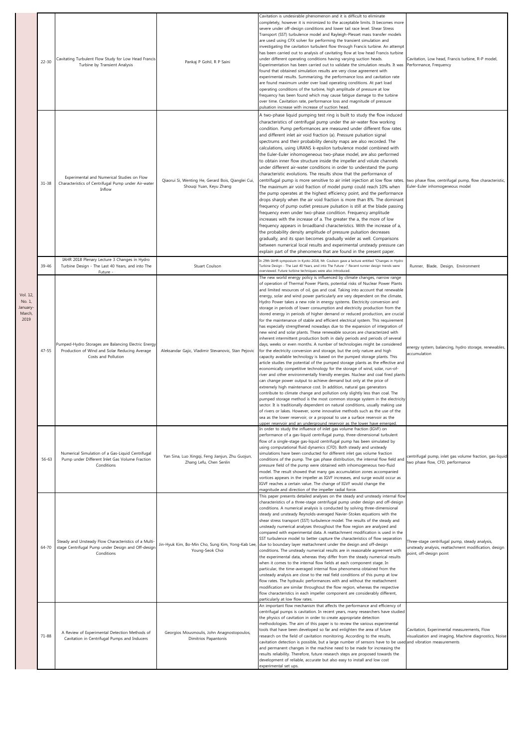| | | | | | |
|---|---|---|---|---|---|
| Vol. 12, No. 1, January-March, 2019 | 22-30 | Cavitating Turbulent Flow Study for Low Head Francis Turbine by Transient Analysis | Pankaj P Gohil, R P Saini | Cavitation is undesirable phenomenon and it is difficult to eliminate completely, however it is minimized to the acceptable limits. It becomes more severe under off-design conditions and lower tail race level. Shear Stress Transport (SST) turbulence model and Rayleigh-Plesset mass transfer models are used using CFX solver for performing the transient simulation and investigating the cavitation turbulent flow through Francis turbine. An attempt has been carried out to analysis of cavitating flow at low head Francis turbine under different operating conditions having varying suction heads. Experimentation has been carried out to validate the simulation results. It was found that obtained simulation results are very close agreement with experimental results. Summarizing, the performance loss and cavitation rate are found maximum under over load operating conditions. At part load operating conditions of the turbine, high amplitude of pressure at low frequency has been found which may cause fatigue damage to the turbine over time. Cavitation rate, performance loss and magnitude of pressure pulsation increase with increase of suction head. | Cavitation, Low head, Francis turbine, R-P model, Performance, Frequency |
| | 31-38 | Experimental and Numerical Studies on Flow Characteristics of Centrifugal Pump under Air-water Inflow | Qiaorui Si, Wenting He, Gerard Bois, Qianglei Cui, Shouqi Yuan, Keyu Zhang | A two-phase liquid pumping test ring is built to study the flow induced characteristics of centrifugal pump under the air-water flow working condition. Pump performances are measured under different flow rates and different inlet air void fraction (a). Pressure pulsation signal spectrums and their probability density maps are also recorded. The calculations, using URANS k-epsilon turbulence model combined with the Euler-Euler inhomogeneous two-phase model, are also performed to obtain inner flow structure inside the impeller and volute channels under different air-water conditions in order to understand the pump characteristic evolutions. The results show that the performance of centrifugal pump is more sensitive to air inlet injection at low flow rates. The maximum air void fraction of model pump could reach 10% when the pump operates at the highest efficiency point, and the performance drops sharply when the air void fraction is more than 8%. The dominant frequency of pump outlet pressure pulsation is still at the blade passing frequency even under two-phase condition. Frequency amplitude increases with the increase of a. The greater the a, the more of low frequency appears in broadband characteristics. With the increase of a, the probability density amplitude of pressure pulsation decreases gradually, and its span becomes gradually wider as well. Comparisons between numerical local results and experimental unsteady pressure can explain part of the phenomena that are found in the present paper. | two phase flow, centrifugal pump, flow characteristic, Euler-Euler inhomogeneous model |
| | 39-46 | IAHR 2018 Plenary Lecture 3 Changes in Hydro Turbine Design - The Last 40 Years, and into The Future - | Stuart Coulson | In 29th IAHR symposium in Kyoto 2018, Mr. Coulson gave a lecture entitled "Changes in Hydro Turbine Design - The Last 40 Years, and into The Future -". Recent runner design trends were overviewed. Future turbine techniques were also introduced. | Runner, Blade, Design, Environment |
| | 47-55 | Pumped-Hydro Storages are Balancing Electric Energy Production of Wind and Solar Reducing Average Costs and Pollution | Aleksandar Gajic, Vladimir Stevanovic, Stan Pejovic | The new world energy policy is influenced by climate changes, narrow range of operation of Thermal Power Plants, potential risks of Nuclear Power Plants and limited resources of oil, gas and coal. Taking into account that renewable energy, solar and wind power particularly are very dependent on the climate, Hydro Power takes a new role in energy systems. Electricity conversion and storage in periods of lower consumption and electricity production from the stored energy in periods of higher demand or reduced production, are crucial for the maintenance of stable and efficient electrical system. This requirement has especially strengthened nowadays due to the expansion of integration of new wind and solar plants. These renewable sources are characterized with inherent intermittent production both in daily periods and periods of several days, weeks or even months. A number of technologies might be considered for the electricity conversion and storage, but the only nature and high capacity available technology is based on the pumped storage plants. This article studies the potential of the pumped storage plants as the effective and economically competitive technology for the storage of wind, solar, run-of-river and other environmentally friendly energies. Nuclear and coal fired plants can change power output to achieve demand but only at the price of extremely high maintenance cost. In addition, natural gas generators contribute to climate change and pollution only slightly less than coal. The pumped storage method is the most common storage system in the electricity sector. It is traditionally dependent on natural conditions, usually making use of rivers or lakes. However, some innovative methods such as the use of the sea as the lower reservoir, or a proposal to use a surface reservoir as the upper reservoir and an underground reservoir as the lower have emerged. | energy system, balancing, hydro storage, renewables, accumulation |
| | 56-63 | Numerical Simulation of a Gas-Liquid Centrifugal Pump under Different Inlet Gas Volume Fraction Conditions | Yan Sina, Luo Xingqi, Feng Jianjun, Zhu Guojun, Zhang Lefu, Chen Senlin | In order to study the influence of inlet gas volume fraction (IGVF) on performance of a gas-liquid centrifugal pump, three-dimensional turbulent flow of a single-stage gas-liquid centrifugal pump has been simulated by using computational fluid dynamics (CFD). Both steady and unsteady simulations have been conducted for different inlet gas volume fraction conditions of the pump. The gas phase distribution, the internal flow field and pressure field of the pump were obtained with inhomogeneous two-fluid model. The result showed that many gas accumulation zones accompanied vortices appears in the impeller as IGVF increases, and surge would occur as IGVF reaches a certain value. The change of IGVF would change the magnitude and direction of the impeller radial force. | centrifugal pump, inlet gas volume fraction, gas-liquid two phase flow, CFD, performance |
| | 64-70 | Steady and Unsteady Flow Characteristics of a Multi-stage Centrifugal Pump under Design and Off-design Conditions | Jin-Hyuk Kim, Bo-Min Cho, Sung Kim, Yong-Kab Lee, Young-Seok Choi | This paper presents detailed analyses on the steady and unsteady internal flow characteristics of a three-stage centrifugal pump under design and off-design conditions. A numerical analysis is conducted by solving three-dimensional steady and unsteady Reynolds-averaged Navier-Stokes equations with the shear stress transport (SST) turbulence model. The results of the steady and unsteady numerical analyses throughout the flow region are analyzed and compared with experimental data. A reattachment modification is used in the SST turbulence model to better capture the characteristics of flow separation due to boundary layer reattachment under the design and off-design conditions. The unsteady numerical results are in reasonable agreement with the experimental data, whereas they differ from the steady numerical results when it comes to the internal flow fields at each component stage. In particular, the time-averaged internal flow phenomena obtained from the unsteady analysis are close to the real field conditions of this pump at low flow rates. The hydraulic performances with and without the reattachment modification are similar throughout the flow region, whereas the respective flow characteristics in each impeller component are considerably different, particularly at low flow rates. | Three-stage centrifugal pump, steady analysis, unsteady analysis, reattachment modification, design point, off-design point |
| | 71-88 | A Review of Experimental Detection Methods of Cavitation in Centrifugal Pumps and Inducers | Georgios Mousmoulis, John Anagnostopoulos, Dimitrios Papantonis | An important flow mechanism that affects the performance and efficiency of centrifugal pumps is cavitation. In recent years, many researchers have studied the physics of cavitation in order to create appropriate detection methodologies. The aim of this paper is to review the various experimental tools that have been developed so far and enlighten the area of future research on the field of cavitation monitoring. According to the results, cavitation detection is possible, but a large number of sensors have to be used and permanent changes in the machine need to be made for increasing the results reliability. Therefore, future research steps are proposed towards the development of reliable, accurate but also easy to install and low cost experimental set ups. | Cavitation, Experimental measurements, Flow visualization and imaging, Machine diagnostics, Noise and vibration measurements |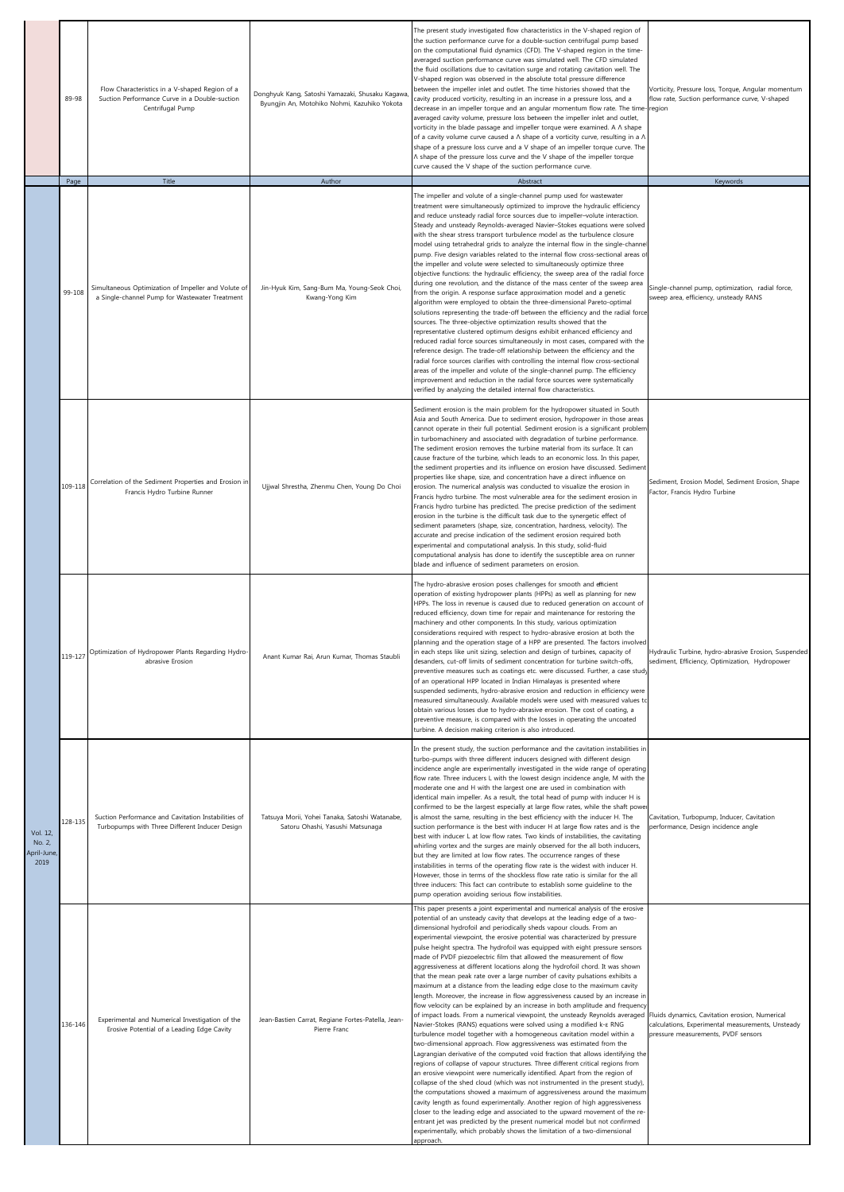| | Page | Title | Author | Abstract | Keywords |
|---|---|---|---|---|---|
| | 89-98 | Flow Characteristics in a V-shaped Region of a Suction Performance Curve in a Double-suction Centrifugal Pump | Donghyuk Kang, Satoshi Yamazaki, Shusaku Kagawa, Byungjin An, Motohiko Nohmi, Kazuhiko Yokota | The present study investigated flow characteristics in the V-shaped region of the suction performance curve for a double-suction centrifugal pump based on the computational fluid dynamics (CFD). The V-shaped region in the time-averaged suction performance curve was simulated well. The CFD simulated the fluid oscillations due to cavitation surge and rotating cavitation well. The V-shaped region was observed in the absolute total pressure difference between the impeller inlet and outlet. The time histories showed that the cavity produced vorticity, resulting in an increase in a pressure loss, and a decrease in an impeller torque and an angular momentum flow rate. The time-averaged cavity volume, pressure loss between the impeller inlet and outlet, vorticity in the blade passage and impeller torque were examined. A Λ shape of a cavity volume curve caused a Λ shape of a vorticity curve, resulting in a Λ shape of a pressure loss curve and a V shape of an impeller torque curve. The Λ shape of the pressure loss curve and the V shape of the impeller torque curve caused the V shape of the suction performance curve. | Vorticity, Pressure loss, Torque, Angular momentum flow rate, Suction performance curve, V-shaped region |
| | Page | Title | Author | Abstract | Keywords |
| Vol. 12, No. 2, April-June, 2019 | 99-108 | Simultaneous Optimization of Impeller and Volute of a Single-channel Pump for Wastewater Treatment | Jin-Hyuk Kim, Sang-Bum Ma, Young-Seok Choi, Kwang-Yong Kim | The impeller and volute of a single-channel pump used for wastewater treatment were simultaneously optimized to improve the hydraulic efficiency and reduce unsteady radial force sources due to impeller–volute interaction. Steady and unsteady Reynolds-averaged Navier–Stokes equations were solved with the shear stress transport turbulence model as the turbulence closure model using tetrahedral grids to analyze the internal flow in the single-channel pump. Five design variables related to the internal flow cross-sectional areas of the impeller and volute were selected to simultaneously optimize three objective functions: the hydraulic efficiency, the sweep area of the radial force during one revolution, and the distance of the mass center of the sweep area from the origin. A response surface approximation model and a genetic algorithm were employed to obtain the three-dimensional Pareto-optimal solutions representing the trade-off between the efficiency and the radial force sources. The three-objective optimization results showed that the representative clustered optimum designs exhibit enhanced efficiency and reduced radial force sources simultaneously in most cases, compared with the reference design. The trade-off relationship between the efficiency and the radial force sources clarifies with controlling the internal flow cross-sectional areas of the impeller and volute of the single-channel pump. The efficiency improvement and reduction in the radial force sources were systematically verified by analyzing the detailed internal flow characteristics. | Single-channel pump, optimization, radial force, sweep area, efficiency, unsteady RANS |
| | 109-118 | Correlation of the Sediment Properties and Erosion in Francis Hydro Turbine Runner | Ujjwal Shrestha, Zhenmu Chen, Young Do Choi | Sediment erosion is the main problem for the hydropower situated in South Asia and South America. Due to sediment erosion, hydropower in those areas cannot operate in their full potential. Sediment erosion is a significant problem in turbomachinery and associated with degradation of turbine performance. The sediment erosion removes the turbine material from its surface. It can cause fracture of the turbine, which leads to an economic loss. In this paper, the sediment properties and its influence on erosion have discussed. Sediment properties like shape, size, and concentration have a direct influence on erosion. The numerical analysis was conducted to visualize the erosion in Francis hydro turbine. The most vulnerable area for the sediment erosion in Francis hydro turbine has predicted. The precise prediction of the sediment erosion in the turbine is the difficult task due to the synergetic effect of sediment parameters (shape, size, concentration, hardness, velocity). The accurate and precise indication of the sediment erosion required both experimental and computational analysis. In this study, solid-fluid computational analysis has done to identify the susceptible area on runner blade and influence of sediment parameters on erosion. | Sediment, Erosion Model, Sediment Erosion, Shape Factor, Francis Hydro Turbine |
| | 119-127 | Optimization of Hydropower Plants Regarding Hydro-abrasive Erosion | Anant Kumar Rai, Arun Kumar, Thomas Staubli | The hydro-abrasive erosion poses challenges for smooth and efficient operation of existing hydropower plants (HPPs) as well as planning for new HPPs. The loss in revenue is caused due to reduced generation on account of reduced efficiency, down time for repair and maintenance for restoring the machinery and other components. In this study, various optimization considerations required with respect to hydro-abrasive erosion at both the planning and the operation stage of a HPP are presented. The factors involved in each steps like unit sizing, selection and design of turbines, capacity of desanders, cut-off limits of sediment concentration for turbine switch-offs, preventive measures such as coatings etc. were discussed. Further, a case study of an operational HPP located in Indian Himalayas is presented where suspended sediments, hydro-abrasive erosion and reduction in efficiency were measured simultaneously. Available models were used with measured values to obtain various losses due to hydro-abrasive erosion. The cost of coating, a preventive measure, is compared with the losses in operating the uncoated turbine. A decision making criterion is also introduced. | Hydraulic Turbine, hydro-abrasive Erosion, Suspended sediment, Efficiency, Optimization, Hydropower |
| | 128-135 | Suction Performance and Cavitation Instabilities of Turbopumps with Three Different Inducer Design | Tatsuya Morii, Yohei Tanaka, Satoshi Watanabe, Satoru Ohashi, Yasushi Matsunaga | In the present study, the suction performance and the cavitation instabilities in turbo-pumps with three different inducers designed with different design incidence angle are experimentally investigated in the wide range of operating flow rate. Three inducers L with the lowest design incidence angle, M with the moderate one and H with the largest one are used in combination with identical main impeller. As a result, the total head of pump with inducer H is confirmed to be the largest especially at large flow rates, while the shaft power is almost the same, resulting in the best efficiency with the inducer H. The suction performance is the best with inducer H at large flow rates and is the best with inducer L at low flow rates. Two kinds of instabilities, the cavitating whirling vortex and the surges are mainly observed for the all both inducers, but they are limited at low flow rates. The occurrence ranges of these instabilities in terms of the operating flow rate is the widest with inducer H. However, those in terms of the shockless flow rate ratio is similar for the all three inducers: This fact can contribute to establish some guideline to the pump operation avoiding serious flow instabilities. | Cavitation, Turbopump, Inducer, Cavitation performance, Design incidence angle |
| | 136-146 | Experimental and Numerical Investigation of the Erosive Potential of a Leading Edge Cavity | Jean-Bastien Carrat, Regiane Fortes-Patella, Jean-Pierre Franc | This paper presents a joint experimental and numerical analysis of the erosive potential of an unsteady cavity that develops at the leading edge of a two-dimensional hydrofoil and periodically sheds vapour clouds. From an experimental viewpoint, the erosive potential was characterized by pressure pulse height spectra. The hydrofoil was equipped with eight pressure sensors made of PVDF piezoelectric film that allowed the measurement of flow aggressiveness at different locations along the hydrofoil chord. It was shown that the mean peak rate over a large number of cavity pulsations exhibits a maximum at a distance from the leading edge close to the maximum cavity length. Moreover, the increase in flow aggressiveness caused by an increase in flow velocity can be explained by an increase in both amplitude and frequency of impact loads. From a numerical viewpoint, the unsteady Reynolds averaged Navier-Stokes (RANS) equations were solved using a modified k-ε RNG turbulence model together with a homogeneous cavitation model within a two-dimensional approach. Flow aggressiveness was estimated from the Lagrangian derivative of the computed void fraction that allows identifying the regions of collapse of vapour structures. Three different critical regions from an erosive viewpoint were numerically identified. Apart from the region of collapse of the shed cloud (which was not instrumented in the present study), the computations showed a maximum of aggressiveness around the maximum cavity length as found experimentally. Another region of high aggressiveness closer to the leading edge and associated to the upward movement of the re-entrant jet was predicted by the present numerical model but not confirmed experimentally, which probably shows the limitation of a two-dimensional approach. | Fluids dynamics, Cavitation erosion, Numerical calculations, Experimental measurements, Unsteady pressure measurements, PVDF sensors |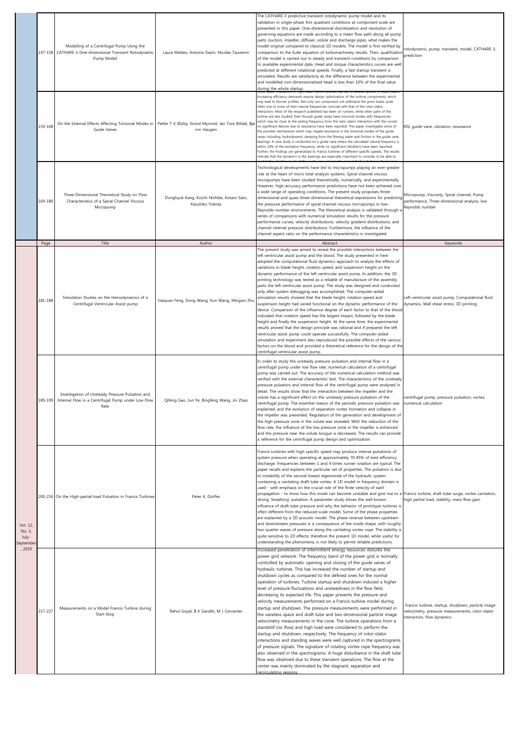| | Page | Title | Author | Abstract | Keywords |
|---|---|---|---|---|---|
| | 147-158 | Modelling of a Centrifugal Pump Using the CATHARE-3 One-dimensional Transient Rotodynamic Pump Model | Laura Matteo, Antoine Dazin, Nicolas Tauveron | The CATHARE-3 predictive transient rotodynamic pump model and its validation in single-phase first quadrant conditions at component scale are presented in this paper. One-dimensional discretization and resolution of governing equations are made according to a mean flow path along all pump parts (suction, impeller, diffuser, volute and discharge pipe), what makes the model original compared to classical 1D models. The model is first verified by comparison to the Euler equation of turbomachinery results. Then, qualification of the model is carried out in steady and transient conditions by comparison to available experimental data. Head and torque characteristics curves are well predicted at different rotational speeds. Finally, a fast startup transient is simulated. Results are satisfactory as the difference between the experimental and modelled non-dimensionalized head is less than 10% of the final value during the whole startup. | rotodynamic, pump, transient, model, CATHARE-3, prediction |
| | 159-168 | On the External Effects Affecting Torsional Modes in Guide Vanes | Petter T K Østby, Eivind Myrvold, Jan Tore Billdal, Bjørn Haugen | Rotor stator interaction in high-head Francis turbines has led to several failures in recent years. Increasing efficiency demands require design optimization of the turbine components, which may lead to thinner profiles. Not only can component not withstand the given loads; quite often one or more of their natural frequencies coincide with that of the rotor-stator interaction. Most of the research published has been on runners, while other parts of the turbine are less studied. Even though guide vanes have torsional modes with frequencies which may be close to the exiting frequency from the rotor stator interaction with the runner, no significant failures due to resonance have been reported. This paper investigates some of the possible mechanisms which may negate resonance in the torsional modes of the guide vanes including; hydrodynamic damping from the flowing water and friction in the guide vane bearings. A case study is conducted on a guide vane where the calculated natural frequency is within 10% of the excitation frequency, while no significant vibrations have been reported. Further, the findings are generalized to Francis turbines of different specific speeds. The results indicate that the dynamics in the bearings are especially important to consider to be able to ... | RSI, guide vane, vibration, resonance |
| | 169-180 | Three-Dimensional Theoretical Study on Flow Characteristics of a Spiral-Channel Viscous Micropump | Donghyuk Kang, Koichi Nishibe, Kotaro Sato, Kazuhiko Yokota | Technological developments have led to micropumps playing an ever-greater role at the heart of micro total analysis systems. Spiral-channel viscous micropumps have been studied theoretically, numerically, and experimentally. However, high-accuracy performance predictions have not been achieved over a wide range of operating conditions. The present study proposes three-dimensional and quasi-three-dimensional theoretical expressions for predicting the pressure performance of spiral-channel viscous micropumps in low-Reynolds-number environments. The theoretical analysis is validated through a series of comparisons with numerical simulation results for the pressure performance curves, velocity distributions, velocity gradient distributions, and channel internal pressure distributions. Furthermore, the influence of the channel aspect ratio on the performance characteristics is investigated. | Micropump, Viscosity, Spiral channel, Pump performance, Three-dimensional analysis, low Reynolds number |
| | Page | Title | Author | Abstract | Keywords |
| Vol. 12, No. 3, July-September, 2019 | 181-188 | Simulation Studies on the Hemodynamics of a Centrifugal Ventricular Assist pump | Haiquan Feng, Dong Wang, Kun Wang, Mingxin Zhu | The present study was aimed to reveal the possible interactions between the left ventricular assist pump and the blood. The study presented in here adopted the computational fluid dynamics approach to analyze the effects of variations in blade height, rotation speed, and suspension height on the dynamic performance of the left ventricular assist pump. In addition, the 3D printing technology was tested as a reliable of manufacture of the assembly parts the left ventricular assist pump. The study was designed and conducted only after system debugging was accomplished. The computer-aided simulation results showed that the blade height, rotation speed and suspension height had varied functional on the dynamic performance of the device. Comparison of the influence degree of each factor to that of the blood indicated that rotation speed has the largest impact, followed by the blade height and finally the suspension height. At the same time, the experimental results proved that the design principle was rational and if prepared the left ventricular assist pump could operate successfully. The computer-aided simulation and experiment also reproduced the possible effects of the various factors on the blood and provided a theoretical reference for the design of the centrifugal ventricular assist pump. | Left ventricular assist pump, Computational fluid dynamics, Wall shear stress, 3D printing |
| | 189-199 | Investigation of Unsteady Pressure Pulsation and Internal Flow in a Centrifugal Pump under Low Flow Rate | Qifeng Gao, Jun Ye, Bingfeng Wang, Jin Zhao | In order to study the unsteady pressure pulsation and internal flow in a centrifugal pump under low flow rate, numerical calculation of a centrifugal pump was carried out. The accuracy of the numerical calculation method was verified with the external characteristic test. The characteristics of the unsteady pressure pulsation and internal flow of the centrifugal pump were analyzed in detail. The results show that the interaction between the impeller and the volute has a significant effect on the unsteady pressure pulsation of the centrifugal pump. The essential reason of the periodic pressure pulsation was explained, and the evolution of separation vortex formation and collapse in the impeller was presented. Regulation of the generation and development of the high pressure zone in the volute was revealed. With the reduction of the flow rate, the influence of the low pressure zone in the impeller is enhanced and the pressure near the volute tongue is decreased. The results can provide a reference for the centrifugal pump design and optimization | centrifugal pump, pressure pulsation, vortex, numerical calculation |
| | 200-216 | On the High-partial-load Pulsation in Francis Turbines | Peter K. Dörfler | Francis turbines with high specific speed may produce intense pulsations of system pressure when operating at approximately 70-85% of best-efficiency discharge. Frequencies between 1 and 4 times runner rotation are typical. The paper recalls and explains the particular set of properties. The pulsation is due to instability of the second-lowest eigenmode of the hydraulic system containing a cavitating draft tube vortex. A 1D model in frequency domain is used - with emphasis on the crucial role of the finite velocity of swirl propagation - to show how this mode can become unstable and give rise to a strong 'breathing' pulsation. A parameter study shows the well-known influence of draft tube pressure and why the behavior of prototype turbines is often different from the reduced-scale model. Some of the phase properties are explained by a 2D acoustic model. The phase reversal between upstream and downstream pressures is a consequence of the mode shape, with roughly two quarter waves of pressure along the cavitating vortex rope. The stability is quite sensitive to 2D effects; therefore the present 1D model, while useful for understanding the phenomena, is not likely to permit reliable predictions. | Francis turbine, draft tube surge, vortex cavitation, high partial load, stability, mass-flow gain |
| | 217-227 | Measurements on a Model Francis Turbine during Start-Stop | Rahul Goyal, B K Gandhi, M J Cervantes | Increased penetration of intermittent energy resources disturbs the power grid network. The frequency band of the power grid is normally controlled by automatic opening and closing of the guide vanes of hydraulic turbines. This has increased the number of startup and shutdown cycles as compared to the defined ones for the normal operation of turbines. Turbine startup and shutdown induced a higher level of pressure fluctuations and unsteadiness in the flow field, decreasing its expected life. This paper presents the pressure and velocity measurements performed on a Francis turbine model during startup and shutdown. The pressure measurements were performed in the vaneless space and draft tube and two-dimensional particle image velocimetry measurements in the cone. The turbine operations from a standstill (no flow) and high load were considered to perform the startup and shutdown, respectively. The frequency of rotor-stator interactions and standing waves were well captured in the spectrograms of pressure signals. The signature of rotating vortex rope frequency was also observed in the spectrograms. A huge disturbance in the draft tube flow was observed due to these transient operations. The flow at the center was mainly dominated by the stagnant, separation and recirculating regions. | Francis turbine, startup, shutdown, particle image velocimetry, pressure measurements, rotor-stator interaction, flow dynamics |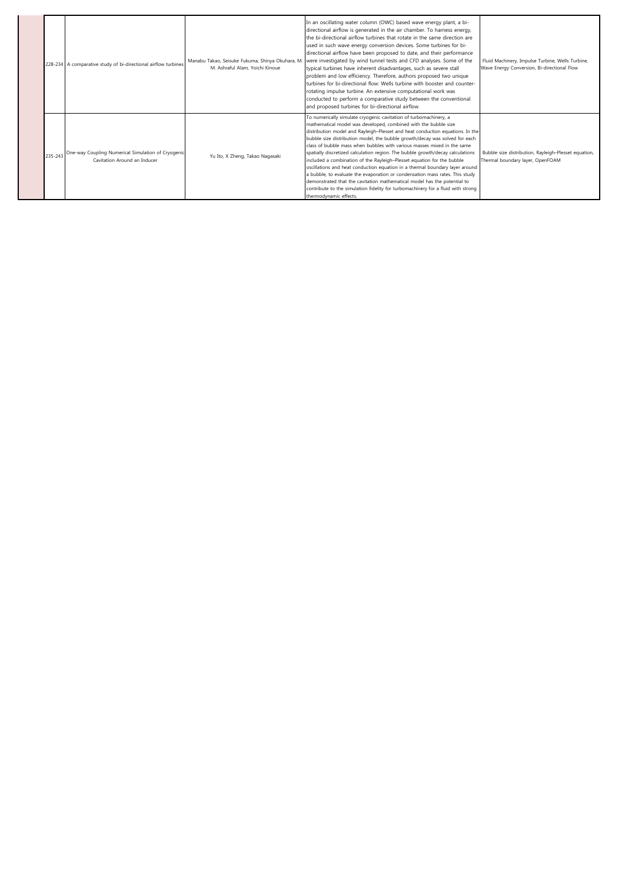| | | | | | |
|---|---|---|---|---|---|
| | 228-234 | A comparative study of bi-directional airflow turbines | Manabu Takao, Seisuke Fukuma, Shinya Okuhara, M. M. Ashraful Alam, Yoichi Kinoue | In an oscillating water column (OWC) based wave energy plant, a bi-directional airflow is generated in the air chamber. To harness energy, the bi-directional airflow turbines that rotate in the same direction are used in such wave energy conversion devices. Some turbines for bi-directional airflow have been proposed to date, and their performance were investigated by wind tunnel tests and CFD analyses. Some of the typical turbines have inherent disadvantages, such as severe stall problem and low efficiency. Therefore, authors proposed two unique turbines for bi-directional flow: Wells turbine with booster and counter-rotating impulse turbine. An extensive computational work was conducted to perform a comparative study between the conventional and proposed turbines for bi-directional airflow. | Fluid Machinery, Impulse Turbine, Wells Turbine, Wave Energy Conversion, Bi-directional Flow |
| | 235-243 | One-way Coupling Numerical Simulation of Cryogenic Cavitation Around an Inducer | Yu Ito, X Zheng, Takao Nagasaki | To numerically simulate cryogenic cavitation of turbomachinery, a mathematical model was developed, combined with the bubble size distribution model and Rayleigh–Plesset and heat conduction equations. In the bubble size distribution model, the bubble growth/decay was solved for each class of bubble mass when bubbles with various masses mixed in the same spatially discretized calculation region. The bubble growth/decay calculations included a combination of the Rayleigh–Plesset equation for the bubble oscillations and heat conduction equation in a thermal boundary layer around a bubble, to evaluate the evaporation or condensation mass rates. This study demonstrated that the cavitation mathematical model has the potential to contribute to the simulation fidelity for turbomachinery for a fluid with strong thermodynamic effects. | Bubble size distribution, Rayleigh–Plesset equation, Thermal boundary layer, OpenFOAM |